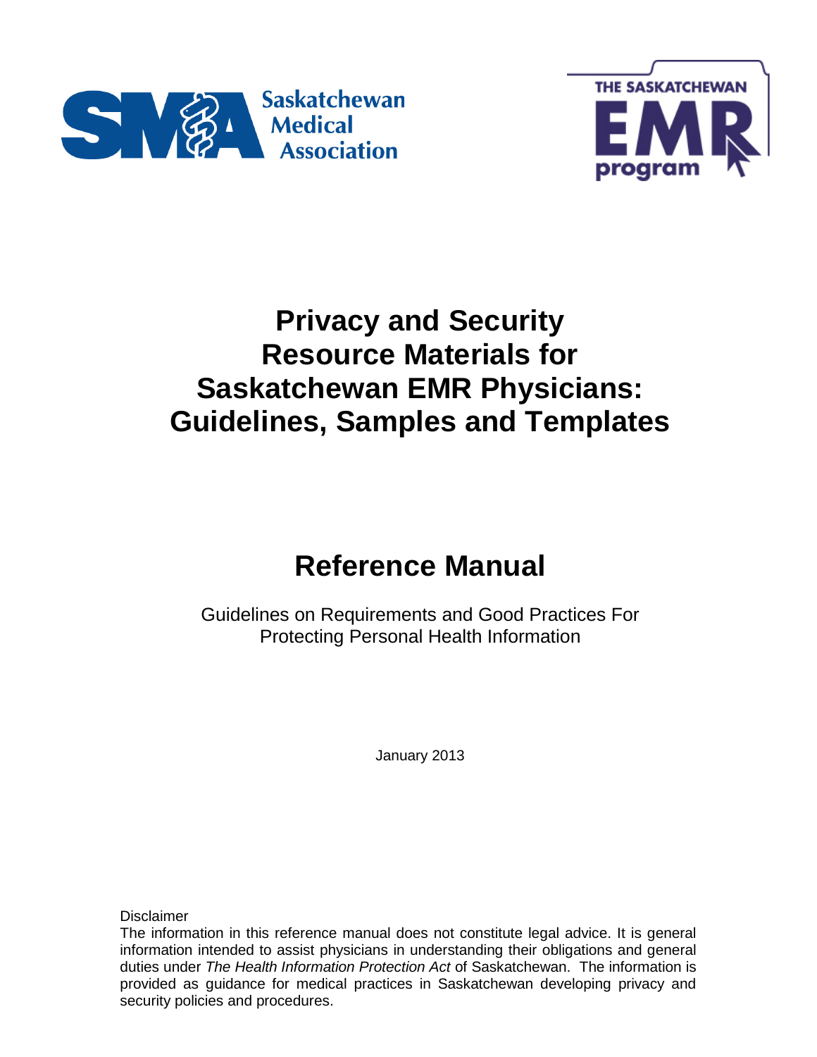Saskatchewan Medical Association

THE SASKATCHEWAN EMR program

# Privacy and Security Resource Materials for Saskatchewan EMR Physicians: Guidelines, Samples and Templates

# Reference Manual

Guidelines on Requirements and Good Practices For Protecting Personal Health Information

January 2013

Disclaimer

The information in this reference manual does not constitute legal advice. It is general information intended to assist physicians in understanding their obligations and general duties under *The Health Information Protection Act* of Saskatchewan. The information is provided as guidance for medical practices in Saskatchewan developing privacy and security policies and procedures.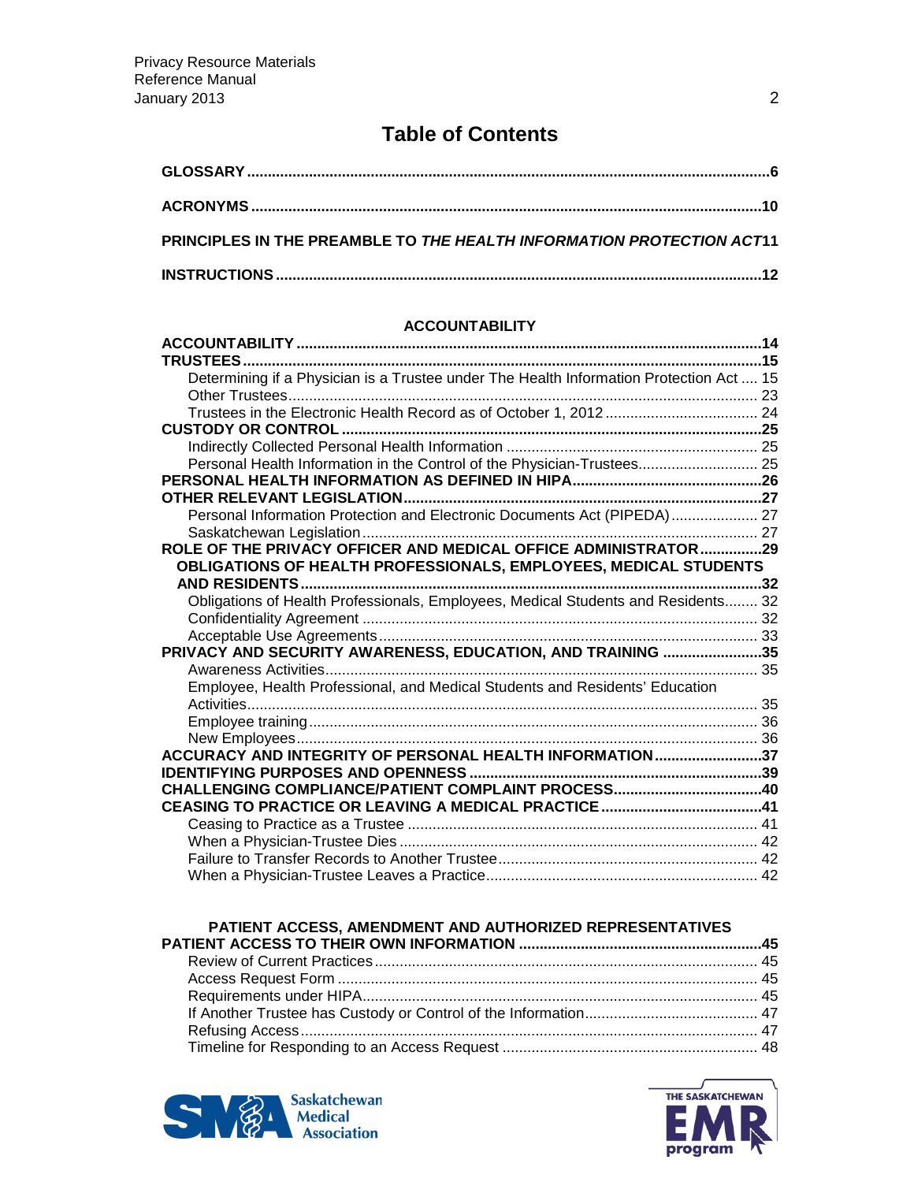# Table of Contents

**GLOSSARY** .......... 6

**ACRONYMS** .......... 10

**PRINCIPLES IN THE PREAMBLE TO *THE HEALTH INFORMATION PROTECTION ACT*** .......... 11

**INSTRUCTIONS** .......... 12

## ACCOUNTABILITY

**ACCOUNTABILITY** .......... 14

**TRUSTEES** .......... 15

- Determining if a Physician is a Trustee under The Health Information Protection Act .......... 15
- Other Trustees .......... 23
- Trustees in the Electronic Health Record as of October 1, 2012 .......... 24

**CUSTODY OR CONTROL** .......... 25

- Indirectly Collected Personal Health Information .......... 25
- Personal Health Information in the Control of the Physician-Trustees .......... 25

**PERSONAL HEALTH INFORMATION AS DEFINED IN HIPA** .......... 26

**OTHER RELEVANT LEGISLATION** .......... 27

- Personal Information Protection and Electronic Documents Act (PIPEDA) .......... 27
- Saskatchewan Legislation .......... 27

**ROLE OF THE PRIVACY OFFICER AND MEDICAL OFFICE ADMINISTRATOR** .......... 29

**OBLIGATIONS OF HEALTH PROFESSIONALS, EMPLOYEES, MEDICAL STUDENTS AND RESIDENTS** .......... 32

- Obligations of Health Professionals, Employees, Medical Students and Residents .......... 32
- Confidentiality Agreement .......... 32
- Acceptable Use Agreements .......... 33

**PRIVACY AND SECURITY AWARENESS, EDUCATION, AND TRAINING** .......... 35

- Awareness Activities .......... 35
- Employee, Health Professional, and Medical Students and Residents' Education Activities .......... 35
- Employee training .......... 36
- New Employees .......... 36

**ACCURACY AND INTEGRITY OF PERSONAL HEALTH INFORMATION** .......... 37

**IDENTIFYING PURPOSES AND OPENNESS** .......... 39

**CHALLENGING COMPLIANCE/PATIENT COMPLAINT PROCESS** .......... 40

**CEASING TO PRACTICE OR LEAVING A MEDICAL PRACTICE** .......... 41

- Ceasing to Practice as a Trustee .......... 41
- When a Physician-Trustee Dies .......... 42
- Failure to Transfer Records to Another Trustee .......... 42
- When a Physician-Trustee Leaves a Practice .......... 42

## PATIENT ACCESS, AMENDMENT AND AUTHORIZED REPRESENTATIVES

**PATIENT ACCESS TO THEIR OWN INFORMATION** .......... 45

- Review of Current Practices .......... 45
- Access Request Form .......... 45
- Requirements under HIPA .......... 45
- If Another Trustee has Custody or Control of the Information .......... 47
- Refusing Access .......... 47
- Timeline for Responding to an Access Request .......... 48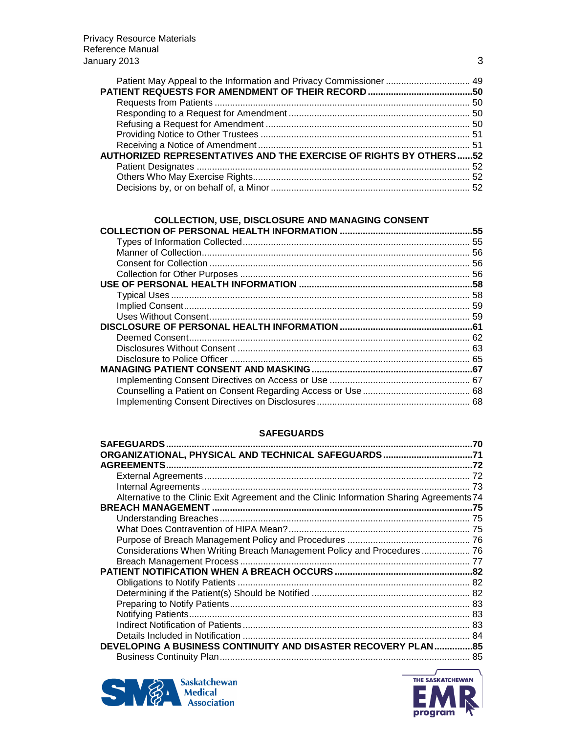Patient May Appeal to the Information and Privacy Commissioner ................................ 49

**PATIENT REQUESTS FOR AMENDMENT OF THEIR RECORD ........................................50**

Requests from Patients ................................................................................................ 50

Responding to a Request for Amendment ...................................................................... 50

Refusing a Request for Amendment ............................................................................... 50

Providing Notice to Other Trustees ................................................................................ 51

Receiving a Notice of Amendment .................................................................................. 51

**AUTHORIZED REPRESENTATIVES AND THE EXERCISE OF RIGHTS BY OTHERS......52**

Patient Designates ........................................................................................................ 52

Others Who May Exercise Rights.................................................................................... 52

Decisions by, or on behalf of, a Minor ............................................................................. 52

## COLLECTION, USE, DISCLOSURE AND MANAGING CONSENT

**COLLECTION OF PERSONAL HEALTH INFORMATION ...................................................55**

Types of Information Collected........................................................................................ 55

Manner of Collection....................................................................................................... 56

Consent for Collection .................................................................................................... 56

Collection for Other Purposes ......................................................................................... 56

**USE OF PERSONAL HEALTH INFORMATION ..................................................................58**

Typical Uses ................................................................................................................... 58

Implied Consent.............................................................................................................. 59

Uses Without Consent.................................................................................................... 59

**DISCLOSURE OF PERSONAL HEALTH INFORMATION ...................................................61**

Deemed Consent............................................................................................................ 62

Disclosures Without Consent ......................................................................................... 63

Disclosure to Police Officer ............................................................................................ 65

**MANAGING PATIENT CONSENT AND MASKING..............................................................67**

Implementing Consent Directives on Access or Use ....................................................... 67

Counselling a Patient on Consent Regarding Access or Use .......................................... 68

Implementing Consent Directives on Disclosures............................................................ 68

## SAFEGUARDS

**SAFEGUARDS......................................................................................................................70**

**ORGANIZATIONAL, PHYSICAL AND TECHNICAL SAFEGUARDS...................................71**

**AGREEMENTS......................................................................................................................72**

External Agreements ....................................................................................................... 72

Internal Agreements ........................................................................................................ 73

Alternative to the Clinic Exit Agreement and the Clinic Information Sharing Agreements 74

**BREACH MANAGEMENT ....................................................................................................75**

Understanding Breaches ................................................................................................. 75

What Does Contravention of HIPA Mean?....................................................................... 75

Purpose of Breach Management Policy and Procedures ................................................ 76

Considerations When Writing Breach Management Policy and Procedures .................. 76

Breach Management Process ........................................................................................ 77

**PATIENT NOTIFICATION WHEN A BREACH OCCURS .....................................................82**

Obligations to Notify Patients .......................................................................................... 82

Determining if the Patient(s) Should be Notified ............................................................. 82

Preparing to Notify Patients............................................................................................. 83

Notifying Patients............................................................................................................. 83

Indirect Notification of Patients ........................................................................................ 83

Details Included in Notification ........................................................................................ 84

**DEVELOPING A BUSINESS CONTINUITY AND DISASTER RECOVERY PLAN...............85**

Business Continuity Plan................................................................................................. 85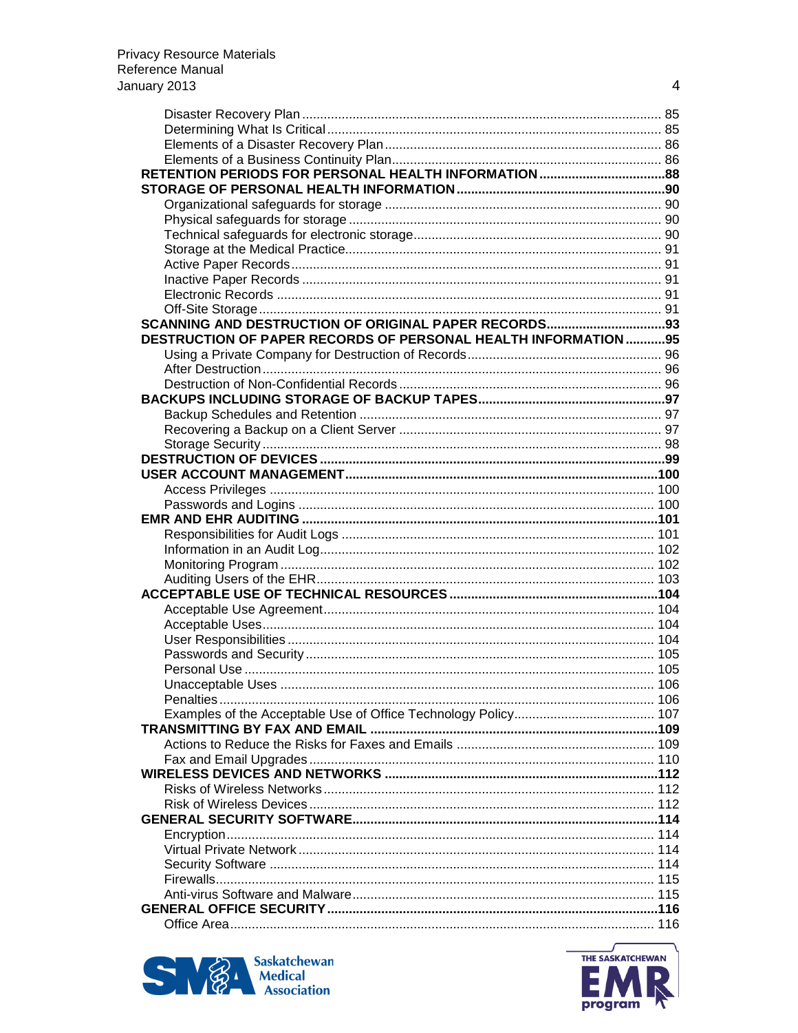- Disaster Recovery Plan ..... 85
- Determining What Is Critical ..... 85
- Elements of a Disaster Recovery Plan ..... 86
- Elements of a Business Continuity Plan ..... 86

**RETENTION PERIODS FOR PERSONAL HEALTH INFORMATION ..... 88**

**STORAGE OF PERSONAL HEALTH INFORMATION ..... 90**

- Organizational safeguards for storage ..... 90
- Physical safeguards for storage ..... 90
- Technical safeguards for electronic storage ..... 90
- Storage at the Medical Practice ..... 91
- Active Paper Records ..... 91
- Inactive Paper Records ..... 91
- Electronic Records ..... 91
- Off-Site Storage ..... 91

**SCANNING AND DESTRUCTION OF ORIGINAL PAPER RECORDS ..... 93**

**DESTRUCTION OF PAPER RECORDS OF PERSONAL HEALTH INFORMATION ..... 95**

- Using a Private Company for Destruction of Records ..... 96
- After Destruction ..... 96
- Destruction of Non-Confidential Records ..... 96

**BACKUPS INCLUDING STORAGE OF BACKUP TAPES ..... 97**

- Backup Schedules and Retention ..... 97
- Recovering a Backup on a Client Server ..... 97
- Storage Security ..... 98

**DESTRUCTION OF DEVICES ..... 99**

**USER ACCOUNT MANAGEMENT ..... 100**

- Access Privileges ..... 100
- Passwords and Logins ..... 100

**EMR AND EHR AUDITING ..... 101**

- Responsibilities for Audit Logs ..... 101
- Information in an Audit Log ..... 102
- Monitoring Program ..... 102
- Auditing Users of the EHR ..... 103

**ACCEPTABLE USE OF TECHNICAL RESOURCES ..... 104**

- Acceptable Use Agreement ..... 104
- Acceptable Uses ..... 104
- User Responsibilities ..... 104
- Passwords and Security ..... 105
- Personal Use ..... 105
- Unacceptable Uses ..... 106
- Penalties ..... 106
- Examples of the Acceptable Use of Office Technology Policy ..... 107

**TRANSMITTING BY FAX AND EMAIL ..... 109**

- Actions to Reduce the Risks for Faxes and Emails ..... 109
- Fax and Email Upgrades ..... 110

**WIRELESS DEVICES AND NETWORKS ..... 112**

- Risks of Wireless Networks ..... 112
- Risk of Wireless Devices ..... 112

**GENERAL SECURITY SOFTWARE ..... 114**

- Encryption ..... 114
- Virtual Private Network ..... 114
- Security Software ..... 114
- Firewalls ..... 115
- Anti-virus Software and Malware ..... 115

**GENERAL OFFICE SECURITY ..... 116**

- Office Area ..... 116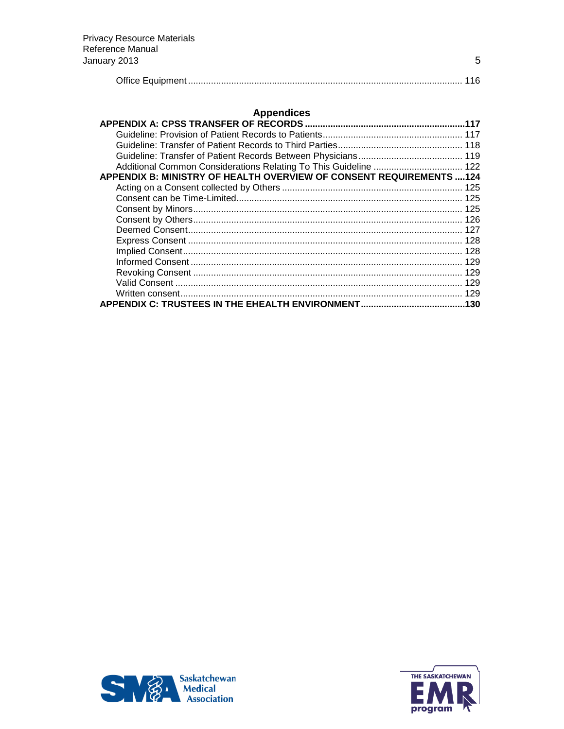Office Equipment .......... 116

## Appendices

**APPENDIX A: CPSS TRANSFER OF RECORDS .......... 117**

- Guideline: Provision of Patient Records to Patients .......... 117
- Guideline: Transfer of Patient Records to Third Parties .......... 118
- Guideline: Transfer of Patient Records Between Physicians .......... 119
- Additional Common Considerations Relating To This Guideline .......... 122

**APPENDIX B: MINISTRY OF HEALTH OVERVIEW OF CONSENT REQUIREMENTS .......... 124**

- Acting on a Consent collected by Others .......... 125
- Consent can be Time-Limited .......... 125
- Consent by Minors .......... 125
- Consent by Others .......... 126
- Deemed Consent .......... 127
- Express Consent .......... 128
- Implied Consent .......... 128
- Informed Consent .......... 129
- Revoking Consent .......... 129
- Valid Consent .......... 129
- Written consent .......... 129

**APPENDIX C: TRUSTEES IN THE EHEALTH ENVIRONMENT .......... 130**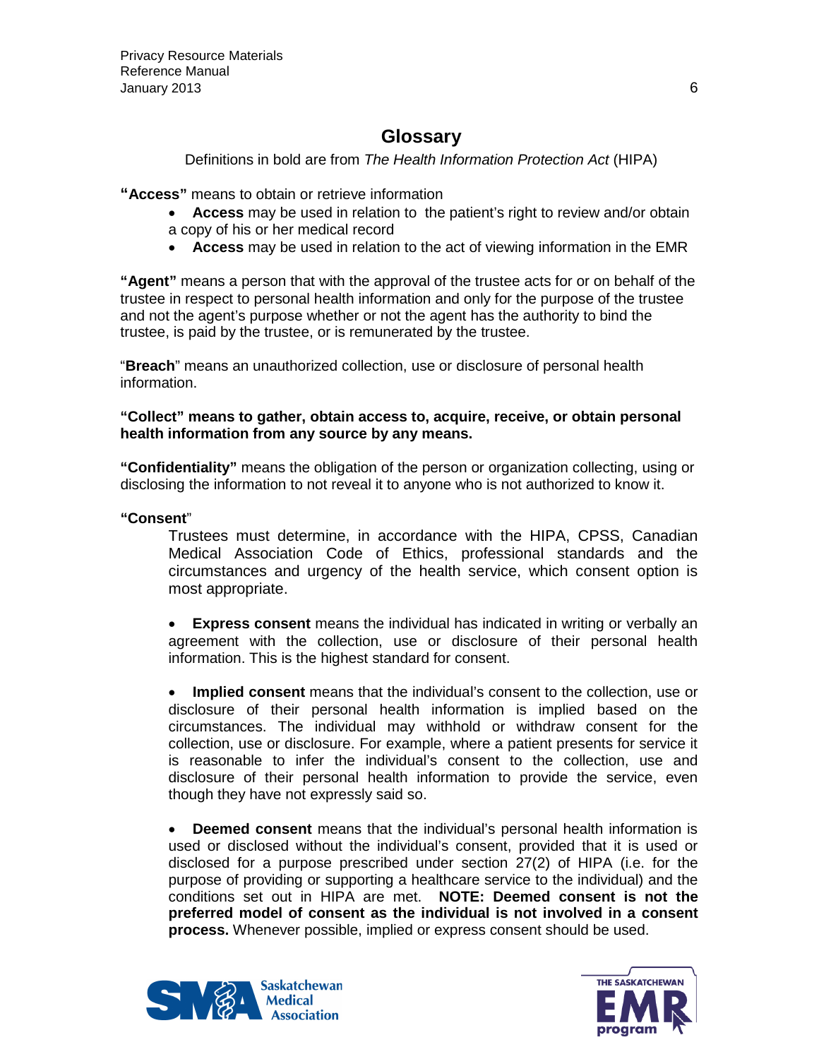## Glossary

Definitions in bold are from *The Health Information Protection Act* (HIPA)

**"Access"** means to obtain or retrieve information

- **Access** may be used in relation to the patient's right to review and/or obtain a copy of his or her medical record
- **Access** may be used in relation to the act of viewing information in the EMR

**"Agent"** means a person that with the approval of the trustee acts for or on behalf of the trustee in respect to personal health information and only for the purpose of the trustee and not the agent's purpose whether or not the agent has the authority to bind the trustee, is paid by the trustee, or is remunerated by the trustee.

"**Breach**" means an unauthorized collection, use or disclosure of personal health information.

**"Collect" means to gather, obtain access to, acquire, receive, or obtain personal health information from any source by any means.**

**"Confidentiality"** means the obligation of the person or organization collecting, using or disclosing the information to not reveal it to anyone who is not authorized to know it.

**"Consent"**

Trustees must determine, in accordance with the HIPA, CPSS, Canadian Medical Association Code of Ethics, professional standards and the circumstances and urgency of the health service, which consent option is most appropriate.

- **Express consent** means the individual has indicated in writing or verbally an agreement with the collection, use or disclosure of their personal health information. This is the highest standard for consent.

- **Implied consent** means that the individual's consent to the collection, use or disclosure of their personal health information is implied based on the circumstances. The individual may withhold or withdraw consent for the collection, use or disclosure. For example, where a patient presents for service it is reasonable to infer the individual's consent to the collection, use and disclosure of their personal health information to provide the service, even though they have not expressly said so.

- **Deemed consent** means that the individual's personal health information is used or disclosed without the individual's consent, provided that it is used or disclosed for a purpose prescribed under section 27(2) of HIPA (i.e. for the purpose of providing or supporting a healthcare service to the individual) and the conditions set out in HIPA are met. **NOTE: Deemed consent is not the preferred model of consent as the individual is not involved in a consent process.** Whenever possible, implied or express consent should be used.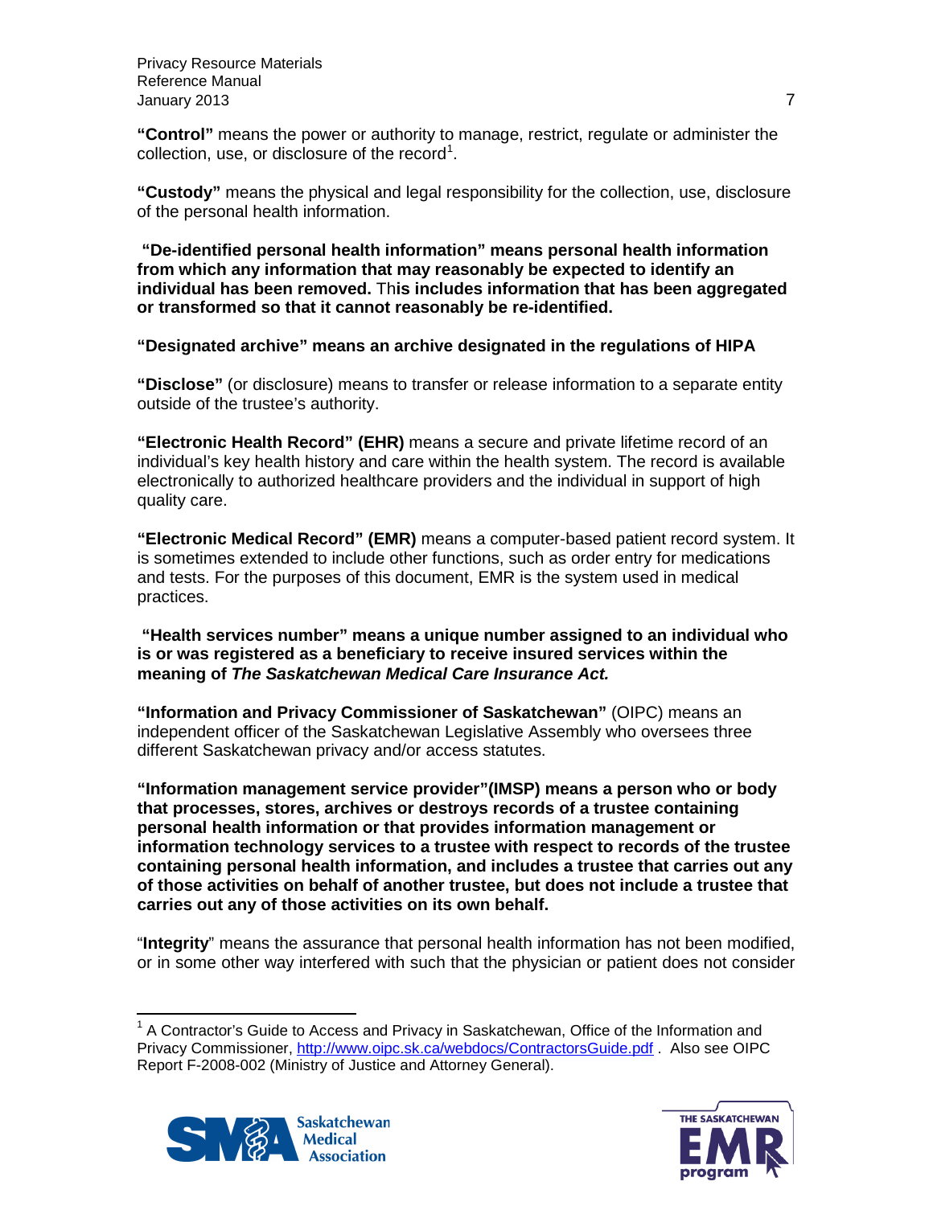**"Control"** means the power or authority to manage, restrict, regulate or administer the collection, use, or disclosure of the record[1].

**"Custody"** means the physical and legal responsibility for the collection, use, disclosure of the personal health information.

**"De-identified personal health information" means personal health information from which any information that may reasonably be expected to identify an individual has been removed. This includes information that has been aggregated or transformed so that it cannot reasonably be re-identified.**

**"Designated archive" means an archive designated in the regulations of HIPA**

**"Disclose"** (or disclosure) means to transfer or release information to a separate entity outside of the trustee's authority.

**"Electronic Health Record" (EHR)** means a secure and private lifetime record of an individual's key health history and care within the health system. The record is available electronically to authorized healthcare providers and the individual in support of high quality care.

**"Electronic Medical Record" (EMR)** means a computer-based patient record system. It is sometimes extended to include other functions, such as order entry for medications and tests. For the purposes of this document, EMR is the system used in medical practices.

**"Health services number" means a unique number assigned to an individual who is or was registered as a beneficiary to receive insured services within the meaning of *The Saskatchewan Medical Care Insurance Act.***

**"Information and Privacy Commissioner of Saskatchewan"** (OIPC) means an independent officer of the Saskatchewan Legislative Assembly who oversees three different Saskatchewan privacy and/or access statutes.

**"Information management service provider"(IMSP) means a person who or body that processes, stores, archives or destroys records of a trustee containing personal health information or that provides information management or information technology services to a trustee with respect to records of the trustee containing personal health information, and includes a trustee that carries out any of those activities on behalf of another trustee, but does not include a trustee that carries out any of those activities on its own behalf.**

"**Integrity**" means the assurance that personal health information has not been modified, or in some other way interfered with such that the physician or patient does not consider

[1] A Contractor's Guide to Access and Privacy in Saskatchewan, Office of the Information and Privacy Commissioner, http://www.oipc.sk.ca/webdocs/ContractorsGuide.pdf . Also see OIPC Report F-2008-002 (Ministry of Justice and Attorney General).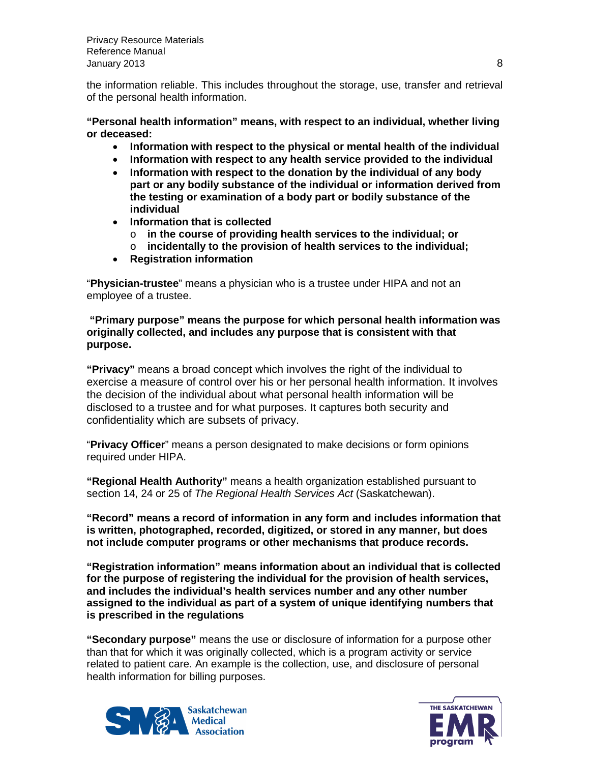the information reliable. This includes throughout the storage, use, transfer and retrieval of the personal health information.

**"Personal health information" means, with respect to an individual, whether living or deceased:**

- **Information with respect to the physical or mental health of the individual**
- **Information with respect to any health service provided to the individual**
- **Information with respect to the donation by the individual of any body part or any bodily substance of the individual or information derived from the testing or examination of a body part or bodily substance of the individual**
- **Information that is collected**
  - **in the course of providing health services to the individual; or**
  - **incidentally to the provision of health services to the individual;**
- **Registration information**

"**Physician-trustee**" means a physician who is a trustee under HIPA and not an employee of a trustee.

**"Primary purpose" means the purpose for which personal health information was originally collected, and includes any purpose that is consistent with that purpose.**

**"Privacy"** means a broad concept which involves the right of the individual to exercise a measure of control over his or her personal health information. It involves the decision of the individual about what personal health information will be disclosed to a trustee and for what purposes. It captures both security and confidentiality which are subsets of privacy.

"**Privacy Officer**" means a person designated to make decisions or form opinions required under HIPA.

**"Regional Health Authority"** means a health organization established pursuant to section 14, 24 or 25 of *The Regional Health Services Act* (Saskatchewan).

**"Record" means a record of information in any form and includes information that is written, photographed, recorded, digitized, or stored in any manner, but does not include computer programs or other mechanisms that produce records.**

**"Registration information" means information about an individual that is collected for the purpose of registering the individual for the provision of health services, and includes the individual's health services number and any other number assigned to the individual as part of a system of unique identifying numbers that is prescribed in the regulations**

**"Secondary purpose"** means the use or disclosure of information for a purpose other than that for which it was originally collected, which is a program activity or service related to patient care. An example is the collection, use, and disclosure of personal health information for billing purposes.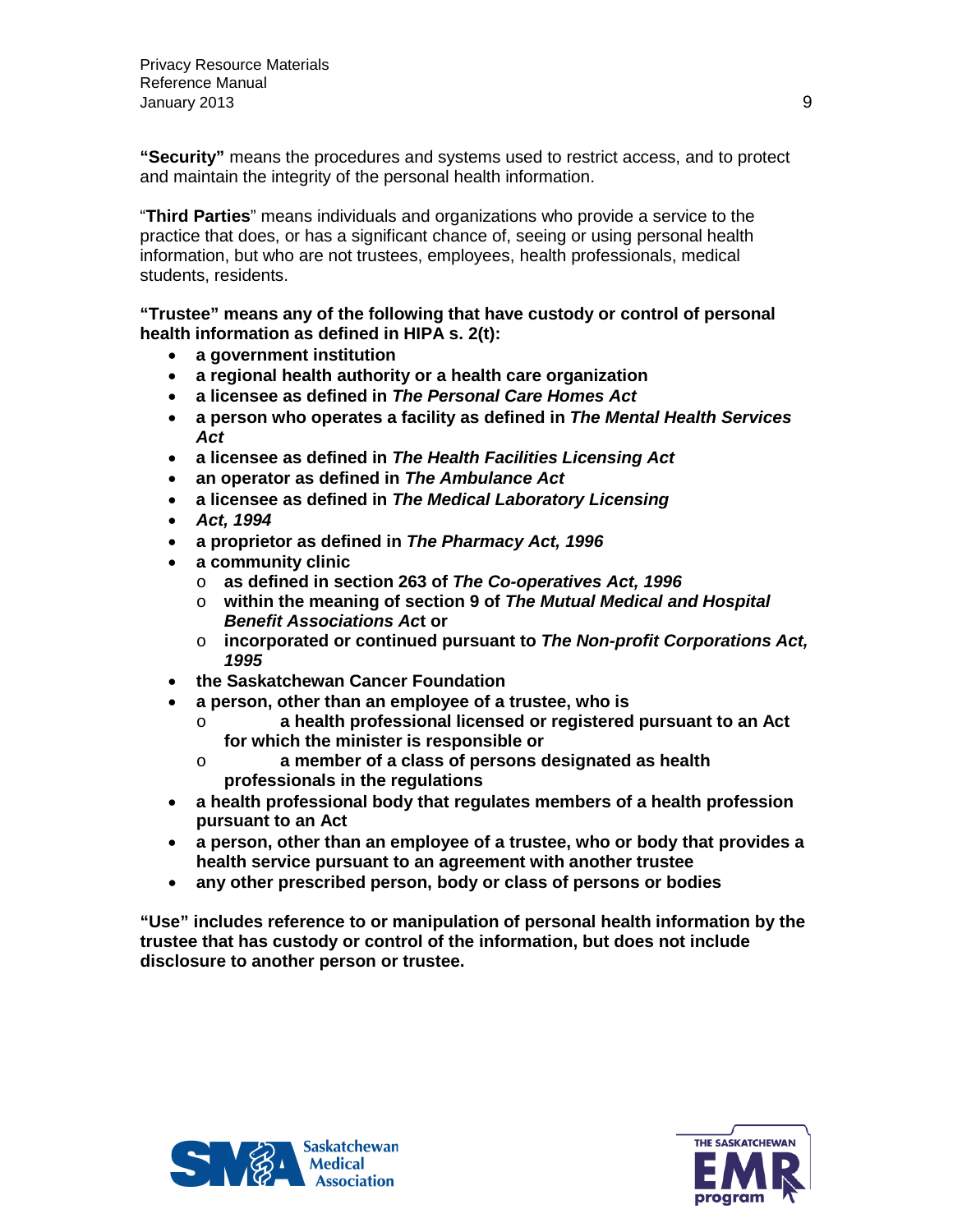**"Security"** means the procedures and systems used to restrict access, and to protect and maintain the integrity of the personal health information.

"**Third Parties**" means individuals and organizations who provide a service to the practice that does, or has a significant chance of, seeing or using personal health information, but who are not trustees, employees, health professionals, medical students, residents.

**"Trustee" means any of the following that have custody or control of personal health information as defined in HIPA s. 2(t):**

- **a government institution**
- **a regional health authority or a health care organization**
- **a licensee as defined in *The Personal Care Homes Act***
- **a person who operates a facility as defined in *The Mental Health Services Act***
- **a licensee as defined in *The Health Facilities Licensing Act***
- **an operator as defined in *The Ambulance Act***
- **a licensee as defined in *The Medical Laboratory Licensing***
- ***Act, 1994***
- **a proprietor as defined in *The Pharmacy Act, 1996***
- **a community clinic**
  - **as defined in section 263 of *The Co-operatives Act, 1996***
  - **within the meaning of section 9 of *The Mutual Medical and Hospital Benefit Associations Ac*t or**
  - **incorporated or continued pursuant to *The Non-profit Corporations Act, 1995***
- **the Saskatchewan Cancer Foundation**
- **a person, other than an employee of a trustee, who is**
  - **a health professional licensed or registered pursuant to an Act for which the minister is responsible or**
  - **a member of a class of persons designated as health professionals in the regulations**
- **a health professional body that regulates members of a health profession pursuant to an Act**
- **a person, other than an employee of a trustee, who or body that provides a health service pursuant to an agreement with another trustee**
- **any other prescribed person, body or class of persons or bodies**

**"Use" includes reference to or manipulation of personal health information by the trustee that has custody or control of the information, but does not include disclosure to another person or trustee.**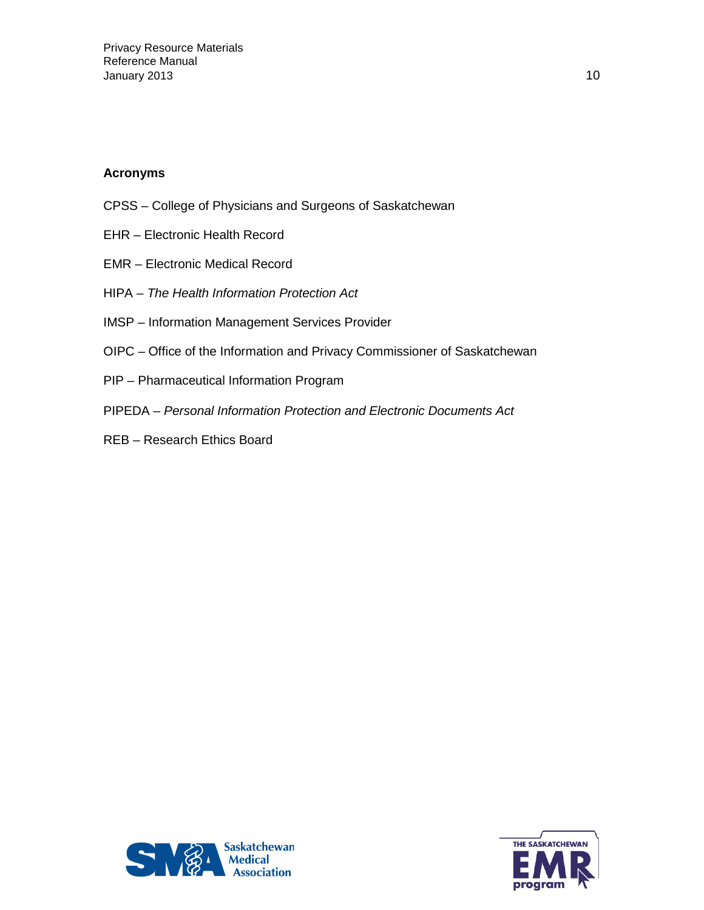## Acronyms

CPSS – College of Physicians and Surgeons of Saskatchewan

EHR – Electronic Health Record

EMR – Electronic Medical Record

HIPA – *The Health Information Protection Act*

IMSP – Information Management Services Provider

OIPC – Office of the Information and Privacy Commissioner of Saskatchewan

PIP – Pharmaceutical Information Program

PIPEDA – *Personal Information Protection and Electronic Documents Act*

REB – Research Ethics Board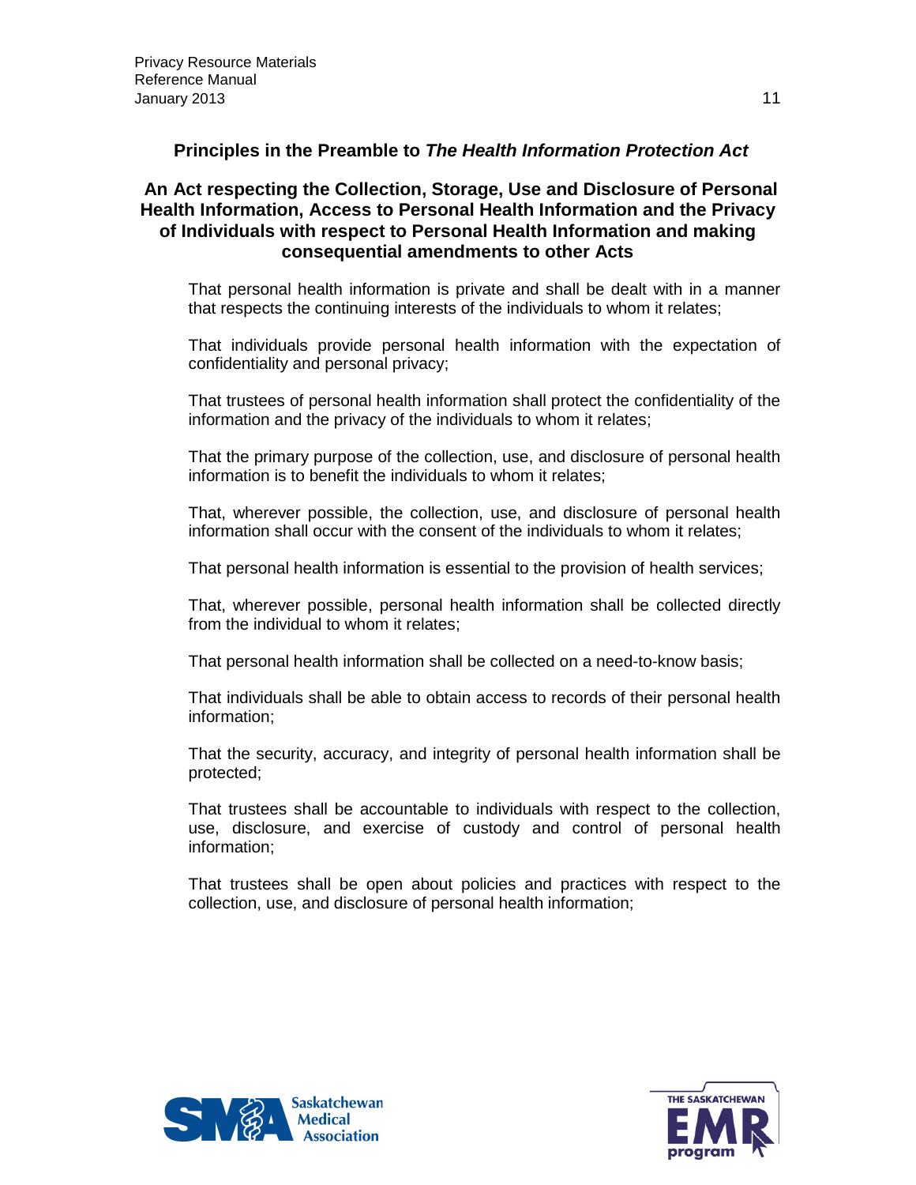## Principles in the Preamble to *The Health Information Protection Act*

### An Act respecting the Collection, Storage, Use and Disclosure of Personal Health Information, Access to Personal Health Information and the Privacy of Individuals with respect to Personal Health Information and making consequential amendments to other Acts

That personal health information is private and shall be dealt with in a manner that respects the continuing interests of the individuals to whom it relates;

That individuals provide personal health information with the expectation of confidentiality and personal privacy;

That trustees of personal health information shall protect the confidentiality of the information and the privacy of the individuals to whom it relates;

That the primary purpose of the collection, use, and disclosure of personal health information is to benefit the individuals to whom it relates;

That, wherever possible, the collection, use, and disclosure of personal health information shall occur with the consent of the individuals to whom it relates;

That personal health information is essential to the provision of health services;

That, wherever possible, personal health information shall be collected directly from the individual to whom it relates;

That personal health information shall be collected on a need-to-know basis;

That individuals shall be able to obtain access to records of their personal health information;

That the security, accuracy, and integrity of personal health information shall be protected;

That trustees shall be accountable to individuals with respect to the collection, use, disclosure, and exercise of custody and control of personal health information;

That trustees shall be open about policies and practices with respect to the collection, use, and disclosure of personal health information;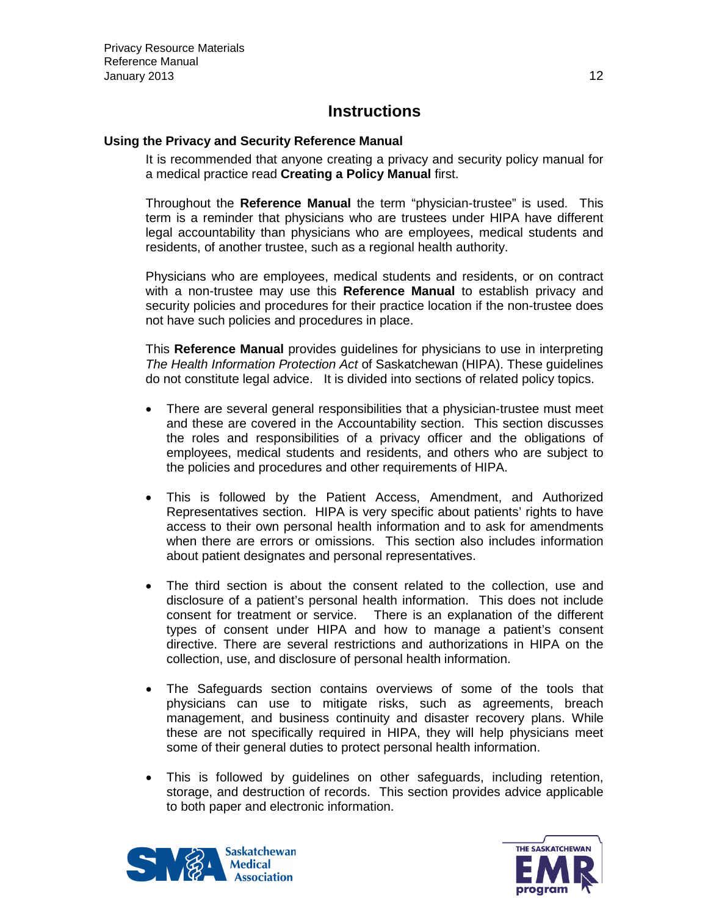# Instructions

## Using the Privacy and Security Reference Manual

It is recommended that anyone creating a privacy and security policy manual for a medical practice read **Creating a Policy Manual** first.

Throughout the **Reference Manual** the term "physician-trustee" is used. This term is a reminder that physicians who are trustees under HIPA have different legal accountability than physicians who are employees, medical students and residents, of another trustee, such as a regional health authority.

Physicians who are employees, medical students and residents, or on contract with a non-trustee may use this **Reference Manual** to establish privacy and security policies and procedures for their practice location if the non-trustee does not have such policies and procedures in place.

This **Reference Manual** provides guidelines for physicians to use in interpreting *The Health Information Protection Act* of Saskatchewan (HIPA). These guidelines do not constitute legal advice. It is divided into sections of related policy topics.

- There are several general responsibilities that a physician-trustee must meet and these are covered in the Accountability section. This section discusses the roles and responsibilities of a privacy officer and the obligations of employees, medical students and residents, and others who are subject to the policies and procedures and other requirements of HIPA.
- This is followed by the Patient Access, Amendment, and Authorized Representatives section. HIPA is very specific about patients' rights to have access to their own personal health information and to ask for amendments when there are errors or omissions. This section also includes information about patient designates and personal representatives.
- The third section is about the consent related to the collection, use and disclosure of a patient's personal health information. This does not include consent for treatment or service. There is an explanation of the different types of consent under HIPA and how to manage a patient's consent directive. There are several restrictions and authorizations in HIPA on the collection, use, and disclosure of personal health information.
- The Safeguards section contains overviews of some of the tools that physicians can use to mitigate risks, such as agreements, breach management, and business continuity and disaster recovery plans. While these are not specifically required in HIPA, they will help physicians meet some of their general duties to protect personal health information.
- This is followed by guidelines on other safeguards, including retention, storage, and destruction of records. This section provides advice applicable to both paper and electronic information.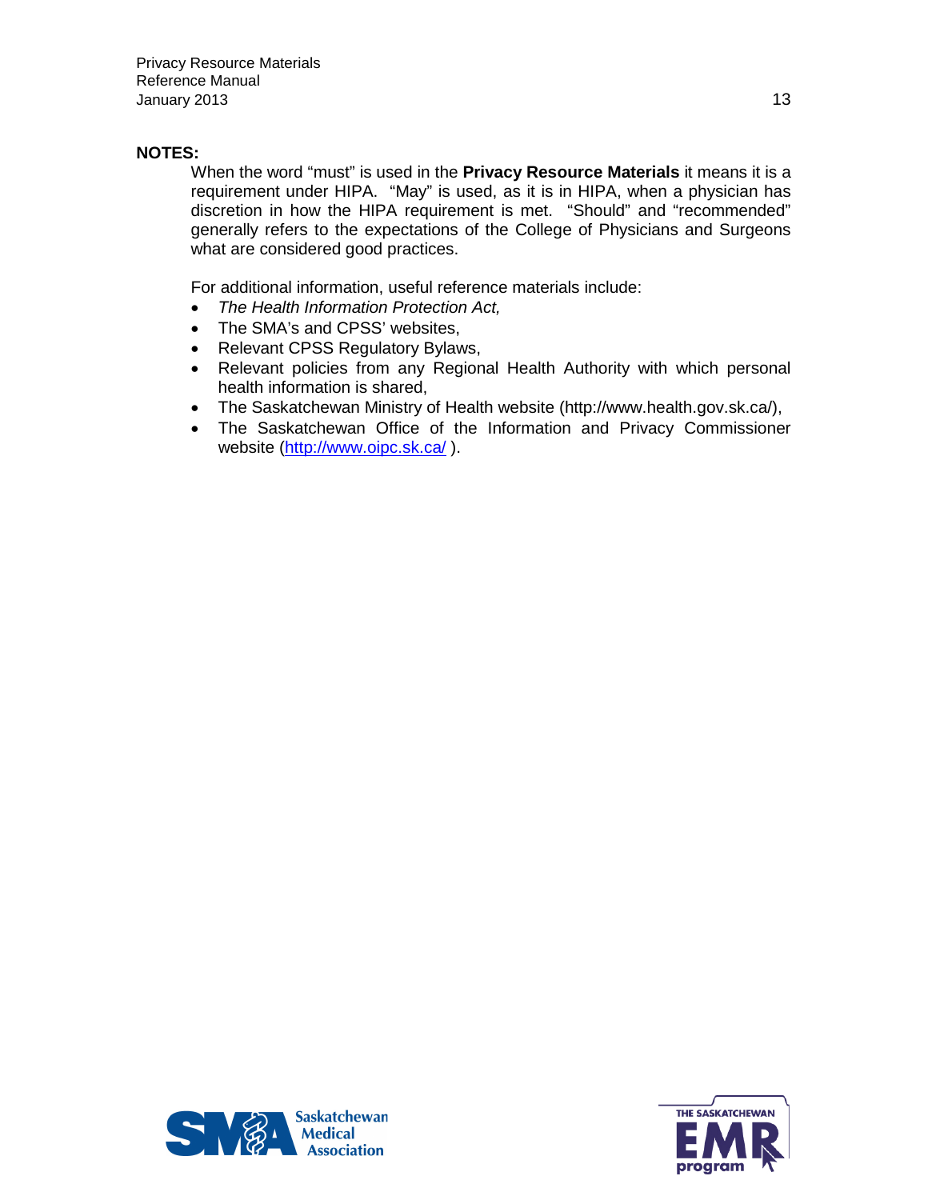**NOTES:**

When the word "must" is used in the **Privacy Resource Materials** it means it is a requirement under HIPA. "May" is used, as it is in HIPA, when a physician has discretion in how the HIPA requirement is met. "Should" and "recommended" generally refers to the expectations of the College of Physicians and Surgeons what are considered good practices.

For additional information, useful reference materials include:

- *The Health Information Protection Act,*
- The SMA's and CPSS' websites,
- Relevant CPSS Regulatory Bylaws,
- Relevant policies from any Regional Health Authority with which personal health information is shared,
- The Saskatchewan Ministry of Health website (http://www.health.gov.sk.ca/),
- The Saskatchewan Office of the Information and Privacy Commissioner website (http://www.oipc.sk.ca/ ).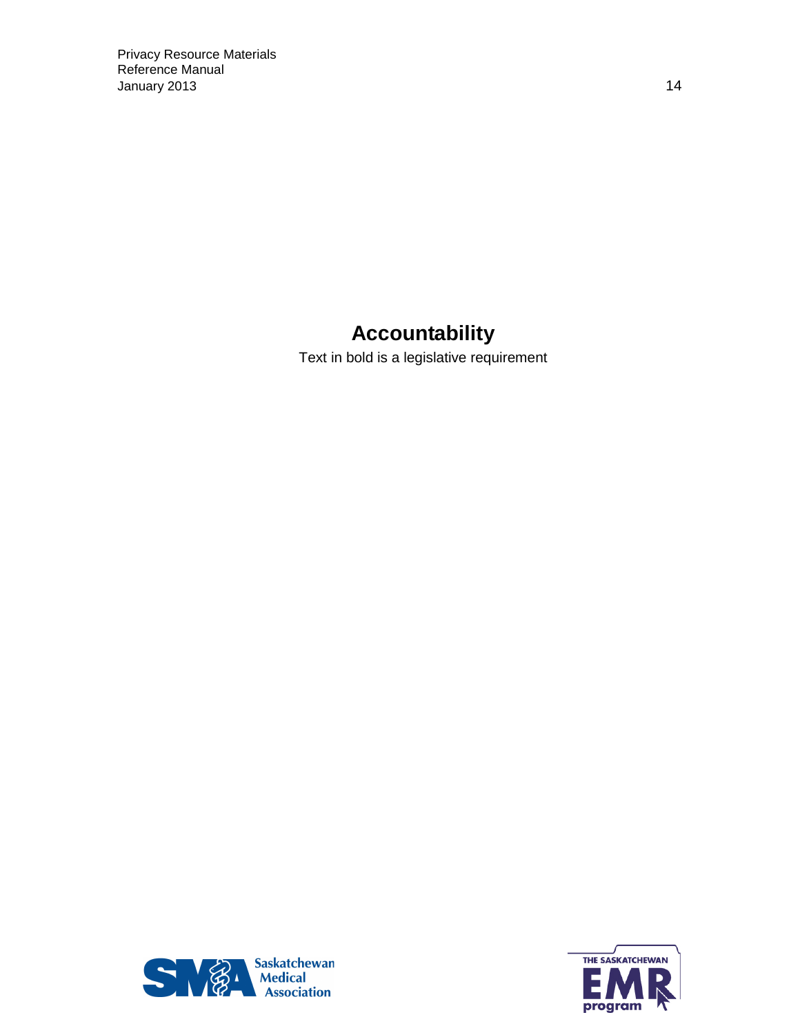# Accountability

Text in bold is a legislative requirement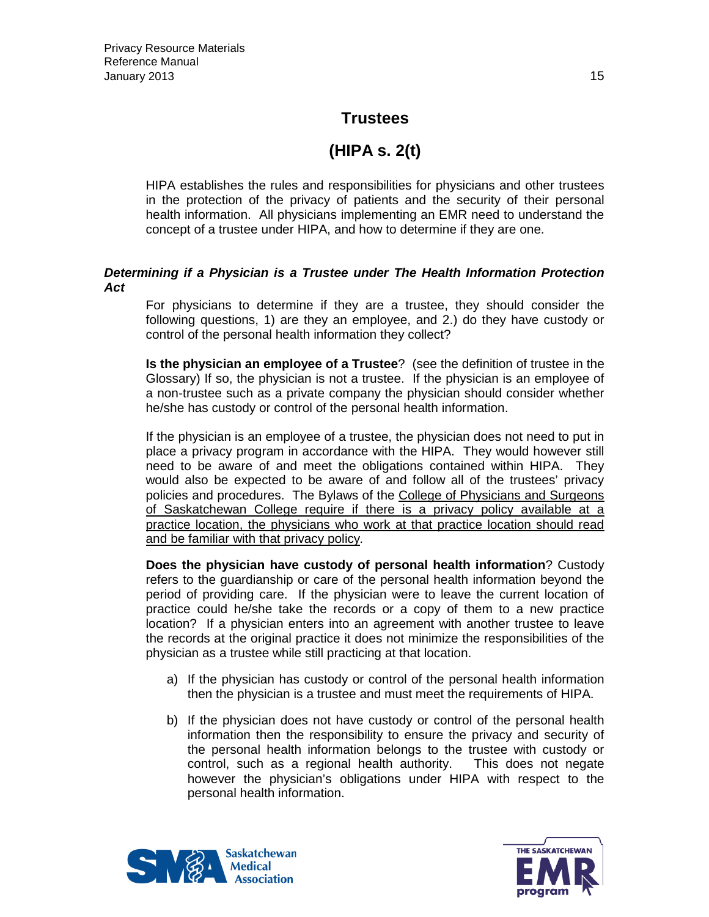# Trustees

# (HIPA s. 2(t)

HIPA establishes the rules and responsibilities for physicians and other trustees in the protection of the privacy of patients and the security of their personal health information. All physicians implementing an EMR need to understand the concept of a trustee under HIPA, and how to determine if they are one.

***Determining if a Physician is a Trustee under The Health Information Protection Act***

For physicians to determine if they are a trustee, they should consider the following questions, 1) are they an employee, and 2.) do they have custody or control of the personal health information they collect?

**Is the physician an employee of a Trustee**? (see the definition of trustee in the Glossary) If so, the physician is not a trustee. If the physician is an employee of a non-trustee such as a private company the physician should consider whether he/she has custody or control of the personal health information.

If the physician is an employee of a trustee, the physician does not need to put in place a privacy program in accordance with the HIPA. They would however still need to be aware of and meet the obligations contained within HIPA. They would also be expected to be aware of and follow all of the trustees' privacy policies and procedures. The Bylaws of the <u>College of Physicians and Surgeons of Saskatchewan College require if there is a privacy policy available at a practice location, the physicians who work at that practice location should read and be familiar with that privacy policy</u>.

**Does the physician have custody of personal health information**? Custody refers to the guardianship or care of the personal health information beyond the period of providing care. If the physician were to leave the current location of practice could he/she take the records or a copy of them to a new practice location? If a physician enters into an agreement with another trustee to leave the records at the original practice it does not minimize the responsibilities of the physician as a trustee while still practicing at that location.

a) If the physician has custody or control of the personal health information then the physician is a trustee and must meet the requirements of HIPA.

b) If the physician does not have custody or control of the personal health information then the responsibility to ensure the privacy and security of the personal health information belongs to the trustee with custody or control, such as a regional health authority. This does not negate however the physician's obligations under HIPA with respect to the personal health information.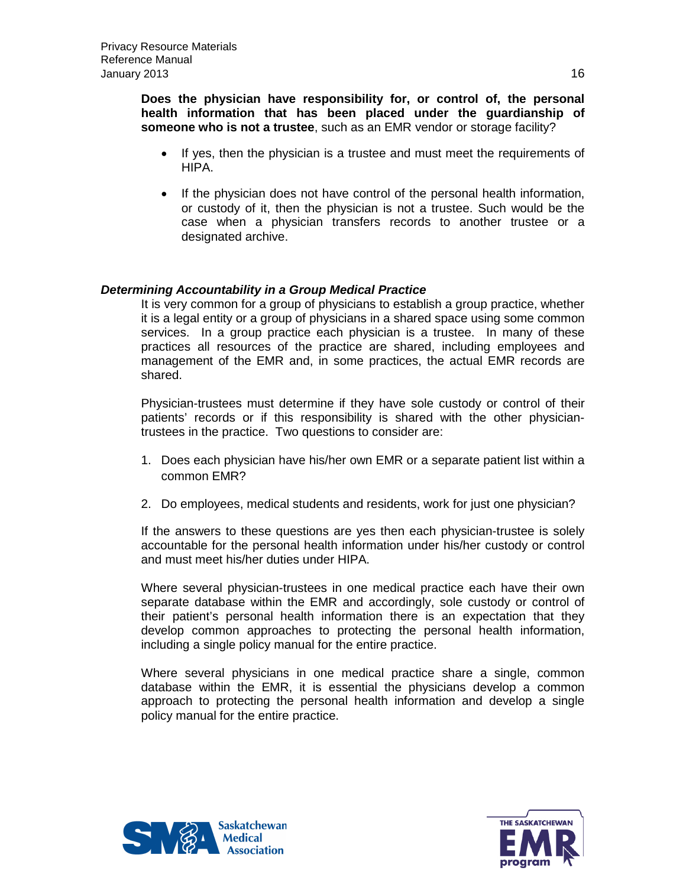**Does the physician have responsibility for, or control of, the personal health information that has been placed under the guardianship of someone who is not a trustee**, such as an EMR vendor or storage facility?

- If yes, then the physician is a trustee and must meet the requirements of HIPA.
- If the physician does not have control of the personal health information, or custody of it, then the physician is not a trustee. Such would be the case when a physician transfers records to another trustee or a designated archive.

### *Determining Accountability in a Group Medical Practice*

It is very common for a group of physicians to establish a group practice, whether it is a legal entity or a group of physicians in a shared space using some common services. In a group practice each physician is a trustee. In many of these practices all resources of the practice are shared, including employees and management of the EMR and, in some practices, the actual EMR records are shared.

Physician-trustees must determine if they have sole custody or control of their patients' records or if this responsibility is shared with the other physician-trustees in the practice. Two questions to consider are:

1. Does each physician have his/her own EMR or a separate patient list within a common EMR?
2. Do employees, medical students and residents, work for just one physician?

If the answers to these questions are yes then each physician-trustee is solely accountable for the personal health information under his/her custody or control and must meet his/her duties under HIPA.

Where several physician-trustees in one medical practice each have their own separate database within the EMR and accordingly, sole custody or control of their patient's personal health information there is an expectation that they develop common approaches to protecting the personal health information, including a single policy manual for the entire practice.

Where several physicians in one medical practice share a single, common database within the EMR, it is essential the physicians develop a common approach to protecting the personal health information and develop a single policy manual for the entire practice.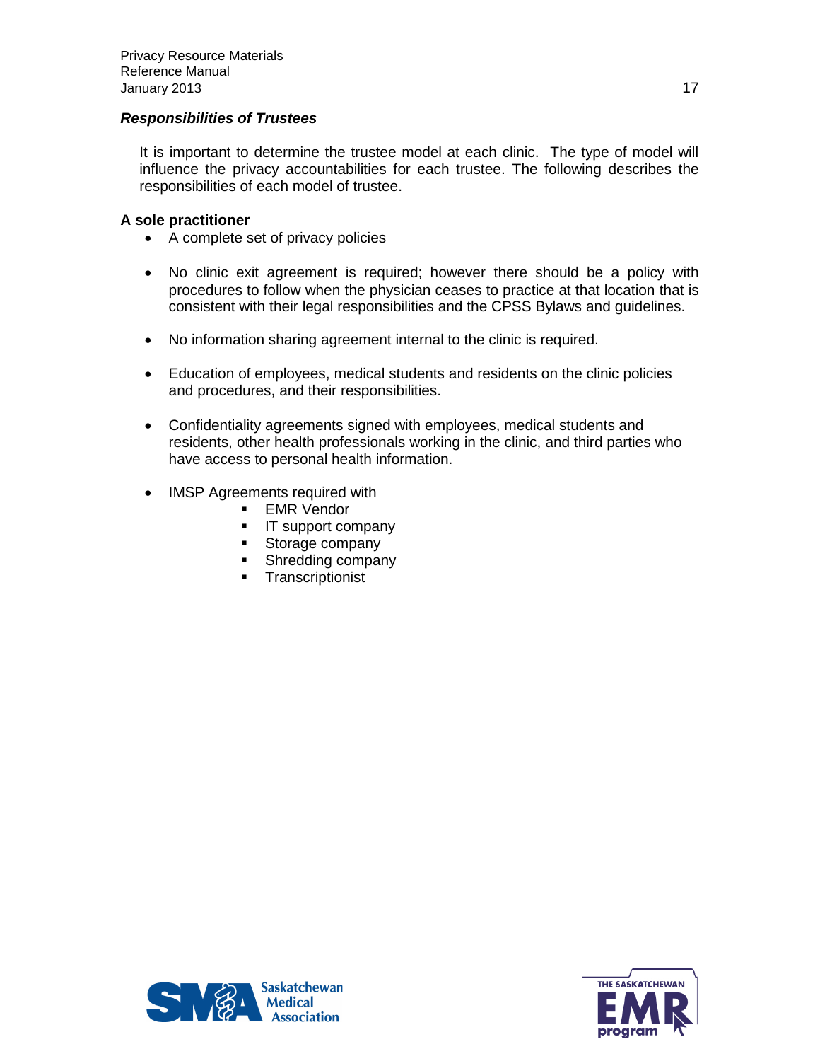### ***Responsibilities of Trustees***

It is important to determine the trustee model at each clinic. The type of model will influence the privacy accountabilities for each trustee. The following describes the responsibilities of each model of trustee.

**A sole practitioner**

- A complete set of privacy policies
- No clinic exit agreement is required; however there should be a policy with procedures to follow when the physician ceases to practice at that location that is consistent with their legal responsibilities and the CPSS Bylaws and guidelines.
- No information sharing agreement internal to the clinic is required.
- Education of employees, medical students and residents on the clinic policies and procedures, and their responsibilities.
- Confidentiality agreements signed with employees, medical students and residents, other health professionals working in the clinic, and third parties who have access to personal health information.
- IMSP Agreements required with
  - EMR Vendor
  - IT support company
  - Storage company
  - Shredding company
  - Transcriptionist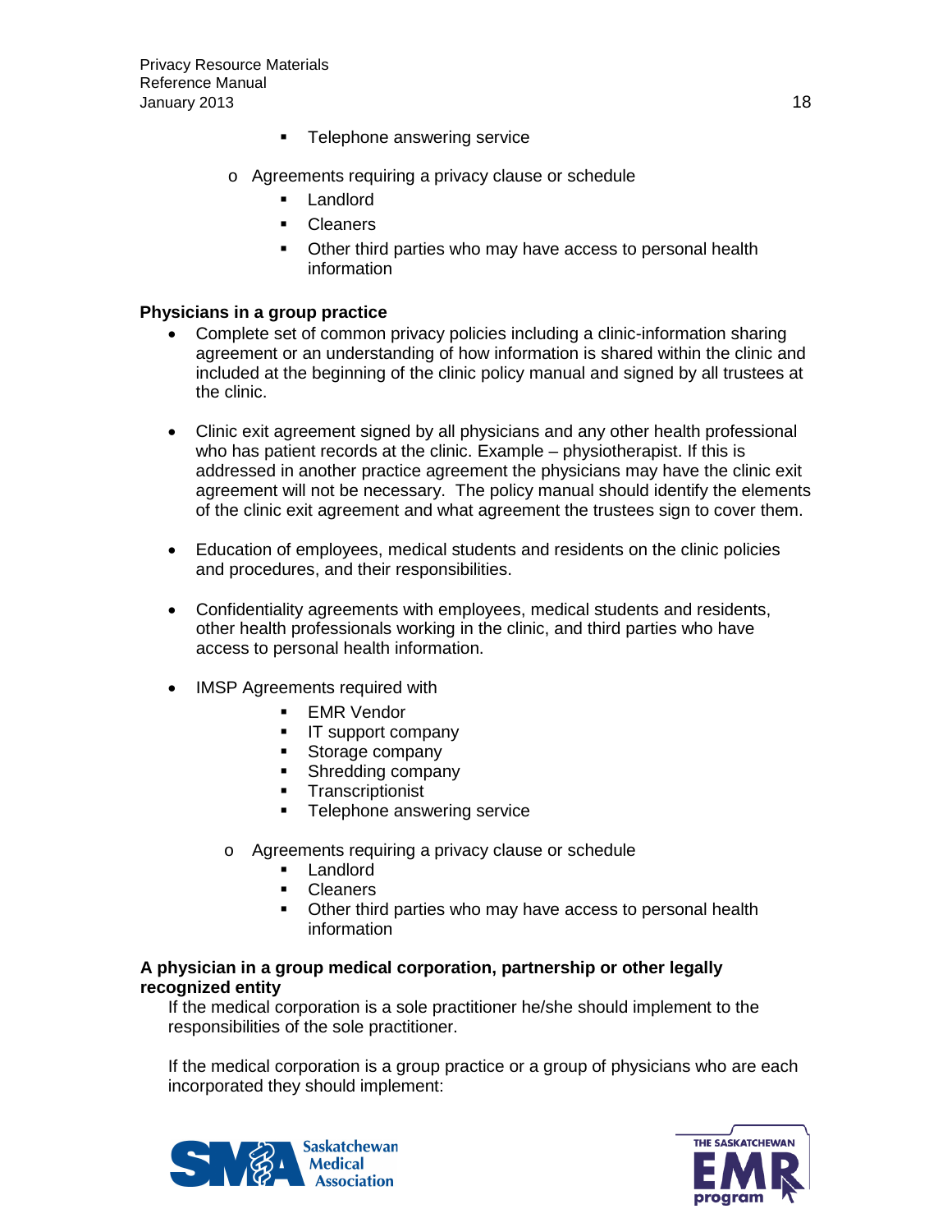- Telephone answering service
    - Agreements requiring a privacy clause or schedule
        - Landlord
        - Cleaners
        - Other third parties who may have access to personal health information

**Physicians in a group practice**

- Complete set of common privacy policies including a clinic-information sharing agreement or an understanding of how information is shared within the clinic and included at the beginning of the clinic policy manual and signed by all trustees at the clinic.

- Clinic exit agreement signed by all physicians and any other health professional who has patient records at the clinic. Example – physiotherapist. If this is addressed in another practice agreement the physicians may have the clinic exit agreement will not be necessary. The policy manual should identify the elements of the clinic exit agreement and what agreement the trustees sign to cover them.

- Education of employees, medical students and residents on the clinic policies and procedures, and their responsibilities.

- Confidentiality agreements with employees, medical students and residents, other health professionals working in the clinic, and third parties who have access to personal health information.

- IMSP Agreements required with
    - EMR Vendor
    - IT support company
    - Storage company
    - Shredding company
    - Transcriptionist
    - Telephone answering service
  - Agreements requiring a privacy clause or schedule
    - Landlord
    - Cleaners
    - Other third parties who may have access to personal health information

**A physician in a group medical corporation, partnership or other legally recognized entity**

If the medical corporation is a sole practitioner he/she should implement to the responsibilities of the sole practitioner.

If the medical corporation is a group practice or a group of physicians who are each incorporated they should implement: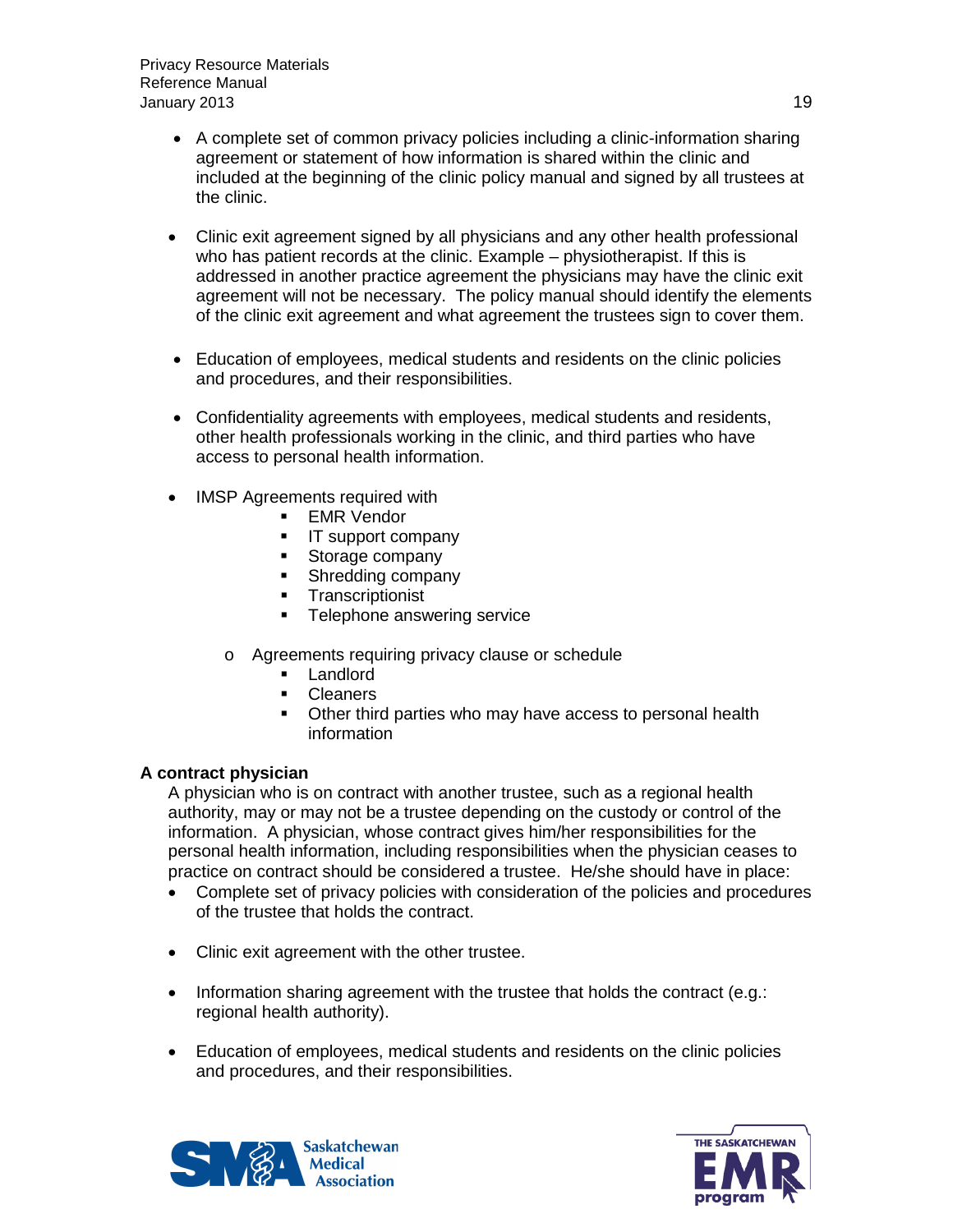- A complete set of common privacy policies including a clinic-information sharing agreement or statement of how information is shared within the clinic and included at the beginning of the clinic policy manual and signed by all trustees at the clinic.

- Clinic exit agreement signed by all physicians and any other health professional who has patient records at the clinic. Example – physiotherapist. If this is addressed in another practice agreement the physicians may have the clinic exit agreement will not be necessary. The policy manual should identify the elements of the clinic exit agreement and what agreement the trustees sign to cover them.

- Education of employees, medical students and residents on the clinic policies and procedures, and their responsibilities.

- Confidentiality agreements with employees, medical students and residents, other health professionals working in the clinic, and third parties who have access to personal health information.

- IMSP Agreements required with
    - EMR Vendor
    - IT support company
    - Storage company
    - Shredding company
    - Transcriptionist
    - Telephone answering service

  - Agreements requiring privacy clause or schedule
    - Landlord
    - Cleaners
    - Other third parties who may have access to personal health information

**A contract physician**

A physician who is on contract with another trustee, such as a regional health authority, may or may not be a trustee depending on the custody or control of the information. A physician, whose contract gives him/her responsibilities for the personal health information, including responsibilities when the physician ceases to practice on contract should be considered a trustee. He/she should have in place:

- Complete set of privacy policies with consideration of the policies and procedures of the trustee that holds the contract.

- Clinic exit agreement with the other trustee.

- Information sharing agreement with the trustee that holds the contract (e.g.: regional health authority).

- Education of employees, medical students and residents on the clinic policies and procedures, and their responsibilities.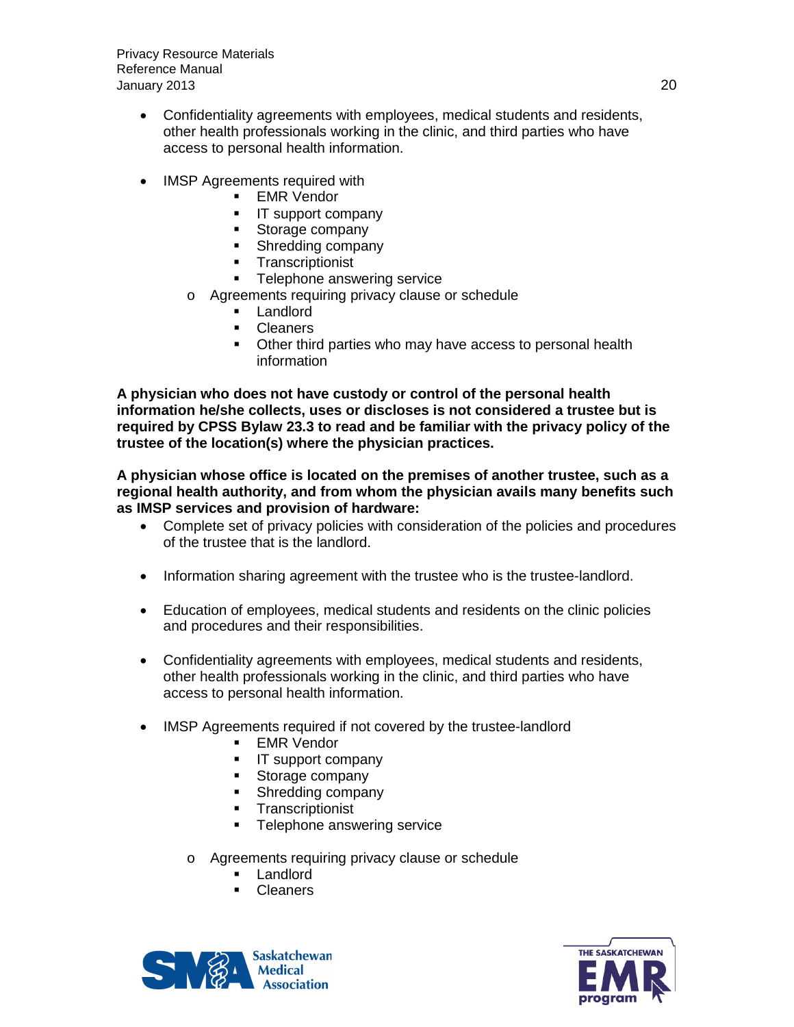- Confidentiality agreements with employees, medical students and residents, other health professionals working in the clinic, and third parties who have access to personal health information.

- IMSP Agreements required with
    - EMR Vendor
    - IT support company
    - Storage company
    - Shredding company
    - Transcriptionist
    - Telephone answering service
  - Agreements requiring privacy clause or schedule
    - Landlord
    - Cleaners
    - Other third parties who may have access to personal health information

**A physician who does not have custody or control of the personal health information he/she collects, uses or discloses is not considered a trustee but is required by CPSS Bylaw 23.3 to read and be familiar with the privacy policy of the trustee of the location(s) where the physician practices.**

**A physician whose office is located on the premises of another trustee, such as a regional health authority, and from whom the physician avails many benefits such as IMSP services and provision of hardware:**

- Complete set of privacy policies with consideration of the policies and procedures of the trustee that is the landlord.

- Information sharing agreement with the trustee who is the trustee-landlord.

- Education of employees, medical students and residents on the clinic policies and procedures and their responsibilities.

- Confidentiality agreements with employees, medical students and residents, other health professionals working in the clinic, and third parties who have access to personal health information.

- IMSP Agreements required if not covered by the trustee-landlord
    - EMR Vendor
    - IT support company
    - Storage company
    - Shredding company
    - Transcriptionist
    - Telephone answering service
  - Agreements requiring privacy clause or schedule
    - Landlord
    - Cleaners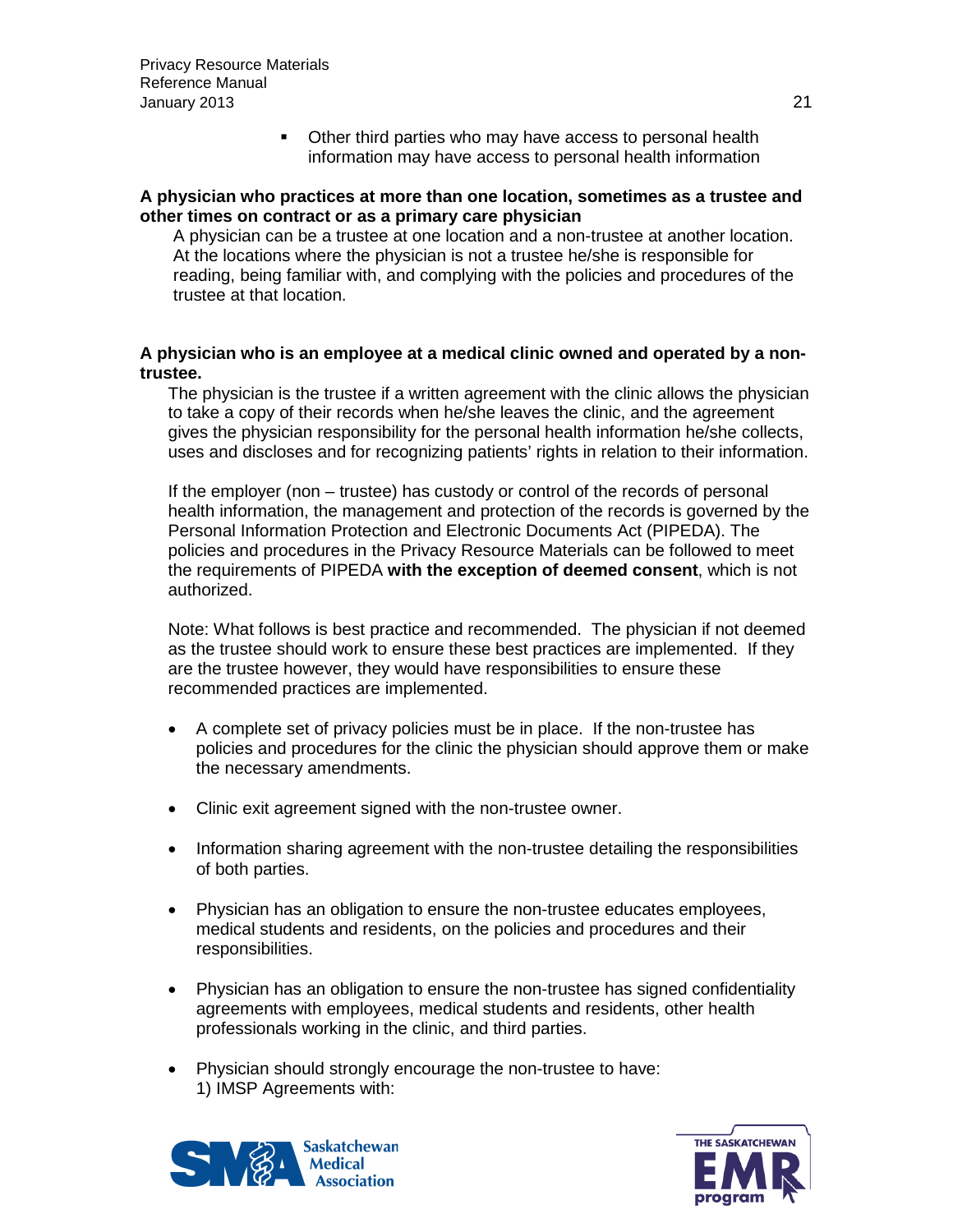- Other third parties who may have access to personal health information may have access to personal health information

**A physician who practices at more than one location, sometimes as a trustee and other times on contract or as a primary care physician**

A physician can be a trustee at one location and a non-trustee at another location. At the locations where the physician is not a trustee he/she is responsible for reading, being familiar with, and complying with the policies and procedures of the trustee at that location.

**A physician who is an employee at a medical clinic owned and operated by a non-trustee.**

The physician is the trustee if a written agreement with the clinic allows the physician to take a copy of their records when he/she leaves the clinic, and the agreement gives the physician responsibility for the personal health information he/she collects, uses and discloses and for recognizing patients' rights in relation to their information.

If the employer (non – trustee) has custody or control of the records of personal health information, the management and protection of the records is governed by the Personal Information Protection and Electronic Documents Act (PIPEDA). The policies and procedures in the Privacy Resource Materials can be followed to meet the requirements of PIPEDA **with the exception of deemed consent**, which is not authorized.

Note: What follows is best practice and recommended. The physician if not deemed as the trustee should work to ensure these best practices are implemented. If they are the trustee however, they would have responsibilities to ensure these recommended practices are implemented.

- A complete set of privacy policies must be in place. If the non-trustee has policies and procedures for the clinic the physician should approve them or make the necessary amendments.

- Clinic exit agreement signed with the non-trustee owner.

- Information sharing agreement with the non-trustee detailing the responsibilities of both parties.

- Physician has an obligation to ensure the non-trustee educates employees, medical students and residents, on the policies and procedures and their responsibilities.

- Physician has an obligation to ensure the non-trustee has signed confidentiality agreements with employees, medical students and residents, other health professionals working in the clinic, and third parties.

- Physician should strongly encourage the non-trustee to have:
  1) IMSP Agreements with: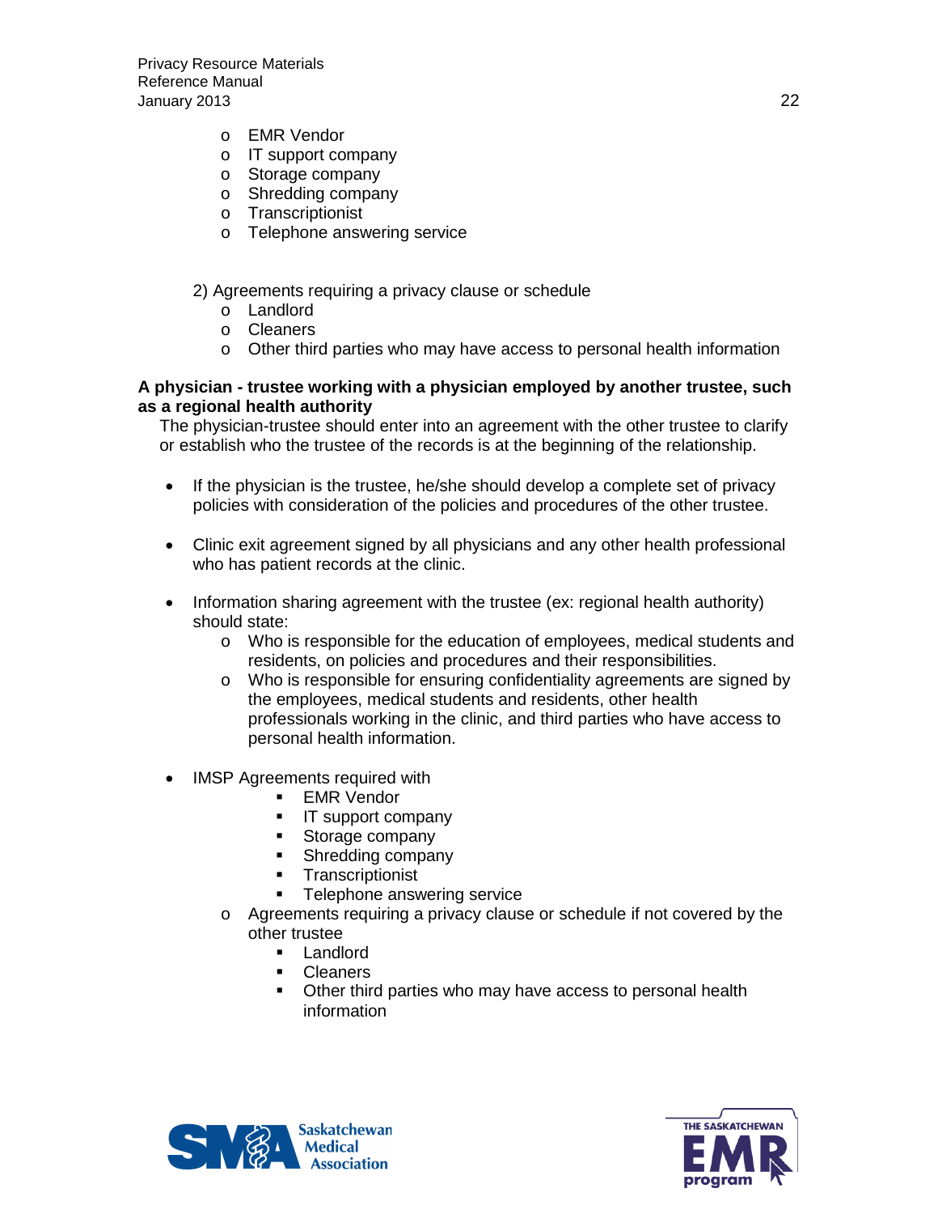- EMR Vendor
    - IT support company
    - Storage company
    - Shredding company
    - Transcriptionist
    - Telephone answering service

2) Agreements requiring a privacy clause or schedule
    - Landlord
    - Cleaners
    - Other third parties who may have access to personal health information

**A physician - trustee working with a physician employed by another trustee, such as a regional health authority**

The physician-trustee should enter into an agreement with the other trustee to clarify or establish who the trustee of the records is at the beginning of the relationship.

- If the physician is the trustee, he/she should develop a complete set of privacy policies with consideration of the policies and procedures of the other trustee.

- Clinic exit agreement signed by all physicians and any other health professional who has patient records at the clinic.

- Information sharing agreement with the trustee (ex: regional health authority) should state:
    - Who is responsible for the education of employees, medical students and residents, on policies and procedures and their responsibilities.
    - Who is responsible for ensuring confidentiality agreements are signed by the employees, medical students and residents, other health professionals working in the clinic, and third parties who have access to personal health information.

- IMSP Agreements required with
        - EMR Vendor
        - IT support company
        - Storage company
        - Shredding company
        - Transcriptionist
        - Telephone answering service
    - Agreements requiring a privacy clause or schedule if not covered by the other trustee
        - Landlord
        - Cleaners
        - Other third parties who may have access to personal health information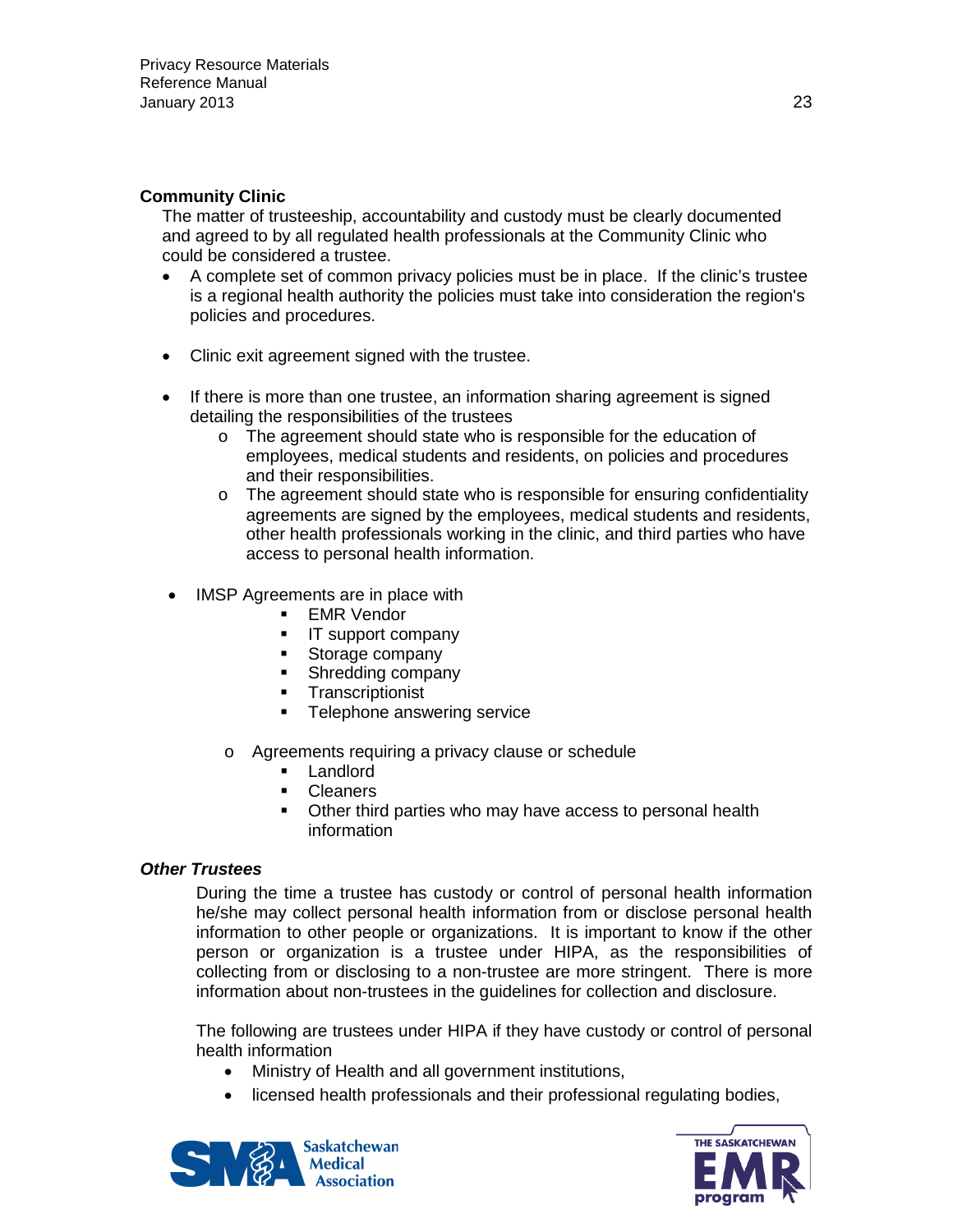**Community Clinic**

The matter of trusteeship, accountability and custody must be clearly documented and agreed to by all regulated health professionals at the Community Clinic who could be considered a trustee.

- A complete set of common privacy policies must be in place. If the clinic's trustee is a regional health authority the policies must take into consideration the region's policies and procedures.

- Clinic exit agreement signed with the trustee.

- If there is more than one trustee, an information sharing agreement is signed detailing the responsibilities of the trustees
  - The agreement should state who is responsible for the education of employees, medical students and residents, on policies and procedures and their responsibilities.
  - The agreement should state who is responsible for ensuring confidentiality agreements are signed by the employees, medical students and residents, other health professionals working in the clinic, and third parties who have access to personal health information.

- IMSP Agreements are in place with
  - EMR Vendor
  - IT support company
  - Storage company
  - Shredding company
  - Transcriptionist
  - Telephone answering service

  - Agreements requiring a privacy clause or schedule
    - Landlord
    - Cleaners
    - Other third parties who may have access to personal health information

***Other Trustees***

During the time a trustee has custody or control of personal health information he/she may collect personal health information from or disclose personal health information to other people or organizations. It is important to know if the other person or organization is a trustee under HIPA, as the responsibilities of collecting from or disclosing to a non-trustee are more stringent. There is more information about non-trustees in the guidelines for collection and disclosure.

The following are trustees under HIPA if they have custody or control of personal health information

- Ministry of Health and all government institutions,
- licensed health professionals and their professional regulating bodies,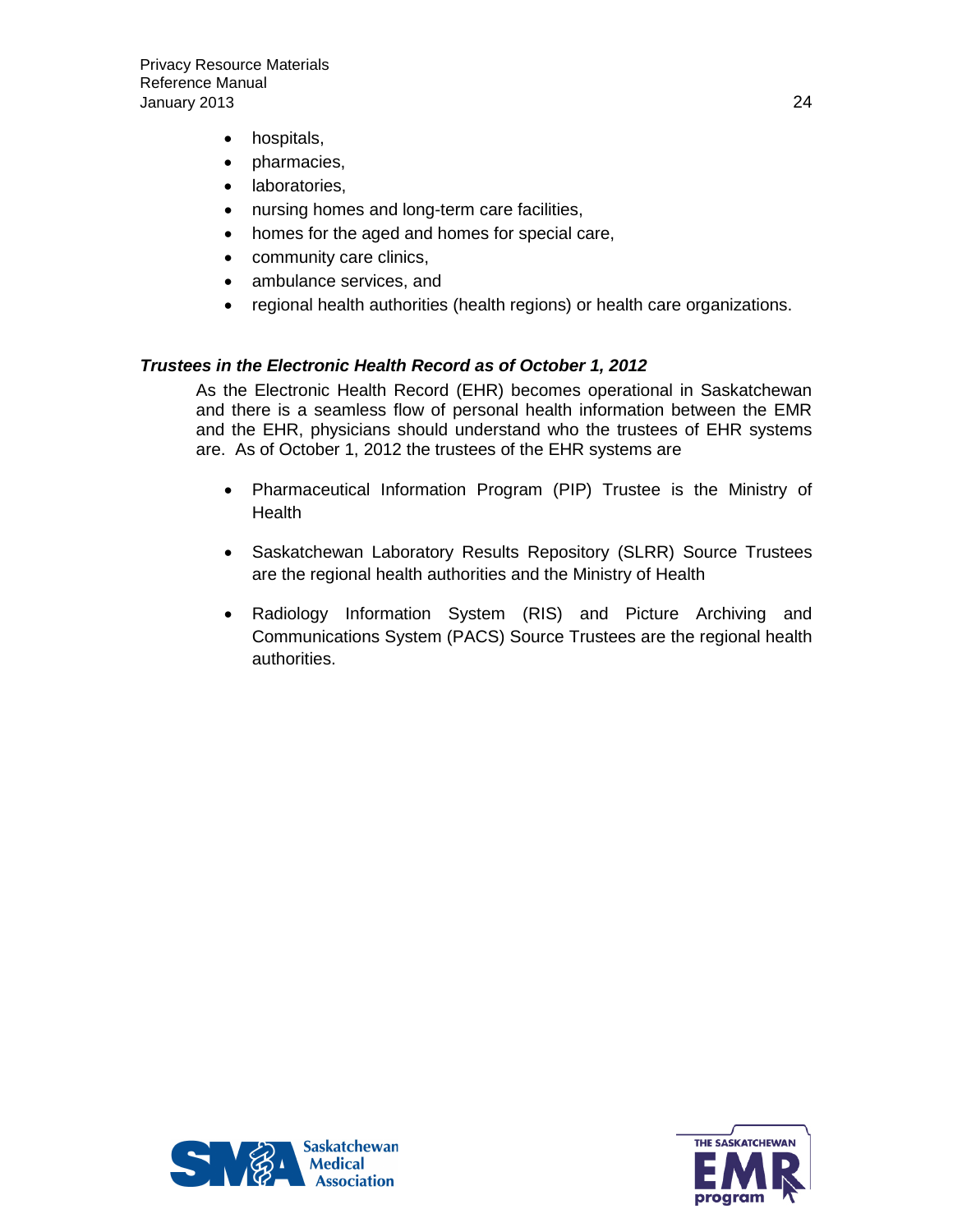- hospitals,
- pharmacies,
- laboratories,
- nursing homes and long-term care facilities,
- homes for the aged and homes for special care,
- community care clinics,
- ambulance services, and
- regional health authorities (health regions) or health care organizations.

***Trustees in the Electronic Health Record as of October 1, 2012***

As the Electronic Health Record (EHR) becomes operational in Saskatchewan and there is a seamless flow of personal health information between the EMR and the EHR, physicians should understand who the trustees of EHR systems are. As of October 1, 2012 the trustees of the EHR systems are

- Pharmaceutical Information Program (PIP) Trustee is the Ministry of Health

- Saskatchewan Laboratory Results Repository (SLRR) Source Trustees are the regional health authorities and the Ministry of Health

- Radiology Information System (RIS) and Picture Archiving and Communications System (PACS) Source Trustees are the regional health authorities.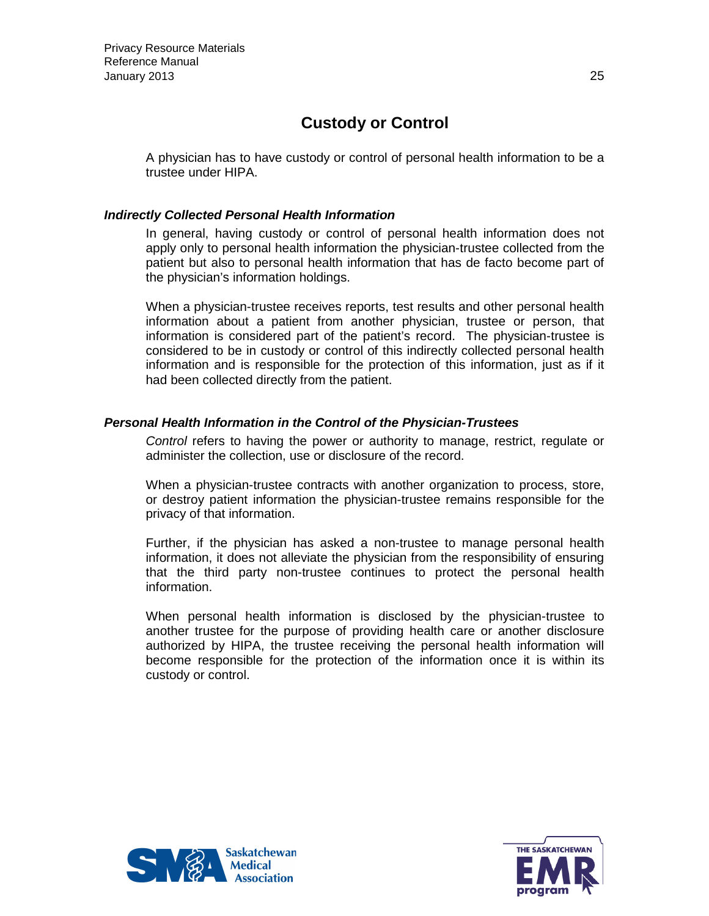# Custody or Control

A physician has to have custody or control of personal health information to be a trustee under HIPA.

### *Indirectly Collected Personal Health Information*

In general, having custody or control of personal health information does not apply only to personal health information the physician-trustee collected from the patient but also to personal health information that has de facto become part of the physician's information holdings.

When a physician-trustee receives reports, test results and other personal health information about a patient from another physician, trustee or person, that information is considered part of the patient's record. The physician-trustee is considered to be in custody or control of this indirectly collected personal health information and is responsible for the protection of this information, just as if it had been collected directly from the patient.

### *Personal Health Information in the Control of the Physician-Trustees*

*Control* refers to having the power or authority to manage, restrict, regulate or administer the collection, use or disclosure of the record.

When a physician-trustee contracts with another organization to process, store, or destroy patient information the physician-trustee remains responsible for the privacy of that information.

Further, if the physician has asked a non-trustee to manage personal health information, it does not alleviate the physician from the responsibility of ensuring that the third party non-trustee continues to protect the personal health information.

When personal health information is disclosed by the physician-trustee to another trustee for the purpose of providing health care or another disclosure authorized by HIPA, the trustee receiving the personal health information will become responsible for the protection of the information once it is within its custody or control.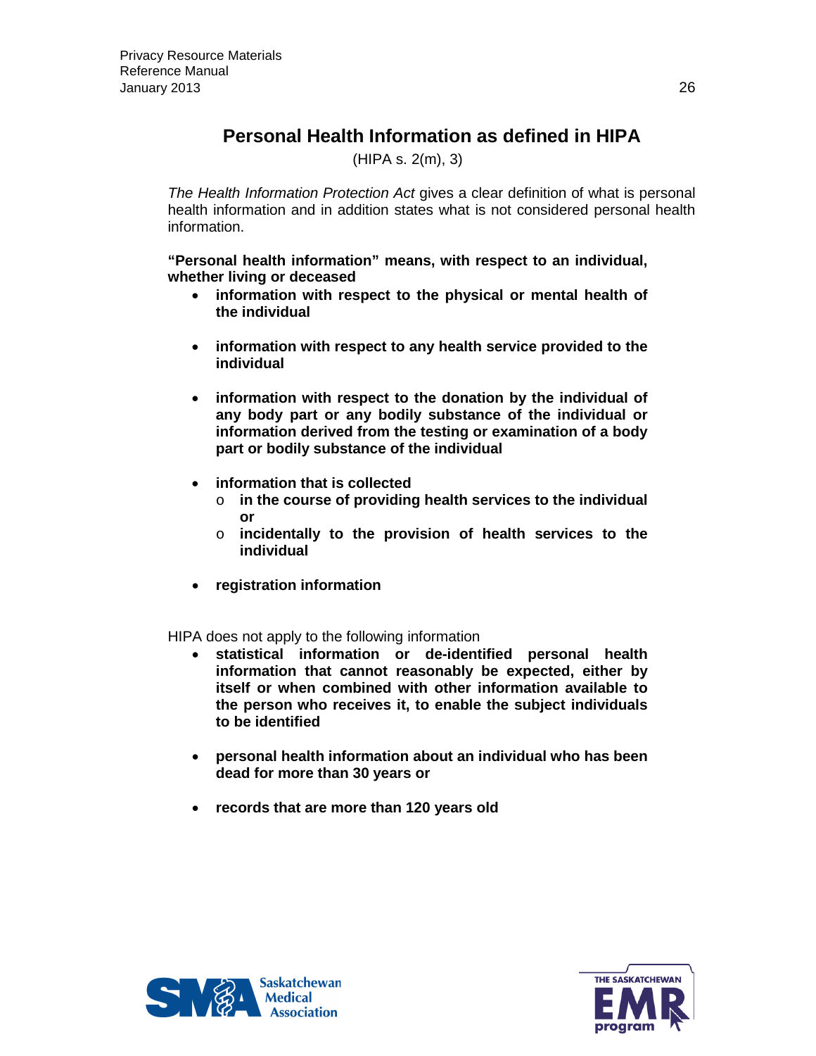## Personal Health Information as defined in HIPA

(HIPA s. 2(m), 3)

*The Health Information Protection Act* gives a clear definition of what is personal health information and in addition states what is not considered personal health information.

**"Personal health information" means, with respect to an individual, whether living or deceased**

- **information with respect to the physical or mental health of the individual**
- **information with respect to any health service provided to the individual**
- **information with respect to the donation by the individual of any body part or any bodily substance of the individual or information derived from the testing or examination of a body part or bodily substance of the individual**
- **information that is collected**
  - **in the course of providing health services to the individual or**
  - **incidentally to the provision of health services to the individual**
- **registration information**

HIPA does not apply to the following information

- **statistical information or de-identified personal health information that cannot reasonably be expected, either by itself or when combined with other information available to the person who receives it, to enable the subject individuals to be identified**
- **personal health information about an individual who has been dead for more than 30 years or**
- **records that are more than 120 years old**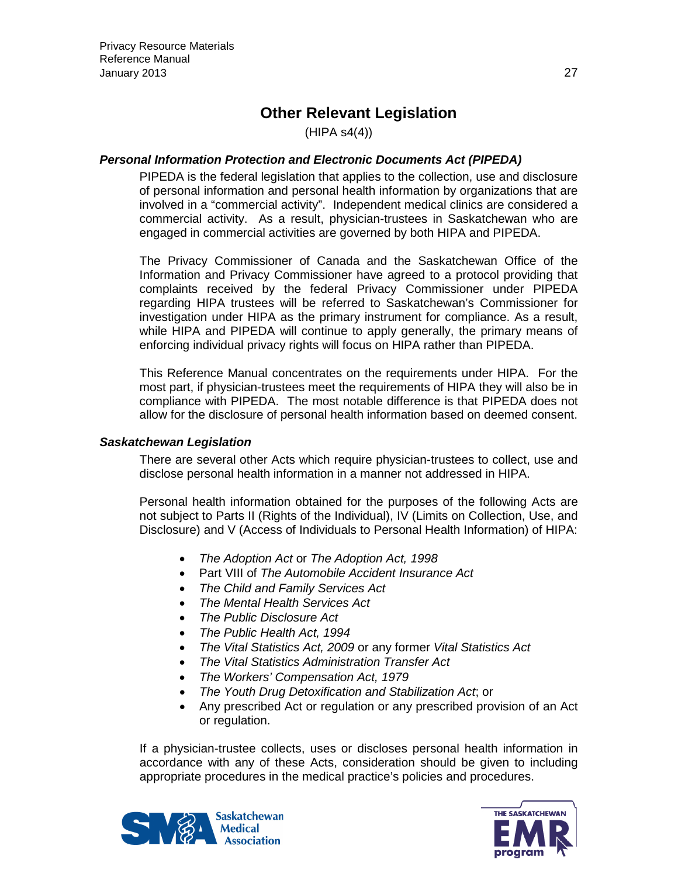# Other Relevant Legislation

(HIPA s4(4))

### *Personal Information Protection and Electronic Documents Act (PIPEDA)*

PIPEDA is the federal legislation that applies to the collection, use and disclosure of personal information and personal health information by organizations that are involved in a "commercial activity". Independent medical clinics are considered a commercial activity. As a result, physician-trustees in Saskatchewan who are engaged in commercial activities are governed by both HIPA and PIPEDA.

The Privacy Commissioner of Canada and the Saskatchewan Office of the Information and Privacy Commissioner have agreed to a protocol providing that complaints received by the federal Privacy Commissioner under PIPEDA regarding HIPA trustees will be referred to Saskatchewan's Commissioner for investigation under HIPA as the primary instrument for compliance. As a result, while HIPA and PIPEDA will continue to apply generally, the primary means of enforcing individual privacy rights will focus on HIPA rather than PIPEDA.

This Reference Manual concentrates on the requirements under HIPA. For the most part, if physician-trustees meet the requirements of HIPA they will also be in compliance with PIPEDA. The most notable difference is that PIPEDA does not allow for the disclosure of personal health information based on deemed consent.

### *Saskatchewan Legislation*

There are several other Acts which require physician-trustees to collect, use and disclose personal health information in a manner not addressed in HIPA.

Personal health information obtained for the purposes of the following Acts are not subject to Parts II (Rights of the Individual), IV (Limits on Collection, Use, and Disclosure) and V (Access of Individuals to Personal Health Information) of HIPA:

- *The Adoption Act* or *The Adoption Act, 1998*
- Part VIII of *The Automobile Accident Insurance Act*
- *The Child and Family Services Act*
- *The Mental Health Services Act*
- *The Public Disclosure Act*
- *The Public Health Act, 1994*
- *The Vital Statistics Act, 2009* or any former *Vital Statistics Act*
- *The Vital Statistics Administration Transfer Act*
- *The Workers' Compensation Act, 1979*
- *The Youth Drug Detoxification and Stabilization Act*; or
- Any prescribed Act or regulation or any prescribed provision of an Act or regulation.

If a physician-trustee collects, uses or discloses personal health information in accordance with any of these Acts, consideration should be given to including appropriate procedures in the medical practice's policies and procedures.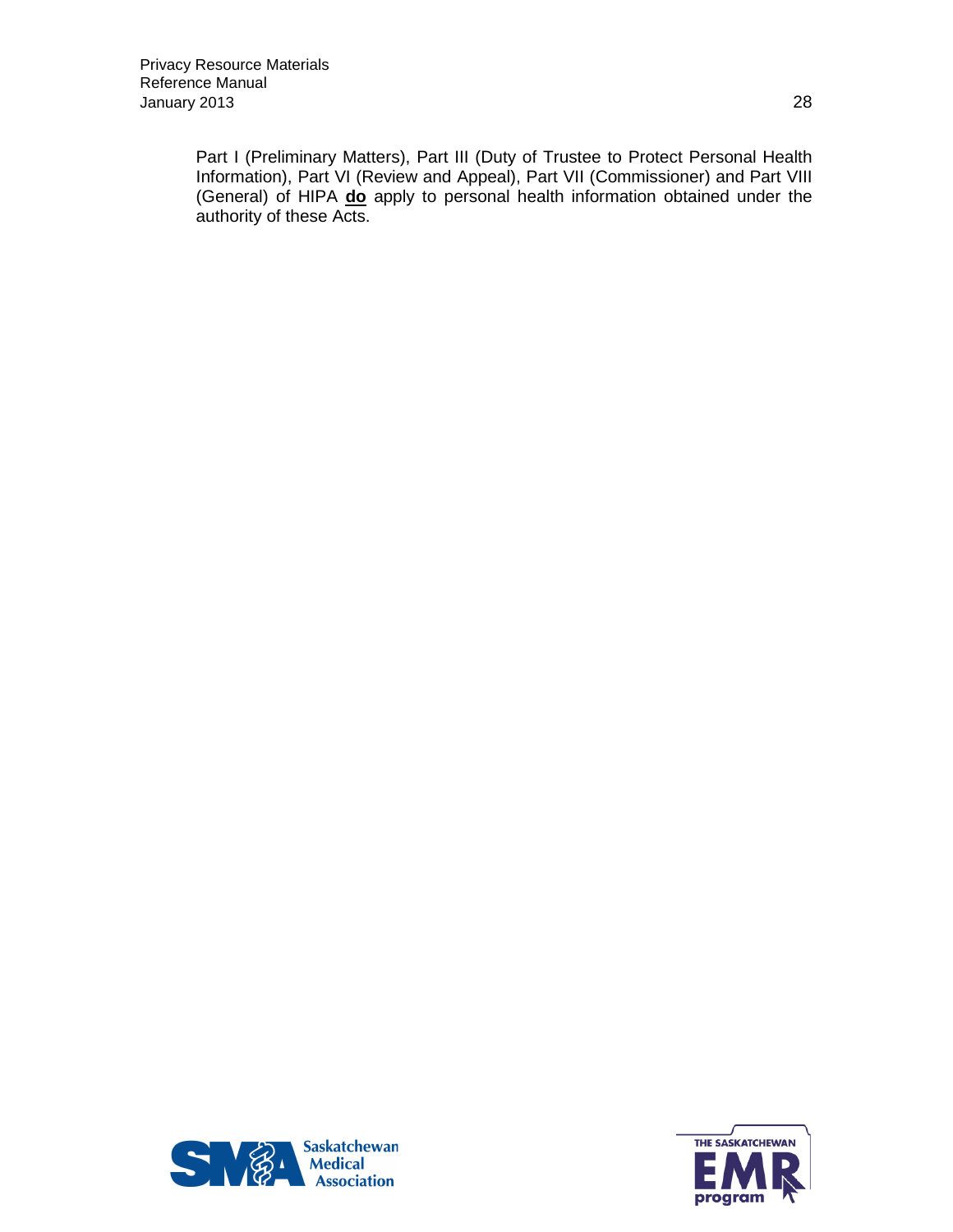Part I (Preliminary Matters), Part III (Duty of Trustee to Protect Personal Health Information), Part VI (Review and Appeal), Part VII (Commissioner) and Part VIII (General) of HIPA **do** apply to personal health information obtained under the authority of these Acts.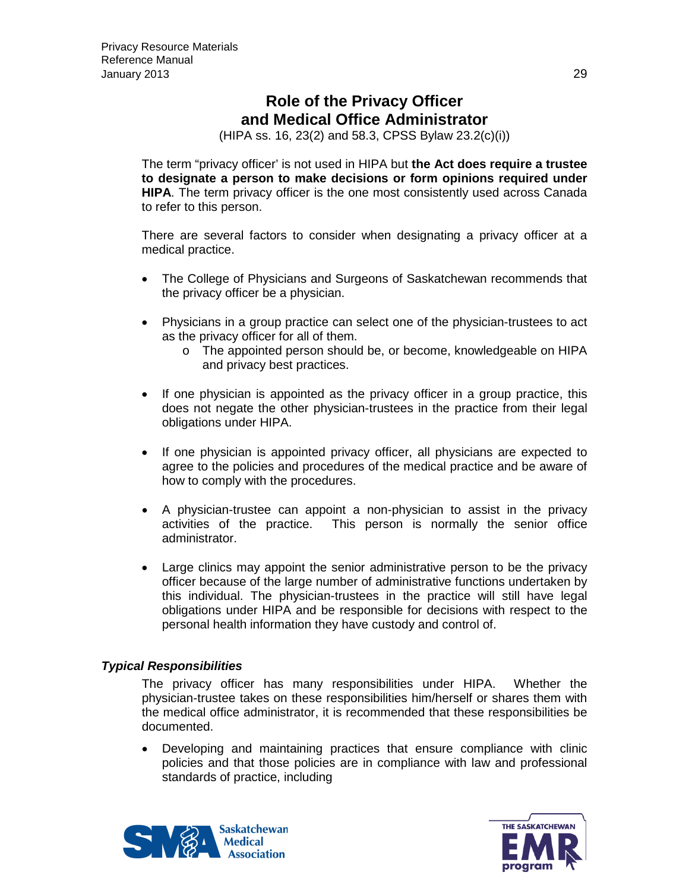# Role of the Privacy Officer and Medical Office Administrator

(HIPA ss. 16, 23(2) and 58.3, CPSS Bylaw 23.2(c)(i))

The term "privacy officer' is not used in HIPA but **the Act does require a trustee to designate a person to make decisions or form opinions required under HIPA**. The term privacy officer is the one most consistently used across Canada to refer to this person.

There are several factors to consider when designating a privacy officer at a medical practice.

- The College of Physicians and Surgeons of Saskatchewan recommends that the privacy officer be a physician.
- Physicians in a group practice can select one of the physician-trustees to act as the privacy officer for all of them.
    - The appointed person should be, or become, knowledgeable on HIPA and privacy best practices.
- If one physician is appointed as the privacy officer in a group practice, this does not negate the other physician-trustees in the practice from their legal obligations under HIPA.
- If one physician is appointed privacy officer, all physicians are expected to agree to the policies and procedures of the medical practice and be aware of how to comply with the procedures.
- A physician-trustee can appoint a non-physician to assist in the privacy activities of the practice. This person is normally the senior office administrator.
- Large clinics may appoint the senior administrative person to be the privacy officer because of the large number of administrative functions undertaken by this individual. The physician-trustees in the practice will still have legal obligations under HIPA and be responsible for decisions with respect to the personal health information they have custody and control of.

### *Typical Responsibilities*

The privacy officer has many responsibilities under HIPA. Whether the physician-trustee takes on these responsibilities him/herself or shares them with the medical office administrator, it is recommended that these responsibilities be documented.

- Developing and maintaining practices that ensure compliance with clinic policies and that those policies are in compliance with law and professional standards of practice, including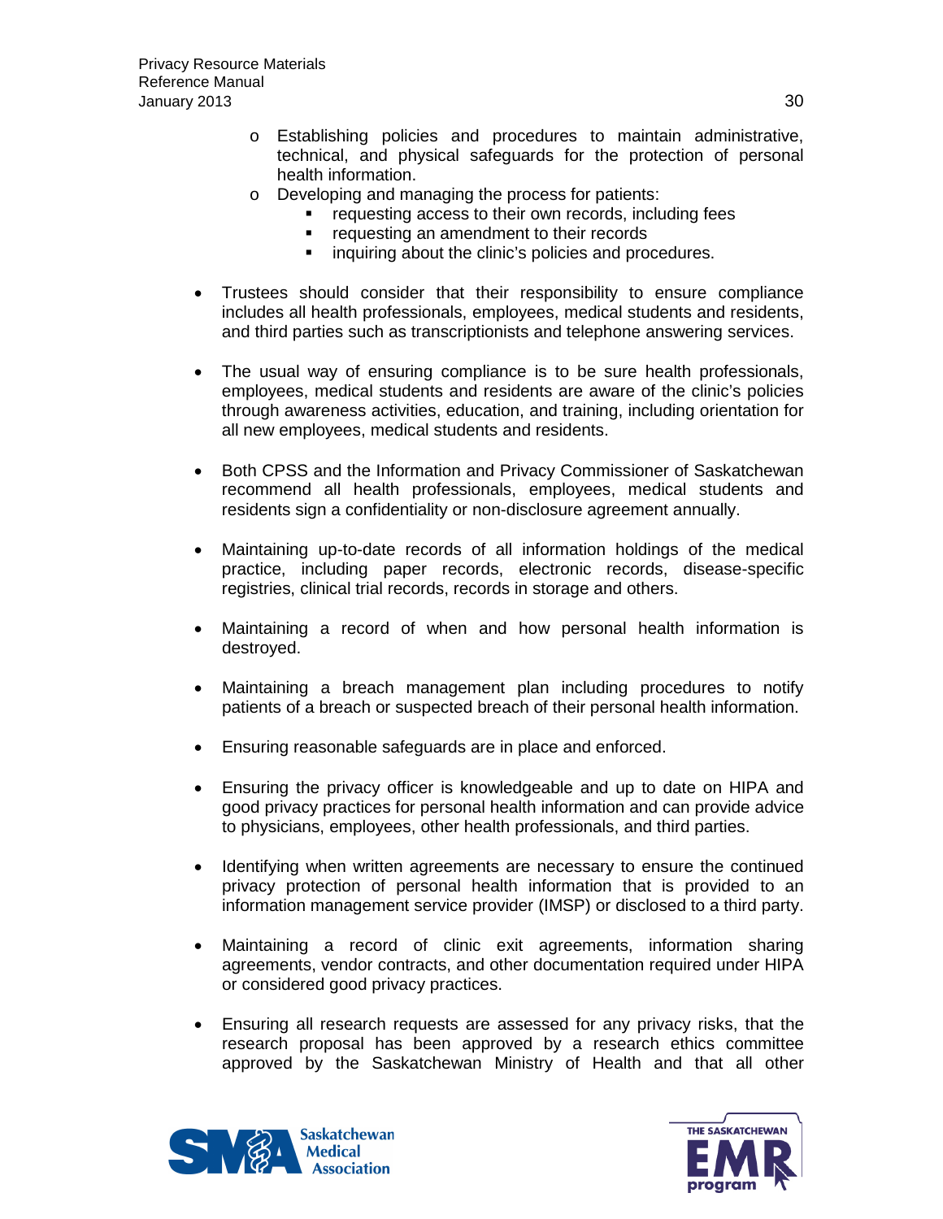- Establishing policies and procedures to maintain administrative, technical, and physical safeguards for the protection of personal health information.
  - Developing and managing the process for patients:
    - requesting access to their own records, including fees
    - requesting an amendment to their records
    - inquiring about the clinic's policies and procedures.

- Trustees should consider that their responsibility to ensure compliance includes all health professionals, employees, medical students and residents, and third parties such as transcriptionists and telephone answering services.

- The usual way of ensuring compliance is to be sure health professionals, employees, medical students and residents are aware of the clinic's policies through awareness activities, education, and training, including orientation for all new employees, medical students and residents.

- Both CPSS and the Information and Privacy Commissioner of Saskatchewan recommend all health professionals, employees, medical students and residents sign a confidentiality or non-disclosure agreement annually.

- Maintaining up-to-date records of all information holdings of the medical practice, including paper records, electronic records, disease-specific registries, clinical trial records, records in storage and others.

- Maintaining a record of when and how personal health information is destroyed.

- Maintaining a breach management plan including procedures to notify patients of a breach or suspected breach of their personal health information.

- Ensuring reasonable safeguards are in place and enforced.

- Ensuring the privacy officer is knowledgeable and up to date on HIPA and good privacy practices for personal health information and can provide advice to physicians, employees, other health professionals, and third parties.

- Identifying when written agreements are necessary to ensure the continued privacy protection of personal health information that is provided to an information management service provider (IMSP) or disclosed to a third party.

- Maintaining a record of clinic exit agreements, information sharing agreements, vendor contracts, and other documentation required under HIPA or considered good privacy practices.

- Ensuring all research requests are assessed for any privacy risks, that the research proposal has been approved by a research ethics committee approved by the Saskatchewan Ministry of Health and that all other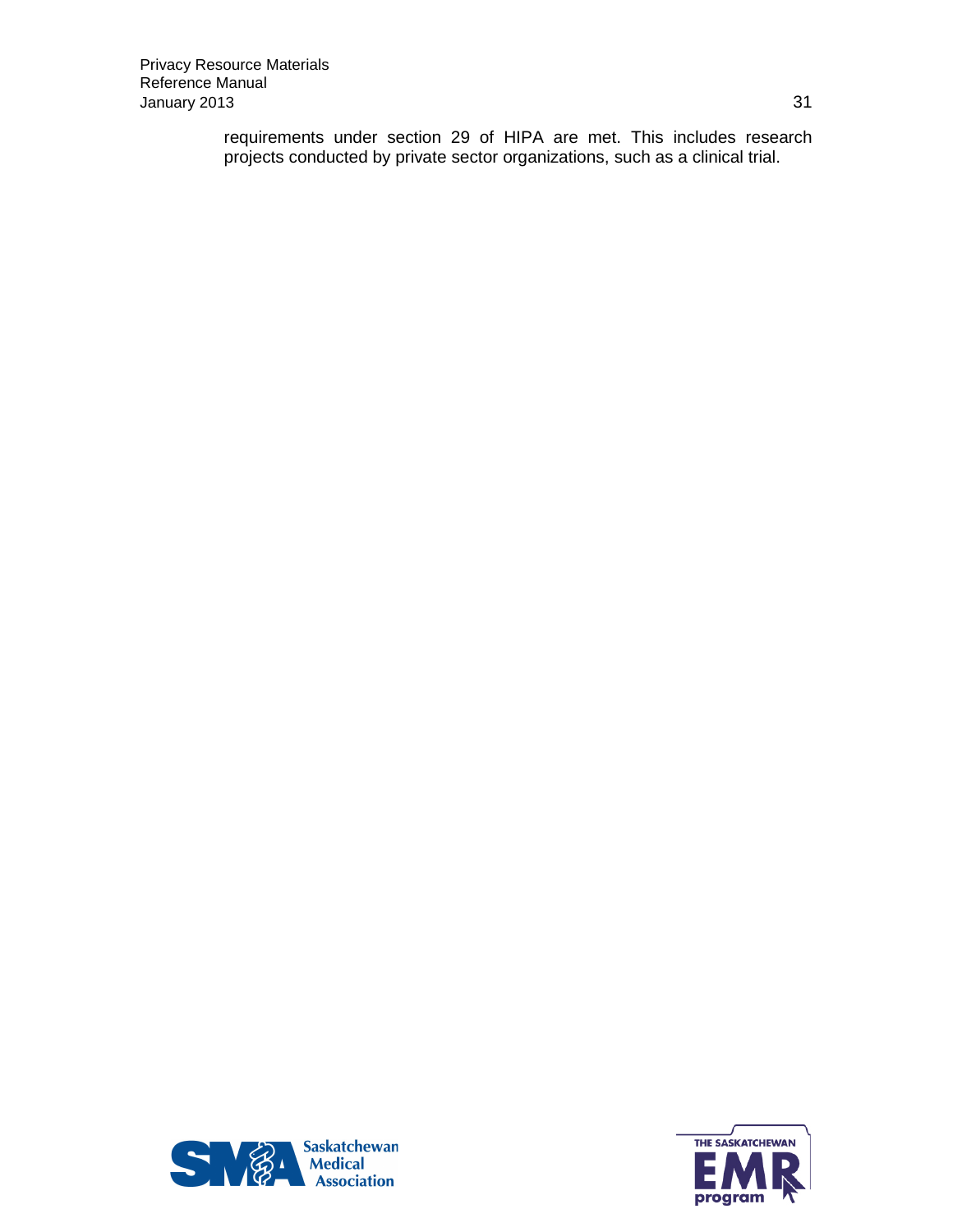requirements under section 29 of HIPA are met. This includes research projects conducted by private sector organizations, such as a clinical trial.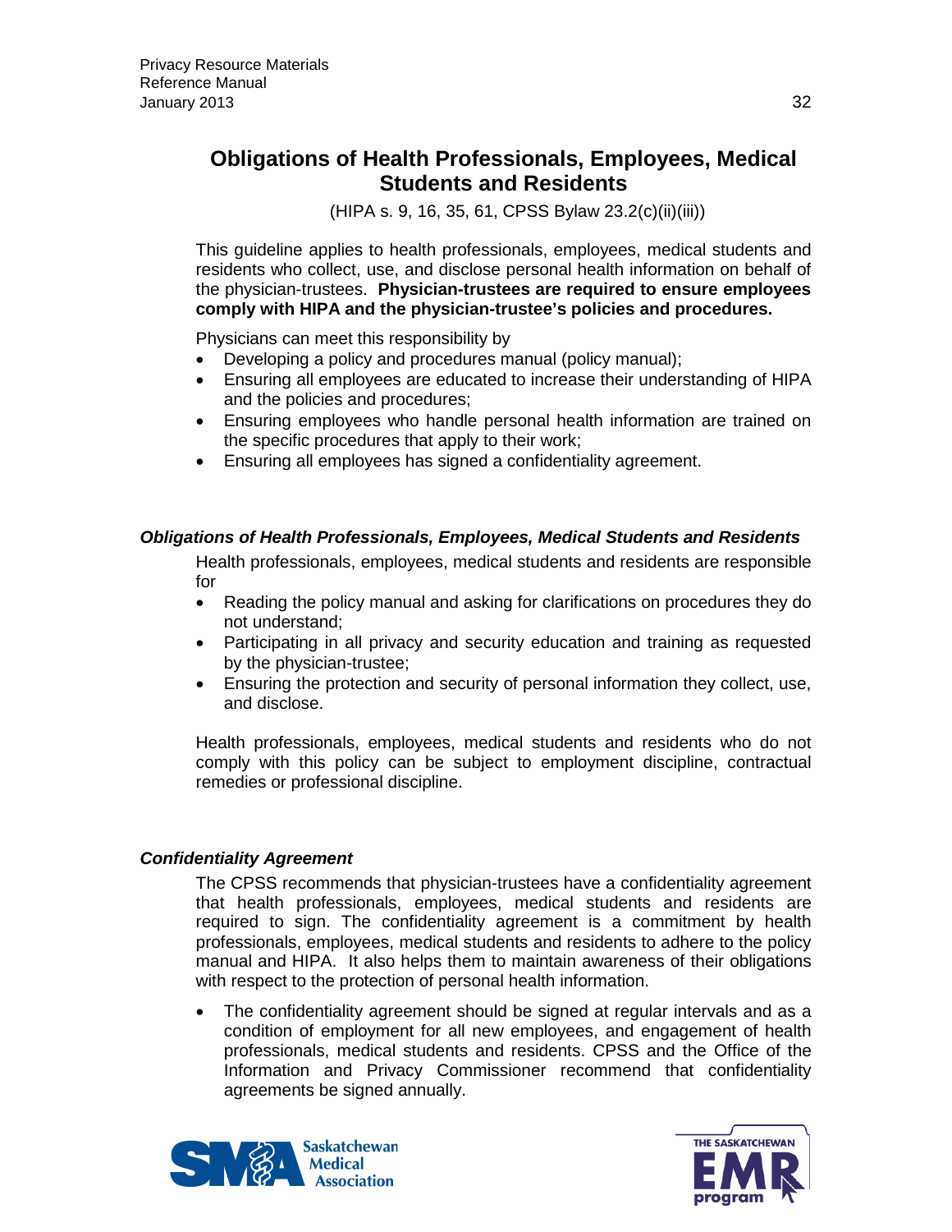## Obligations of Health Professionals, Employees, Medical Students and Residents

(HIPA s. 9, 16, 35, 61, CPSS Bylaw 23.2(c)(ii)(iii))

This guideline applies to health professionals, employees, medical students and residents who collect, use, and disclose personal health information on behalf of the physician-trustees. **Physician-trustees are required to ensure employees comply with HIPA and the physician-trustee's policies and procedures.**

Physicians can meet this responsibility by

- Developing a policy and procedures manual (policy manual);
- Ensuring all employees are educated to increase their understanding of HIPA and the policies and procedures;
- Ensuring employees who handle personal health information are trained on the specific procedures that apply to their work;
- Ensuring all employees has signed a confidentiality agreement.

### *Obligations of Health Professionals, Employees, Medical Students and Residents*

Health professionals, employees, medical students and residents are responsible for

- Reading the policy manual and asking for clarifications on procedures they do not understand;
- Participating in all privacy and security education and training as requested by the physician-trustee;
- Ensuring the protection and security of personal information they collect, use, and disclose.

Health professionals, employees, medical students and residents who do not comply with this policy can be subject to employment discipline, contractual remedies or professional discipline.

### *Confidentiality Agreement*

The CPSS recommends that physician-trustees have a confidentiality agreement that health professionals, employees, medical students and residents are required to sign. The confidentiality agreement is a commitment by health professionals, employees, medical students and residents to adhere to the policy manual and HIPA. It also helps them to maintain awareness of their obligations with respect to the protection of personal health information.

- The confidentiality agreement should be signed at regular intervals and as a condition of employment for all new employees, and engagement of health professionals, medical students and residents. CPSS and the Office of the Information and Privacy Commissioner recommend that confidentiality agreements be signed annually.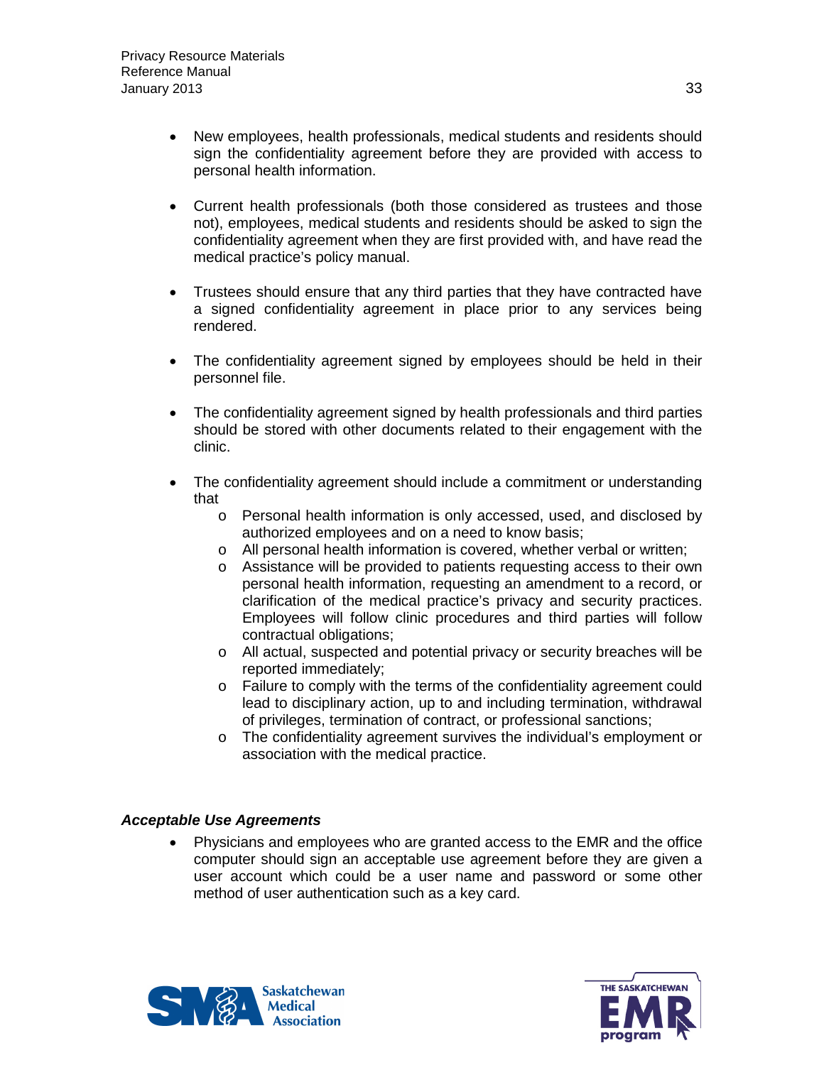- New employees, health professionals, medical students and residents should sign the confidentiality agreement before they are provided with access to personal health information.

- Current health professionals (both those considered as trustees and those not), employees, medical students and residents should be asked to sign the confidentiality agreement when they are first provided with, and have read the medical practice's policy manual.

- Trustees should ensure that any third parties that they have contracted have a signed confidentiality agreement in place prior to any services being rendered.

- The confidentiality agreement signed by employees should be held in their personnel file.

- The confidentiality agreement signed by health professionals and third parties should be stored with other documents related to their engagement with the clinic.

- The confidentiality agreement should include a commitment or understanding that
  - Personal health information is only accessed, used, and disclosed by authorized employees and on a need to know basis;
  - All personal health information is covered, whether verbal or written;
  - Assistance will be provided to patients requesting access to their own personal health information, requesting an amendment to a record, or clarification of the medical practice's privacy and security practices. Employees will follow clinic procedures and third parties will follow contractual obligations;
  - All actual, suspected and potential privacy or security breaches will be reported immediately;
  - Failure to comply with the terms of the confidentiality agreement could lead to disciplinary action, up to and including termination, withdrawal of privileges, termination of contract, or professional sanctions;
  - The confidentiality agreement survives the individual's employment or association with the medical practice.

***Acceptable Use Agreements***

- Physicians and employees who are granted access to the EMR and the office computer should sign an acceptable use agreement before they are given a user account which could be a user name and password or some other method of user authentication such as a key card.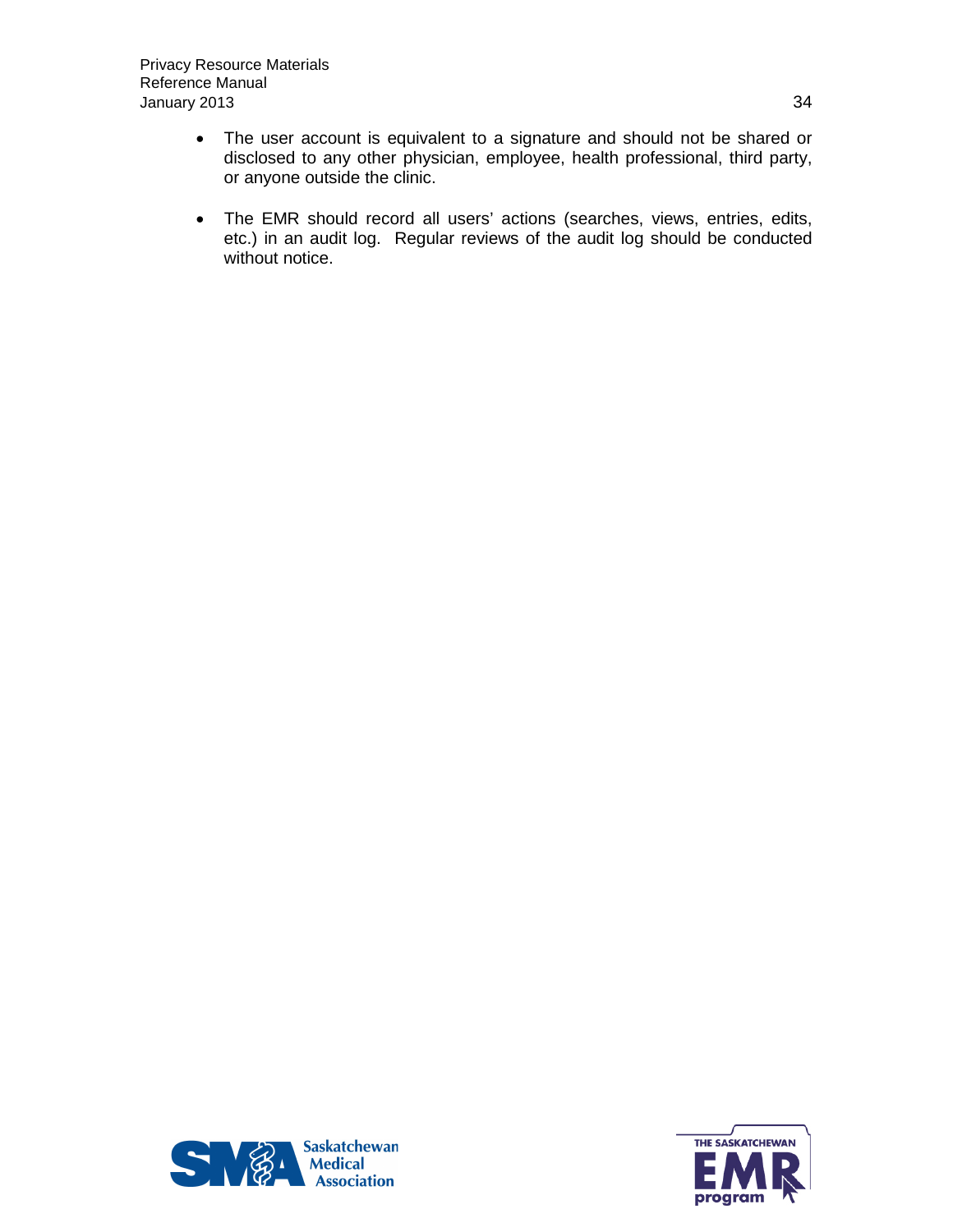- The user account is equivalent to a signature and should not be shared or disclosed to any other physician, employee, health professional, third party, or anyone outside the clinic.

- The EMR should record all users' actions (searches, views, entries, edits, etc.) in an audit log. Regular reviews of the audit log should be conducted without notice.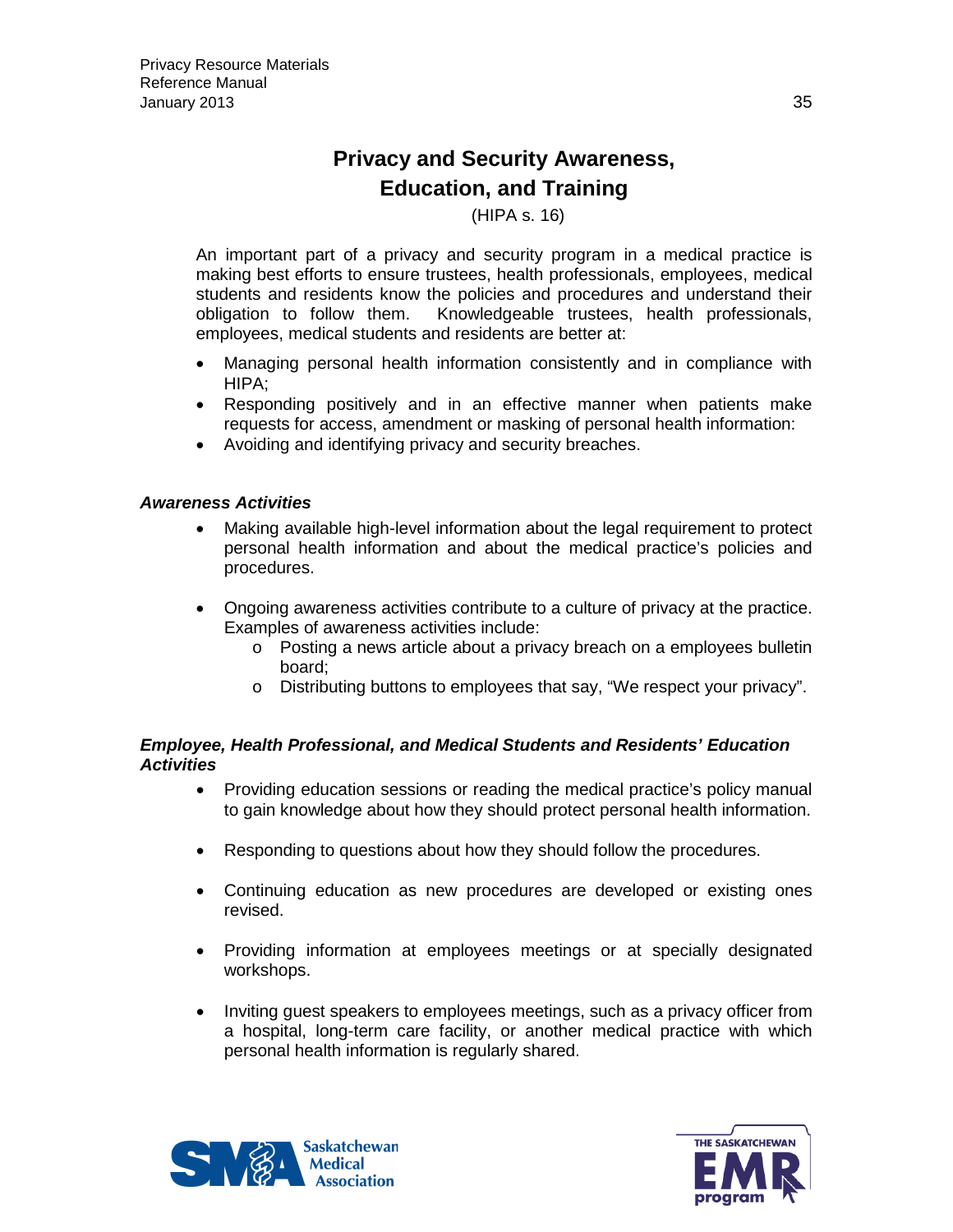# Privacy and Security Awareness, Education, and Training

(HIPA s. 16)

An important part of a privacy and security program in a medical practice is making best efforts to ensure trustees, health professionals, employees, medical students and residents know the policies and procedures and understand their obligation to follow them. Knowledgeable trustees, health professionals, employees, medical students and residents are better at:

- Managing personal health information consistently and in compliance with HIPA;
- Responding positively and in an effective manner when patients make requests for access, amendment or masking of personal health information:
- Avoiding and identifying privacy and security breaches.

### *Awareness Activities*

- Making available high-level information about the legal requirement to protect personal health information and about the medical practice's policies and procedures.
- Ongoing awareness activities contribute to a culture of privacy at the practice. Examples of awareness activities include:
  - Posting a news article about a privacy breach on a employees bulletin board;
  - Distributing buttons to employees that say, "We respect your privacy".

### *Employee, Health Professional, and Medical Students and Residents' Education Activities*

- Providing education sessions or reading the medical practice's policy manual to gain knowledge about how they should protect personal health information.
- Responding to questions about how they should follow the procedures.
- Continuing education as new procedures are developed or existing ones revised.
- Providing information at employees meetings or at specially designated workshops.
- Inviting guest speakers to employees meetings, such as a privacy officer from a hospital, long-term care facility, or another medical practice with which personal health information is regularly shared.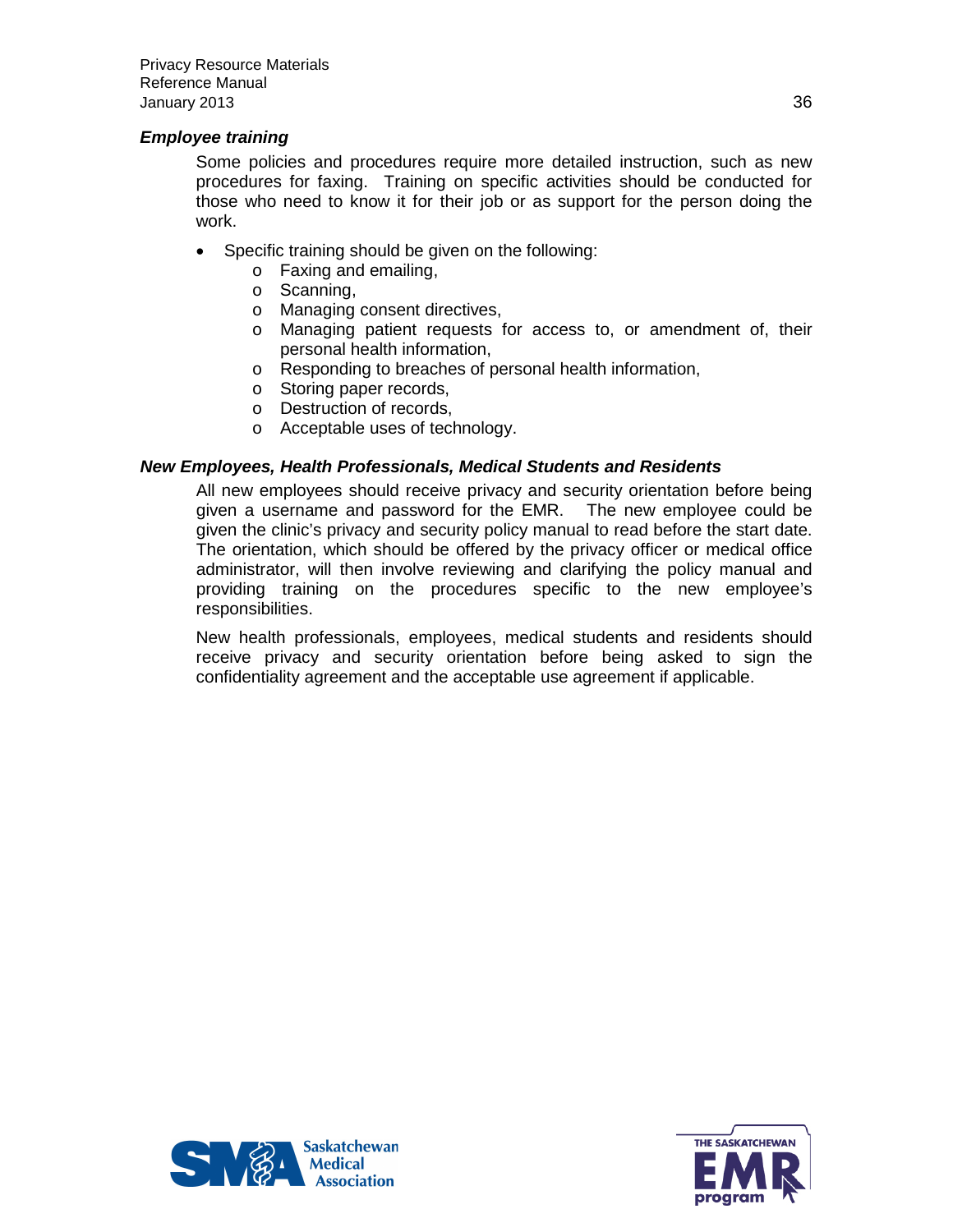### *Employee training*

Some policies and procedures require more detailed instruction, such as new procedures for faxing. Training on specific activities should be conducted for those who need to know it for their job or as support for the person doing the work.

- Specific training should be given on the following:
  - Faxing and emailing,
  - Scanning,
  - Managing consent directives,
  - Managing patient requests for access to, or amendment of, their personal health information,
  - Responding to breaches of personal health information,
  - Storing paper records,
  - Destruction of records,
  - Acceptable uses of technology.

### *New Employees, Health Professionals, Medical Students and Residents*

All new employees should receive privacy and security orientation before being given a username and password for the EMR. The new employee could be given the clinic's privacy and security policy manual to read before the start date. The orientation, which should be offered by the privacy officer or medical office administrator, will then involve reviewing and clarifying the policy manual and providing training on the procedures specific to the new employee's responsibilities.

New health professionals, employees, medical students and residents should receive privacy and security orientation before being asked to sign the confidentiality agreement and the acceptable use agreement if applicable.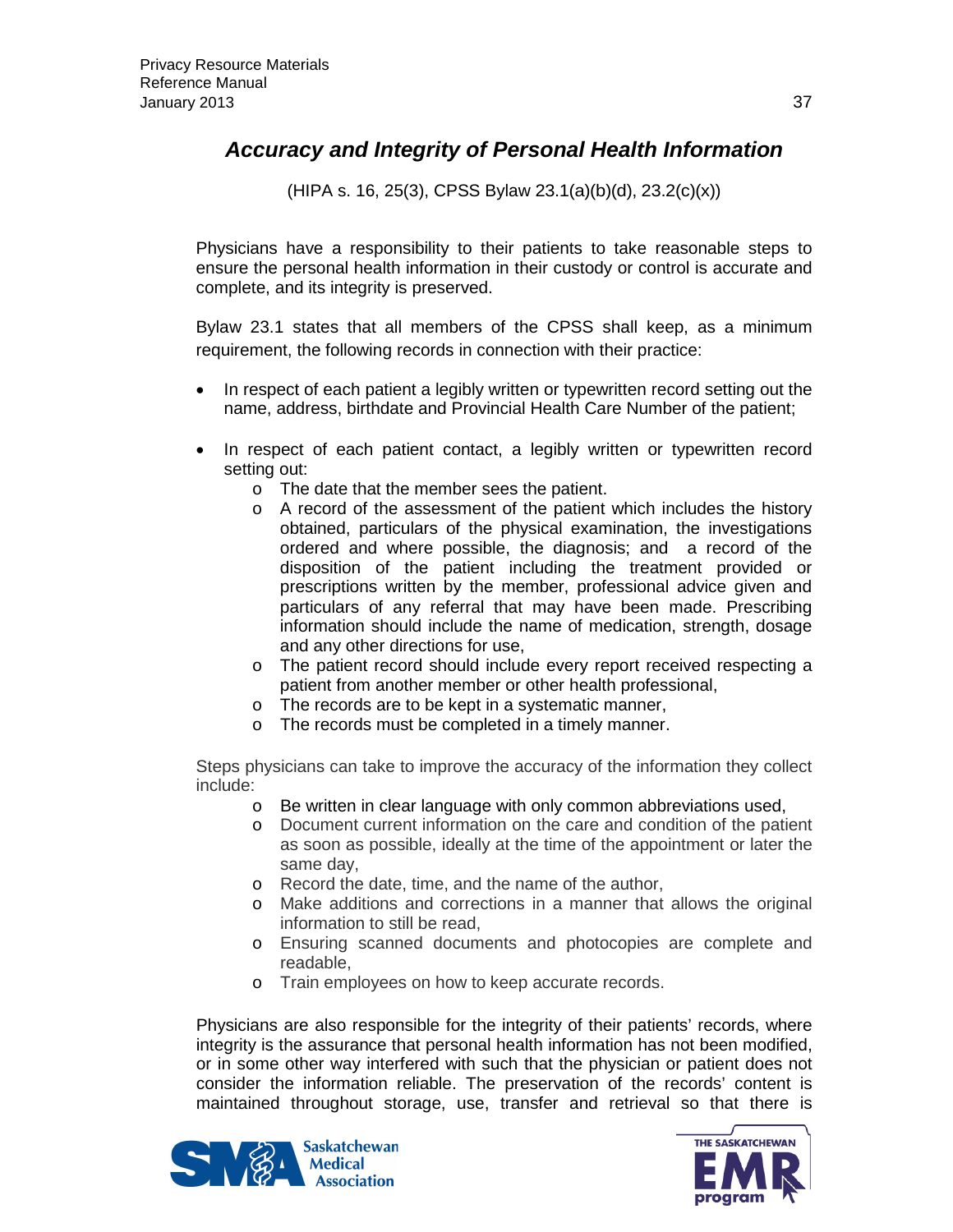## *Accuracy and Integrity of Personal Health Information*

(HIPA s. 16, 25(3), CPSS Bylaw 23.1(a)(b)(d), 23.2(c)(x))

Physicians have a responsibility to their patients to take reasonable steps to ensure the personal health information in their custody or control is accurate and complete, and its integrity is preserved.

Bylaw 23.1 states that all members of the CPSS shall keep, as a minimum requirement, the following records in connection with their practice:

- In respect of each patient a legibly written or typewritten record setting out the name, address, birthdate and Provincial Health Care Number of the patient;
- In respect of each patient contact, a legibly written or typewritten record setting out:
  - The date that the member sees the patient.
  - A record of the assessment of the patient which includes the history obtained, particulars of the physical examination, the investigations ordered and where possible, the diagnosis; and a record of the disposition of the patient including the treatment provided or prescriptions written by the member, professional advice given and particulars of any referral that may have been made. Prescribing information should include the name of medication, strength, dosage and any other directions for use,
  - The patient record should include every report received respecting a patient from another member or other health professional,
  - The records are to be kept in a systematic manner,
  - The records must be completed in a timely manner.

Steps physicians can take to improve the accuracy of the information they collect include:

- Be written in clear language with only common abbreviations used,
- Document current information on the care and condition of the patient as soon as possible, ideally at the time of the appointment or later the same day,
- Record the date, time, and the name of the author,
- Make additions and corrections in a manner that allows the original information to still be read,
- Ensuring scanned documents and photocopies are complete and readable,
- Train employees on how to keep accurate records.

Physicians are also responsible for the integrity of their patients' records, where integrity is the assurance that personal health information has not been modified, or in some other way interfered with such that the physician or patient does not consider the information reliable. The preservation of the records' content is maintained throughout storage, use, transfer and retrieval so that there is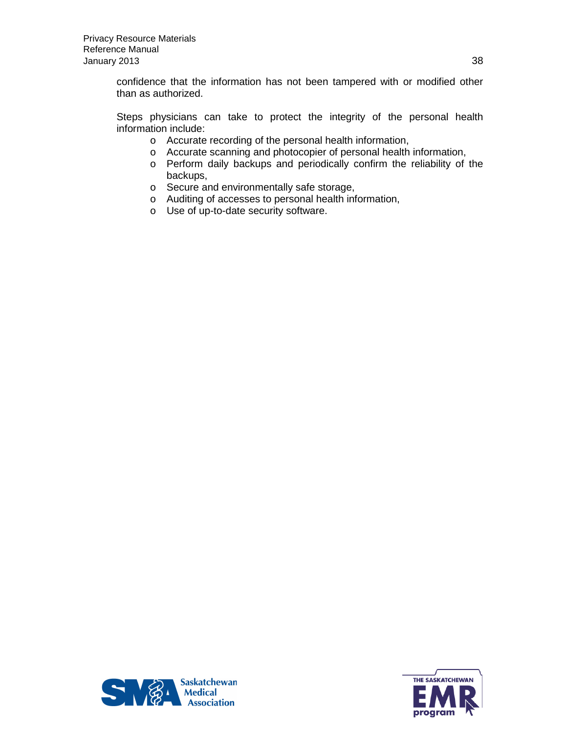confidence that the information has not been tampered with or modified other than as authorized.

Steps physicians can take to protect the integrity of the personal health information include:

- Accurate recording of the personal health information,
- Accurate scanning and photocopier of personal health information,
- Perform daily backups and periodically confirm the reliability of the backups,
- Secure and environmentally safe storage,
- Auditing of accesses to personal health information,
- Use of up-to-date security software.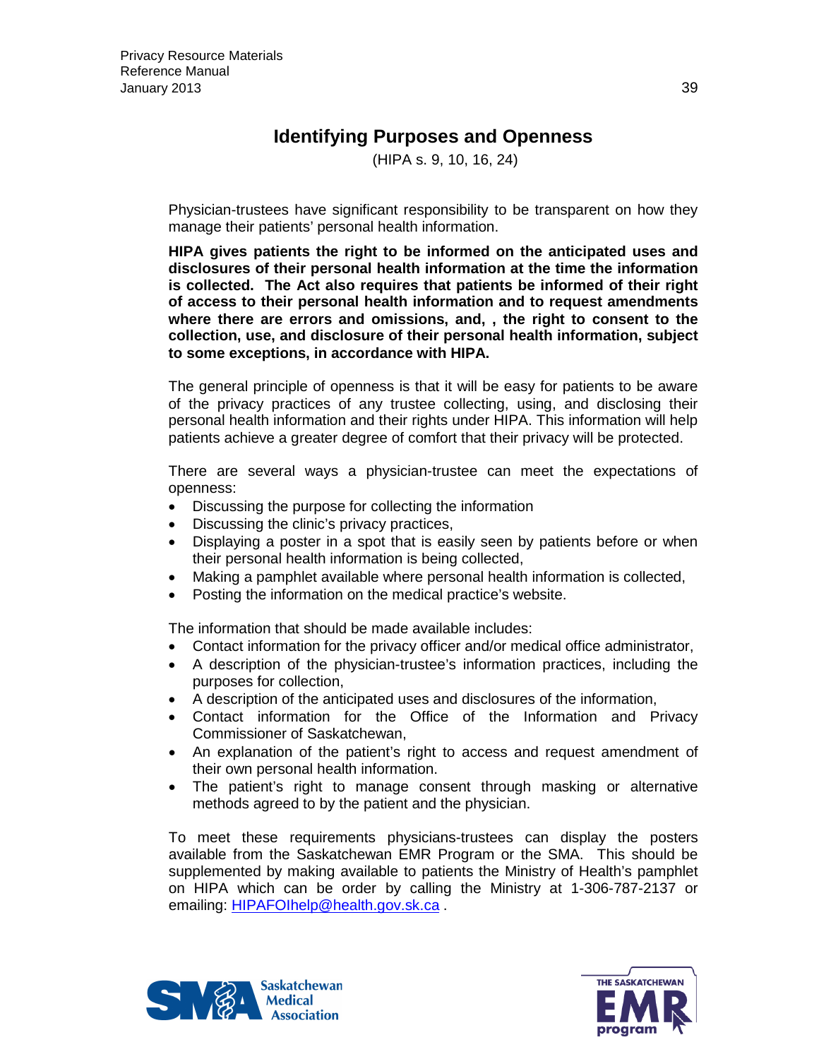# Identifying Purposes and Openness

(HIPA s. 9, 10, 16, 24)

Physician-trustees have significant responsibility to be transparent on how they manage their patients' personal health information.

**HIPA gives patients the right to be informed on the anticipated uses and disclosures of their personal health information at the time the information is collected. The Act also requires that patients be informed of their right of access to their personal health information and to request amendments where there are errors and omissions, and, , the right to consent to the collection, use, and disclosure of their personal health information, subject to some exceptions, in accordance with HIPA.**

The general principle of openness is that it will be easy for patients to be aware of the privacy practices of any trustee collecting, using, and disclosing their personal health information and their rights under HIPA. This information will help patients achieve a greater degree of comfort that their privacy will be protected.

There are several ways a physician-trustee can meet the expectations of openness:

- Discussing the purpose for collecting the information
- Discussing the clinic's privacy practices,
- Displaying a poster in a spot that is easily seen by patients before or when their personal health information is being collected,
- Making a pamphlet available where personal health information is collected,
- Posting the information on the medical practice's website.

The information that should be made available includes:

- Contact information for the privacy officer and/or medical office administrator,
- A description of the physician-trustee's information practices, including the purposes for collection,
- A description of the anticipated uses and disclosures of the information,
- Contact information for the Office of the Information and Privacy Commissioner of Saskatchewan,
- An explanation of the patient's right to access and request amendment of their own personal health information.
- The patient's right to manage consent through masking or alternative methods agreed to by the patient and the physician.

To meet these requirements physicians-trustees can display the posters available from the Saskatchewan EMR Program or the SMA. This should be supplemented by making available to patients the Ministry of Health's pamphlet on HIPA which can be order by calling the Ministry at 1-306-787-2137 or emailing: HIPAFOIhelp@health.gov.sk.ca .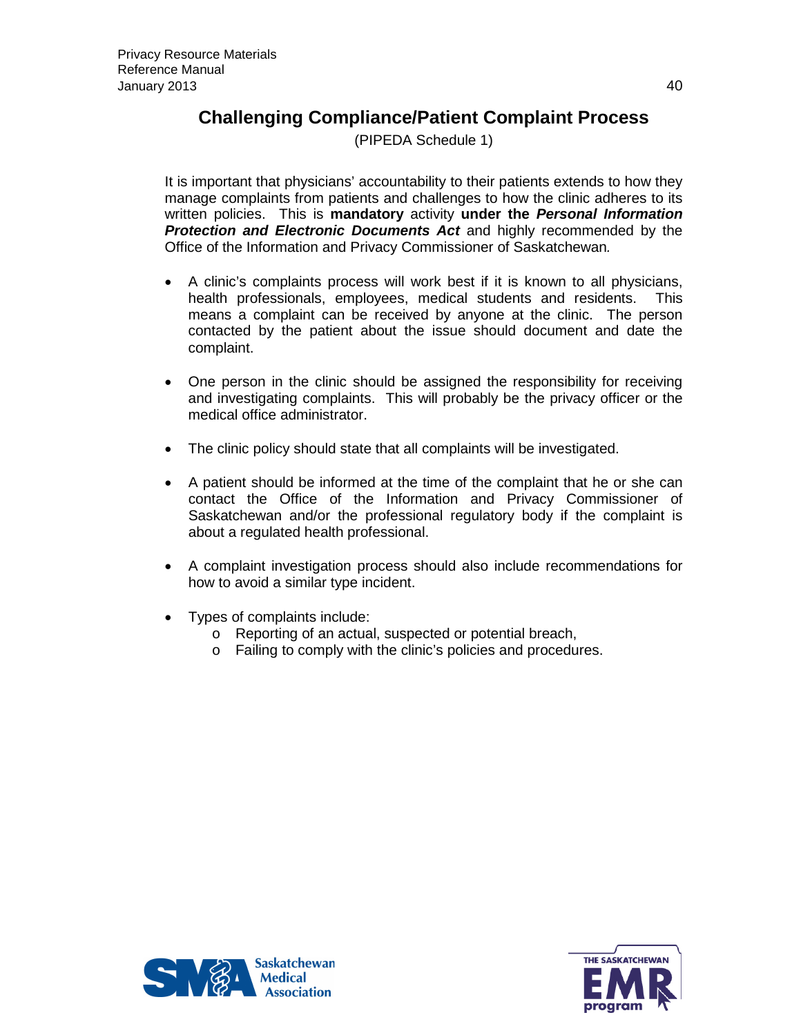## Challenging Compliance/Patient Complaint Process

(PIPEDA Schedule 1)

It is important that physicians' accountability to their patients extends to how they manage complaints from patients and challenges to how the clinic adheres to its written policies. This is **mandatory** activity **under the *Personal Information Protection and Electronic Documents Act*** and highly recommended by the Office of the Information and Privacy Commissioner of Saskatchewan.

- A clinic's complaints process will work best if it is known to all physicians, health professionals, employees, medical students and residents. This means a complaint can be received by anyone at the clinic. The person contacted by the patient about the issue should document and date the complaint.

- One person in the clinic should be assigned the responsibility for receiving and investigating complaints. This will probably be the privacy officer or the medical office administrator.

- The clinic policy should state that all complaints will be investigated.

- A patient should be informed at the time of the complaint that he or she can contact the Office of the Information and Privacy Commissioner of Saskatchewan and/or the professional regulatory body if the complaint is about a regulated health professional.

- A complaint investigation process should also include recommendations for how to avoid a similar type incident.

- Types of complaints include:
  - Reporting of an actual, suspected or potential breach,
  - Failing to comply with the clinic's policies and procedures.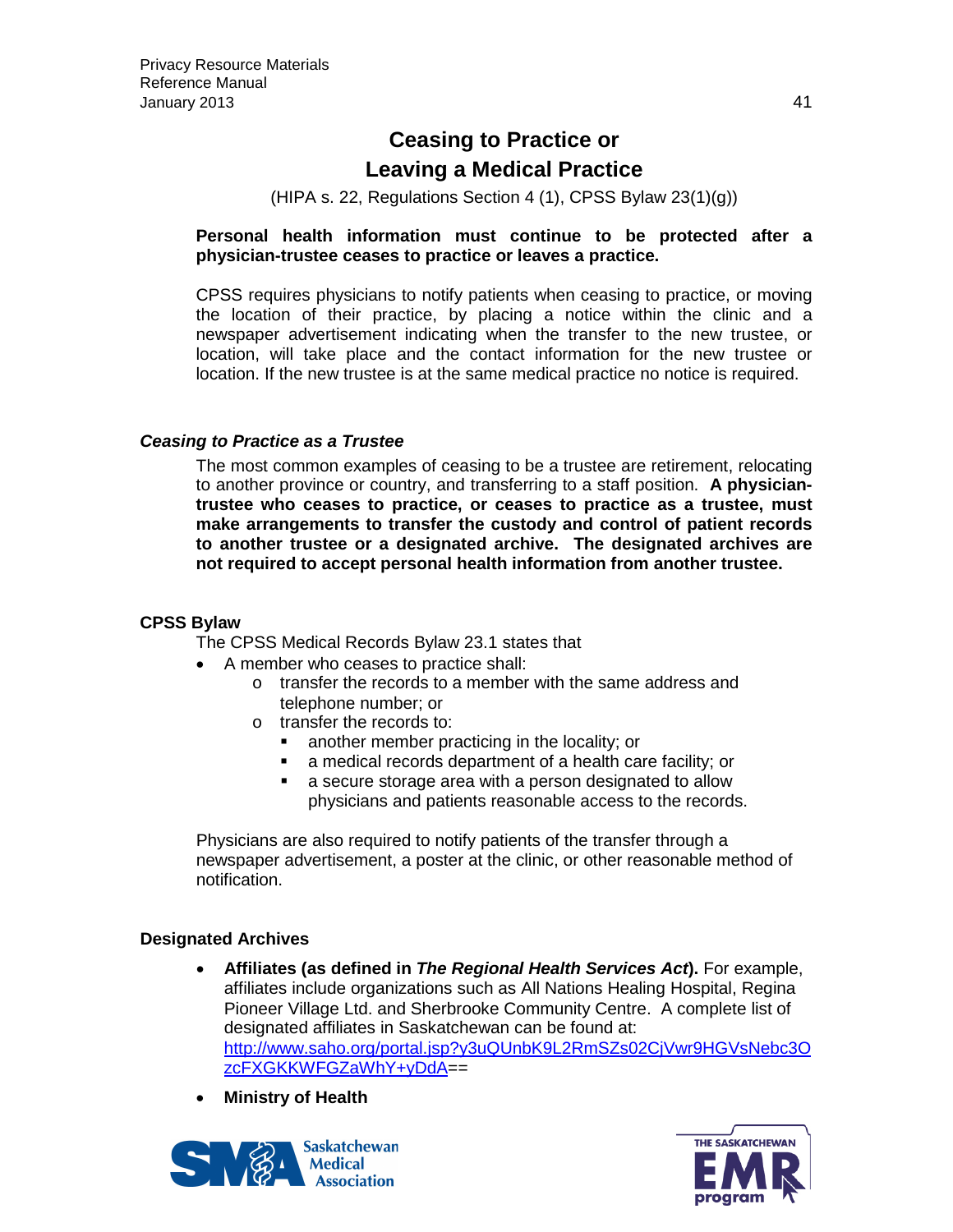# Ceasing to Practice or Leaving a Medical Practice

(HIPA s. 22, Regulations Section 4 (1), CPSS Bylaw 23(1)(g))

**Personal health information must continue to be protected after a physician-trustee ceases to practice or leaves a practice.**

CPSS requires physicians to notify patients when ceasing to practice, or moving the location of their practice, by placing a notice within the clinic and a newspaper advertisement indicating when the transfer to the new trustee, or location, will take place and the contact information for the new trustee or location. If the new trustee is at the same medical practice no notice is required.

### *Ceasing to Practice as a Trustee*

The most common examples of ceasing to be a trustee are retirement, relocating to another province or country, and transferring to a staff position. **A physician-trustee who ceases to practice, or ceases to practice as a trustee, must make arrangements to transfer the custody and control of patient records to another trustee or a designated archive. The designated archives are not required to accept personal health information from another trustee.**

### CPSS Bylaw

The CPSS Medical Records Bylaw 23.1 states that

- A member who ceases to practice shall:
  - transfer the records to a member with the same address and telephone number; or
  - transfer the records to:
    - another member practicing in the locality; or
    - a medical records department of a health care facility; or
    - a secure storage area with a person designated to allow physicians and patients reasonable access to the records.

Physicians are also required to notify patients of the transfer through a newspaper advertisement, a poster at the clinic, or other reasonable method of notification.

### Designated Archives

- **Affiliates (as defined in *The Regional Health Services Act*).** For example, affiliates include organizations such as All Nations Healing Hospital, Regina Pioneer Village Ltd. and Sherbrooke Community Centre. A complete list of designated affiliates in Saskatchewan can be found at: http://www.saho.org/portal.jsp?y3uQUnbK9L2RmSZs02CjVwr9HGVsNebc3OzcFXGKKWFGZaWhY+yDdA==
- **Ministry of Health**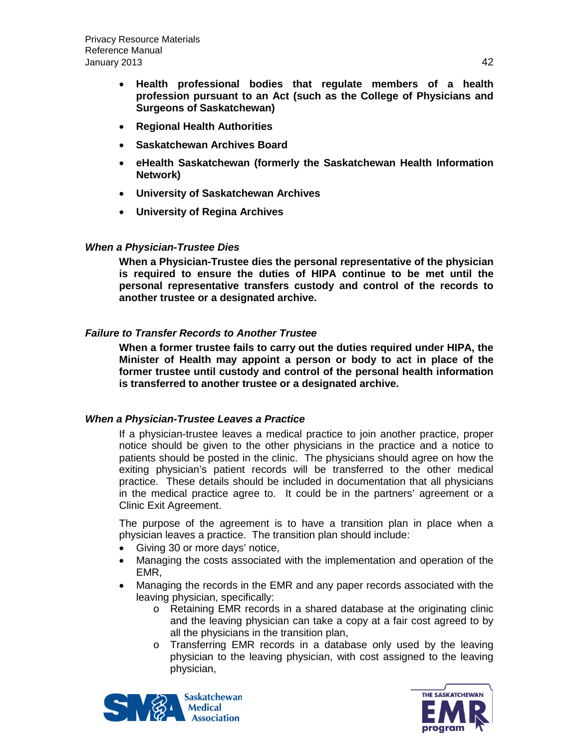- **Health professional bodies that regulate members of a health profession pursuant to an Act (such as the College of Physicians and Surgeons of Saskatchewan)**
- **Regional Health Authorities**
- **Saskatchewan Archives Board**
- **eHealth Saskatchewan (formerly the Saskatchewan Health Information Network)**
- **University of Saskatchewan Archives**
- **University of Regina Archives**

***When a Physician-Trustee Dies***

**When a Physician-Trustee dies the personal representative of the physician is required to ensure the duties of HIPA continue to be met until the personal representative transfers custody and control of the records to another trustee or a designated archive.**

***Failure to Transfer Records to Another Trustee***

**When a former trustee fails to carry out the duties required under HIPA, the Minister of Health may appoint a person or body to act in place of the former trustee until custody and control of the personal health information is transferred to another trustee or a designated archive.**

***When a Physician-Trustee Leaves a Practice***

If a physician-trustee leaves a medical practice to join another practice, proper notice should be given to the other physicians in the practice and a notice to patients should be posted in the clinic. The physicians should agree on how the exiting physician's patient records will be transferred to the other medical practice. These details should be included in documentation that all physicians in the medical practice agree to. It could be in the partners' agreement or a Clinic Exit Agreement.

The purpose of the agreement is to have a transition plan in place when a physician leaves a practice. The transition plan should include:

- Giving 30 or more days' notice,
- Managing the costs associated with the implementation and operation of the EMR,
- Managing the records in the EMR and any paper records associated with the leaving physician, specifically:
    - Retaining EMR records in a shared database at the originating clinic and the leaving physician can take a copy at a fair cost agreed to by all the physicians in the transition plan,
    - Transferring EMR records in a database only used by the leaving physician to the leaving physician, with cost assigned to the leaving physician,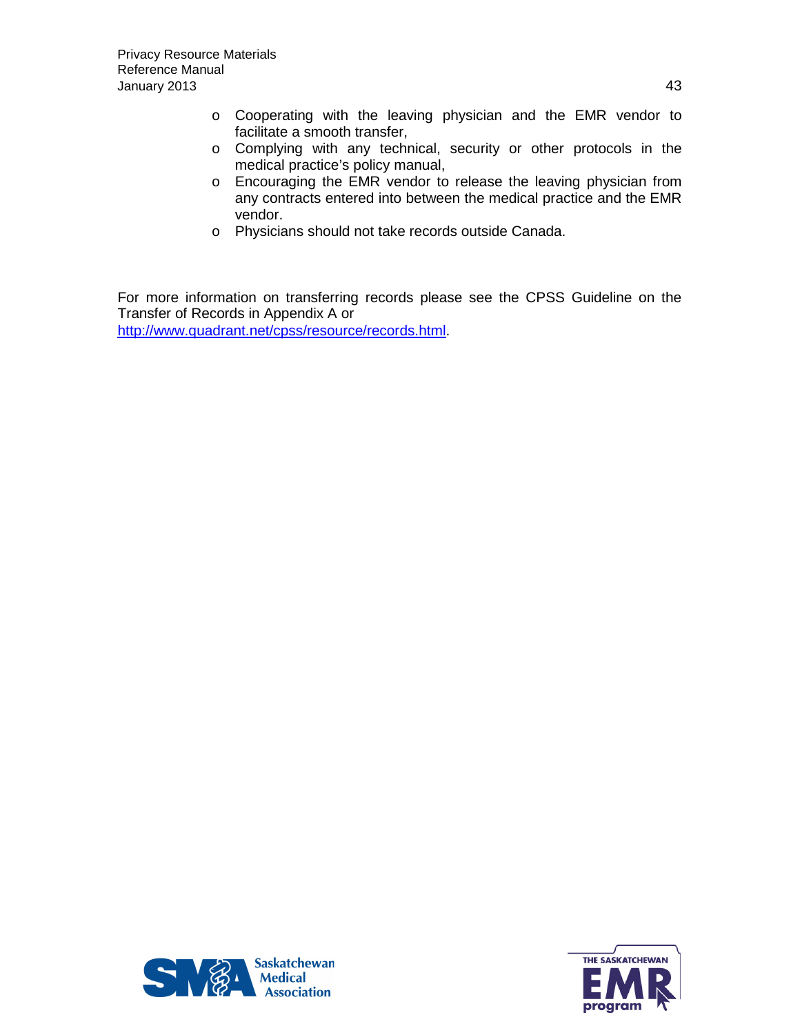- Cooperating with the leaving physician and the EMR vendor to facilitate a smooth transfer,
- Complying with any technical, security or other protocols in the medical practice's policy manual,
- Encouraging the EMR vendor to release the leaving physician from any contracts entered into between the medical practice and the EMR vendor.
- Physicians should not take records outside Canada.

For more information on transferring records please see the CPSS Guideline on the Transfer of Records in Appendix A or [http://www.quadrant.net/cpss/resource/records.html](http://www.quadrant.net/cpss/resource/records.html).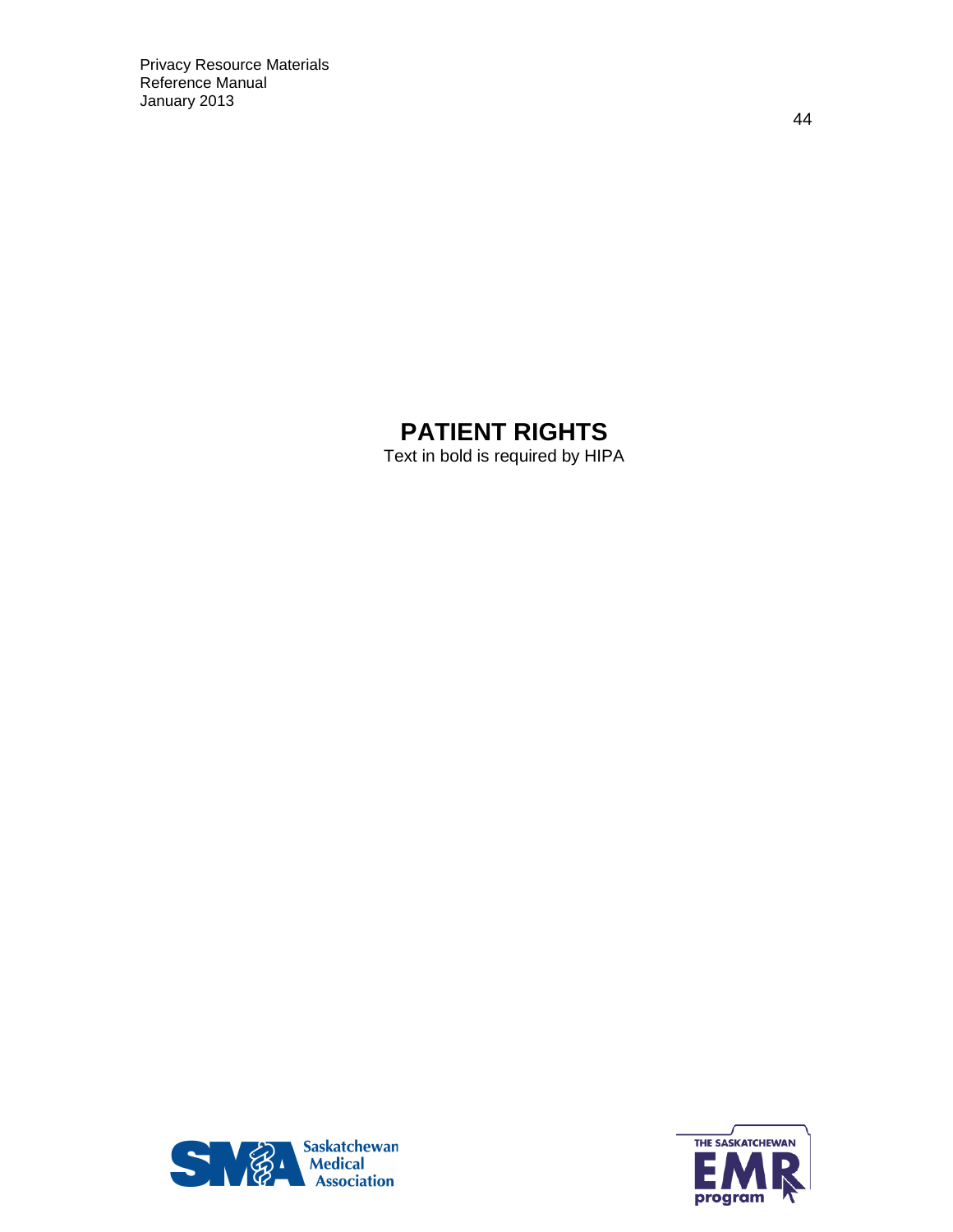# PATIENT RIGHTS

Text in bold is required by HIPA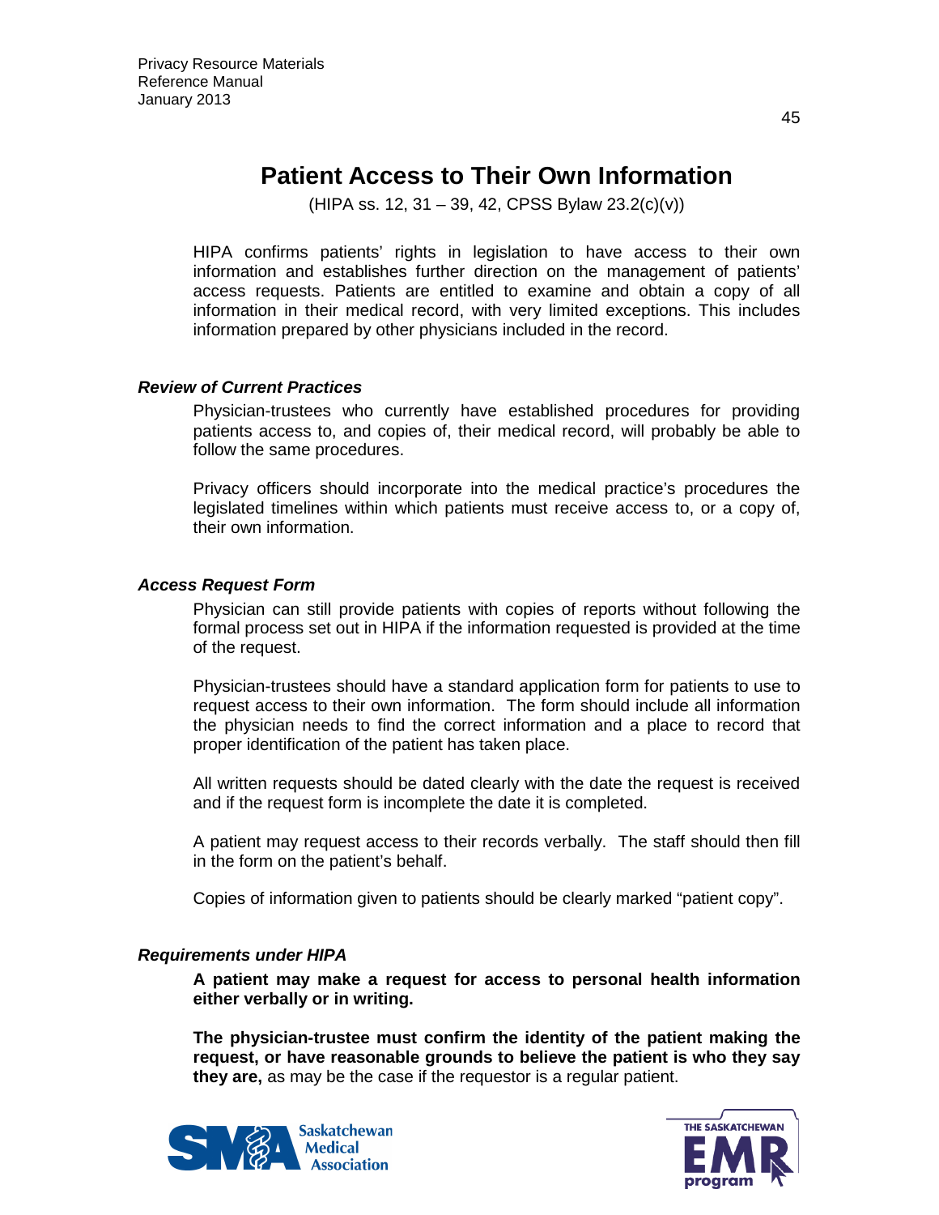# Patient Access to Their Own Information

(HIPA ss. 12, 31 – 39, 42, CPSS Bylaw 23.2(c)(v))

HIPA confirms patients' rights in legislation to have access to their own information and establishes further direction on the management of patients' access requests. Patients are entitled to examine and obtain a copy of all information in their medical record, with very limited exceptions. This includes information prepared by other physicians included in the record.

### *Review of Current Practices*

Physician-trustees who currently have established procedures for providing patients access to, and copies of, their medical record, will probably be able to follow the same procedures.

Privacy officers should incorporate into the medical practice's procedures the legislated timelines within which patients must receive access to, or a copy of, their own information.

### *Access Request Form*

Physician can still provide patients with copies of reports without following the formal process set out in HIPA if the information requested is provided at the time of the request.

Physician-trustees should have a standard application form for patients to use to request access to their own information. The form should include all information the physician needs to find the correct information and a place to record that proper identification of the patient has taken place.

All written requests should be dated clearly with the date the request is received and if the request form is incomplete the date it is completed.

A patient may request access to their records verbally. The staff should then fill in the form on the patient's behalf.

Copies of information given to patients should be clearly marked "patient copy".

### *Requirements under HIPA*

**A patient may make a request for access to personal health information either verbally or in writing.**

**The physician-trustee must confirm the identity of the patient making the request, or have reasonable grounds to believe the patient is who they say they are,** as may be the case if the requestor is a regular patient.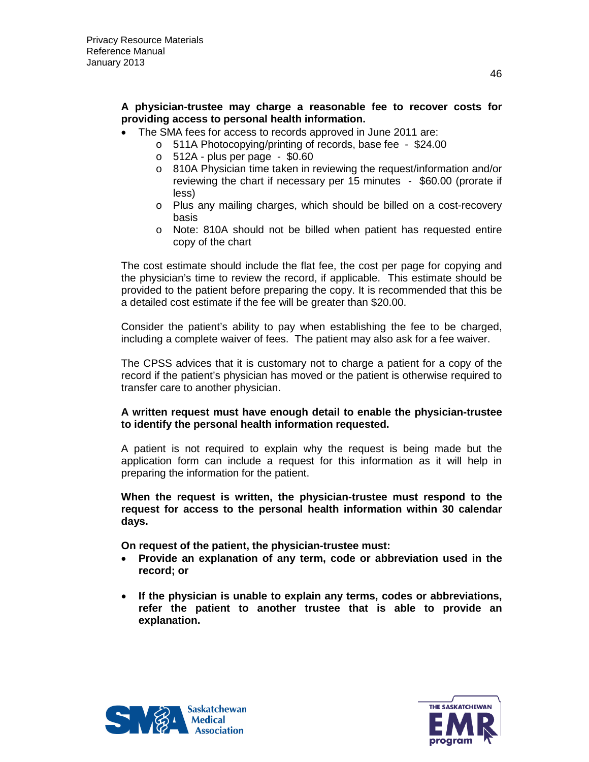**A physician-trustee may charge a reasonable fee to recover costs for providing access to personal health information.**

- The SMA fees for access to records approved in June 2011 are:
  - 511A Photocopying/printing of records, base fee - $24.00
  - 512A - plus per page - $0.60
  - 810A Physician time taken in reviewing the request/information and/or reviewing the chart if necessary per 15 minutes - $60.00 (prorate if less)
  - Plus any mailing charges, which should be billed on a cost-recovery basis
  - Note: 810A should not be billed when patient has requested entire copy of the chart

The cost estimate should include the flat fee, the cost per page for copying and the physician's time to review the record, if applicable. This estimate should be provided to the patient before preparing the copy. It is recommended that this be a detailed cost estimate if the fee will be greater than $20.00.

Consider the patient's ability to pay when establishing the fee to be charged, including a complete waiver of fees. The patient may also ask for a fee waiver.

The CPSS advices that it is customary not to charge a patient for a copy of the record if the patient's physician has moved or the patient is otherwise required to transfer care to another physician.

**A written request must have enough detail to enable the physician-trustee to identify the personal health information requested.**

A patient is not required to explain why the request is being made but the application form can include a request for this information as it will help in preparing the information for the patient.

**When the request is written, the physician-trustee must respond to the request for access to the personal health information within 30 calendar days.**

**On request of the patient, the physician-trustee must:**

- **Provide an explanation of any term, code or abbreviation used in the record; or**
- **If the physician is unable to explain any terms, codes or abbreviations, refer the patient to another trustee that is able to provide an explanation.**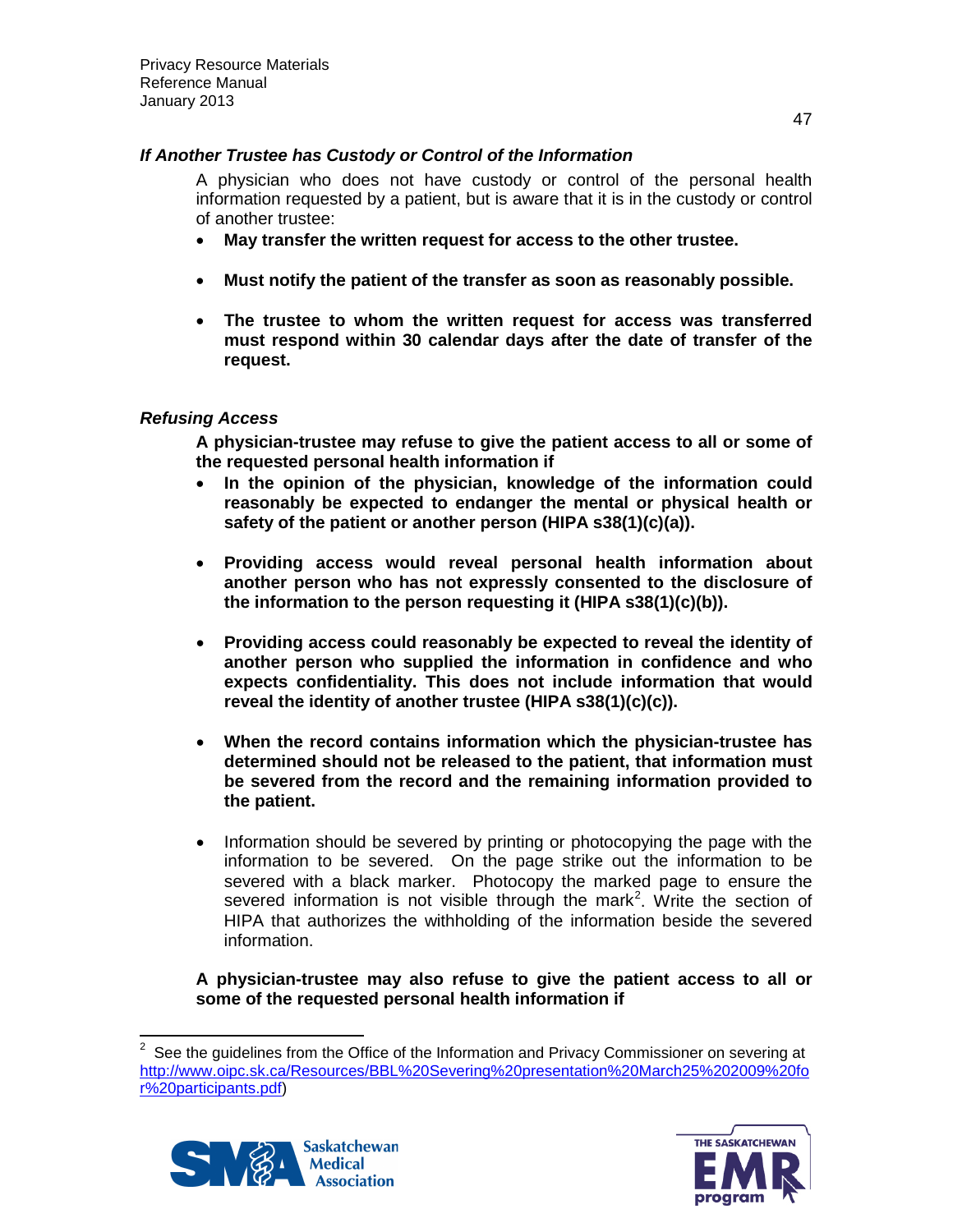### *If Another Trustee has Custody or Control of the Information*

A physician who does not have custody or control of the personal health information requested by a patient, but is aware that it is in the custody or control of another trustee:

- **May transfer the written request for access to the other trustee.**
- **Must notify the patient of the transfer as soon as reasonably possible.**
- **The trustee to whom the written request for access was transferred must respond within 30 calendar days after the date of transfer of the request.**

### *Refusing Access*

**A physician-trustee may refuse to give the patient access to all or some of the requested personal health information if**

- **In the opinion of the physician, knowledge of the information could reasonably be expected to endanger the mental or physical health or safety of the patient or another person (HIPA s38(1)(c)(a)).**
- **Providing access would reveal personal health information about another person who has not expressly consented to the disclosure of the information to the person requesting it (HIPA s38(1)(c)(b)).**
- **Providing access could reasonably be expected to reveal the identity of another person who supplied the information in confidence and who expects confidentiality. This does not include information that would reveal the identity of another trustee (HIPA s38(1)(c)(c)).**
- **When the record contains information which the physician-trustee has determined should not be released to the patient, that information must be severed from the record and the remaining information provided to the patient.**
- Information should be severed by printing or photocopying the page with the information to be severed. On the page strike out the information to be severed with a black marker. Photocopy the marked page to ensure the severed information is not visible through the mark[2]. Write the section of HIPA that authorizes the withholding of the information beside the severed information.

**A physician-trustee may also refuse to give the patient access to all or some of the requested personal health information if**

---

[2] See the guidelines from the Office of the Information and Privacy Commissioner on severing at http://www.oipc.sk.ca/Resources/BBL%20Severing%20presentation%20March25%202009%20for%20participants.pdf)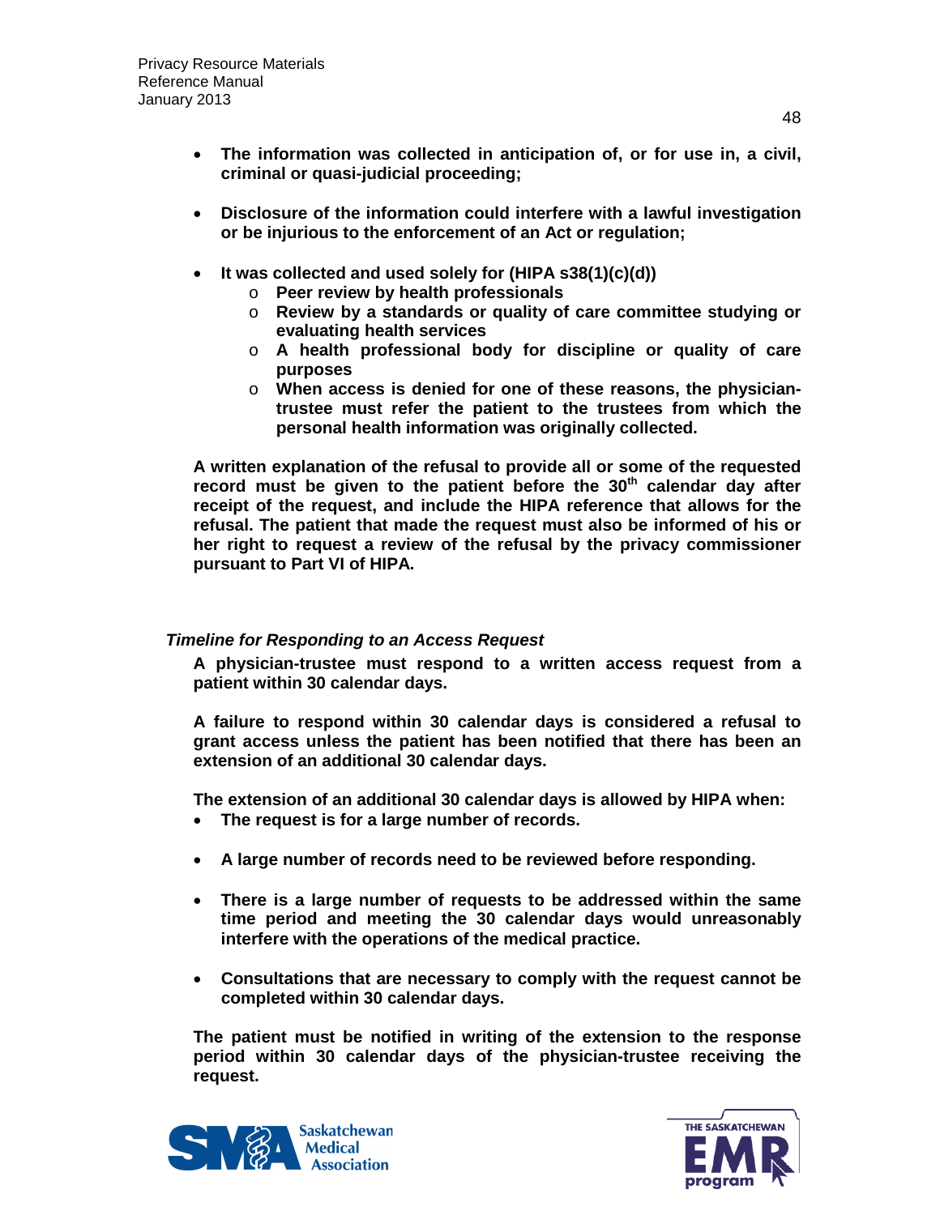- **The information was collected in anticipation of, or for use in, a civil, criminal or quasi-judicial proceeding;**

- **Disclosure of the information could interfere with a lawful investigation or be injurious to the enforcement of an Act or regulation;**

- **It was collected and used solely for (HIPA s38(1)(c)(d))**
    - **Peer review by health professionals**
    - **Review by a standards or quality of care committee studying or evaluating health services**
    - **A health professional body for discipline or quality of care purposes**
    - **When access is denied for one of these reasons, the physician-trustee must refer the patient to the trustees from which the personal health information was originally collected.**

**A written explanation of the refusal to provide all or some of the requested record must be given to the patient before the 30th calendar day after receipt of the request, and include the HIPA reference that allows for the refusal. The patient that made the request must also be informed of his or her right to request a review of the refusal by the privacy commissioner pursuant to Part VI of HIPA.**

***Timeline for Responding to an Access Request***

**A physician-trustee must respond to a written access request from a patient within 30 calendar days.**

**A failure to respond within 30 calendar days is considered a refusal to grant access unless the patient has been notified that there has been an extension of an additional 30 calendar days.**

**The extension of an additional 30 calendar days is allowed by HIPA when:**

- **The request is for a large number of records.**

- **A large number of records need to be reviewed before responding.**

- **There is a large number of requests to be addressed within the same time period and meeting the 30 calendar days would unreasonably interfere with the operations of the medical practice.**

- **Consultations that are necessary to comply with the request cannot be completed within 30 calendar days.**

**The patient must be notified in writing of the extension to the response period within 30 calendar days of the physician-trustee receiving the request.**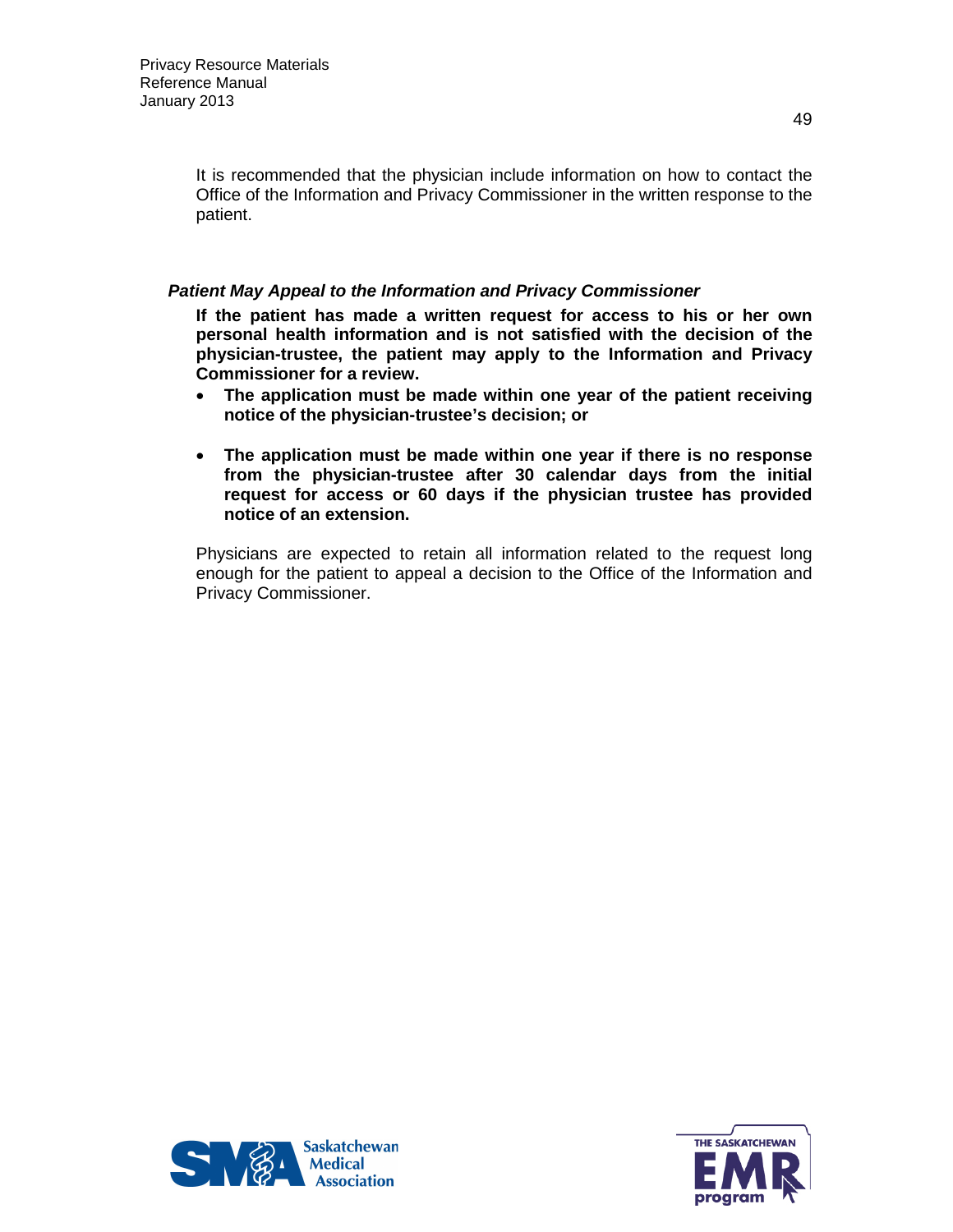It is recommended that the physician include information on how to contact the Office of the Information and Privacy Commissioner in the written response to the patient.

### *Patient May Appeal to the Information and Privacy Commissioner*

**If the patient has made a written request for access to his or her own personal health information and is not satisfied with the decision of the physician-trustee, the patient may apply to the Information and Privacy Commissioner for a review.**

- **The application must be made within one year of the patient receiving notice of the physician-trustee's decision; or**
- **The application must be made within one year if there is no response from the physician-trustee after 30 calendar days from the initial request for access or 60 days if the physician trustee has provided notice of an extension.**

Physicians are expected to retain all information related to the request long enough for the patient to appeal a decision to the Office of the Information and Privacy Commissioner.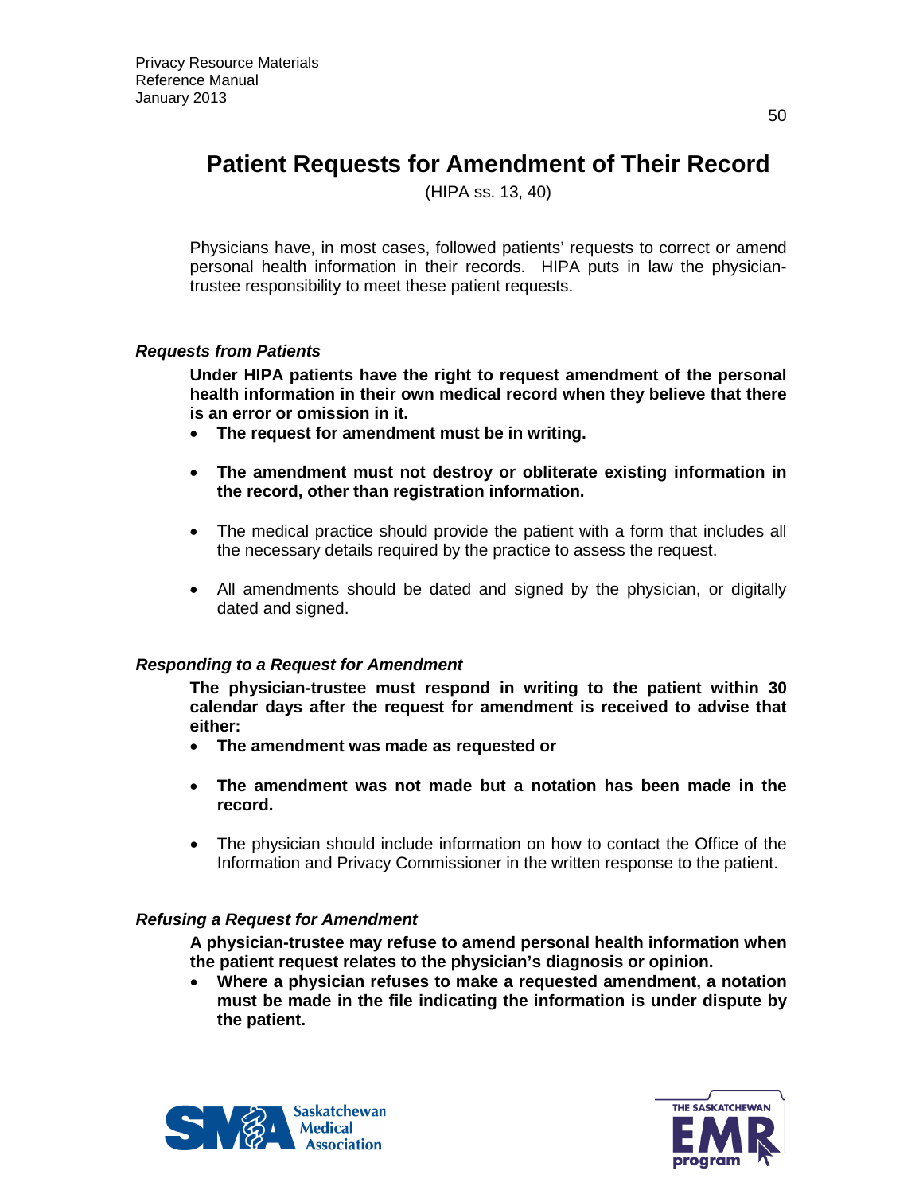# Patient Requests for Amendment of Their Record

(HIPA ss. 13, 40)

Physicians have, in most cases, followed patients' requests to correct or amend personal health information in their records. HIPA puts in law the physician-trustee responsibility to meet these patient requests.

### *Requests from Patients*

**Under HIPA patients have the right to request amendment of the personal health information in their own medical record when they believe that there is an error or omission in it.**

- **The request for amendment must be in writing.**
- **The amendment must not destroy or obliterate existing information in the record, other than registration information.**
- The medical practice should provide the patient with a form that includes all the necessary details required by the practice to assess the request.
- All amendments should be dated and signed by the physician, or digitally dated and signed.

### *Responding to a Request for Amendment*

**The physician-trustee must respond in writing to the patient within 30 calendar days after the request for amendment is received to advise that either:**

- **The amendment was made as requested or**
- **The amendment was not made but a notation has been made in the record.**
- The physician should include information on how to contact the Office of the Information and Privacy Commissioner in the written response to the patient.

### *Refusing a Request for Amendment*

**A physician-trustee may refuse to amend personal health information when the patient request relates to the physician's diagnosis or opinion.**

- **Where a physician refuses to make a requested amendment, a notation must be made in the file indicating the information is under dispute by the patient.**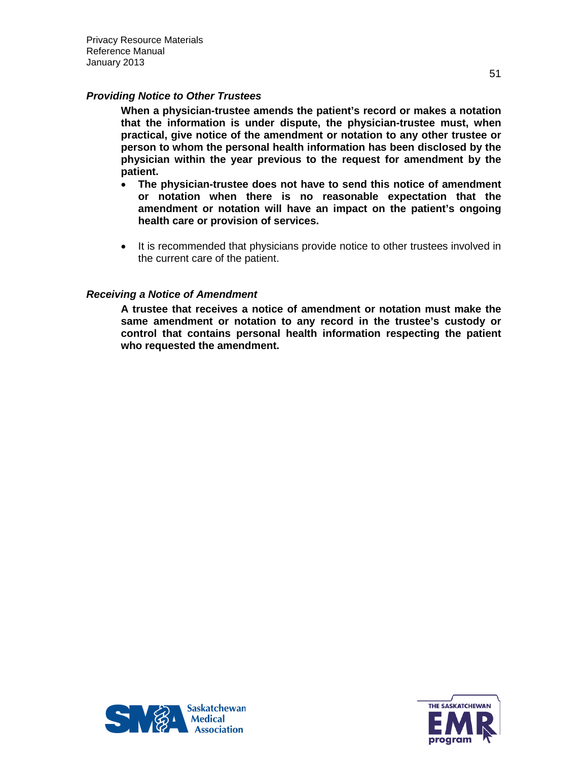### *Providing Notice to Other Trustees*

**When a physician-trustee amends the patient's record or makes a notation that the information is under dispute, the physician-trustee must, when practical, give notice of the amendment or notation to any other trustee or person to whom the personal health information has been disclosed by the physician within the year previous to the request for amendment by the patient.**

- **The physician-trustee does not have to send this notice of amendment or notation when there is no reasonable expectation that the amendment or notation will have an impact on the patient's ongoing health care or provision of services.**

- It is recommended that physicians provide notice to other trustees involved in the current care of the patient.

### *Receiving a Notice of Amendment*

**A trustee that receives a notice of amendment or notation must make the same amendment or notation to any record in the trustee's custody or control that contains personal health information respecting the patient who requested the amendment.**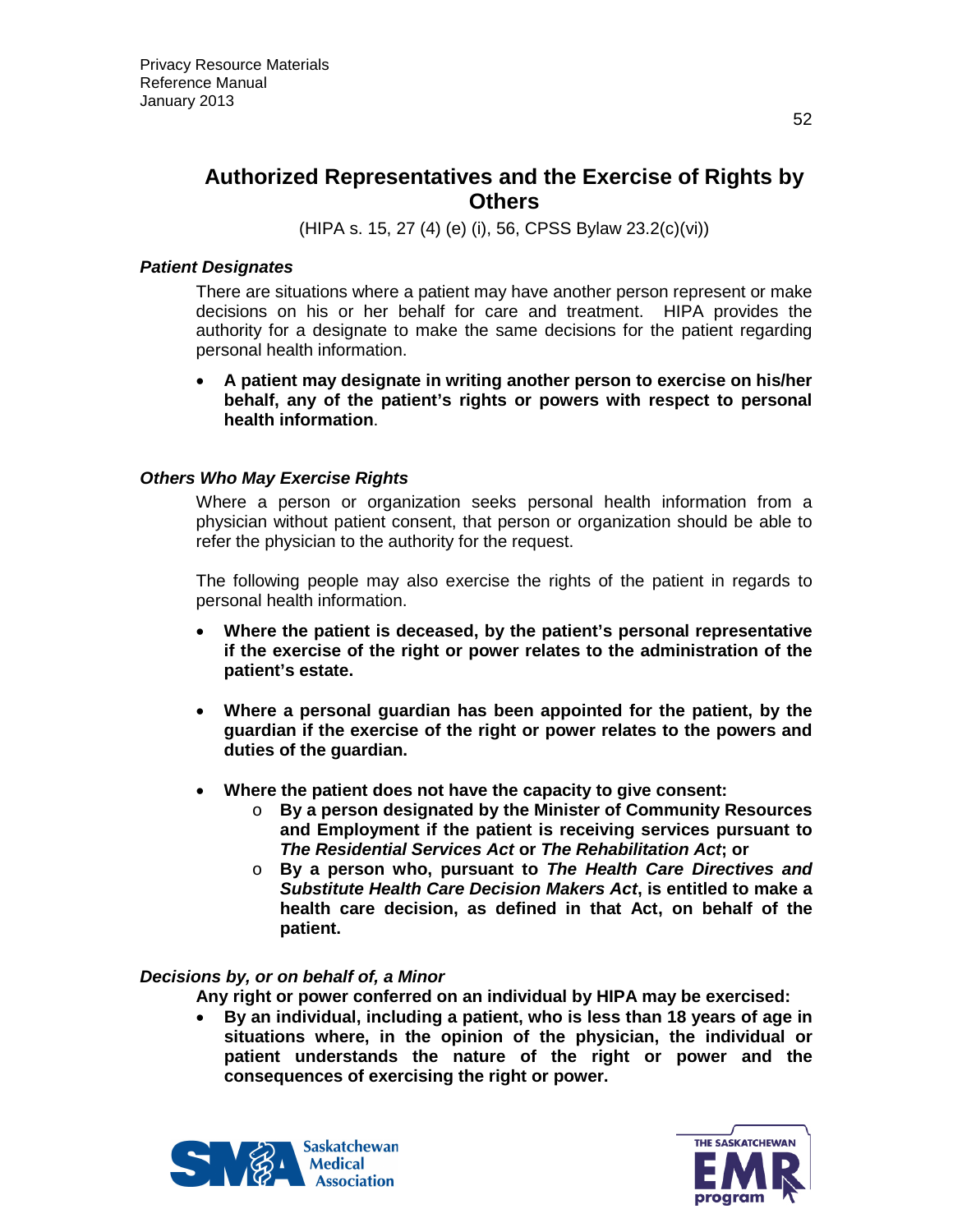## Authorized Representatives and the Exercise of Rights by Others

(HIPA s. 15, 27 (4) (e) (i), 56, CPSS Bylaw 23.2(c)(vi))

### *Patient Designates*

There are situations where a patient may have another person represent or make decisions on his or her behalf for care and treatment. HIPA provides the authority for a designate to make the same decisions for the patient regarding personal health information.

- **A patient may designate in writing another person to exercise on his/her behalf, any of the patient's rights or powers with respect to personal health information**.

### *Others Who May Exercise Rights*

Where a person or organization seeks personal health information from a physician without patient consent, that person or organization should be able to refer the physician to the authority for the request.

The following people may also exercise the rights of the patient in regards to personal health information.

- **Where the patient is deceased, by the patient's personal representative if the exercise of the right or power relates to the administration of the patient's estate.**

- **Where a personal guardian has been appointed for the patient, by the guardian if the exercise of the right or power relates to the powers and duties of the guardian.**

- **Where the patient does not have the capacity to give consent:**
  - **By a person designated by the Minister of Community Resources and Employment if the patient is receiving services pursuant to *The Residential Services Act* or *The Rehabilitation Act*; or**
  - **By a person who, pursuant to *The Health Care Directives and Substitute Health Care Decision Makers Act*, is entitled to make a health care decision, as defined in that Act, on behalf of the patient.**

### *Decisions by, or on behalf of, a Minor*

**Any right or power conferred on an individual by HIPA may be exercised:**

- **By an individual, including a patient, who is less than 18 years of age in situations where, in the opinion of the physician, the individual or patient understands the nature of the right or power and the consequences of exercising the right or power.**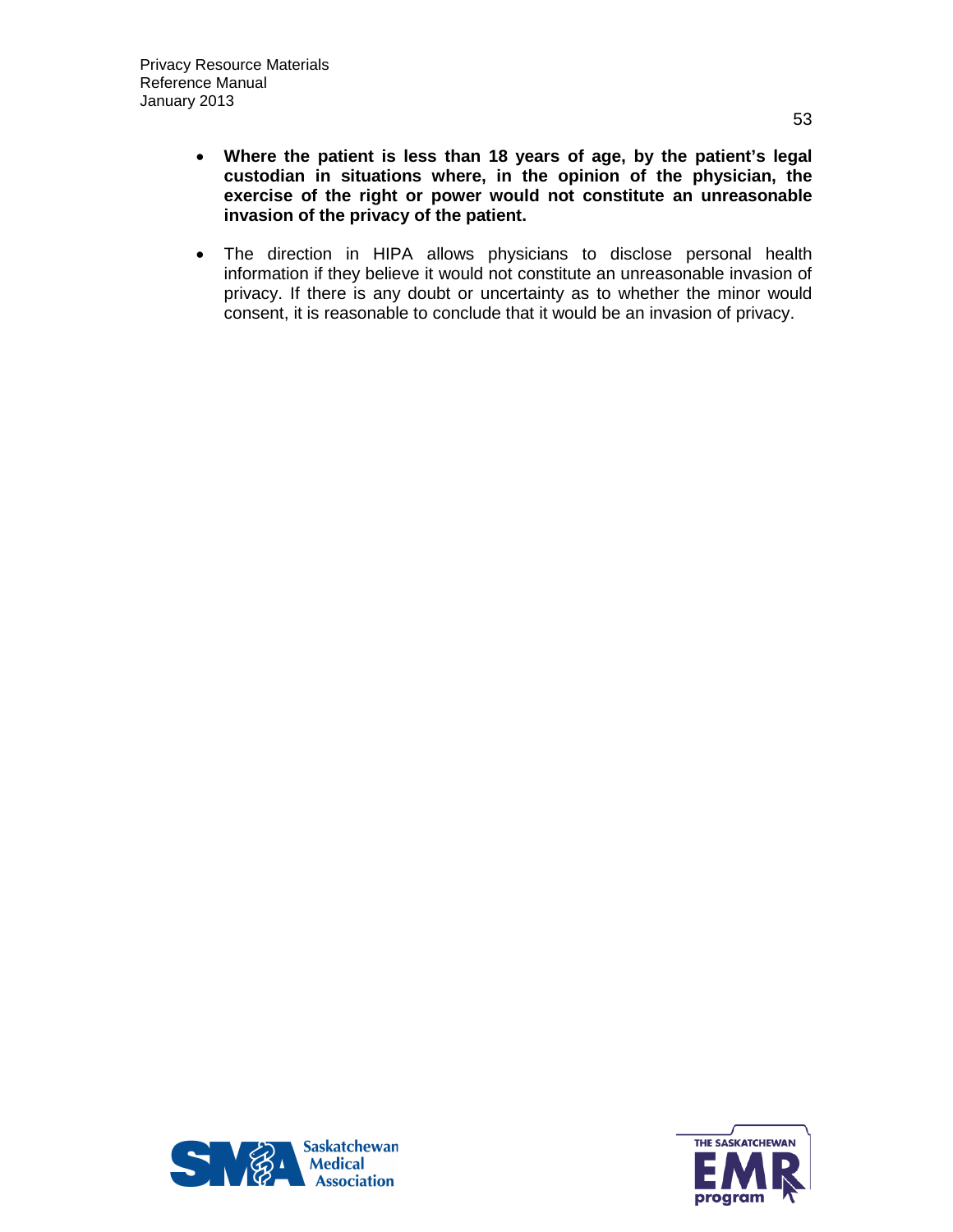- **Where the patient is less than 18 years of age, by the patient's legal custodian in situations where, in the opinion of the physician, the exercise of the right or power would not constitute an unreasonable invasion of the privacy of the patient.**

- The direction in HIPA allows physicians to disclose personal health information if they believe it would not constitute an unreasonable invasion of privacy. If there is any doubt or uncertainty as to whether the minor would consent, it is reasonable to conclude that it would be an invasion of privacy.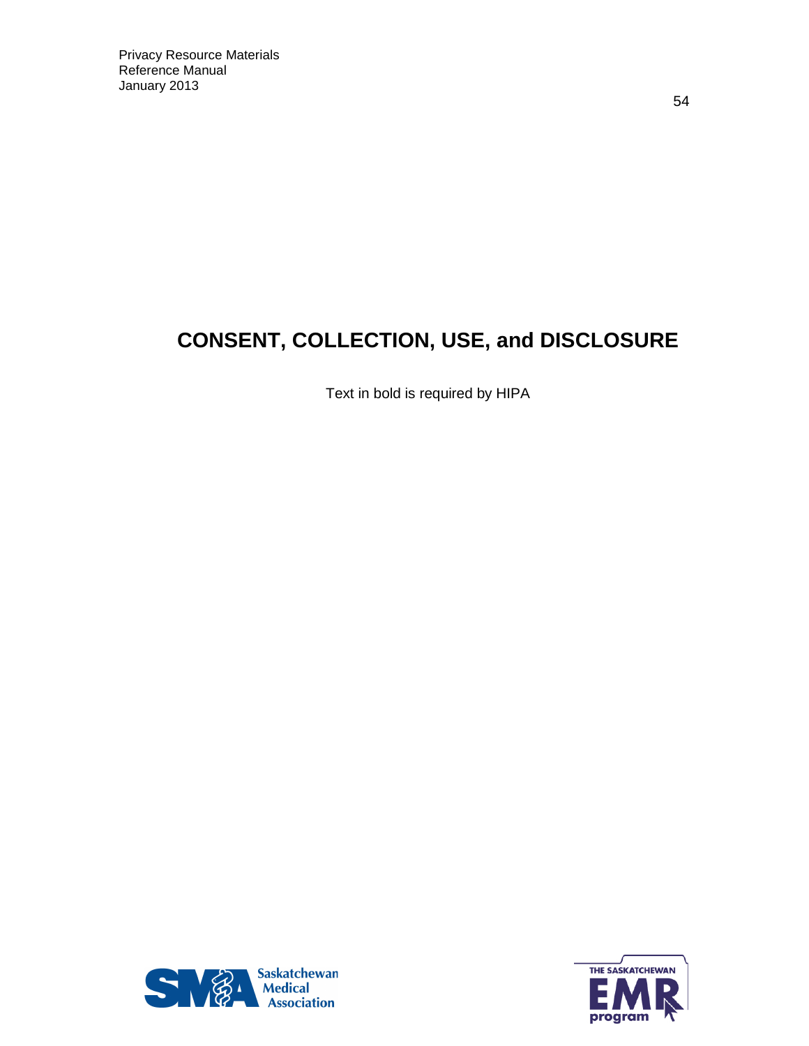# CONSENT, COLLECTION, USE, and DISCLOSURE

Text in bold is required by HIPA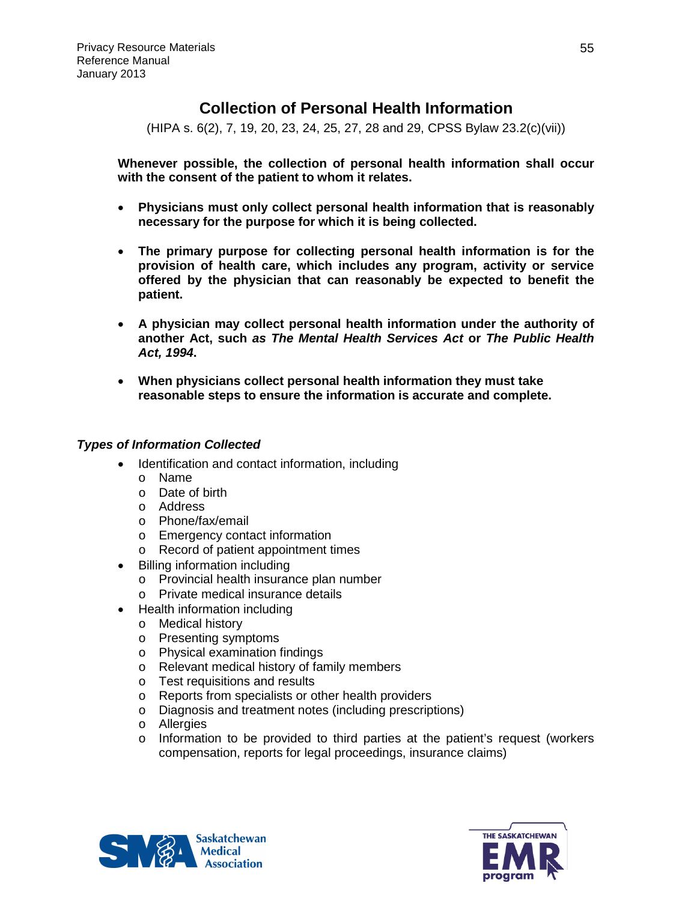# Collection of Personal Health Information

(HIPA s. 6(2), 7, 19, 20, 23, 24, 25, 27, 28 and 29, CPSS Bylaw 23.2(c)(vii))

**Whenever possible, the collection of personal health information shall occur with the consent of the patient to whom it relates.**

- **Physicians must only collect personal health information that is reasonably necessary for the purpose for which it is being collected.**
- **The primary purpose for collecting personal health information is for the provision of health care, which includes any program, activity or service offered by the physician that can reasonably be expected to benefit the patient.**
- **A physician may collect personal health information under the authority of another Act, such *as The Mental Health Services Act* or *The Public Health Act, 1994*.**
- **When physicians collect personal health information they must take reasonable steps to ensure the information is accurate and complete.**

### *Types of Information Collected*

- Identification and contact information, including
  - Name
  - Date of birth
  - Address
  - Phone/fax/email
  - Emergency contact information
  - Record of patient appointment times
- Billing information including
  - Provincial health insurance plan number
  - Private medical insurance details
- Health information including
  - Medical history
  - Presenting symptoms
  - Physical examination findings
  - Relevant medical history of family members
  - Test requisitions and results
  - Reports from specialists or other health providers
  - Diagnosis and treatment notes (including prescriptions)
  - Allergies
  - Information to be provided to third parties at the patient's request (workers compensation, reports for legal proceedings, insurance claims)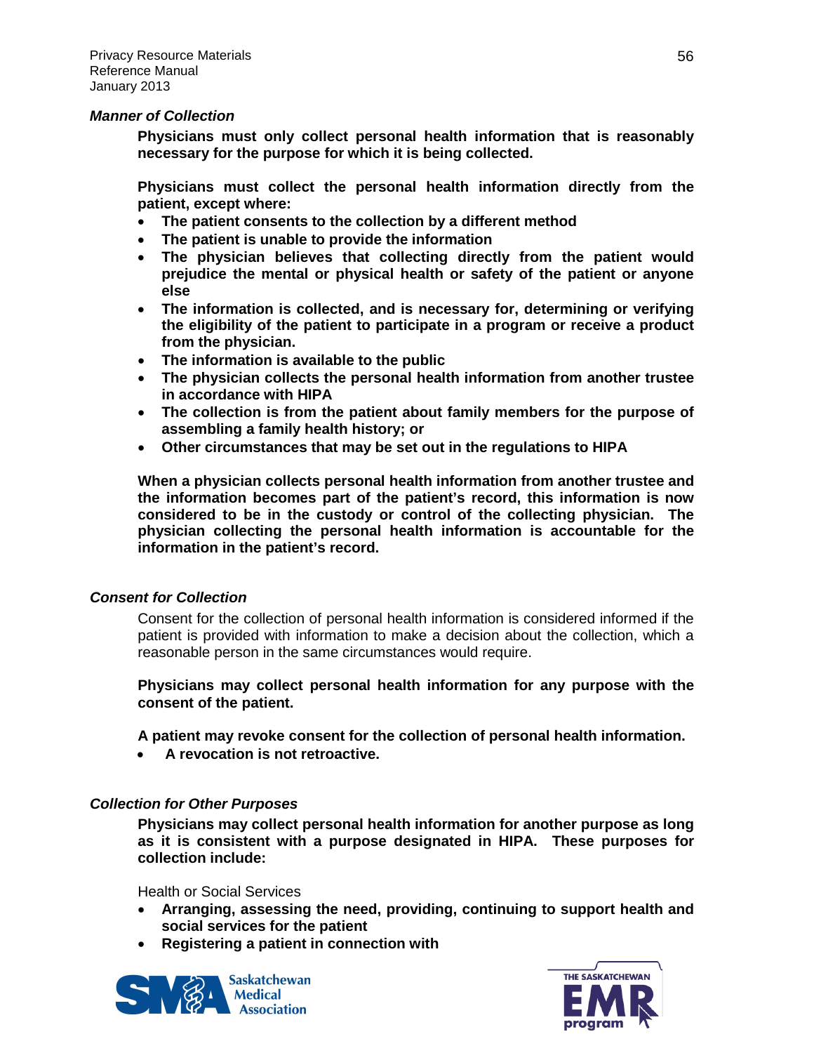### *Manner of Collection*

**Physicians must only collect personal health information that is reasonably necessary for the purpose for which it is being collected.**

**Physicians must collect the personal health information directly from the patient, except where:**

- **The patient consents to the collection by a different method**
- **The patient is unable to provide the information**
- **The physician believes that collecting directly from the patient would prejudice the mental or physical health or safety of the patient or anyone else**
- **The information is collected, and is necessary for, determining or verifying the eligibility of the patient to participate in a program or receive a product from the physician.**
- **The information is available to the public**
- **The physician collects the personal health information from another trustee in accordance with HIPA**
- **The collection is from the patient about family members for the purpose of assembling a family health history; or**
- **Other circumstances that may be set out in the regulations to HIPA**

**When a physician collects personal health information from another trustee and the information becomes part of the patient's record, this information is now considered to be in the custody or control of the collecting physician. The physician collecting the personal health information is accountable for the information in the patient's record.**

### *Consent for Collection*

Consent for the collection of personal health information is considered informed if the patient is provided with information to make a decision about the collection, which a reasonable person in the same circumstances would require.

**Physicians may collect personal health information for any purpose with the consent of the patient.**

**A patient may revoke consent for the collection of personal health information.**

- **A revocation is not retroactive.**

### *Collection for Other Purposes*

**Physicians may collect personal health information for another purpose as long as it is consistent with a purpose designated in HIPA. These purposes for collection include:**

Health or Social Services

- **Arranging, assessing the need, providing, continuing to support health and social services for the patient**
- **Registering a patient in connection with**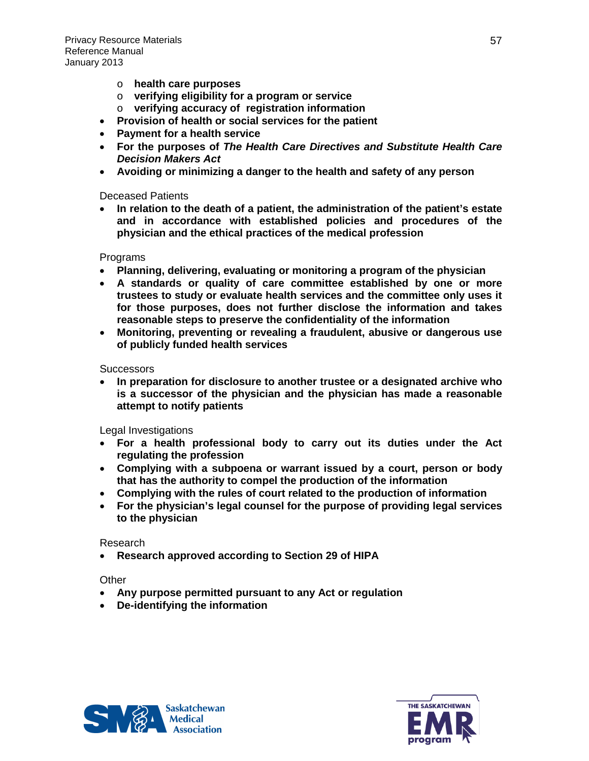- **health care purposes**
  - **verifying eligibility for a program or service**
  - **verifying accuracy of registration information**
- **Provision of health or social services for the patient**
- **Payment for a health service**
- **For the purposes of *The Health Care Directives and Substitute Health Care Decision Makers Act***
- **Avoiding or minimizing a danger to the health and safety of any person**

Deceased Patients

- **In relation to the death of a patient, the administration of the patient's estate and in accordance with established policies and procedures of the physician and the ethical practices of the medical profession**

Programs

- **Planning, delivering, evaluating or monitoring a program of the physician**
- **A standards or quality of care committee established by one or more trustees to study or evaluate health services and the committee only uses it for those purposes, does not further disclose the information and takes reasonable steps to preserve the confidentiality of the information**
- **Monitoring, preventing or revealing a fraudulent, abusive or dangerous use of publicly funded health services**

Successors

- **In preparation for disclosure to another trustee or a designated archive who is a successor of the physician and the physician has made a reasonable attempt to notify patients**

Legal Investigations

- **For a health professional body to carry out its duties under the Act regulating the profession**
- **Complying with a subpoena or warrant issued by a court, person or body that has the authority to compel the production of the information**
- **Complying with the rules of court related to the production of information**
- **For the physician's legal counsel for the purpose of providing legal services to the physician**

Research

- **Research approved according to Section 29 of HIPA**

Other

- **Any purpose permitted pursuant to any Act or regulation**
- **De-identifying the information**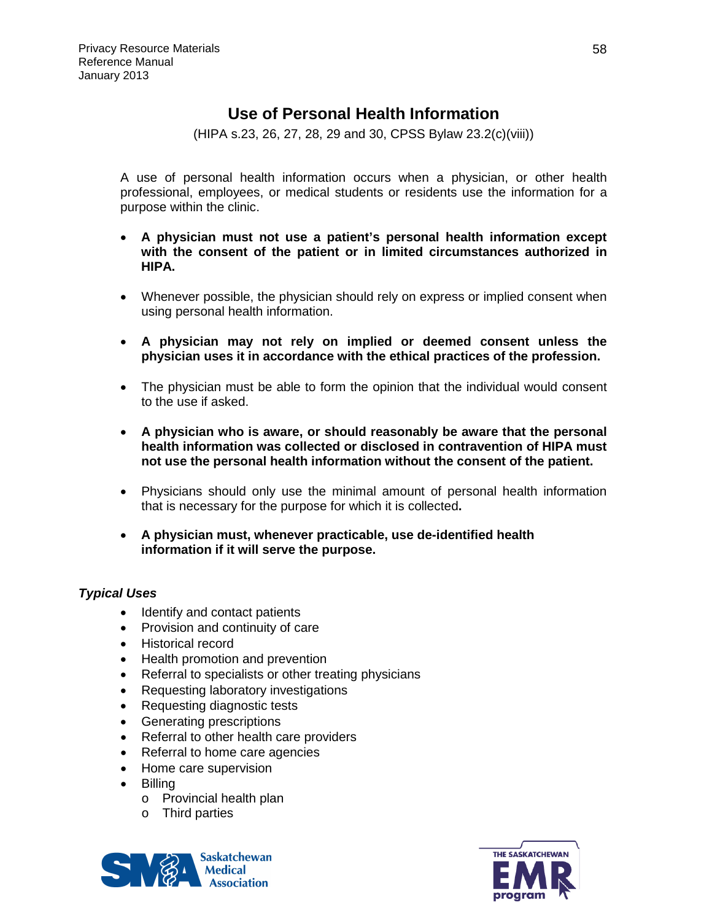# Use of Personal Health Information

(HIPA s.23, 26, 27, 28, 29 and 30, CPSS Bylaw 23.2(c)(viii))

A use of personal health information occurs when a physician, or other health professional, employees, or medical students or residents use the information for a purpose within the clinic.

- **A physician must not use a patient's personal health information except with the consent of the patient or in limited circumstances authorized in HIPA.**
- Whenever possible, the physician should rely on express or implied consent when using personal health information.
- **A physician may not rely on implied or deemed consent unless the physician uses it in accordance with the ethical practices of the profession.**
- The physician must be able to form the opinion that the individual would consent to the use if asked.
- **A physician who is aware, or should reasonably be aware that the personal health information was collected or disclosed in contravention of HIPA must not use the personal health information without the consent of the patient.**
- Physicians should only use the minimal amount of personal health information that is necessary for the purpose for which it is collected**.**
- **A physician must, whenever practicable, use de-identified health information if it will serve the purpose.**

***Typical Uses***

- Identify and contact patients
- Provision and continuity of care
- Historical record
- Health promotion and prevention
- Referral to specialists or other treating physicians
- Requesting laboratory investigations
- Requesting diagnostic tests
- Generating prescriptions
- Referral to other health care providers
- Referral to home care agencies
- Home care supervision
- Billing
  - Provincial health plan
  - Third parties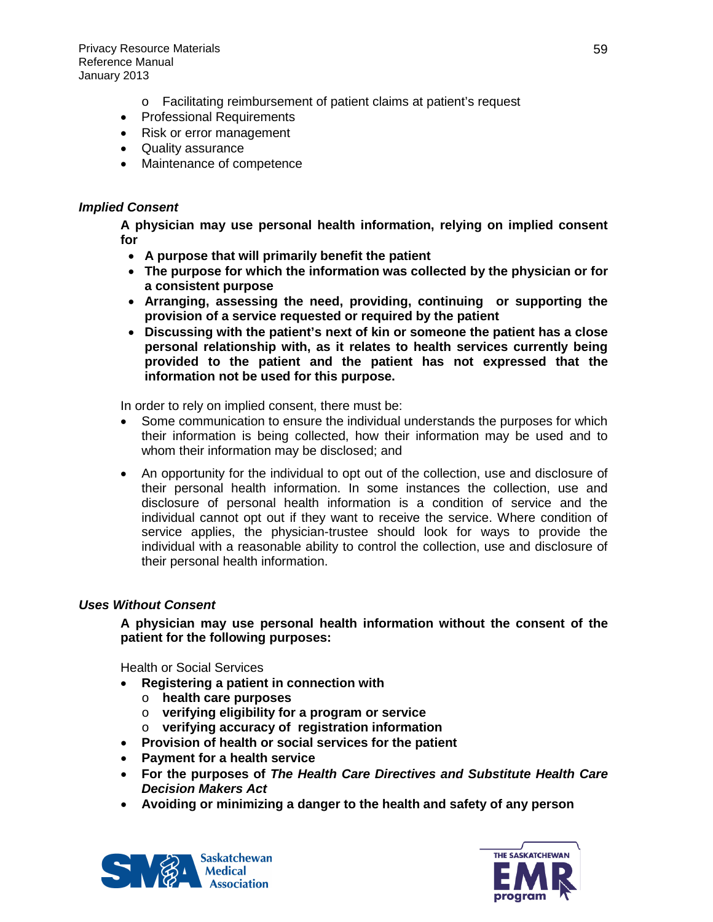- Facilitating reimbursement of patient claims at patient's request
- Professional Requirements
- Risk or error management
- Quality assurance
- Maintenance of competence

### *Implied Consent*

**A physician may use personal health information, relying on implied consent for**

- **A purpose that will primarily benefit the patient**
- **The purpose for which the information was collected by the physician or for a consistent purpose**
- **Arranging, assessing the need, providing, continuing or supporting the provision of a service requested or required by the patient**
- **Discussing with the patient's next of kin or someone the patient has a close personal relationship with, as it relates to health services currently being provided to the patient and the patient has not expressed that the information not be used for this purpose.**

In order to rely on implied consent, there must be:

- Some communication to ensure the individual understands the purposes for which their information is being collected, how their information may be used and to whom their information may be disclosed; and
- An opportunity for the individual to opt out of the collection, use and disclosure of their personal health information. In some instances the collection, use and disclosure of personal health information is a condition of service and the individual cannot opt out if they want to receive the service. Where condition of service applies, the physician-trustee should look for ways to provide the individual with a reasonable ability to control the collection, use and disclosure of their personal health information.

### *Uses Without Consent*

**A physician may use personal health information without the consent of the patient for the following purposes:**

Health or Social Services

- **Registering a patient in connection with**
    - **health care purposes**
    - **verifying eligibility for a program or service**
    - **verifying accuracy of registration information**
- **Provision of health or social services for the patient**
- **Payment for a health service**
- **For the purposes of *The Health Care Directives and Substitute Health Care Decision Makers Act***
- **Avoiding or minimizing a danger to the health and safety of any person**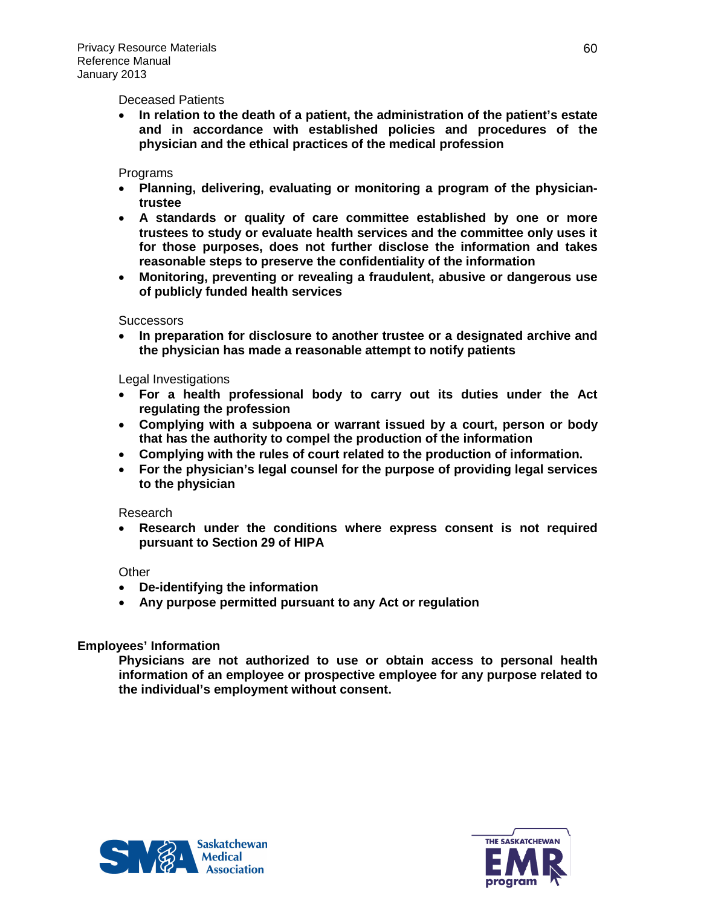Deceased Patients

- **In relation to the death of a patient, the administration of the patient's estate and in accordance with established policies and procedures of the physician and the ethical practices of the medical profession**

Programs

- **Planning, delivering, evaluating or monitoring a program of the physician-trustee**
- **A standards or quality of care committee established by one or more trustees to study or evaluate health services and the committee only uses it for those purposes, does not further disclose the information and takes reasonable steps to preserve the confidentiality of the information**
- **Monitoring, preventing or revealing a fraudulent, abusive or dangerous use of publicly funded health services**

Successors

- **In preparation for disclosure to another trustee or a designated archive and the physician has made a reasonable attempt to notify patients**

Legal Investigations

- **For a health professional body to carry out its duties under the Act regulating the profession**
- **Complying with a subpoena or warrant issued by a court, person or body that has the authority to compel the production of the information**
- **Complying with the rules of court related to the production of information.**
- **For the physician's legal counsel for the purpose of providing legal services to the physician**

Research

- **Research under the conditions where express consent is not required pursuant to Section 29 of HIPA**

Other

- **De-identifying the information**
- **Any purpose permitted pursuant to any Act or regulation**

**Employees' Information**

**Physicians are not authorized to use or obtain access to personal health information of an employee or prospective employee for any purpose related to the individual's employment without consent.**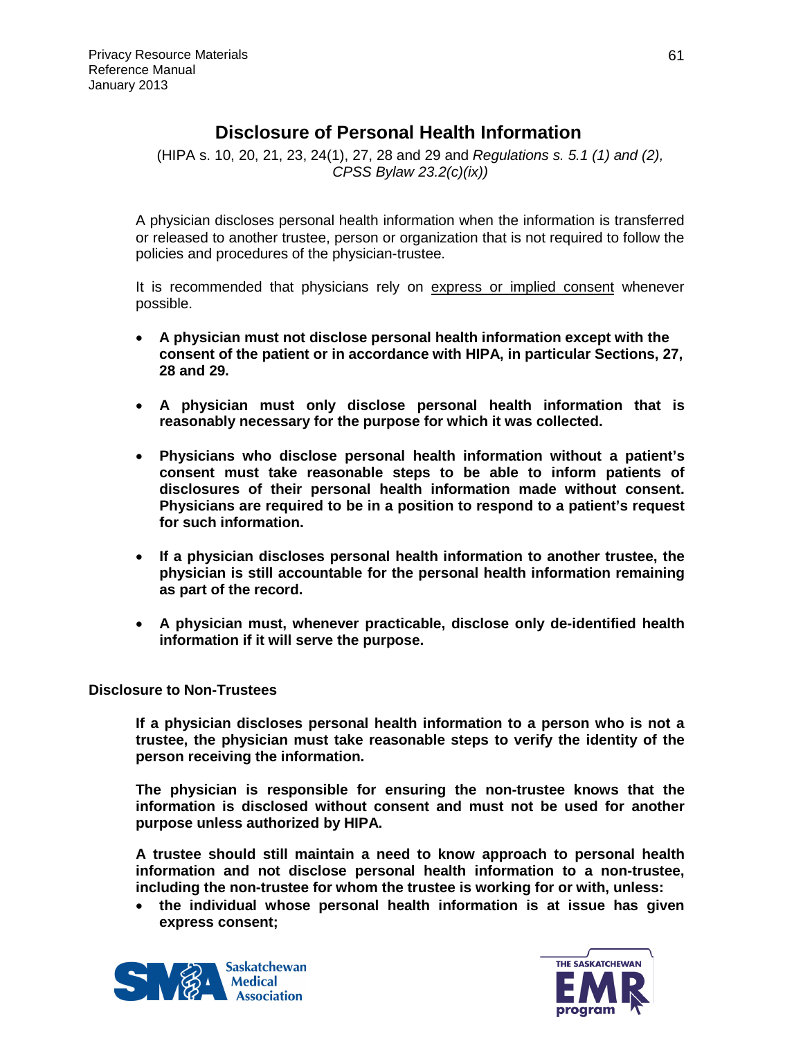# Disclosure of Personal Health Information

(HIPA s. 10, 20, 21, 23, 24(1), 27, 28 and 29 and *Regulations s. 5.1 (1) and (2), CPSS Bylaw 23.2(c)(ix))*

A physician discloses personal health information when the information is transferred or released to another trustee, person or organization that is not required to follow the policies and procedures of the physician-trustee.

It is recommended that physicians rely on express or implied consent whenever possible.

- **A physician must not disclose personal health information except with the consent of the patient or in accordance with HIPA, in particular Sections, 27, 28 and 29.**
- **A physician must only disclose personal health information that is reasonably necessary for the purpose for which it was collected.**
- **Physicians who disclose personal health information without a patient's consent must take reasonable steps to be able to inform patients of disclosures of their personal health information made without consent. Physicians are required to be in a position to respond to a patient's request for such information.**
- **If a physician discloses personal health information to another trustee, the physician is still accountable for the personal health information remaining as part of the record.**
- **A physician must, whenever practicable, disclose only de-identified health information if it will serve the purpose.**

**Disclosure to Non-Trustees**

**If a physician discloses personal health information to a person who is not a trustee, the physician must take reasonable steps to verify the identity of the person receiving the information.**

**The physician is responsible for ensuring the non-trustee knows that the information is disclosed without consent and must not be used for another purpose unless authorized by HIPA.**

**A trustee should still maintain a need to know approach to personal health information and not disclose personal health information to a non-trustee, including the non-trustee for whom the trustee is working for or with, unless:**

- **the individual whose personal health information is at issue has given express consent;**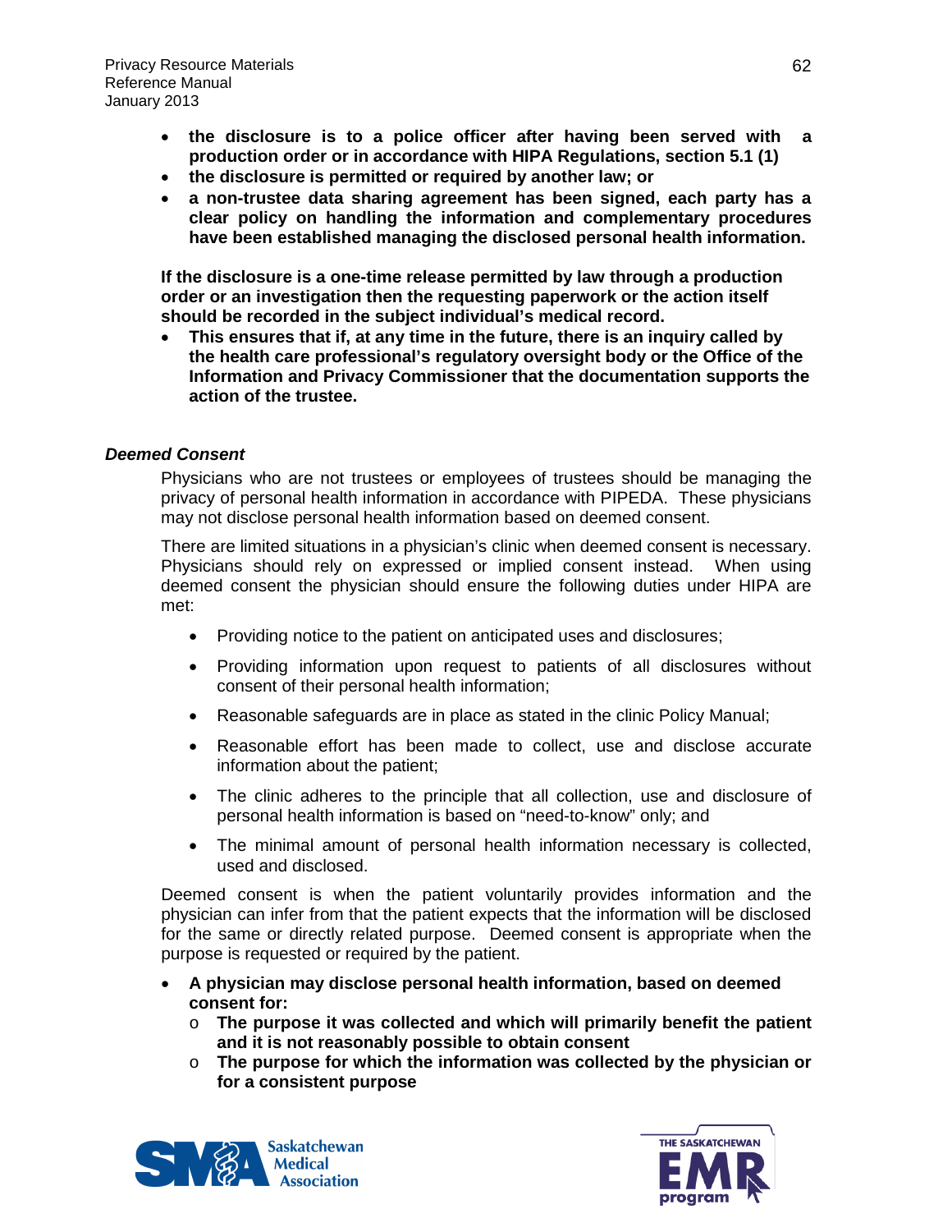- **the disclosure is to a police officer after having been served with a production order or in accordance with HIPA Regulations, section 5.1 (1)**
- **the disclosure is permitted or required by another law; or**
- **a non-trustee data sharing agreement has been signed, each party has a clear policy on handling the information and complementary procedures have been established managing the disclosed personal health information.**

**If the disclosure is a one-time release permitted by law through a production order or an investigation then the requesting paperwork or the action itself should be recorded in the subject individual's medical record.**

- **This ensures that if, at any time in the future, there is an inquiry called by the health care professional's regulatory oversight body or the Office of the Information and Privacy Commissioner that the documentation supports the action of the trustee.**

### *Deemed Consent*

Physicians who are not trustees or employees of trustees should be managing the privacy of personal health information in accordance with PIPEDA. These physicians may not disclose personal health information based on deemed consent.

There are limited situations in a physician's clinic when deemed consent is necessary. Physicians should rely on expressed or implied consent instead. When using deemed consent the physician should ensure the following duties under HIPA are met:

- Providing notice to the patient on anticipated uses and disclosures;
- Providing information upon request to patients of all disclosures without consent of their personal health information;
- Reasonable safeguards are in place as stated in the clinic Policy Manual;
- Reasonable effort has been made to collect, use and disclose accurate information about the patient;
- The clinic adheres to the principle that all collection, use and disclosure of personal health information is based on "need-to-know" only; and
- The minimal amount of personal health information necessary is collected, used and disclosed.

Deemed consent is when the patient voluntarily provides information and the physician can infer from that the patient expects that the information will be disclosed for the same or directly related purpose. Deemed consent is appropriate when the purpose is requested or required by the patient.

- **A physician may disclose personal health information, based on deemed consent for:**
  - **The purpose it was collected and which will primarily benefit the patient and it is not reasonably possible to obtain consent**
  - **The purpose for which the information was collected by the physician or for a consistent purpose**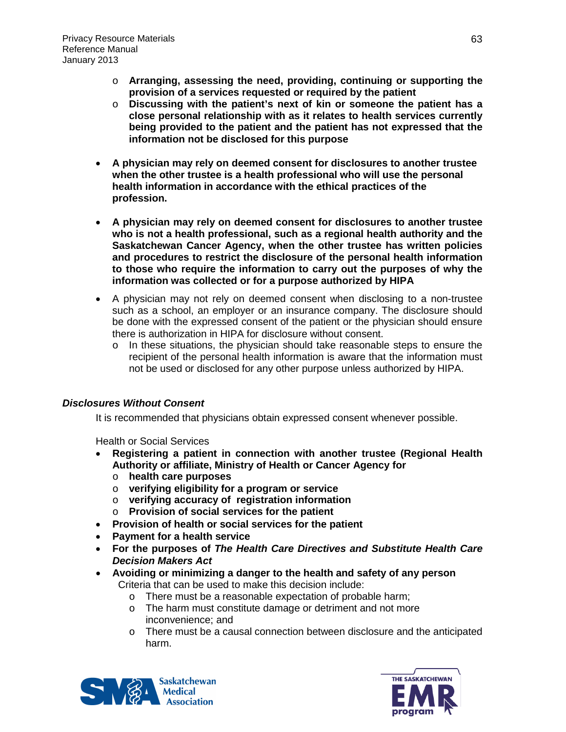- **Arranging, assessing the need, providing, continuing or supporting the provision of a services requested or required by the patient**
- **Discussing with the patient's next of kin or someone the patient has a close personal relationship with as it relates to health services currently being provided to the patient and the patient has not expressed that the information not be disclosed for this purpose**

- **A physician may rely on deemed consent for disclosures to another trustee when the other trustee is a health professional who will use the personal health information in accordance with the ethical practices of the profession.**

- **A physician may rely on deemed consent for disclosures to another trustee who is not a health professional, such as a regional health authority and the Saskatchewan Cancer Agency, when the other trustee has written policies and procedures to restrict the disclosure of the personal health information to those who require the information to carry out the purposes of why the information was collected or for a purpose authorized by HIPA**

- A physician may not rely on deemed consent when disclosing to a non-trustee such as a school, an employer or an insurance company. The disclosure should be done with the expressed consent of the patient or the physician should ensure there is authorization in HIPA for disclosure without consent.
  - In these situations, the physician should take reasonable steps to ensure the recipient of the personal health information is aware that the information must not be used or disclosed for any other purpose unless authorized by HIPA.

### ***Disclosures Without Consent***

It is recommended that physicians obtain expressed consent whenever possible.

Health or Social Services

- **Registering a patient in connection with another trustee (Regional Health Authority or affiliate, Ministry of Health or Cancer Agency for**
  - **health care purposes**
  - **verifying eligibility for a program or service**
  - **verifying accuracy of registration information**
  - **Provision of social services for the patient**
- **Provision of health or social services for the patient**
- **Payment for a health service**
- **For the purposes of *The Health Care Directives and Substitute Health Care Decision Makers Act***
- **Avoiding or minimizing a danger to the health and safety of any person**
  Criteria that can be used to make this decision include:
  - There must be a reasonable expectation of probable harm;
  - The harm must constitute damage or detriment and not more inconvenience; and
  - There must be a causal connection between disclosure and the anticipated harm.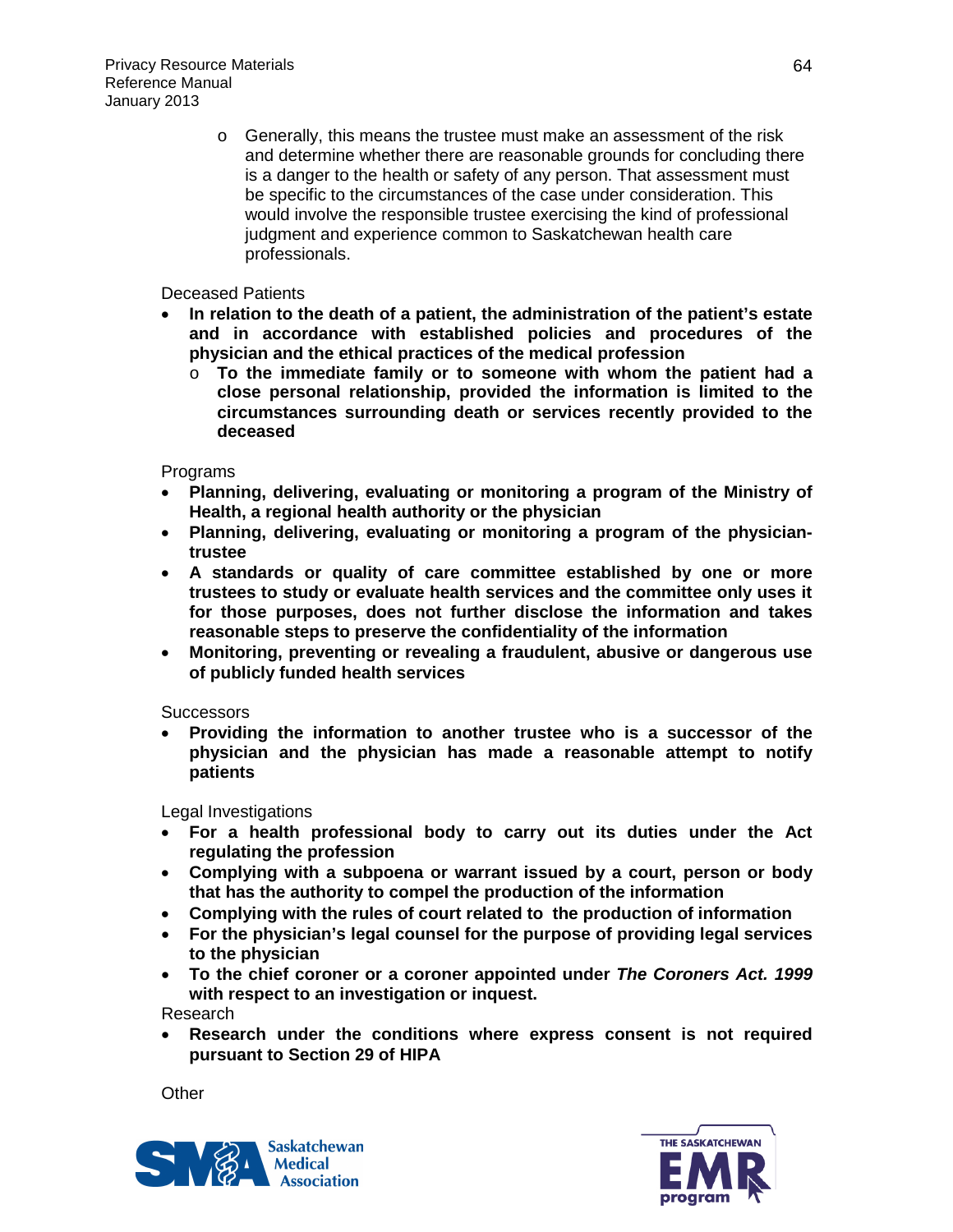- Generally, this means the trustee must make an assessment of the risk and determine whether there are reasonable grounds for concluding there is a danger to the health or safety of any person. That assessment must be specific to the circumstances of the case under consideration. This would involve the responsible trustee exercising the kind of professional judgment and experience common to Saskatchewan health care professionals.

Deceased Patients

- **In relation to the death of a patient, the administration of the patient's estate and in accordance with established policies and procedures of the physician and the ethical practices of the medical profession**
  - **To the immediate family or to someone with whom the patient had a close personal relationship, provided the information is limited to the circumstances surrounding death or services recently provided to the deceased**

Programs

- **Planning, delivering, evaluating or monitoring a program of the Ministry of Health, a regional health authority or the physician**
- **Planning, delivering, evaluating or monitoring a program of the physician-trustee**
- **A standards or quality of care committee established by one or more trustees to study or evaluate health services and the committee only uses it for those purposes, does not further disclose the information and takes reasonable steps to preserve the confidentiality of the information**
- **Monitoring, preventing or revealing a fraudulent, abusive or dangerous use of publicly funded health services**

Successors

- **Providing the information to another trustee who is a successor of the physician and the physician has made a reasonable attempt to notify patients**

Legal Investigations

- **For a health professional body to carry out its duties under the Act regulating the profession**
- **Complying with a subpoena or warrant issued by a court, person or body that has the authority to compel the production of the information**
- **Complying with the rules of court related to the production of information**
- **For the physician's legal counsel for the purpose of providing legal services to the physician**
- **To the chief coroner or a coroner appointed under *The Coroners Act. 1999* with respect to an investigation or inquest.**

Research

- **Research under the conditions where express consent is not required pursuant to Section 29 of HIPA**

Other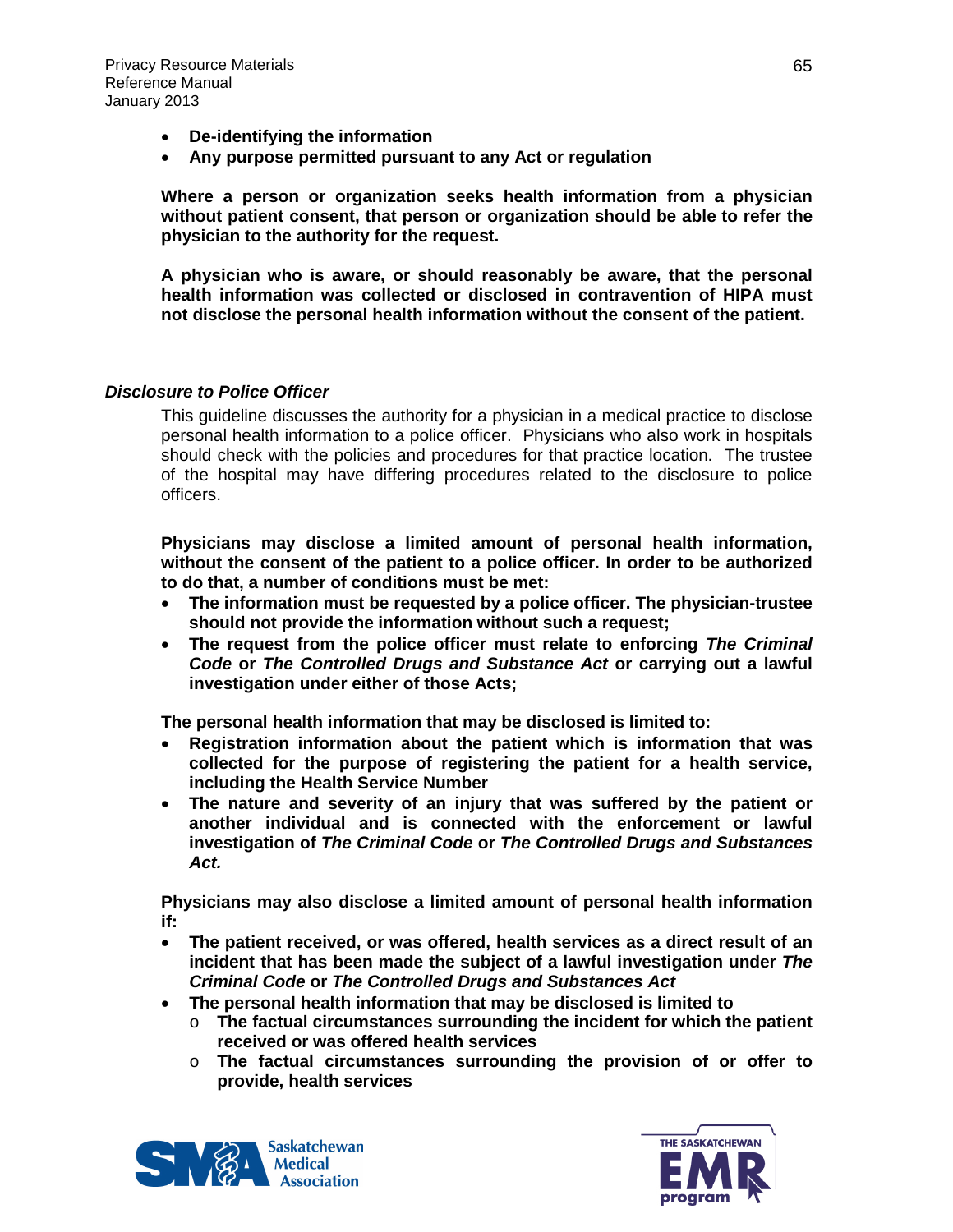- **De-identifying the information**
- **Any purpose permitted pursuant to any Act or regulation**

**Where a person or organization seeks health information from a physician without patient consent, that person or organization should be able to refer the physician to the authority for the request.**

**A physician who is aware, or should reasonably be aware, that the personal health information was collected or disclosed in contravention of HIPA must not disclose the personal health information without the consent of the patient.**

### *Disclosure to Police Officer*

This guideline discusses the authority for a physician in a medical practice to disclose personal health information to a police officer. Physicians who also work in hospitals should check with the policies and procedures for that practice location. The trustee of the hospital may have differing procedures related to the disclosure to police officers.

**Physicians may disclose a limited amount of personal health information, without the consent of the patient to a police officer. In order to be authorized to do that, a number of conditions must be met:**

- **The information must be requested by a police officer. The physician-trustee should not provide the information without such a request;**
- **The request from the police officer must relate to enforcing *The Criminal Code* or *The Controlled Drugs and Substance Act* or carrying out a lawful investigation under either of those Acts;**

**The personal health information that may be disclosed is limited to:**

- **Registration information about the patient which is information that was collected for the purpose of registering the patient for a health service, including the Health Service Number**
- **The nature and severity of an injury that was suffered by the patient or another individual and is connected with the enforcement or lawful investigation of *The Criminal Code* or *The Controlled Drugs and Substances Act.***

**Physicians may also disclose a limited amount of personal health information if:**

- **The patient received, or was offered, health services as a direct result of an incident that has been made the subject of a lawful investigation under *The Criminal Code* or *The Controlled Drugs and Substances Act***
- **The personal health information that may be disclosed is limited to**
  - **The factual circumstances surrounding the incident for which the patient received or was offered health services**
  - **The factual circumstances surrounding the provision of or offer to provide, health services**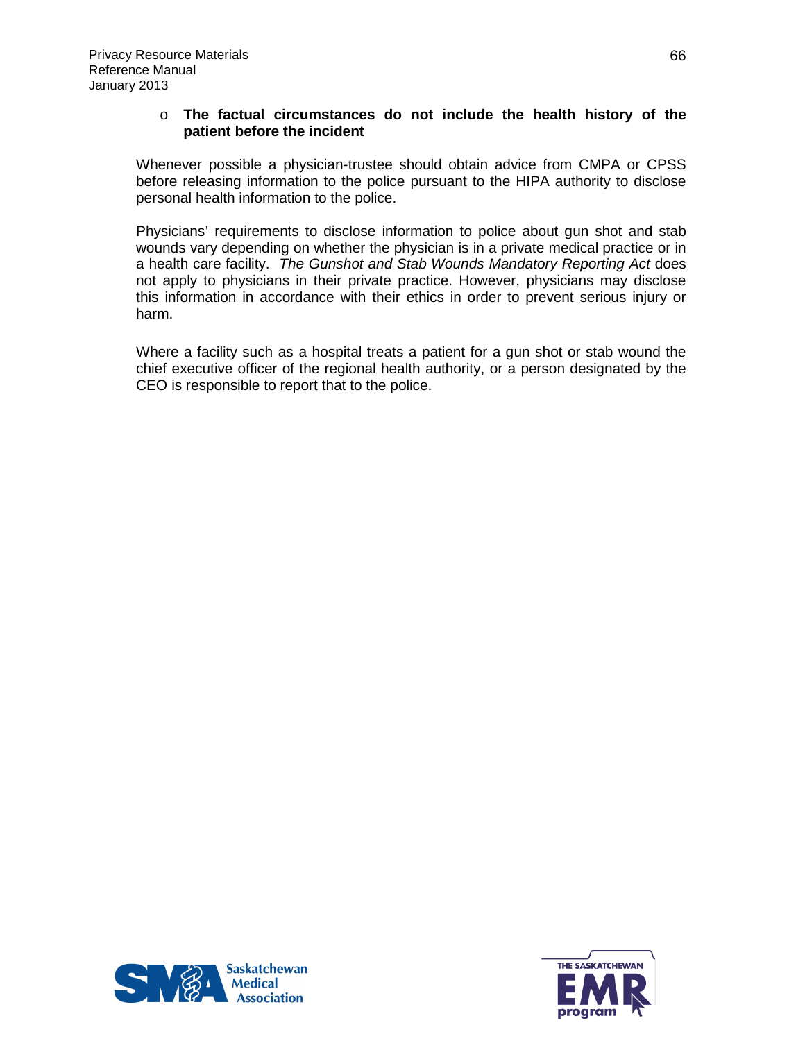- **The factual circumstances do not include the health history of the patient before the incident**

Whenever possible a physician-trustee should obtain advice from CMPA or CPSS before releasing information to the police pursuant to the HIPA authority to disclose personal health information to the police.

Physicians' requirements to disclose information to police about gun shot and stab wounds vary depending on whether the physician is in a private medical practice or in a health care facility. *The Gunshot and Stab Wounds Mandatory Reporting Act* does not apply to physicians in their private practice. However, physicians may disclose this information in accordance with their ethics in order to prevent serious injury or harm.

Where a facility such as a hospital treats a patient for a gun shot or stab wound the chief executive officer of the regional health authority, or a person designated by the CEO is responsible to report that to the police.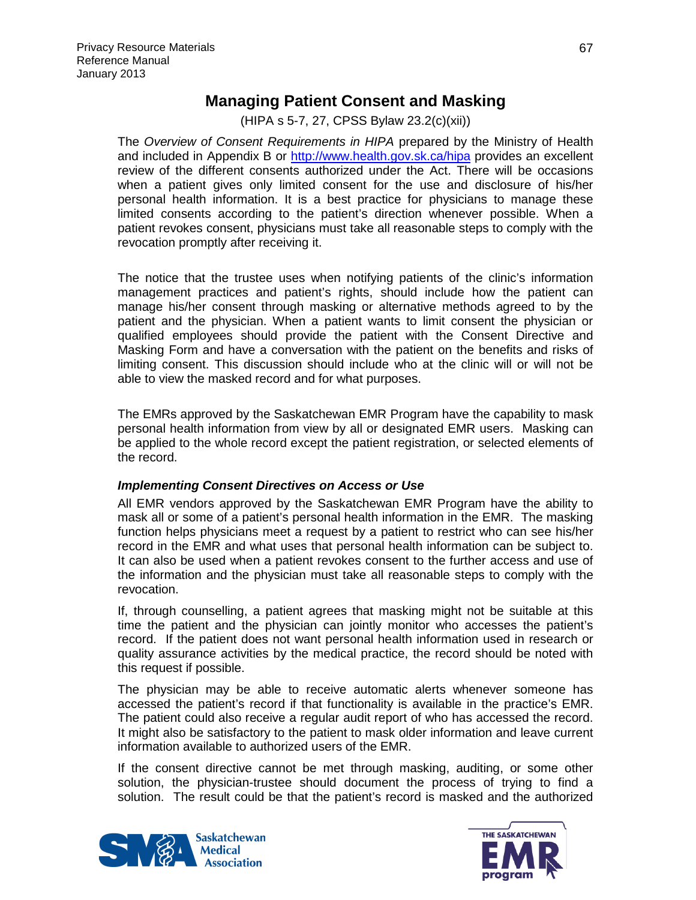## Managing Patient Consent and Masking

(HIPA s 5-7, 27, CPSS Bylaw 23.2(c)(xii))

The *Overview of Consent Requirements in HIPA* prepared by the Ministry of Health and included in Appendix B or http://www.health.gov.sk.ca/hipa provides an excellent review of the different consents authorized under the Act. There will be occasions when a patient gives only limited consent for the use and disclosure of his/her personal health information. It is a best practice for physicians to manage these limited consents according to the patient's direction whenever possible. When a patient revokes consent, physicians must take all reasonable steps to comply with the revocation promptly after receiving it.

The notice that the trustee uses when notifying patients of the clinic's information management practices and patient's rights, should include how the patient can manage his/her consent through masking or alternative methods agreed to by the patient and the physician. When a patient wants to limit consent the physician or qualified employees should provide the patient with the Consent Directive and Masking Form and have a conversation with the patient on the benefits and risks of limiting consent. This discussion should include who at the clinic will or will not be able to view the masked record and for what purposes.

The EMRs approved by the Saskatchewan EMR Program have the capability to mask personal health information from view by all or designated EMR users. Masking can be applied to the whole record except the patient registration, or selected elements of the record.

### *Implementing Consent Directives on Access or Use*

All EMR vendors approved by the Saskatchewan EMR Program have the ability to mask all or some of a patient's personal health information in the EMR. The masking function helps physicians meet a request by a patient to restrict who can see his/her record in the EMR and what uses that personal health information can be subject to. It can also be used when a patient revokes consent to the further access and use of the information and the physician must take all reasonable steps to comply with the revocation.

If, through counselling, a patient agrees that masking might not be suitable at this time the patient and the physician can jointly monitor who accesses the patient's record. If the patient does not want personal health information used in research or quality assurance activities by the medical practice, the record should be noted with this request if possible.

The physician may be able to receive automatic alerts whenever someone has accessed the patient's record if that functionality is available in the practice's EMR. The patient could also receive a regular audit report of who has accessed the record. It might also be satisfactory to the patient to mask older information and leave current information available to authorized users of the EMR.

If the consent directive cannot be met through masking, auditing, or some other solution, the physician-trustee should document the process of trying to find a solution. The result could be that the patient's record is masked and the authorized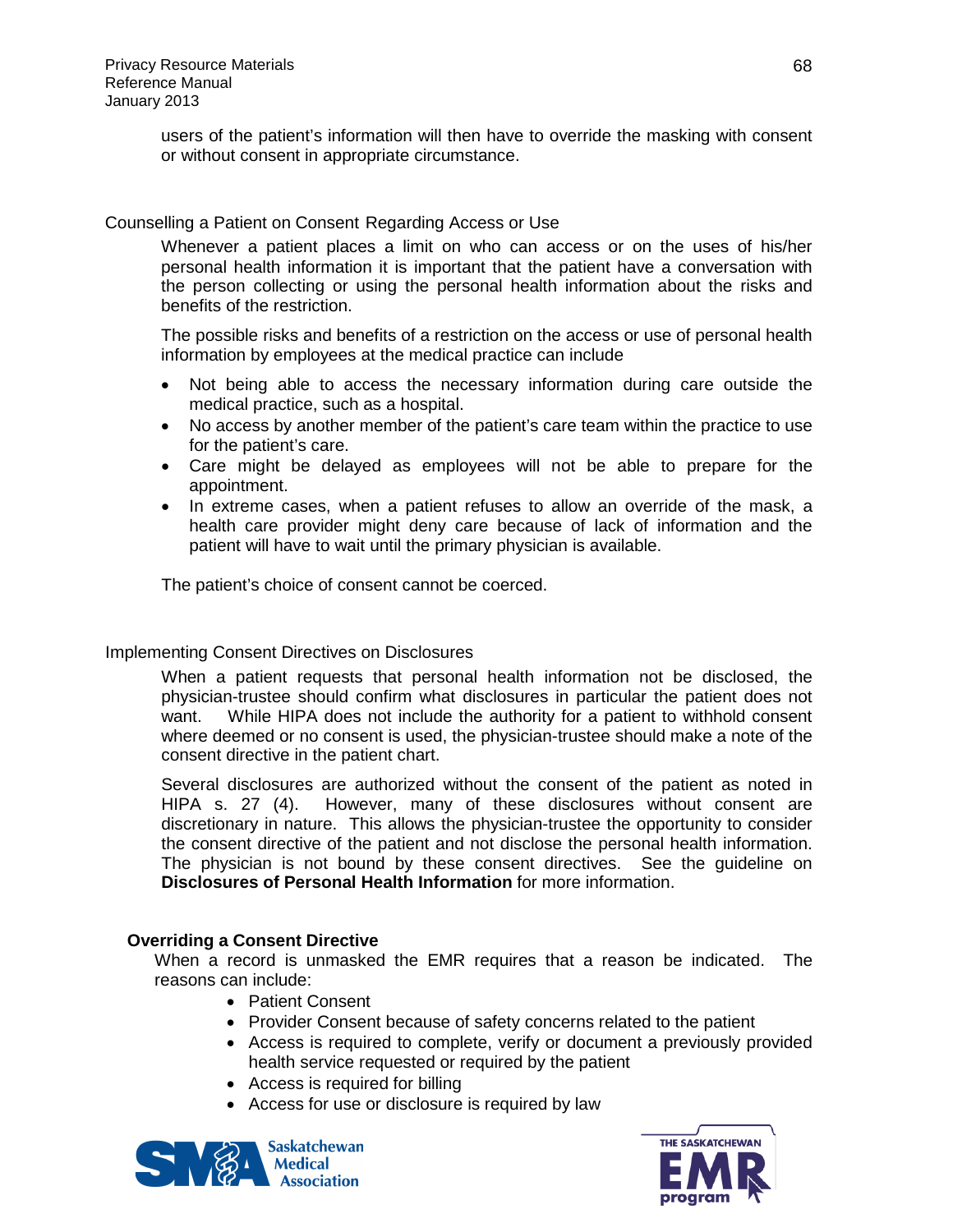users of the patient's information will then have to override the masking with consent or without consent in appropriate circumstance.

## Counselling a Patient on Consent Regarding Access or Use

Whenever a patient places a limit on who can access or on the uses of his/her personal health information it is important that the patient have a conversation with the person collecting or using the personal health information about the risks and benefits of the restriction.

The possible risks and benefits of a restriction on the access or use of personal health information by employees at the medical practice can include

- Not being able to access the necessary information during care outside the medical practice, such as a hospital.
- No access by another member of the patient's care team within the practice to use for the patient's care.
- Care might be delayed as employees will not be able to prepare for the appointment.
- In extreme cases, when a patient refuses to allow an override of the mask, a health care provider might deny care because of lack of information and the patient will have to wait until the primary physician is available.

The patient's choice of consent cannot be coerced.

## Implementing Consent Directives on Disclosures

When a patient requests that personal health information not be disclosed, the physician-trustee should confirm what disclosures in particular the patient does not want. While HIPA does not include the authority for a patient to withhold consent where deemed or no consent is used, the physician-trustee should make a note of the consent directive in the patient chart.

Several disclosures are authorized without the consent of the patient as noted in HIPA s. 27 (4). However, many of these disclosures without consent are discretionary in nature. This allows the physician-trustee the opportunity to consider the consent directive of the patient and not disclose the personal health information. The physician is not bound by these consent directives. See the guideline on **Disclosures of Personal Health Information** for more information.

### Overriding a Consent Directive

When a record is unmasked the EMR requires that a reason be indicated. The reasons can include:

- Patient Consent
- Provider Consent because of safety concerns related to the patient
- Access is required to complete, verify or document a previously provided health service requested or required by the patient
- Access is required for billing
- Access for use or disclosure is required by law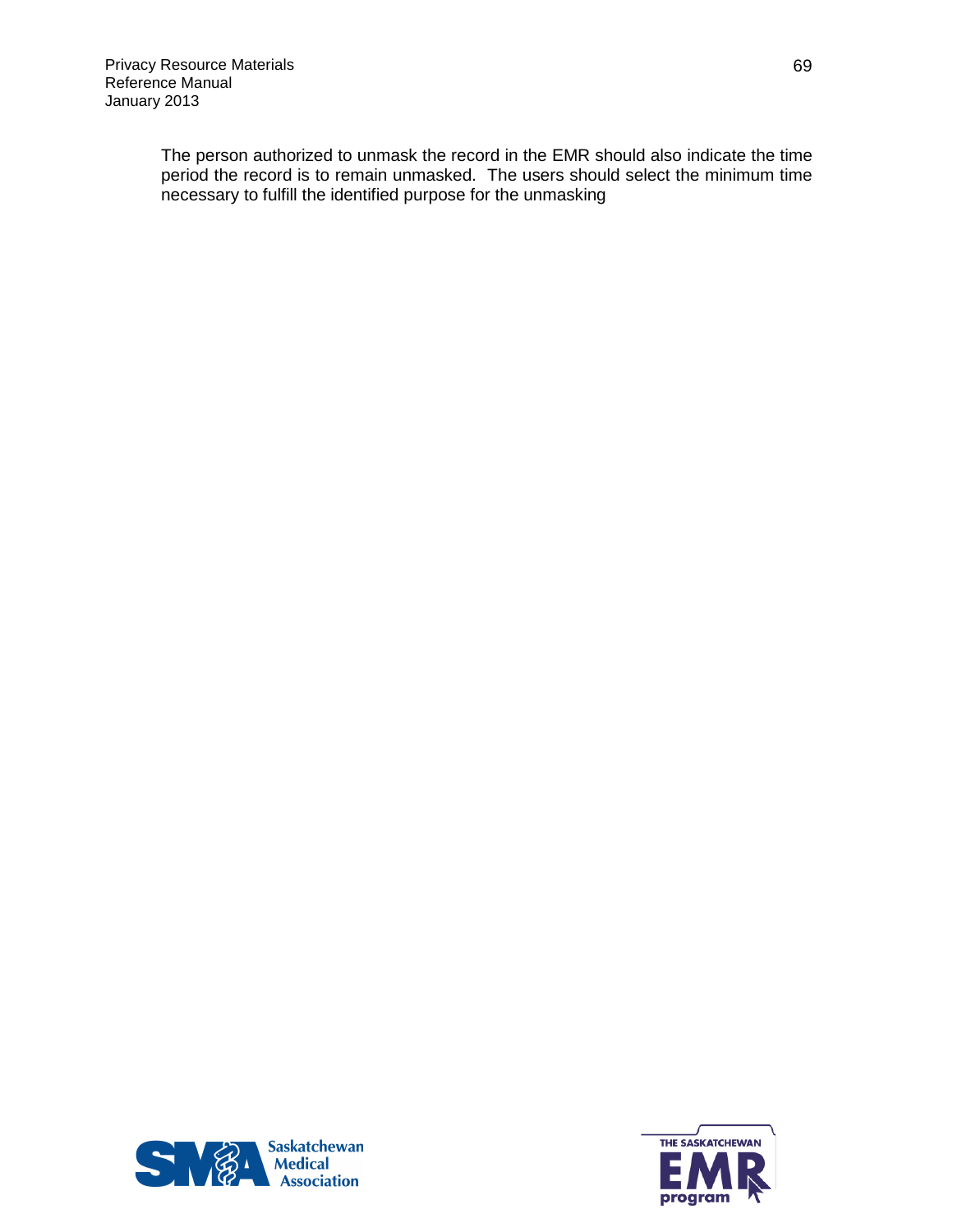The person authorized to unmask the record in the EMR should also indicate the time period the record is to remain unmasked. The users should select the minimum time necessary to fulfill the identified purpose for the unmasking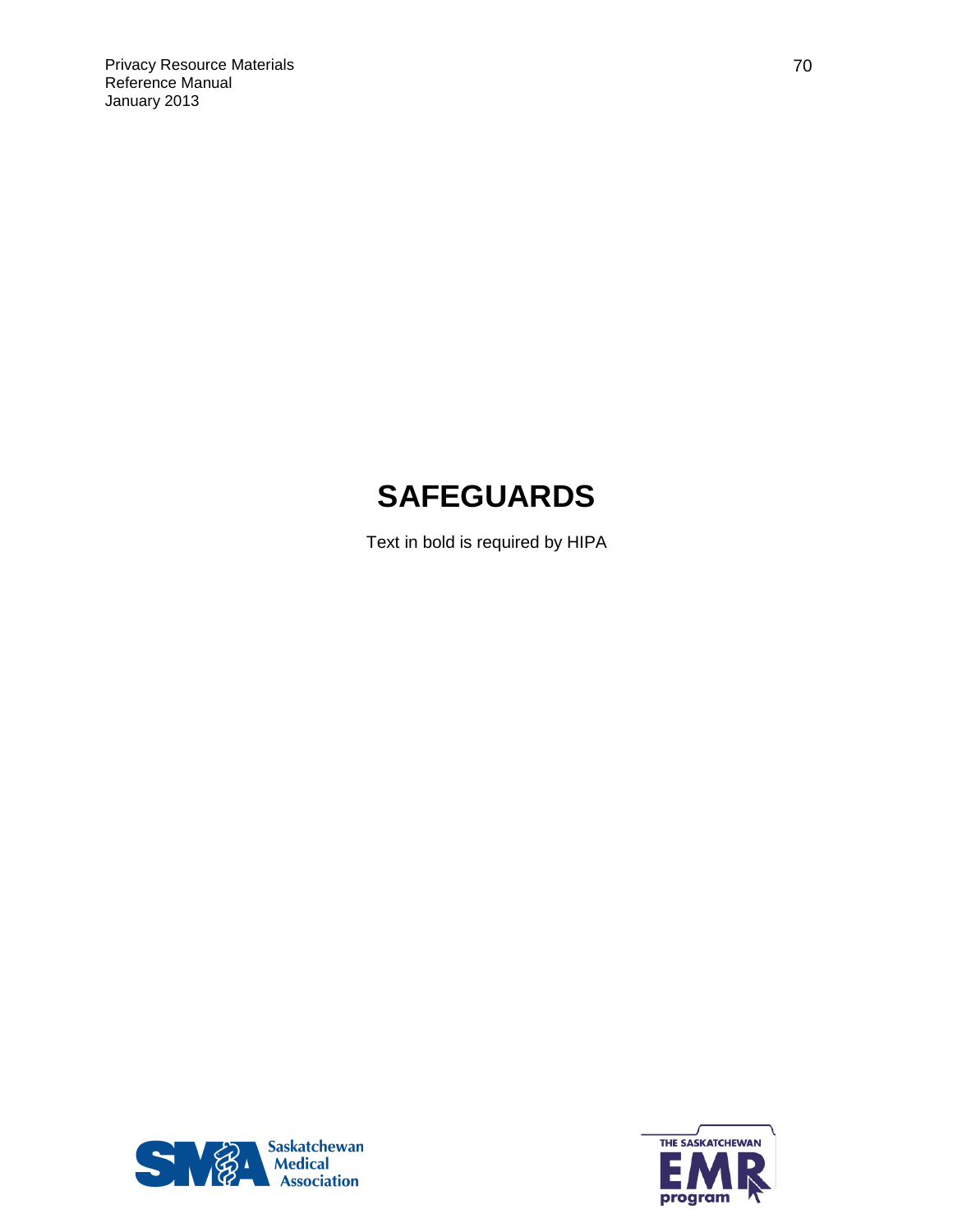# SAFEGUARDS

Text in bold is required by HIPA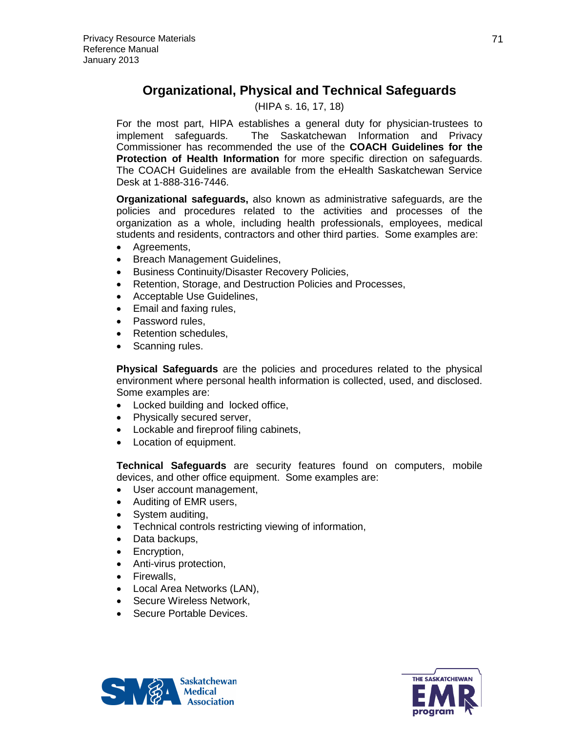# Organizational, Physical and Technical Safeguards

(HIPA s. 16, 17, 18)

For the most part, HIPA establishes a general duty for physician-trustees to implement safeguards. The Saskatchewan Information and Privacy Commissioner has recommended the use of the **COACH Guidelines for the Protection of Health Information** for more specific direction on safeguards. The COACH Guidelines are available from the eHealth Saskatchewan Service Desk at 1-888-316-7446.

**Organizational safeguards,** also known as administrative safeguards, are the policies and procedures related to the activities and processes of the organization as a whole, including health professionals, employees, medical students and residents, contractors and other third parties. Some examples are:

- Agreements,
- Breach Management Guidelines,
- Business Continuity/Disaster Recovery Policies,
- Retention, Storage, and Destruction Policies and Processes,
- Acceptable Use Guidelines,
- Email and faxing rules,
- Password rules,
- Retention schedules,
- Scanning rules.

**Physical Safeguards** are the policies and procedures related to the physical environment where personal health information is collected, used, and disclosed. Some examples are:

- Locked building and locked office,
- Physically secured server,
- Lockable and fireproof filing cabinets,
- Location of equipment.

**Technical Safeguards** are security features found on computers, mobile devices, and other office equipment. Some examples are:

- User account management,
- Auditing of EMR users,
- System auditing,
- Technical controls restricting viewing of information,
- Data backups,
- Encryption,
- Anti-virus protection,
- Firewalls,
- Local Area Networks (LAN),
- Secure Wireless Network,
- Secure Portable Devices.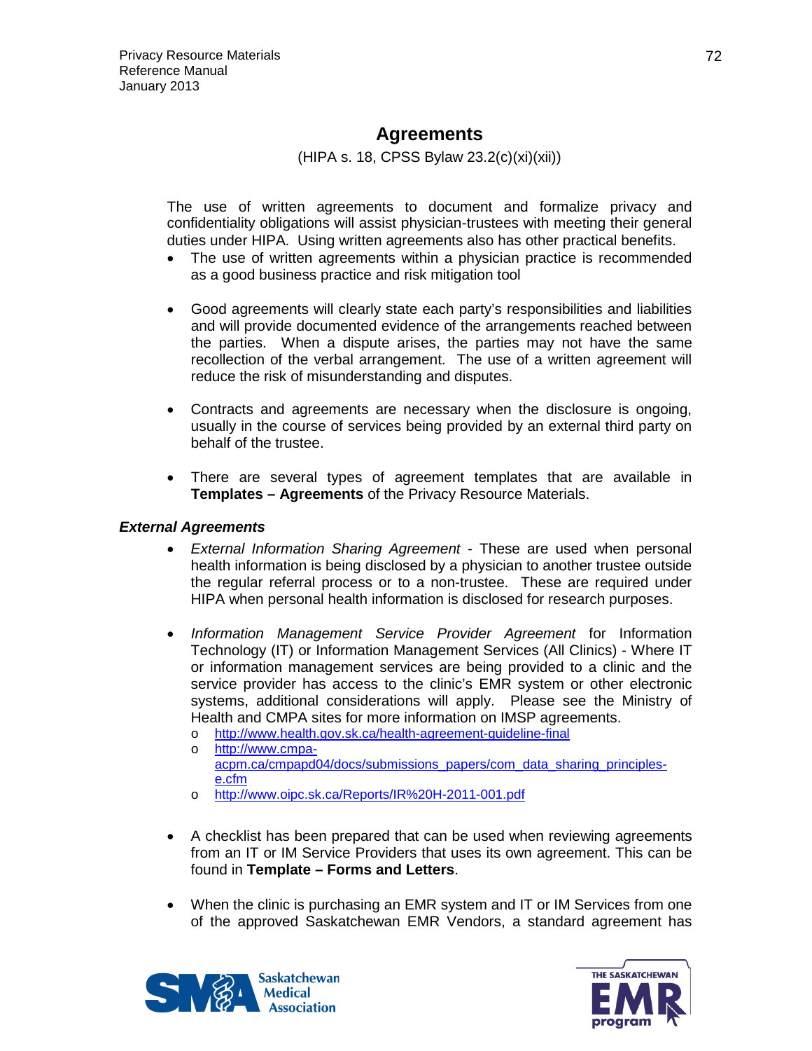## Agreements

(HIPA s. 18, CPSS Bylaw 23.2(c)(xi)(xii))

The use of written agreements to document and formalize privacy and confidentiality obligations will assist physician-trustees with meeting their general duties under HIPA. Using written agreements also has other practical benefits.

- The use of written agreements within a physician practice is recommended as a good business practice and risk mitigation tool

- Good agreements will clearly state each party's responsibilities and liabilities and will provide documented evidence of the arrangements reached between the parties. When a dispute arises, the parties may not have the same recollection of the verbal arrangement. The use of a written agreement will reduce the risk of misunderstanding and disputes.

- Contracts and agreements are necessary when the disclosure is ongoing, usually in the course of services being provided by an external third party on behalf of the trustee.

- There are several types of agreement templates that are available in **Templates – Agreements** of the Privacy Resource Materials.

### *External Agreements*

- *External Information Sharing Agreement* - These are used when personal health information is being disclosed by a physician to another trustee outside the regular referral process or to a non-trustee. These are required under HIPA when personal health information is disclosed for research purposes.

- *Information Management Service Provider Agreement* for Information Technology (IT) or Information Management Services (All Clinics) - Where IT or information management services are being provided to a clinic and the service provider has access to the clinic's EMR system or other electronic systems, additional considerations will apply. Please see the Ministry of Health and CMPA sites for more information on IMSP agreements.
  - http://www.health.gov.sk.ca/health-agreement-guideline-final
  - http://www.cmpa-acpm.ca/cmpapd04/docs/submissions_papers/com_data_sharing_principles-e.cfm
  - http://www.oipc.sk.ca/Reports/IR%20H-2011-001.pdf

- A checklist has been prepared that can be used when reviewing agreements from an IT or IM Service Providers that uses its own agreement. This can be found in **Template – Forms and Letters**.

- When the clinic is purchasing an EMR system and IT or IM Services from one of the approved Saskatchewan EMR Vendors, a standard agreement has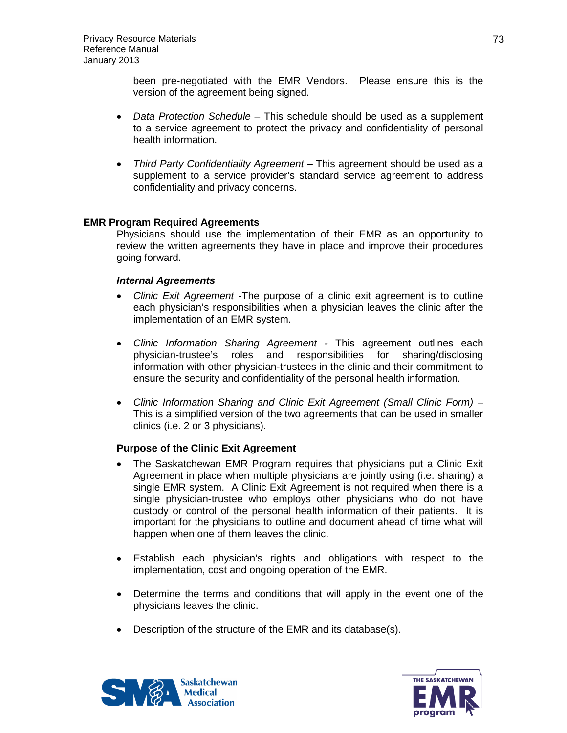been pre-negotiated with the EMR Vendors. Please ensure this is the version of the agreement being signed.

- *Data Protection Schedule* – This schedule should be used as a supplement to a service agreement to protect the privacy and confidentiality of personal health information.

- *Third Party Confidentiality Agreement* – This agreement should be used as a supplement to a service provider's standard service agreement to address confidentiality and privacy concerns.

**EMR Program Required Agreements**

Physicians should use the implementation of their EMR as an opportunity to review the written agreements they have in place and improve their procedures going forward.

***Internal Agreements***

- *Clinic Exit Agreement* -The purpose of a clinic exit agreement is to outline each physician's responsibilities when a physician leaves the clinic after the implementation of an EMR system.

- *Clinic Information Sharing Agreement* - This agreement outlines each physician-trustee's roles and responsibilities for sharing/disclosing information with other physician-trustees in the clinic and their commitment to ensure the security and confidentiality of the personal health information.

- *Clinic Information Sharing and Clinic Exit Agreement (Small Clinic Form)* – This is a simplified version of the two agreements that can be used in smaller clinics (i.e. 2 or 3 physicians).

**Purpose of the Clinic Exit Agreement**

- The Saskatchewan EMR Program requires that physicians put a Clinic Exit Agreement in place when multiple physicians are jointly using (i.e. sharing) a single EMR system. A Clinic Exit Agreement is not required when there is a single physician-trustee who employs other physicians who do not have custody or control of the personal health information of their patients. It is important for the physicians to outline and document ahead of time what will happen when one of them leaves the clinic.

- Establish each physician's rights and obligations with respect to the implementation, cost and ongoing operation of the EMR.

- Determine the terms and conditions that will apply in the event one of the physicians leaves the clinic.

- Description of the structure of the EMR and its database(s).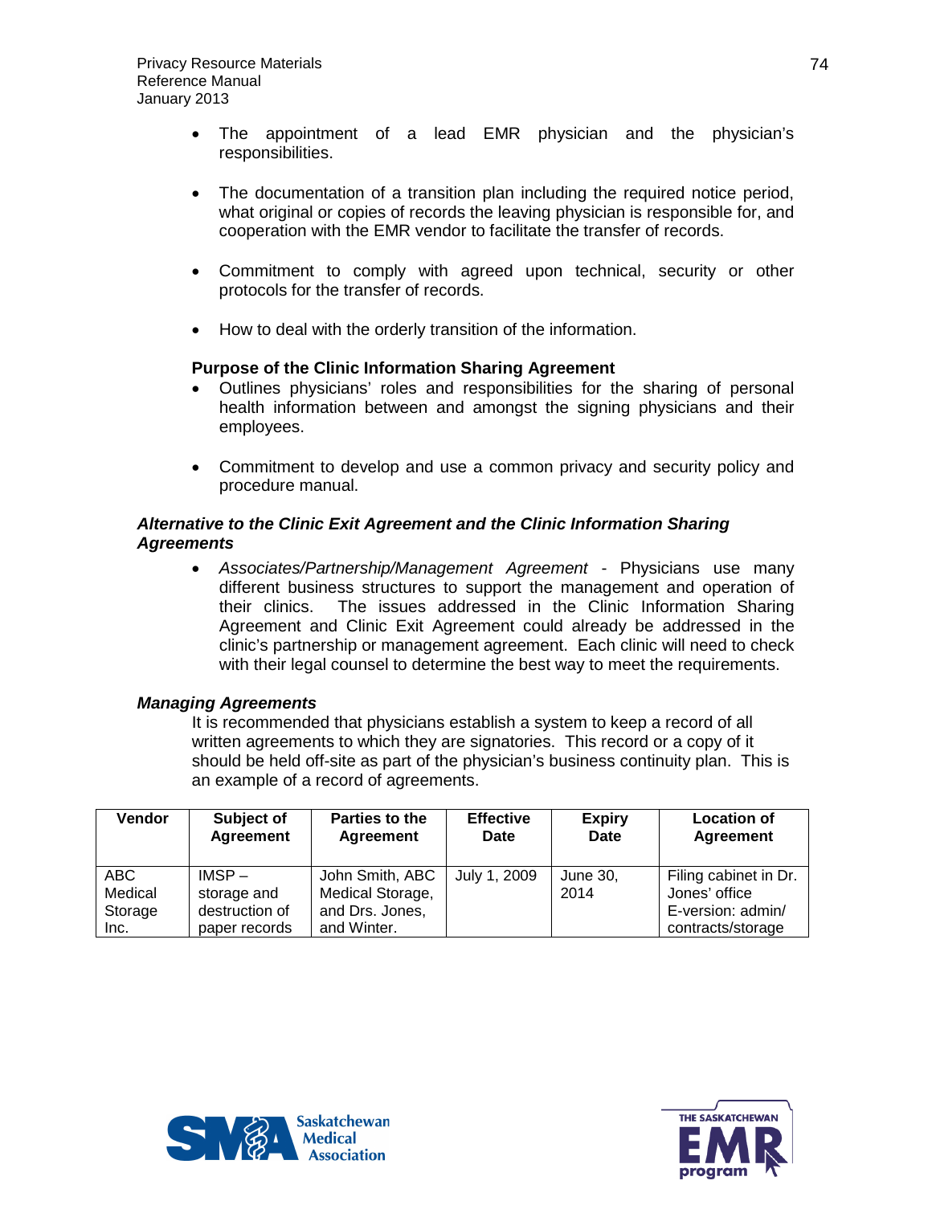- The appointment of a lead EMR physician and the physician's responsibilities.

- The documentation of a transition plan including the required notice period, what original or copies of records the leaving physician is responsible for, and cooperation with the EMR vendor to facilitate the transfer of records.

- Commitment to comply with agreed upon technical, security or other protocols for the transfer of records.

- How to deal with the orderly transition of the information.

**Purpose of the Clinic Information Sharing Agreement**

- Outlines physicians' roles and responsibilities for the sharing of personal health information between and amongst the signing physicians and their employees.

- Commitment to develop and use a common privacy and security policy and procedure manual.

***Alternative to the Clinic Exit Agreement and the Clinic Information Sharing Agreements***

- *Associates/Partnership/Management Agreement* - Physicians use many different business structures to support the management and operation of their clinics. The issues addressed in the Clinic Information Sharing Agreement and Clinic Exit Agreement could already be addressed in the clinic's partnership or management agreement. Each clinic will need to check with their legal counsel to determine the best way to meet the requirements.

***Managing Agreements***

It is recommended that physicians establish a system to keep a record of all written agreements to which they are signatories. This record or a copy of it should be held off-site as part of the physician's business continuity plan. This is an example of a record of agreements.

| Vendor | Subject of Agreement | Parties to the Agreement | Effective Date | Expiry Date | Location of Agreement |
|---|---|---|---|---|---|
| ABC Medical Storage Inc. | IMSP – storage and destruction of paper records | John Smith, ABC Medical Storage, and Drs. Jones, and Winter. | July 1, 2009 | June 30, 2014 | Filing cabinet in Dr. Jones' office<br>E-version: admin/ contracts/storage |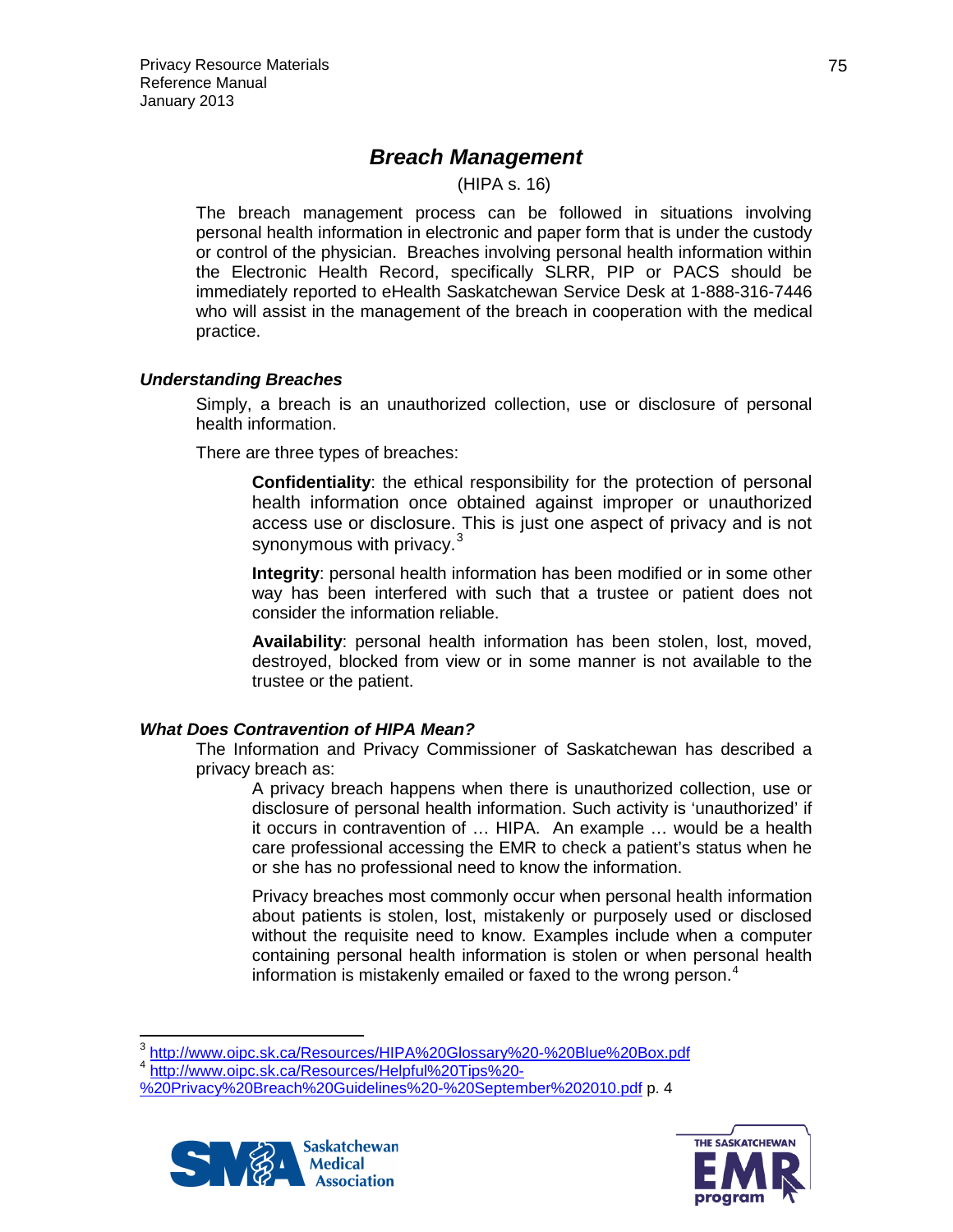# *Breach Management*

(HIPA s. 16)

The breach management process can be followed in situations involving personal health information in electronic and paper form that is under the custody or control of the physician. Breaches involving personal health information within the Electronic Health Record, specifically SLRR, PIP or PACS should be immediately reported to eHealth Saskatchewan Service Desk at 1-888-316-7446 who will assist in the management of the breach in cooperation with the medical practice.

### *Understanding Breaches*

Simply, a breach is an unauthorized collection, use or disclosure of personal health information.

There are three types of breaches:

> **Confidentiality**: the ethical responsibility for the protection of personal health information once obtained against improper or unauthorized access use or disclosure. This is just one aspect of privacy and is not synonymous with privacy.[3]
>
> **Integrity**: personal health information has been modified or in some other way has been interfered with such that a trustee or patient does not consider the information reliable.
>
> **Availability**: personal health information has been stolen, lost, moved, destroyed, blocked from view or in some manner is not available to the trustee or the patient.

### *What Does Contravention of HIPA Mean?*

The Information and Privacy Commissioner of Saskatchewan has described a privacy breach as:

> A privacy breach happens when there is unauthorized collection, use or disclosure of personal health information. Such activity is 'unauthorized' if it occurs in contravention of … HIPA. An example … would be a health care professional accessing the EMR to check a patient's status when he or she has no professional need to know the information.
>
> Privacy breaches most commonly occur when personal health information about patients is stolen, lost, mistakenly or purposely used or disclosed without the requisite need to know. Examples include when a computer containing personal health information is stolen or when personal health information is mistakenly emailed or faxed to the wrong person.[4]

---

[3] http://www.oipc.sk.ca/Resources/HIPA%20Glossary%20-%20Blue%20Box.pdf

[4] http://www.oipc.sk.ca/Resources/Helpful%20Tips%20-%20Privacy%20Breach%20Guidelines%20-%20September%202010.pdf p. 4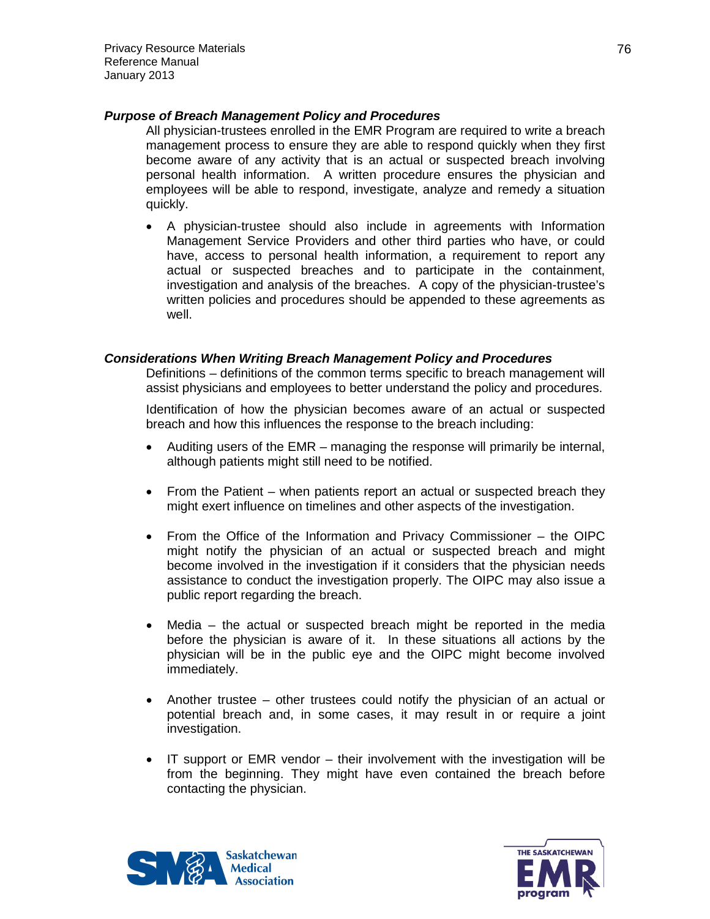### *Purpose of Breach Management Policy and Procedures*

All physician-trustees enrolled in the EMR Program are required to write a breach management process to ensure they are able to respond quickly when they first become aware of any activity that is an actual or suspected breach involving personal health information. A written procedure ensures the physician and employees will be able to respond, investigate, analyze and remedy a situation quickly.

- A physician-trustee should also include in agreements with Information Management Service Providers and other third parties who have, or could have, access to personal health information, a requirement to report any actual or suspected breaches and to participate in the containment, investigation and analysis of the breaches. A copy of the physician-trustee's written policies and procedures should be appended to these agreements as well.

### *Considerations When Writing Breach Management Policy and Procedures*

Definitions – definitions of the common terms specific to breach management will assist physicians and employees to better understand the policy and procedures.

Identification of how the physician becomes aware of an actual or suspected breach and how this influences the response to the breach including:

- Auditing users of the EMR – managing the response will primarily be internal, although patients might still need to be notified.

- From the Patient – when patients report an actual or suspected breach they might exert influence on timelines and other aspects of the investigation.

- From the Office of the Information and Privacy Commissioner – the OIPC might notify the physician of an actual or suspected breach and might become involved in the investigation if it considers that the physician needs assistance to conduct the investigation properly. The OIPC may also issue a public report regarding the breach.

- Media – the actual or suspected breach might be reported in the media before the physician is aware of it. In these situations all actions by the physician will be in the public eye and the OIPC might become involved immediately.

- Another trustee – other trustees could notify the physician of an actual or potential breach and, in some cases, it may result in or require a joint investigation.

- IT support or EMR vendor – their involvement with the investigation will be from the beginning. They might have even contained the breach before contacting the physician.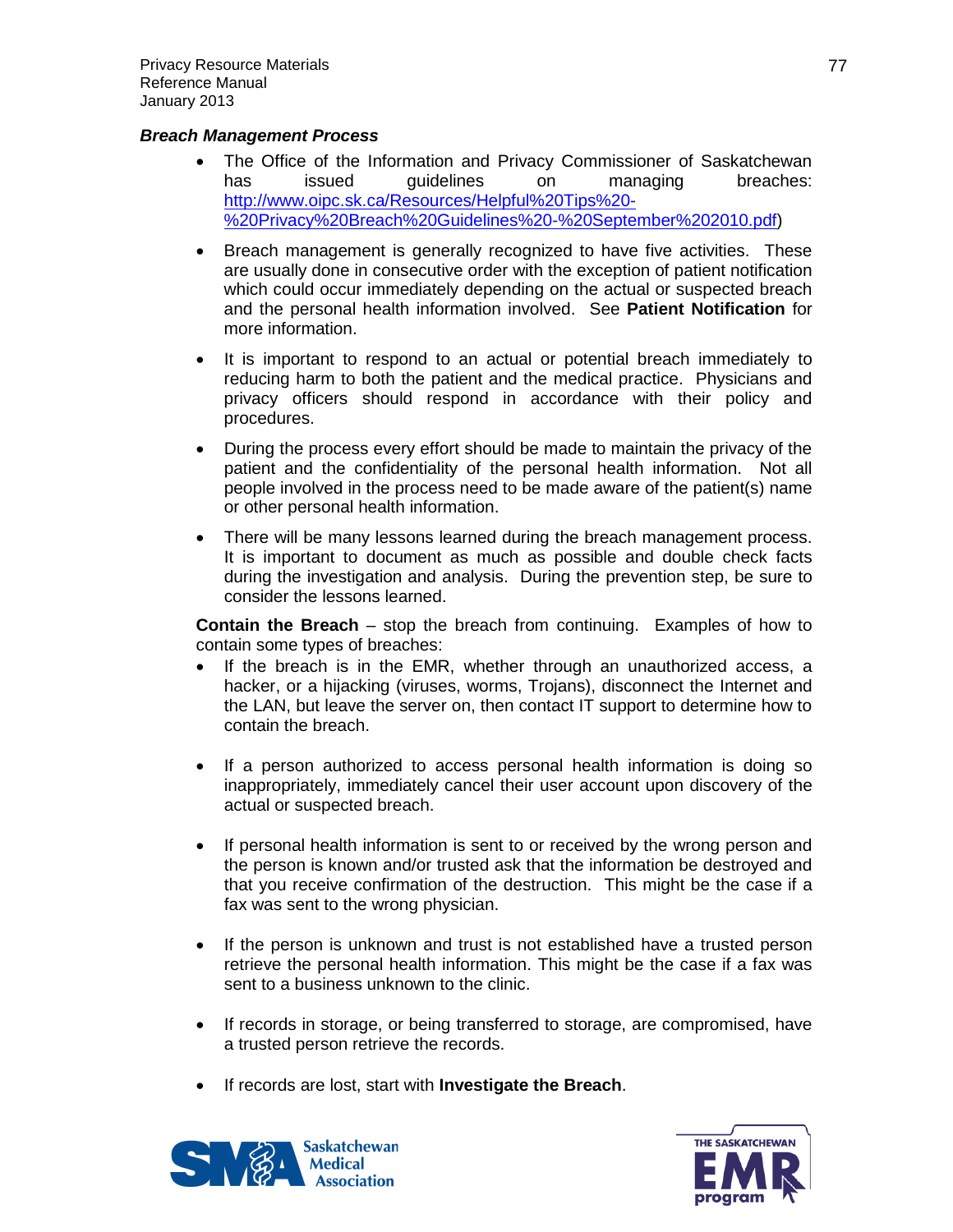### ***Breach Management Process***

- The Office of the Information and Privacy Commissioner of Saskatchewan has issued guidelines on managing breaches: http://www.oipc.sk.ca/Resources/Helpful%20Tips%20-%20Privacy%20Breach%20Guidelines%20-%20September%202010.pdf)
- Breach management is generally recognized to have five activities. These are usually done in consecutive order with the exception of patient notification which could occur immediately depending on the actual or suspected breach and the personal health information involved. See **Patient Notification** for more information.
- It is important to respond to an actual or potential breach immediately to reducing harm to both the patient and the medical practice. Physicians and privacy officers should respond in accordance with their policy and procedures.
- During the process every effort should be made to maintain the privacy of the patient and the confidentiality of the personal health information. Not all people involved in the process need to be made aware of the patient(s) name or other personal health information.
- There will be many lessons learned during the breach management process. It is important to document as much as possible and double check facts during the investigation and analysis. During the prevention step, be sure to consider the lessons learned.

**Contain the Breach** – stop the breach from continuing. Examples of how to contain some types of breaches:

- If the breach is in the EMR, whether through an unauthorized access, a hacker, or a hijacking (viruses, worms, Trojans), disconnect the Internet and the LAN, but leave the server on, then contact IT support to determine how to contain the breach.
- If a person authorized to access personal health information is doing so inappropriately, immediately cancel their user account upon discovery of the actual or suspected breach.
- If personal health information is sent to or received by the wrong person and the person is known and/or trusted ask that the information be destroyed and that you receive confirmation of the destruction. This might be the case if a fax was sent to the wrong physician.
- If the person is unknown and trust is not established have a trusted person retrieve the personal health information. This might be the case if a fax was sent to a business unknown to the clinic.
- If records in storage, or being transferred to storage, are compromised, have a trusted person retrieve the records.
- If records are lost, start with **Investigate the Breach**.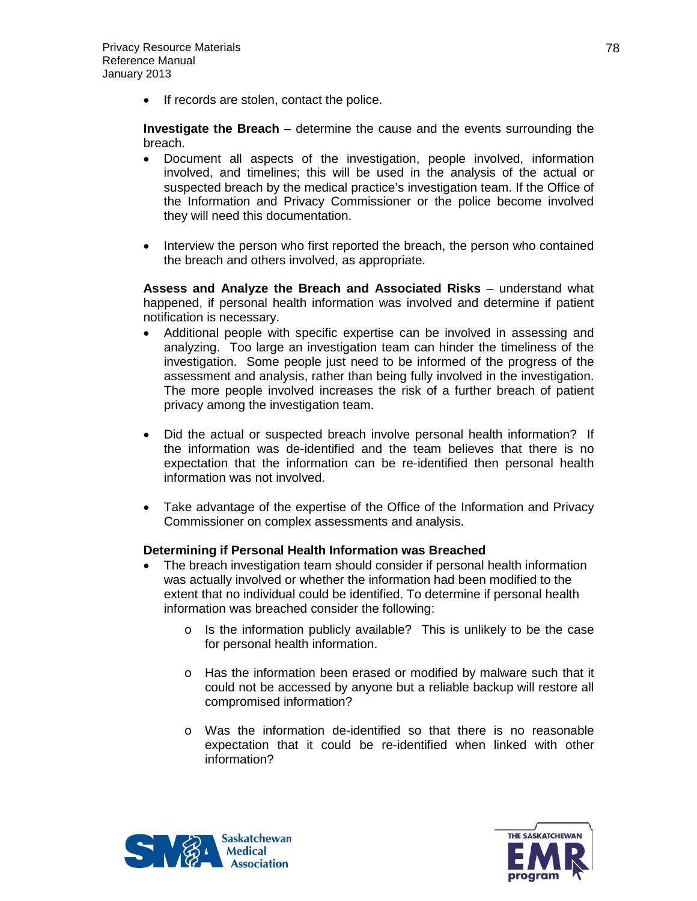- If records are stolen, contact the police.

**Investigate the Breach** – determine the cause and the events surrounding the breach.

- Document all aspects of the investigation, people involved, information involved, and timelines; this will be used in the analysis of the actual or suspected breach by the medical practice's investigation team. If the Office of the Information and Privacy Commissioner or the police become involved they will need this documentation.

- Interview the person who first reported the breach, the person who contained the breach and others involved, as appropriate.

**Assess and Analyze the Breach and Associated Risks** – understand what happened, if personal health information was involved and determine if patient notification is necessary.

- Additional people with specific expertise can be involved in assessing and analyzing. Too large an investigation team can hinder the timeliness of the investigation. Some people just need to be informed of the progress of the assessment and analysis, rather than being fully involved in the investigation. The more people involved increases the risk of a further breach of patient privacy among the investigation team.

- Did the actual or suspected breach involve personal health information? If the information was de-identified and the team believes that there is no expectation that the information can be re-identified then personal health information was not involved.

- Take advantage of the expertise of the Office of the Information and Privacy Commissioner on complex assessments and analysis.

**Determining if Personal Health Information was Breached**

- The breach investigation team should consider if personal health information was actually involved or whether the information had been modified to the extent that no individual could be identified. To determine if personal health information was breached consider the following:
  - Is the information publicly available? This is unlikely to be the case for personal health information.
  - Has the information been erased or modified by malware such that it could not be accessed by anyone but a reliable backup will restore all compromised information?
  - Was the information de-identified so that there is no reasonable expectation that it could be re-identified when linked with other information?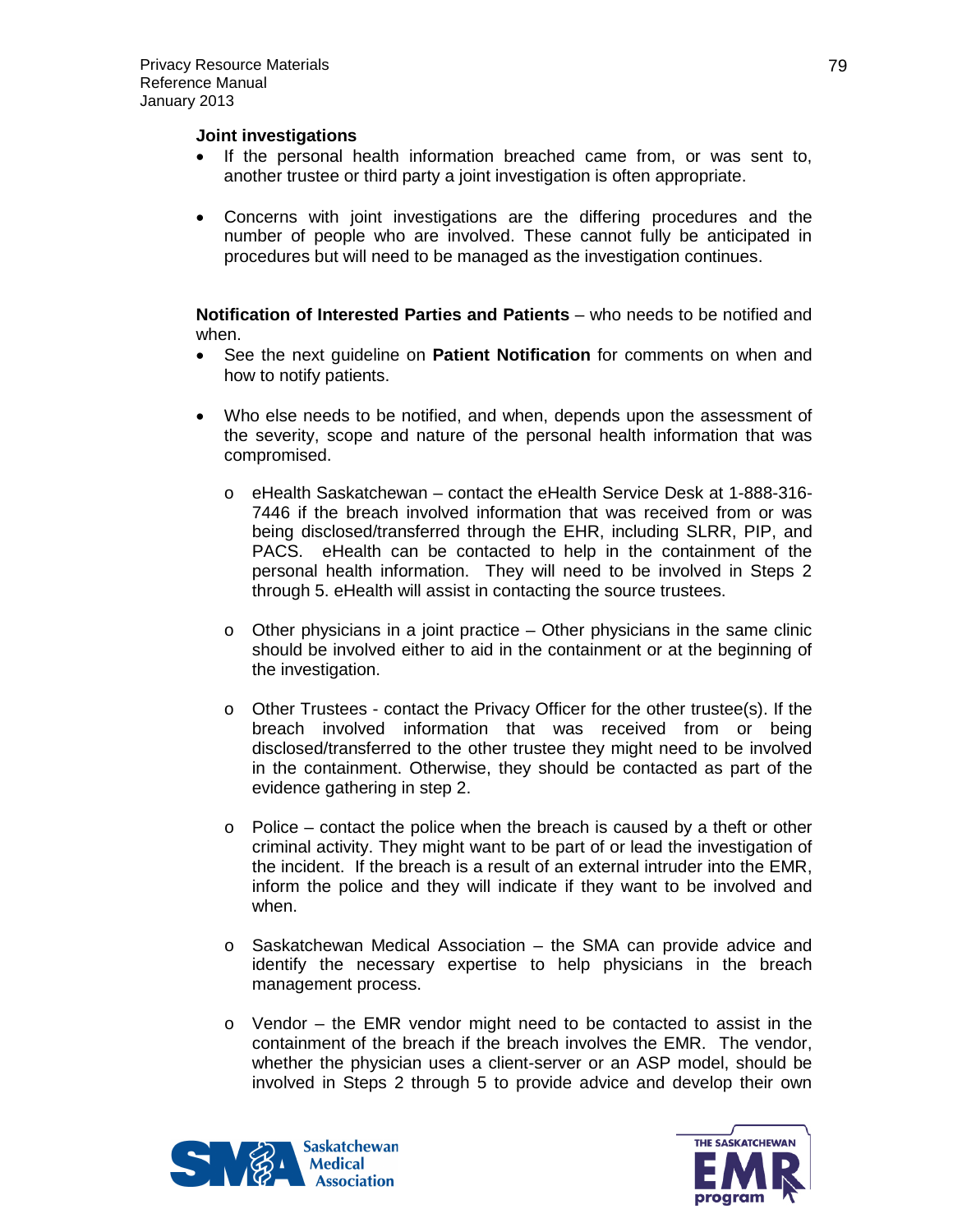**Joint investigations**

- If the personal health information breached came from, or was sent to, another trustee or third party a joint investigation is often appropriate.
- Concerns with joint investigations are the differing procedures and the number of people who are involved. These cannot fully be anticipated in procedures but will need to be managed as the investigation continues.

**Notification of Interested Parties and Patients** – who needs to be notified and when.

- See the next guideline on **Patient Notification** for comments on when and how to notify patients.
- Who else needs to be notified, and when, depends upon the assessment of the severity, scope and nature of the personal health information that was compromised.
    - eHealth Saskatchewan – contact the eHealth Service Desk at 1-888-316-7446 if the breach involved information that was received from or was being disclosed/transferred through the EHR, including SLRR, PIP, and PACS. eHealth can be contacted to help in the containment of the personal health information. They will need to be involved in Steps 2 through 5. eHealth will assist in contacting the source trustees.
    - Other physicians in a joint practice – Other physicians in the same clinic should be involved either to aid in the containment or at the beginning of the investigation.
    - Other Trustees - contact the Privacy Officer for the other trustee(s). If the breach involved information that was received from or being disclosed/transferred to the other trustee they might need to be involved in the containment. Otherwise, they should be contacted as part of the evidence gathering in step 2.
    - Police – contact the police when the breach is caused by a theft or other criminal activity. They might want to be part of or lead the investigation of the incident. If the breach is a result of an external intruder into the EMR, inform the police and they will indicate if they want to be involved and when.
    - Saskatchewan Medical Association – the SMA can provide advice and identify the necessary expertise to help physicians in the breach management process.
    - Vendor – the EMR vendor might need to be contacted to assist in the containment of the breach if the breach involves the EMR. The vendor, whether the physician uses a client-server or an ASP model, should be involved in Steps 2 through 5 to provide advice and develop their own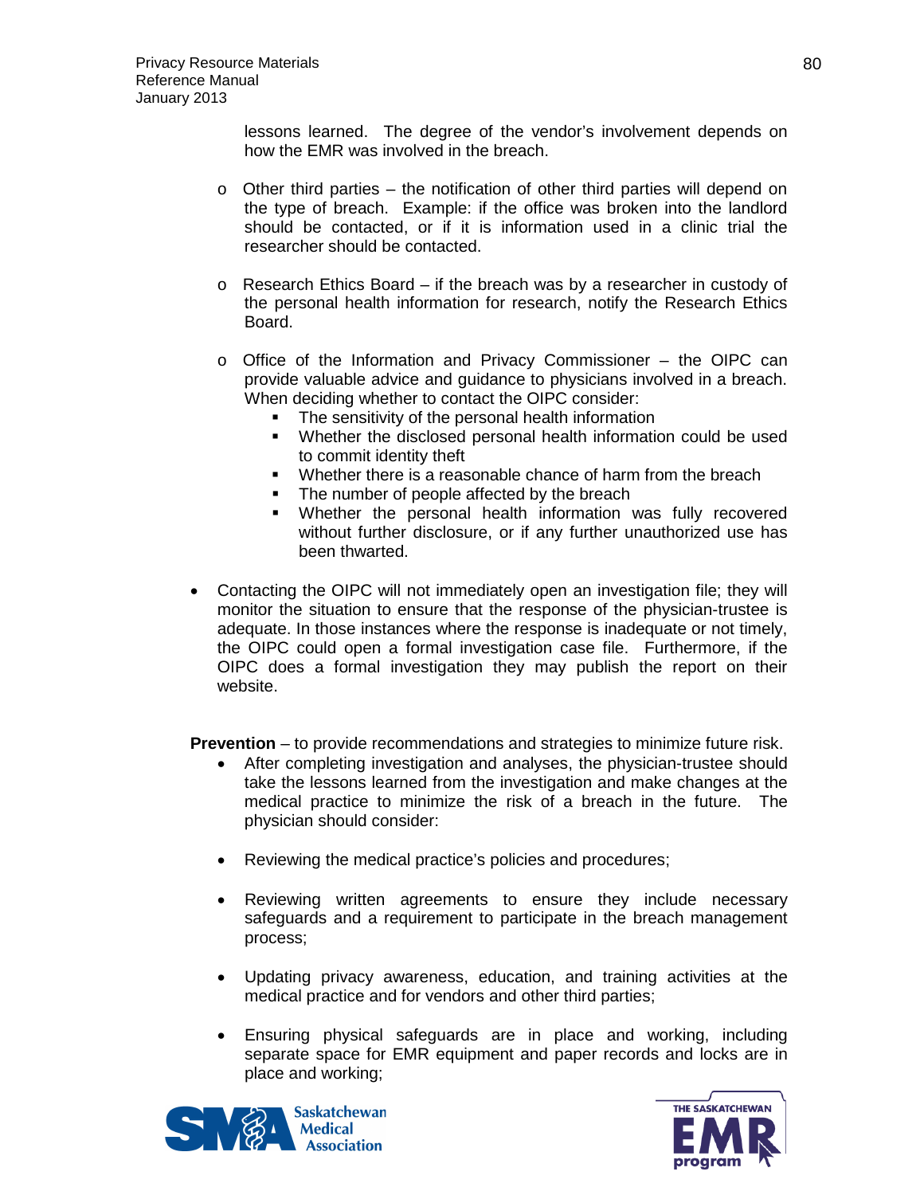lessons learned. The degree of the vendor's involvement depends on how the EMR was involved in the breach.

- Other third parties – the notification of other third parties will depend on the type of breach. Example: if the office was broken into the landlord should be contacted, or if it is information used in a clinic trial the researcher should be contacted.

- Research Ethics Board – if the breach was by a researcher in custody of the personal health information for research, notify the Research Ethics Board.

- Office of the Information and Privacy Commissioner – the OIPC can provide valuable advice and guidance to physicians involved in a breach. When deciding whether to contact the OIPC consider:
  - The sensitivity of the personal health information
  - Whether the disclosed personal health information could be used to commit identity theft
  - Whether there is a reasonable chance of harm from the breach
  - The number of people affected by the breach
  - Whether the personal health information was fully recovered without further disclosure, or if any further unauthorized use has been thwarted.

- Contacting the OIPC will not immediately open an investigation file; they will monitor the situation to ensure that the response of the physician-trustee is adequate. In those instances where the response is inadequate or not timely, the OIPC could open a formal investigation case file. Furthermore, if the OIPC does a formal investigation they may publish the report on their website.

**Prevention** – to provide recommendations and strategies to minimize future risk.

- After completing investigation and analyses, the physician-trustee should take the lessons learned from the investigation and make changes at the medical practice to minimize the risk of a breach in the future. The physician should consider:

- Reviewing the medical practice's policies and procedures;

- Reviewing written agreements to ensure they include necessary safeguards and a requirement to participate in the breach management process;

- Updating privacy awareness, education, and training activities at the medical practice and for vendors and other third parties;

- Ensuring physical safeguards are in place and working, including separate space for EMR equipment and paper records and locks are in place and working;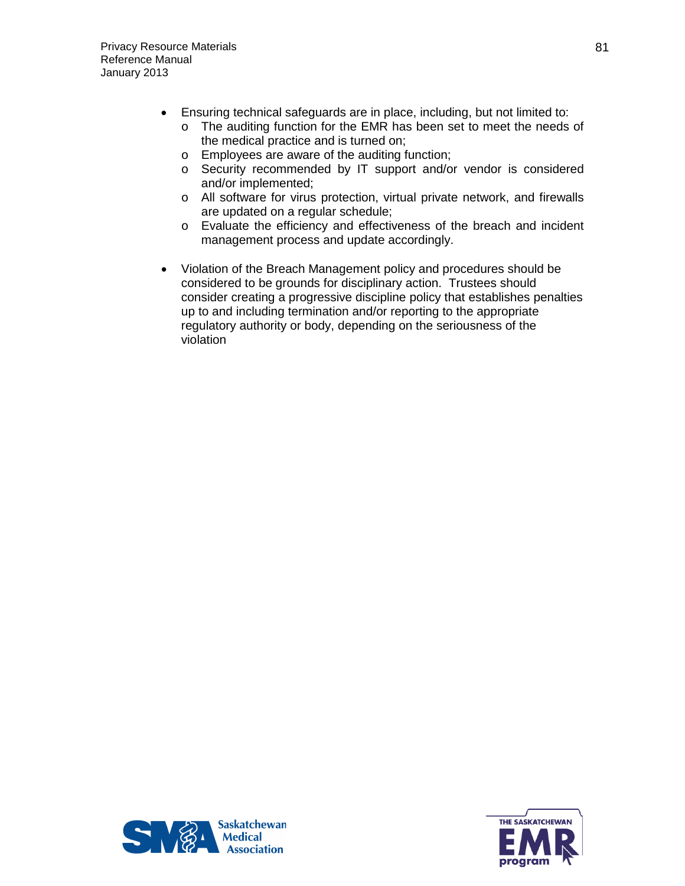- Ensuring technical safeguards are in place, including, but not limited to:
  - The auditing function for the EMR has been set to meet the needs of the medical practice and is turned on;
  - Employees are aware of the auditing function;
  - Security recommended by IT support and/or vendor is considered and/or implemented;
  - All software for virus protection, virtual private network, and firewalls are updated on a regular schedule;
  - Evaluate the efficiency and effectiveness of the breach and incident management process and update accordingly.

- Violation of the Breach Management policy and procedures should be considered to be grounds for disciplinary action. Trustees should consider creating a progressive discipline policy that establishes penalties up to and including termination and/or reporting to the appropriate regulatory authority or body, depending on the seriousness of the violation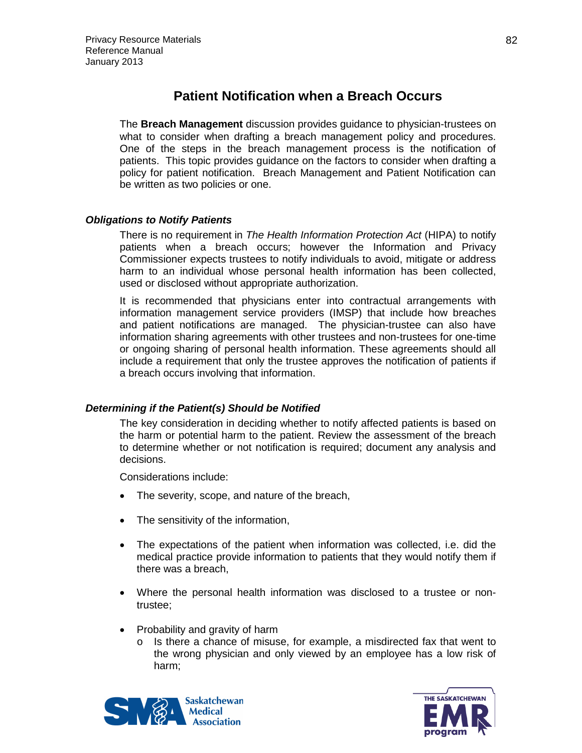# Patient Notification when a Breach Occurs

The **Breach Management** discussion provides guidance to physician-trustees on what to consider when drafting a breach management policy and procedures. One of the steps in the breach management process is the notification of patients. This topic provides guidance on the factors to consider when drafting a policy for patient notification. Breach Management and Patient Notification can be written as two policies or one.

### *Obligations to Notify Patients*

There is no requirement in *The Health Information Protection Act* (HIPA) to notify patients when a breach occurs; however the Information and Privacy Commissioner expects trustees to notify individuals to avoid, mitigate or address harm to an individual whose personal health information has been collected, used or disclosed without appropriate authorization.

It is recommended that physicians enter into contractual arrangements with information management service providers (IMSP) that include how breaches and patient notifications are managed. The physician-trustee can also have information sharing agreements with other trustees and non-trustees for one-time or ongoing sharing of personal health information. These agreements should all include a requirement that only the trustee approves the notification of patients if a breach occurs involving that information.

### *Determining if the Patient(s) Should be Notified*

The key consideration in deciding whether to notify affected patients is based on the harm or potential harm to the patient. Review the assessment of the breach to determine whether or not notification is required; document any analysis and decisions.

Considerations include:

- The severity, scope, and nature of the breach,
- The sensitivity of the information,
- The expectations of the patient when information was collected, i.e. did the medical practice provide information to patients that they would notify them if there was a breach,
- Where the personal health information was disclosed to a trustee or non-trustee;
- Probability and gravity of harm
  - Is there a chance of misuse, for example, a misdirected fax that went to the wrong physician and only viewed by an employee has a low risk of harm;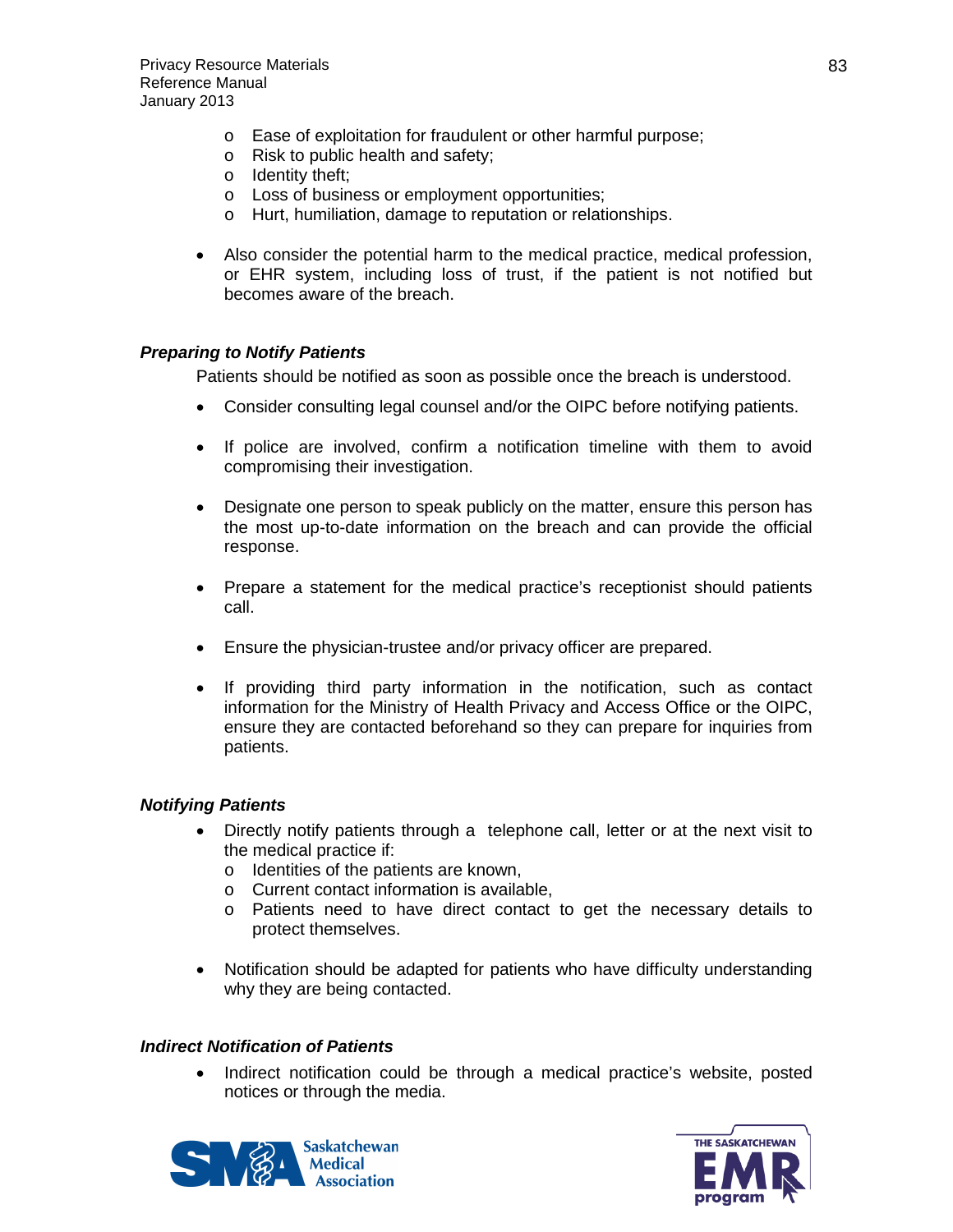- Ease of exploitation for fraudulent or other harmful purpose;
  - Risk to public health and safety;
  - Identity theft;
  - Loss of business or employment opportunities;
  - Hurt, humiliation, damage to reputation or relationships.

- Also consider the potential harm to the medical practice, medical profession, or EHR system, including loss of trust, if the patient is not notified but becomes aware of the breach.

***Preparing to Notify Patients***

Patients should be notified as soon as possible once the breach is understood.

- Consider consulting legal counsel and/or the OIPC before notifying patients.

- If police are involved, confirm a notification timeline with them to avoid compromising their investigation.

- Designate one person to speak publicly on the matter, ensure this person has the most up-to-date information on the breach and can provide the official response.

- Prepare a statement for the medical practice's receptionist should patients call.

- Ensure the physician-trustee and/or privacy officer are prepared.

- If providing third party information in the notification, such as contact information for the Ministry of Health Privacy and Access Office or the OIPC, ensure they are contacted beforehand so they can prepare for inquiries from patients.

***Notifying Patients***

- Directly notify patients through a telephone call, letter or at the next visit to the medical practice if:
  - Identities of the patients are known,
  - Current contact information is available,
  - Patients need to have direct contact to get the necessary details to protect themselves.

- Notification should be adapted for patients who have difficulty understanding why they are being contacted.

***Indirect Notification of Patients***

- Indirect notification could be through a medical practice's website, posted notices or through the media.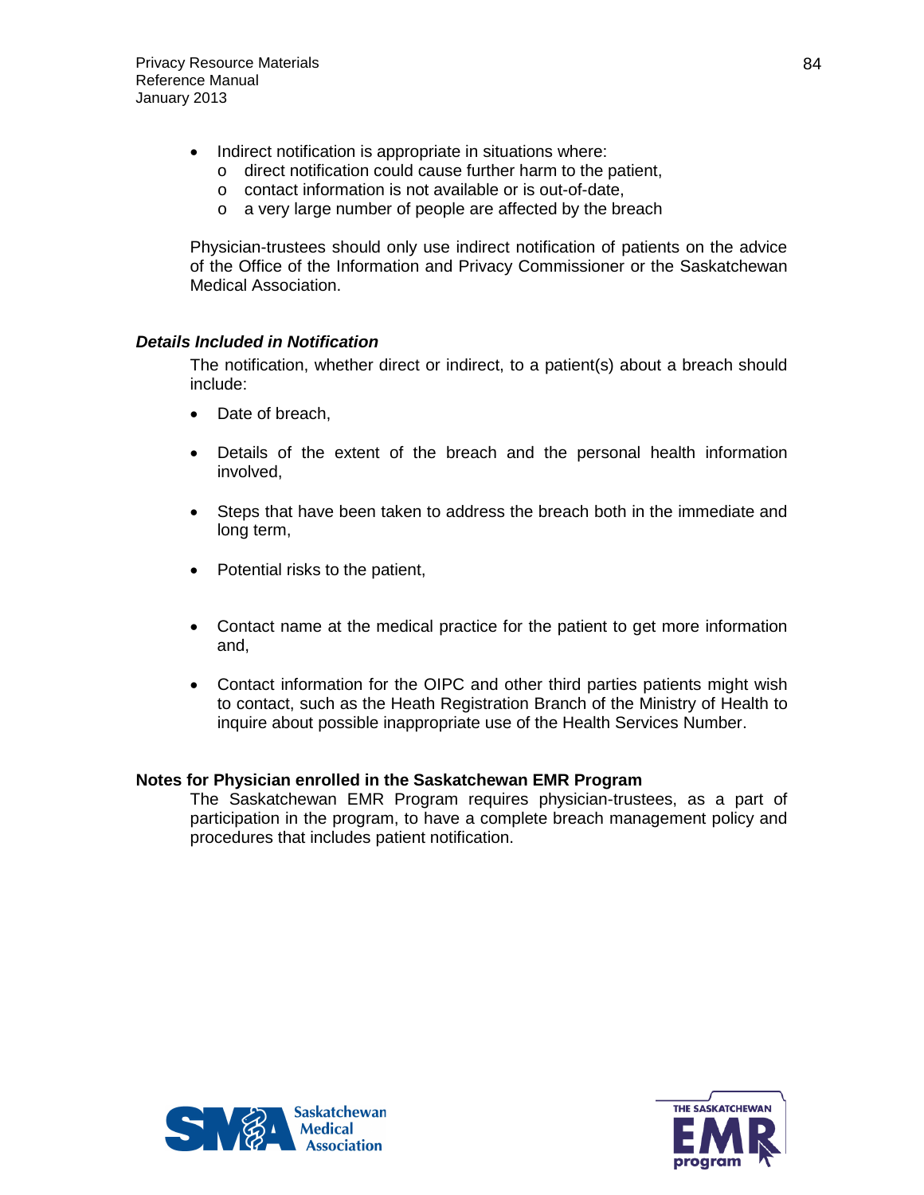- Indirect notification is appropriate in situations where:
  - direct notification could cause further harm to the patient,
  - contact information is not available or is out-of-date,
  - a very large number of people are affected by the breach

Physician-trustees should only use indirect notification of patients on the advice of the Office of the Information and Privacy Commissioner or the Saskatchewan Medical Association.

### *Details Included in Notification*

The notification, whether direct or indirect, to a patient(s) about a breach should include:

- Date of breach,
- Details of the extent of the breach and the personal health information involved,
- Steps that have been taken to address the breach both in the immediate and long term,
- Potential risks to the patient,
- Contact name at the medical practice for the patient to get more information and,
- Contact information for the OIPC and other third parties patients might wish to contact, such as the Heath Registration Branch of the Ministry of Health to inquire about possible inappropriate use of the Health Services Number.

### Notes for Physician enrolled in the Saskatchewan EMR Program

The Saskatchewan EMR Program requires physician-trustees, as a part of participation in the program, to have a complete breach management policy and procedures that includes patient notification.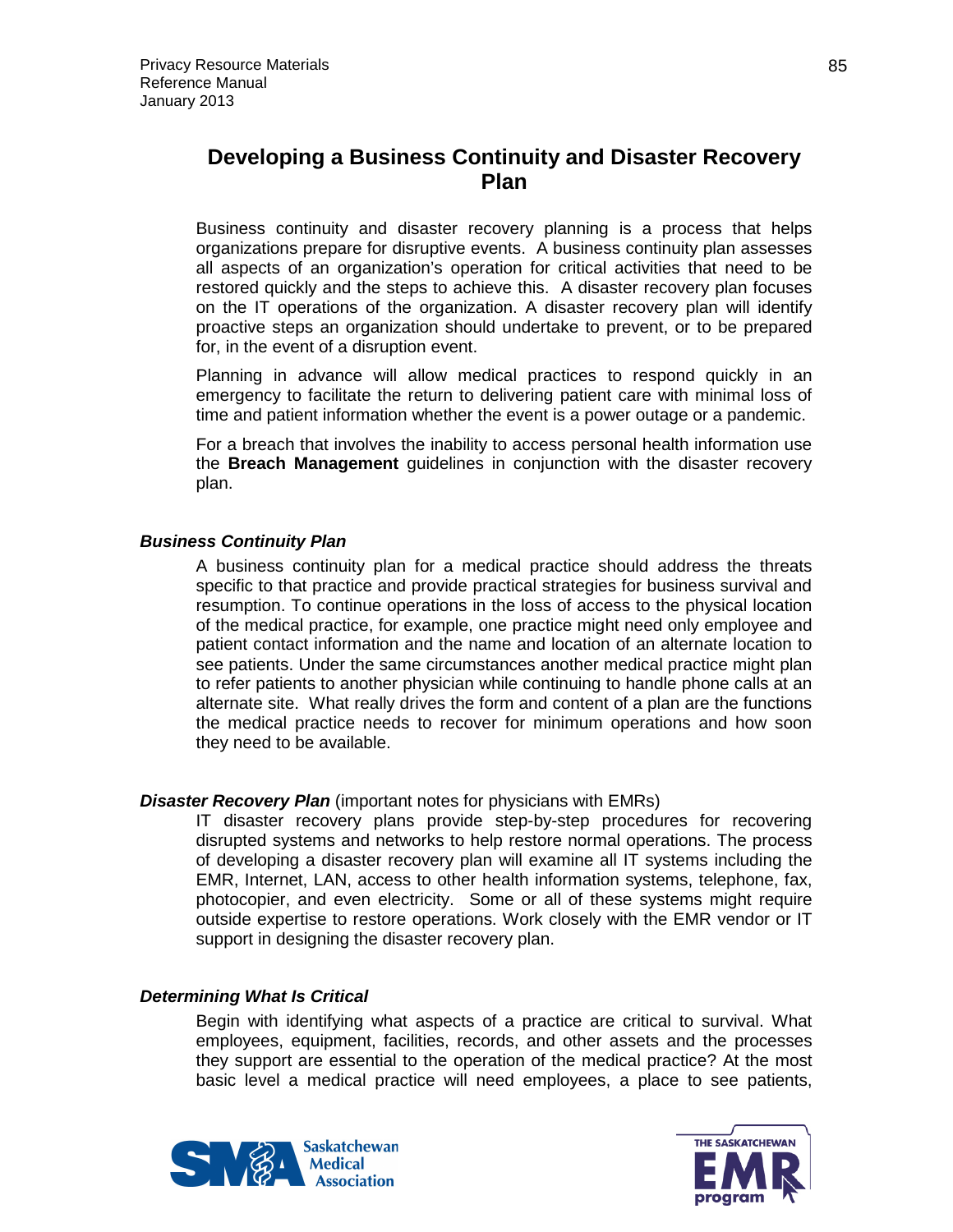# Developing a Business Continuity and Disaster Recovery Plan

Business continuity and disaster recovery planning is a process that helps organizations prepare for disruptive events. A business continuity plan assesses all aspects of an organization's operation for critical activities that need to be restored quickly and the steps to achieve this. A disaster recovery plan focuses on the IT operations of the organization. A disaster recovery plan will identify proactive steps an organization should undertake to prevent, or to be prepared for, in the event of a disruption event.

Planning in advance will allow medical practices to respond quickly in an emergency to facilitate the return to delivering patient care with minimal loss of time and patient information whether the event is a power outage or a pandemic.

For a breach that involves the inability to access personal health information use the **Breach Management** guidelines in conjunction with the disaster recovery plan.

### *Business Continuity Plan*

A business continuity plan for a medical practice should address the threats specific to that practice and provide practical strategies for business survival and resumption. To continue operations in the loss of access to the physical location of the medical practice, for example, one practice might need only employee and patient contact information and the name and location of an alternate location to see patients. Under the same circumstances another medical practice might plan to refer patients to another physician while continuing to handle phone calls at an alternate site. What really drives the form and content of a plan are the functions the medical practice needs to recover for minimum operations and how soon they need to be available.

### *Disaster Recovery Plan* (important notes for physicians with EMRs)

IT disaster recovery plans provide step-by-step procedures for recovering disrupted systems and networks to help restore normal operations. The process of developing a disaster recovery plan will examine all IT systems including the EMR, Internet, LAN, access to other health information systems, telephone, fax, photocopier, and even electricity. Some or all of these systems might require outside expertise to restore operations. Work closely with the EMR vendor or IT support in designing the disaster recovery plan.

### *Determining What Is Critical*

Begin with identifying what aspects of a practice are critical to survival. What employees, equipment, facilities, records, and other assets and the processes they support are essential to the operation of the medical practice? At the most basic level a medical practice will need employees, a place to see patients,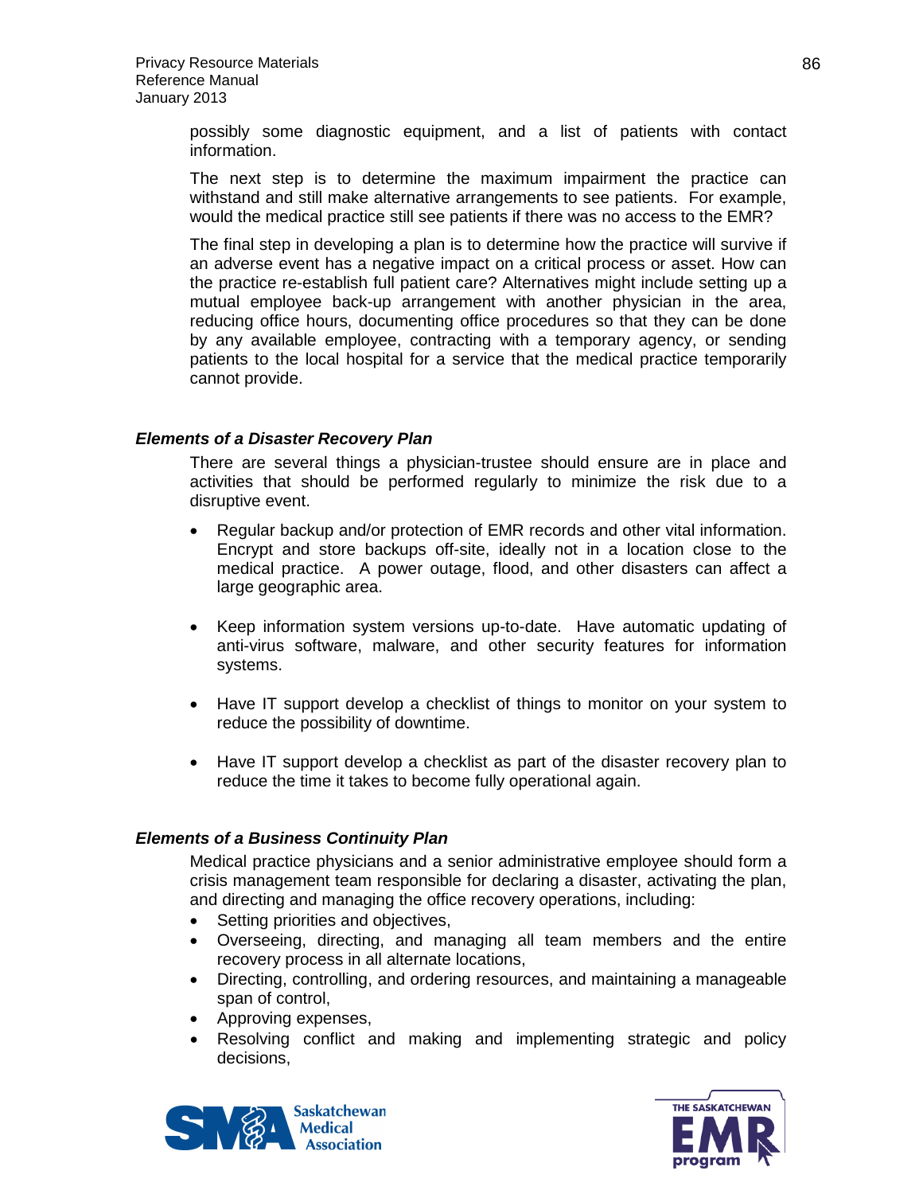possibly some diagnostic equipment, and a list of patients with contact information.

The next step is to determine the maximum impairment the practice can withstand and still make alternative arrangements to see patients. For example, would the medical practice still see patients if there was no access to the EMR?

The final step in developing a plan is to determine how the practice will survive if an adverse event has a negative impact on a critical process or asset. How can the practice re-establish full patient care? Alternatives might include setting up a mutual employee back-up arrangement with another physician in the area, reducing office hours, documenting office procedures so that they can be done by any available employee, contracting with a temporary agency, or sending patients to the local hospital for a service that the medical practice temporarily cannot provide.

### *Elements of a Disaster Recovery Plan*

There are several things a physician-trustee should ensure are in place and activities that should be performed regularly to minimize the risk due to a disruptive event.

- Regular backup and/or protection of EMR records and other vital information. Encrypt and store backups off-site, ideally not in a location close to the medical practice. A power outage, flood, and other disasters can affect a large geographic area.

- Keep information system versions up-to-date. Have automatic updating of anti-virus software, malware, and other security features for information systems.

- Have IT support develop a checklist of things to monitor on your system to reduce the possibility of downtime.

- Have IT support develop a checklist as part of the disaster recovery plan to reduce the time it takes to become fully operational again.

### *Elements of a Business Continuity Plan*

Medical practice physicians and a senior administrative employee should form a crisis management team responsible for declaring a disaster, activating the plan, and directing and managing the office recovery operations, including:

- Setting priorities and objectives,
- Overseeing, directing, and managing all team members and the entire recovery process in all alternate locations,
- Directing, controlling, and ordering resources, and maintaining a manageable span of control,
- Approving expenses,
- Resolving conflict and making and implementing strategic and policy decisions,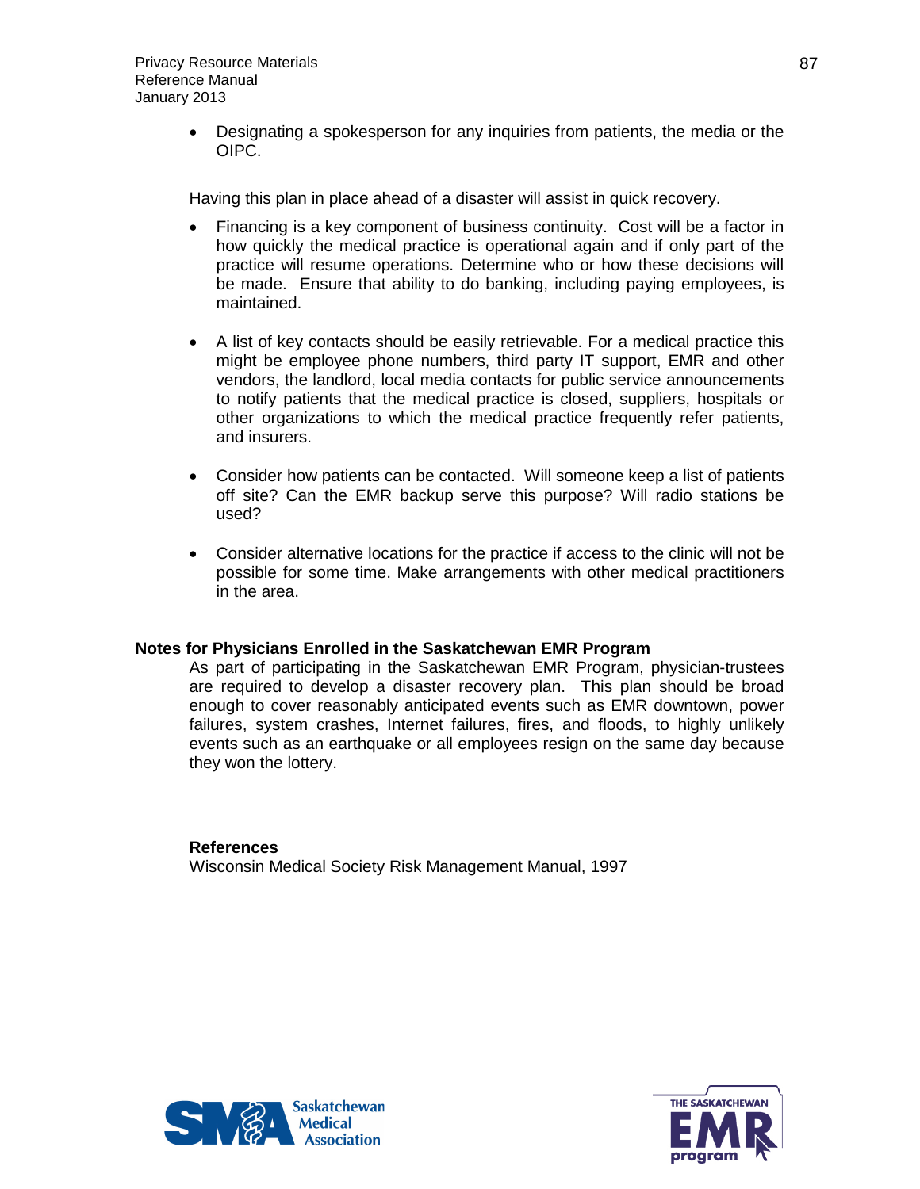- Designating a spokesperson for any inquiries from patients, the media or the OIPC.

Having this plan in place ahead of a disaster will assist in quick recovery.

- Financing is a key component of business continuity. Cost will be a factor in how quickly the medical practice is operational again and if only part of the practice will resume operations. Determine who or how these decisions will be made. Ensure that ability to do banking, including paying employees, is maintained.

- A list of key contacts should be easily retrievable. For a medical practice this might be employee phone numbers, third party IT support, EMR and other vendors, the landlord, local media contacts for public service announcements to notify patients that the medical practice is closed, suppliers, hospitals or other organizations to which the medical practice frequently refer patients, and insurers.

- Consider how patients can be contacted. Will someone keep a list of patients off site? Can the EMR backup serve this purpose? Will radio stations be used?

- Consider alternative locations for the practice if access to the clinic will not be possible for some time. Make arrangements with other medical practitioners in the area.

**Notes for Physicians Enrolled in the Saskatchewan EMR Program**

As part of participating in the Saskatchewan EMR Program, physician-trustees are required to develop a disaster recovery plan. This plan should be broad enough to cover reasonably anticipated events such as EMR downtown, power failures, system crashes, Internet failures, fires, and floods, to highly unlikely events such as an earthquake or all employees resign on the same day because they won the lottery.

**References**

Wisconsin Medical Society Risk Management Manual, 1997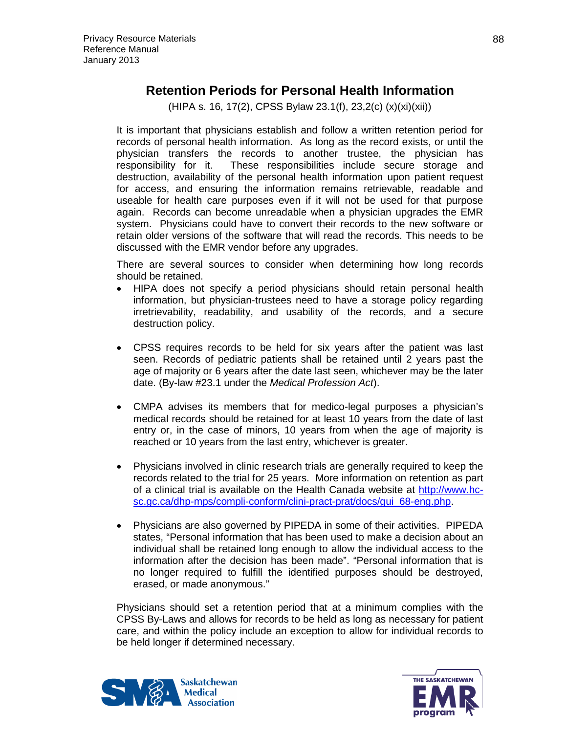# Retention Periods for Personal Health Information

(HIPA s. 16, 17(2), CPSS Bylaw 23.1(f), 23,2(c) (x)(xi)(xii))

It is important that physicians establish and follow a written retention period for records of personal health information. As long as the record exists, or until the physician transfers the records to another trustee, the physician has responsibility for it. These responsibilities include secure storage and destruction, availability of the personal health information upon patient request for access, and ensuring the information remains retrievable, readable and useable for health care purposes even if it will not be used for that purpose again. Records can become unreadable when a physician upgrades the EMR system. Physicians could have to convert their records to the new software or retain older versions of the software that will read the records. This needs to be discussed with the EMR vendor before any upgrades.

There are several sources to consider when determining how long records should be retained.

- HIPA does not specify a period physicians should retain personal health information, but physician-trustees need to have a storage policy regarding irretrievability, readability, and usability of the records, and a secure destruction policy.

- CPSS requires records to be held for six years after the patient was last seen. Records of pediatric patients shall be retained until 2 years past the age of majority or 6 years after the date last seen, whichever may be the later date. (By-law #23.1 under the *Medical Profession Act*).

- CMPA advises its members that for medico-legal purposes a physician's medical records should be retained for at least 10 years from the date of last entry or, in the case of minors, 10 years from when the age of majority is reached or 10 years from the last entry, whichever is greater.

- Physicians involved in clinic research trials are generally required to keep the records related to the trial for 25 years. More information on retention as part of a clinical trial is available on the Health Canada website at [http://www.hc-sc.gc.ca/dhp-mps/compli-conform/clini-pract-prat/docs/gui_68-eng.php](http://www.hc-sc.gc.ca/dhp-mps/compli-conform/clini-pract-prat/docs/gui_68-eng.php).

- Physicians are also governed by PIPEDA in some of their activities. PIPEDA states, "Personal information that has been used to make a decision about an individual shall be retained long enough to allow the individual access to the information after the decision has been made". "Personal information that is no longer required to fulfill the identified purposes should be destroyed, erased, or made anonymous."

Physicians should set a retention period that at a minimum complies with the CPSS By-Laws and allows for records to be held as long as necessary for patient care, and within the policy include an exception to allow for individual records to be held longer if determined necessary.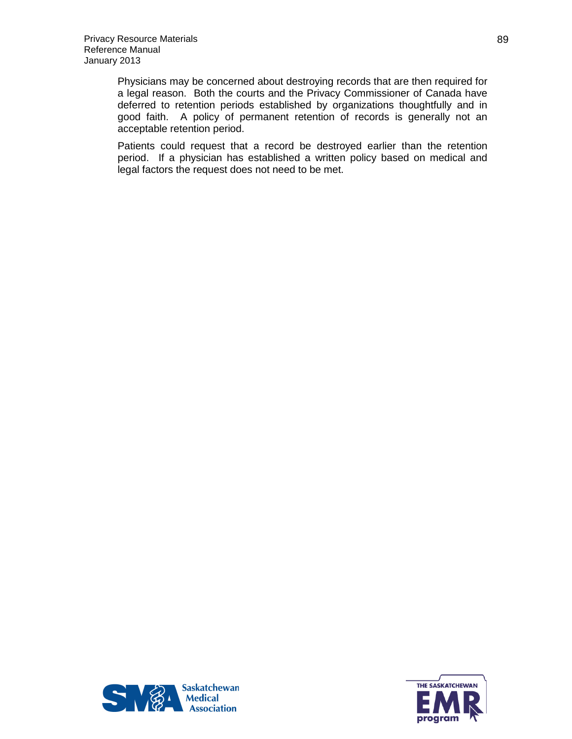Physicians may be concerned about destroying records that are then required for a legal reason. Both the courts and the Privacy Commissioner of Canada have deferred to retention periods established by organizations thoughtfully and in good faith. A policy of permanent retention of records is generally not an acceptable retention period.

Patients could request that a record be destroyed earlier than the retention period. If a physician has established a written policy based on medical and legal factors the request does not need to be met.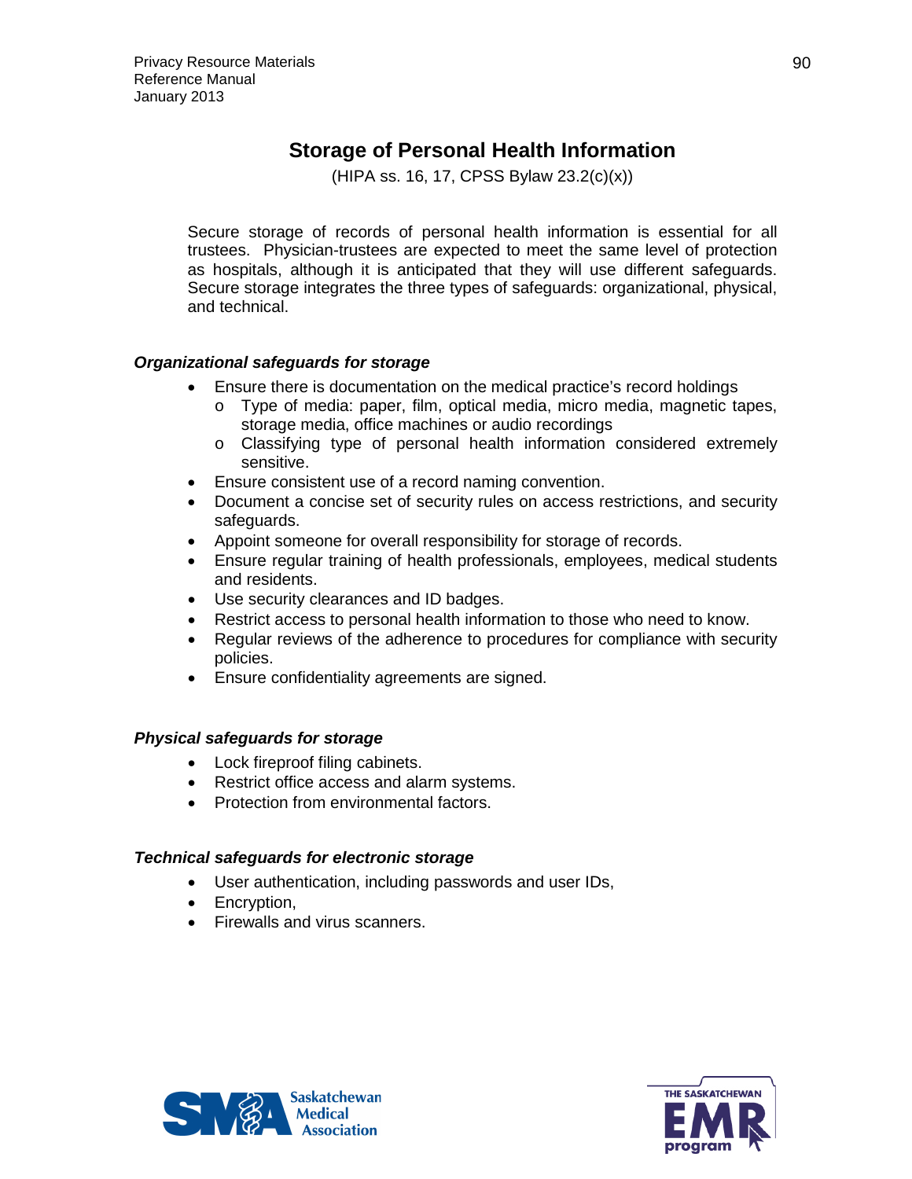# Storage of Personal Health Information

(HIPA ss. 16, 17, CPSS Bylaw 23.2(c)(x))

Secure storage of records of personal health information is essential for all trustees. Physician-trustees are expected to meet the same level of protection as hospitals, although it is anticipated that they will use different safeguards. Secure storage integrates the three types of safeguards: organizational, physical, and technical.

### *Organizational safeguards for storage*

- Ensure there is documentation on the medical practice's record holdings
  - Type of media: paper, film, optical media, micro media, magnetic tapes, storage media, office machines or audio recordings
  - Classifying type of personal health information considered extremely sensitive.
- Ensure consistent use of a record naming convention.
- Document a concise set of security rules on access restrictions, and security safeguards.
- Appoint someone for overall responsibility for storage of records.
- Ensure regular training of health professionals, employees, medical students and residents.
- Use security clearances and ID badges.
- Restrict access to personal health information to those who need to know.
- Regular reviews of the adherence to procedures for compliance with security policies.
- Ensure confidentiality agreements are signed.

### *Physical safeguards for storage*

- Lock fireproof filing cabinets.
- Restrict office access and alarm systems.
- Protection from environmental factors.

### *Technical safeguards for electronic storage*

- User authentication, including passwords and user IDs,
- Encryption,
- Firewalls and virus scanners.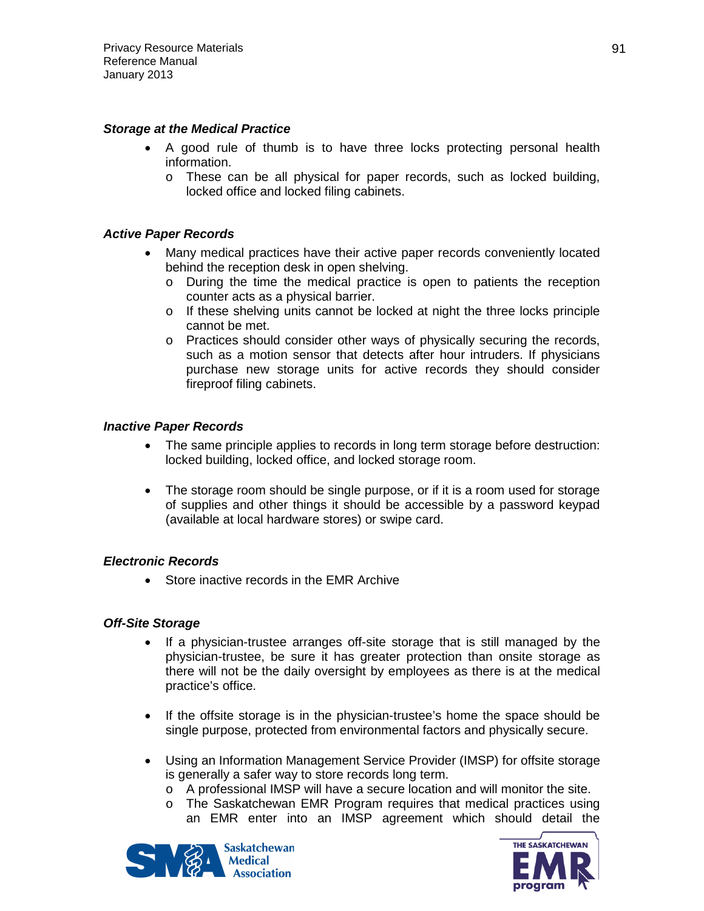***Storage at the Medical Practice***

- A good rule of thumb is to have three locks protecting personal health information.
  - These can be all physical for paper records, such as locked building, locked office and locked filing cabinets.

***Active Paper Records***

- Many medical practices have their active paper records conveniently located behind the reception desk in open shelving.
  - During the time the medical practice is open to patients the reception counter acts as a physical barrier.
  - If these shelving units cannot be locked at night the three locks principle cannot be met.
  - Practices should consider other ways of physically securing the records, such as a motion sensor that detects after hour intruders. If physicians purchase new storage units for active records they should consider fireproof filing cabinets.

***Inactive Paper Records***

- The same principle applies to records in long term storage before destruction: locked building, locked office, and locked storage room.

- The storage room should be single purpose, or if it is a room used for storage of supplies and other things it should be accessible by a password keypad (available at local hardware stores) or swipe card.

***Electronic Records***

- Store inactive records in the EMR Archive

***Off-Site Storage***

- If a physician-trustee arranges off-site storage that is still managed by the physician-trustee, be sure it has greater protection than onsite storage as there will not be the daily oversight by employees as there is at the medical practice's office.

- If the offsite storage is in the physician-trustee's home the space should be single purpose, protected from environmental factors and physically secure.

- Using an Information Management Service Provider (IMSP) for offsite storage is generally a safer way to store records long term.
  - A professional IMSP will have a secure location and will monitor the site.
  - The Saskatchewan EMR Program requires that medical practices using an EMR enter into an IMSP agreement which should detail the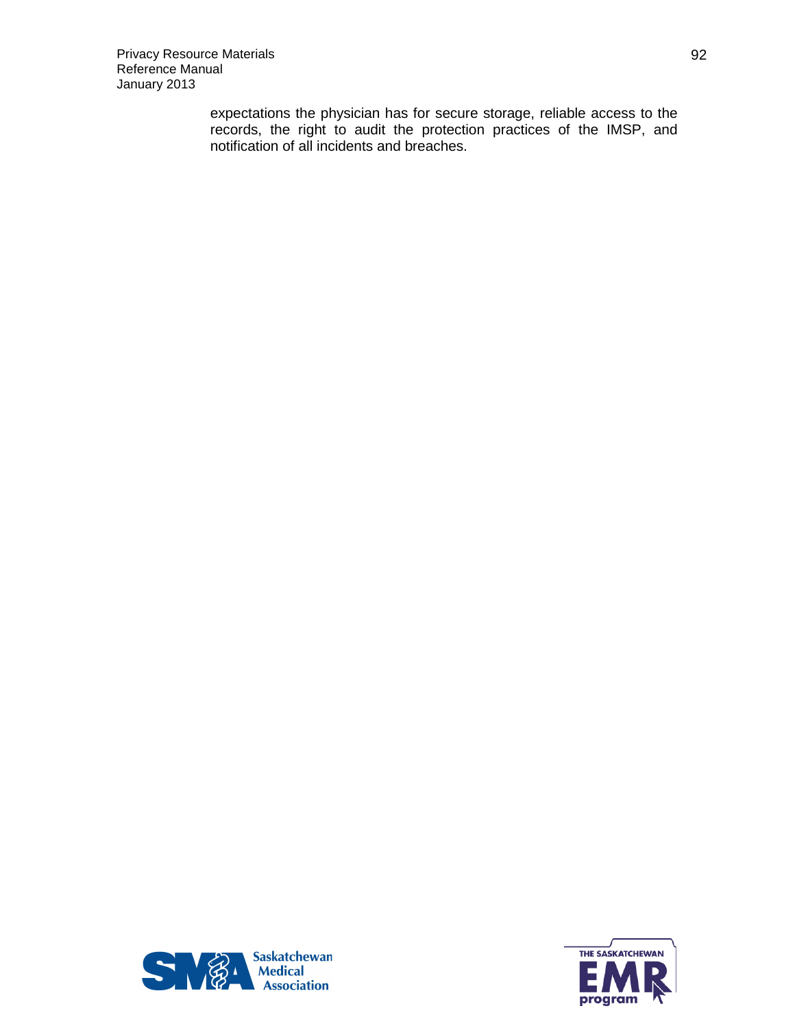expectations the physician has for secure storage, reliable access to the records, the right to audit the protection practices of the IMSP, and notification of all incidents and breaches.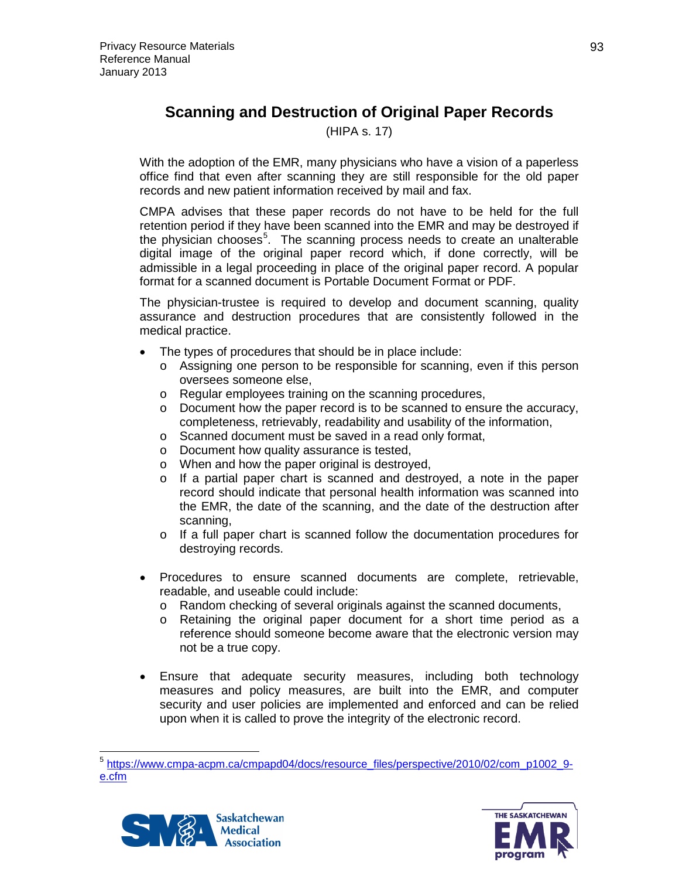# Scanning and Destruction of Original Paper Records

(HIPA s. 17)

With the adoption of the EMR, many physicians who have a vision of a paperless office find that even after scanning they are still responsible for the old paper records and new patient information received by mail and fax.

CMPA advises that these paper records do not have to be held for the full retention period if they have been scanned into the EMR and may be destroyed if the physician chooses[5]. The scanning process needs to create an unalterable digital image of the original paper record which, if done correctly, will be admissible in a legal proceeding in place of the original paper record. A popular format for a scanned document is Portable Document Format or PDF.

The physician-trustee is required to develop and document scanning, quality assurance and destruction procedures that are consistently followed in the medical practice.

- The types of procedures that should be in place include:
  - Assigning one person to be responsible for scanning, even if this person oversees someone else,
  - Regular employees training on the scanning procedures,
  - Document how the paper record is to be scanned to ensure the accuracy, completeness, retrievably, readability and usability of the information,
  - Scanned document must be saved in a read only format,
  - Document how quality assurance is tested,
  - When and how the paper original is destroyed,
  - If a partial paper chart is scanned and destroyed, a note in the paper record should indicate that personal health information was scanned into the EMR, the date of the scanning, and the date of the destruction after scanning,
  - If a full paper chart is scanned follow the documentation procedures for destroying records.

- Procedures to ensure scanned documents are complete, retrievable, readable, and useable could include:
  - Random checking of several originals against the scanned documents,
  - Retaining the original paper document for a short time period as a reference should someone become aware that the electronic version may not be a true copy.

- Ensure that adequate security measures, including both technology measures and policy measures, are built into the EMR, and computer security and user policies are implemented and enforced and can be relied upon when it is called to prove the integrity of the electronic record.

---

[5] https://www.cmpa-acpm.ca/cmpapd04/docs/resource_files/perspective/2010/02/com_p1002_9-e.cfm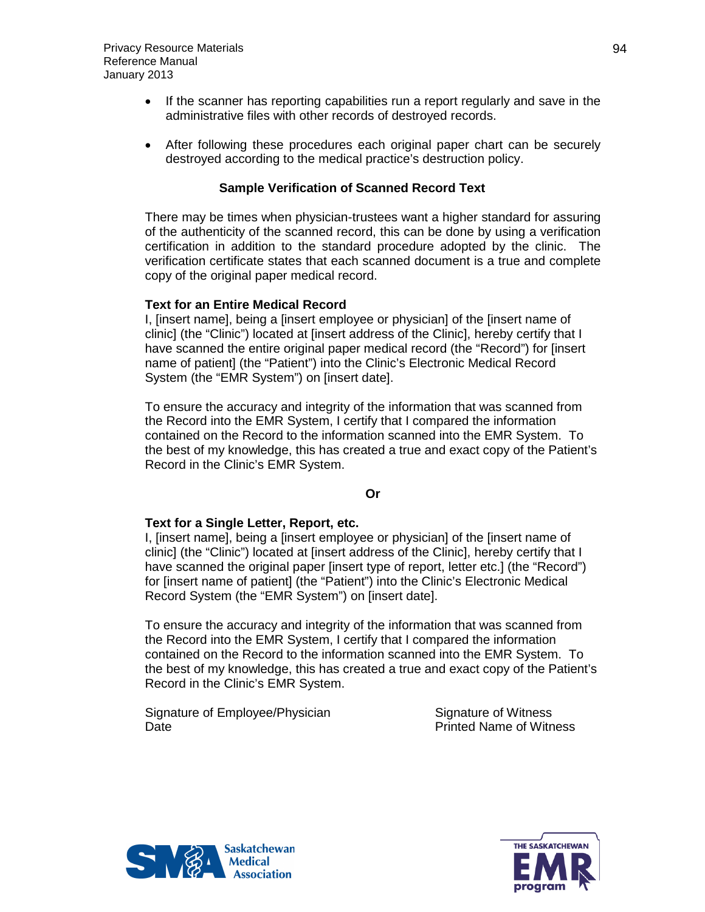- If the scanner has reporting capabilities run a report regularly and save in the administrative files with other records of destroyed records.

- After following these procedures each original paper chart can be securely destroyed according to the medical practice's destruction policy.

## Sample Verification of Scanned Record Text

There may be times when physician-trustees want a higher standard for assuring of the authenticity of the scanned record, this can be done by using a verification certification in addition to the standard procedure adopted by the clinic. The verification certificate states that each scanned document is a true and complete copy of the original paper medical record.

**Text for an Entire Medical Record**

I, [insert name], being a [insert employee or physician] of the [insert name of clinic] (the "Clinic") located at [insert address of the Clinic], hereby certify that I have scanned the entire original paper medical record (the "Record") for [insert name of patient] (the "Patient") into the Clinic's Electronic Medical Record System (the "EMR System") on [insert date].

To ensure the accuracy and integrity of the information that was scanned from the Record into the EMR System, I certify that I compared the information contained on the Record to the information scanned into the EMR System. To the best of my knowledge, this has created a true and exact copy of the Patient's Record in the Clinic's EMR System.

**Or**

**Text for a Single Letter, Report, etc.**

I, [insert name], being a [insert employee or physician] of the [insert name of clinic] (the "Clinic") located at [insert address of the Clinic], hereby certify that I have scanned the original paper [insert type of report, letter etc.] (the "Record") for [insert name of patient] (the "Patient") into the Clinic's Electronic Medical Record System (the "EMR System") on [insert date].

To ensure the accuracy and integrity of the information that was scanned from the Record into the EMR System, I certify that I compared the information contained on the Record to the information scanned into the EMR System. To the best of my knowledge, this has created a true and exact copy of the Patient's Record in the Clinic's EMR System.

Signature of Employee/Physician
Date

Signature of Witness
Printed Name of Witness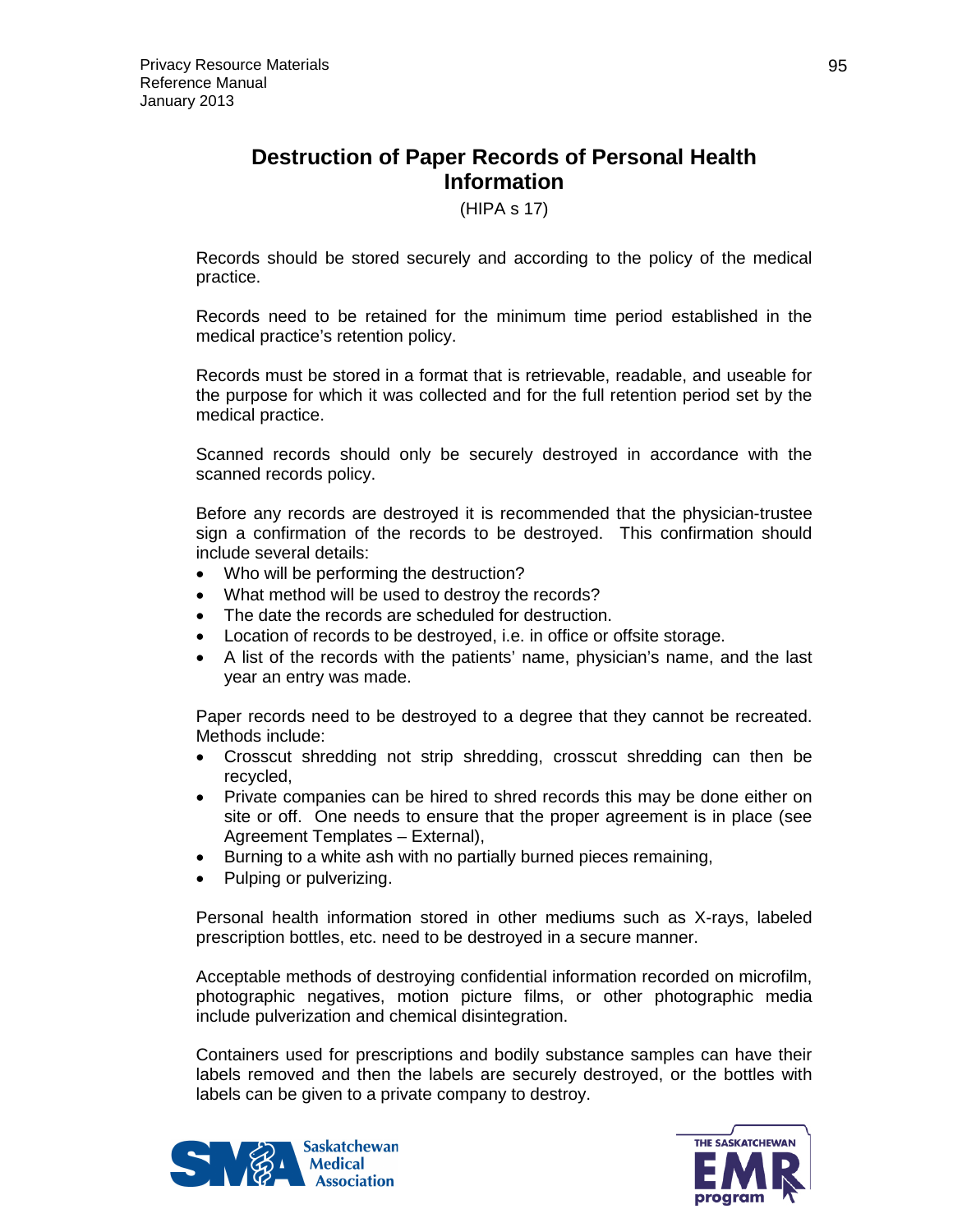# Destruction of Paper Records of Personal Health Information

(HIPA s 17)

Records should be stored securely and according to the policy of the medical practice.

Records need to be retained for the minimum time period established in the medical practice's retention policy.

Records must be stored in a format that is retrievable, readable, and useable for the purpose for which it was collected and for the full retention period set by the medical practice.

Scanned records should only be securely destroyed in accordance with the scanned records policy.

Before any records are destroyed it is recommended that the physician-trustee sign a confirmation of the records to be destroyed. This confirmation should include several details:

- Who will be performing the destruction?
- What method will be used to destroy the records?
- The date the records are scheduled for destruction.
- Location of records to be destroyed, i.e. in office or offsite storage.
- A list of the records with the patients' name, physician's name, and the last year an entry was made.

Paper records need to be destroyed to a degree that they cannot be recreated. Methods include:

- Crosscut shredding not strip shredding, crosscut shredding can then be recycled,
- Private companies can be hired to shred records this may be done either on site or off. One needs to ensure that the proper agreement is in place (see Agreement Templates – External),
- Burning to a white ash with no partially burned pieces remaining,
- Pulping or pulverizing.

Personal health information stored in other mediums such as X-rays, labeled prescription bottles, etc. need to be destroyed in a secure manner.

Acceptable methods of destroying confidential information recorded on microfilm, photographic negatives, motion picture films, or other photographic media include pulverization and chemical disintegration.

Containers used for prescriptions and bodily substance samples can have their labels removed and then the labels are securely destroyed, or the bottles with labels can be given to a private company to destroy.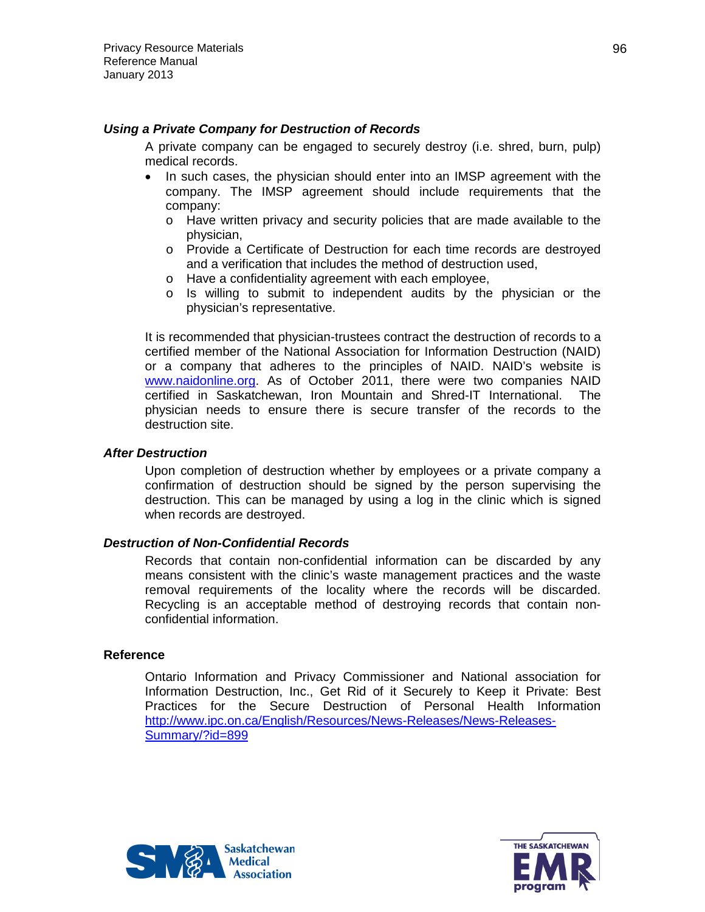### *Using a Private Company for Destruction of Records*

A private company can be engaged to securely destroy (i.e. shred, burn, pulp) medical records.

- In such cases, the physician should enter into an IMSP agreement with the company. The IMSP agreement should include requirements that the company:
  - Have written privacy and security policies that are made available to the physician,
  - Provide a Certificate of Destruction for each time records are destroyed and a verification that includes the method of destruction used,
  - Have a confidentiality agreement with each employee,
  - Is willing to submit to independent audits by the physician or the physician's representative.

It is recommended that physician-trustees contract the destruction of records to a certified member of the National Association for Information Destruction (NAID) or a company that adheres to the principles of NAID. NAID's website is [www.naidonline.org](www.naidonline.org). As of October 2011, there were two companies NAID certified in Saskatchewan, Iron Mountain and Shred-IT International. The physician needs to ensure there is secure transfer of the records to the destruction site.

### *After Destruction*

Upon completion of destruction whether by employees or a private company a confirmation of destruction should be signed by the person supervising the destruction. This can be managed by using a log in the clinic which is signed when records are destroyed.

### *Destruction of Non-Confidential Records*

Records that contain non-confidential information can be discarded by any means consistent with the clinic's waste management practices and the waste removal requirements of the locality where the records will be discarded. Recycling is an acceptable method of destroying records that contain non-confidential information.

### Reference

Ontario Information and Privacy Commissioner and National association for Information Destruction, Inc., Get Rid of it Securely to Keep it Private: Best Practices for the Secure Destruction of Personal Health Information [http://www.ipc.on.ca/English/Resources/News-Releases/News-Releases-Summary/?id=899](http://www.ipc.on.ca/English/Resources/News-Releases/News-Releases-Summary/?id=899)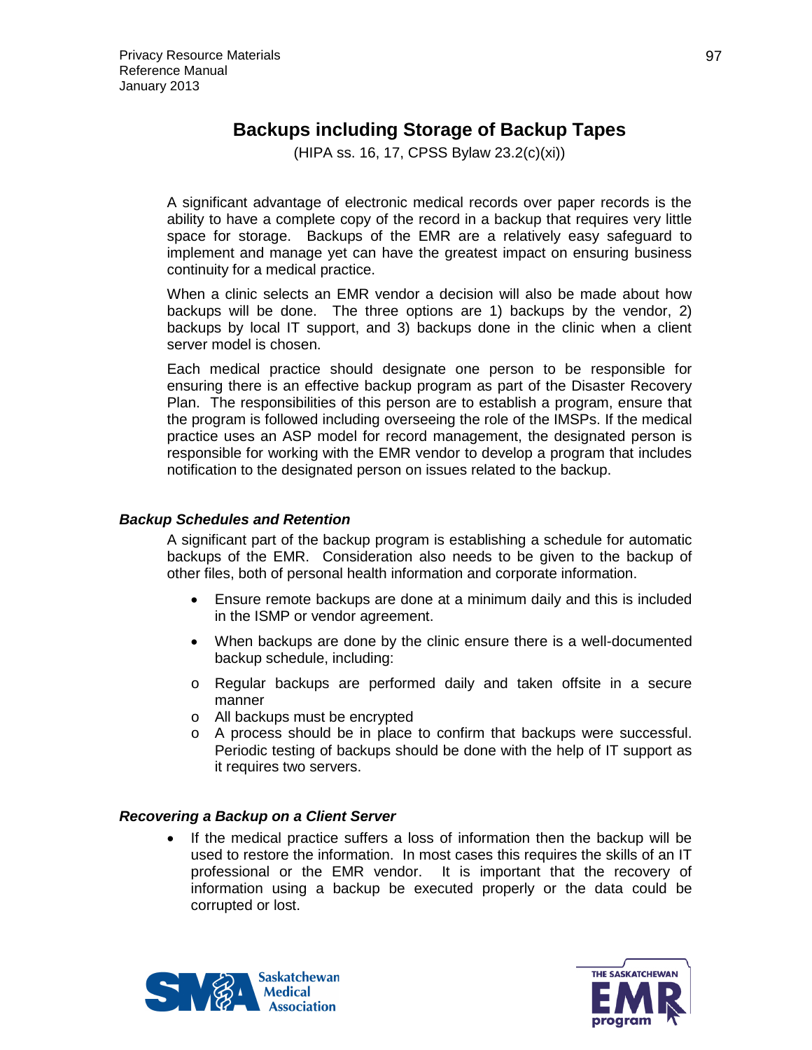## Backups including Storage of Backup Tapes

(HIPA ss. 16, 17, CPSS Bylaw 23.2(c)(xi))

A significant advantage of electronic medical records over paper records is the ability to have a complete copy of the record in a backup that requires very little space for storage. Backups of the EMR are a relatively easy safeguard to implement and manage yet can have the greatest impact on ensuring business continuity for a medical practice.

When a clinic selects an EMR vendor a decision will also be made about how backups will be done. The three options are 1) backups by the vendor, 2) backups by local IT support, and 3) backups done in the clinic when a client server model is chosen.

Each medical practice should designate one person to be responsible for ensuring there is an effective backup program as part of the Disaster Recovery Plan. The responsibilities of this person are to establish a program, ensure that the program is followed including overseeing the role of the IMSPs. If the medical practice uses an ASP model for record management, the designated person is responsible for working with the EMR vendor to develop a program that includes notification to the designated person on issues related to the backup.

### *Backup Schedules and Retention*

A significant part of the backup program is establishing a schedule for automatic backups of the EMR. Consideration also needs to be given to the backup of other files, both of personal health information and corporate information.

- Ensure remote backups are done at a minimum daily and this is included in the ISMP or vendor agreement.
- When backups are done by the clinic ensure there is a well-documented backup schedule, including:
  - Regular backups are performed daily and taken offsite in a secure manner
  - All backups must be encrypted
  - A process should be in place to confirm that backups were successful. Periodic testing of backups should be done with the help of IT support as it requires two servers.

### *Recovering a Backup on a Client Server*

- If the medical practice suffers a loss of information then the backup will be used to restore the information. In most cases this requires the skills of an IT professional or the EMR vendor. It is important that the recovery of information using a backup be executed properly or the data could be corrupted or lost.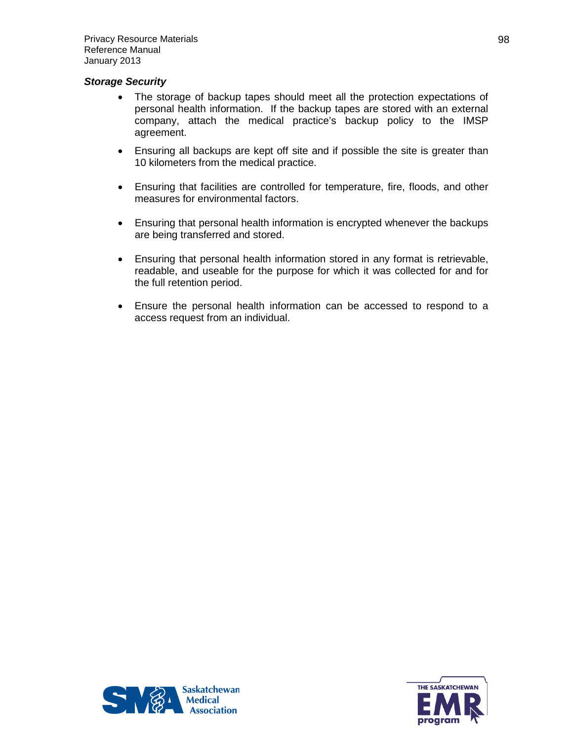***Storage Security***

- The storage of backup tapes should meet all the protection expectations of personal health information. If the backup tapes are stored with an external company, attach the medical practice's backup policy to the IMSP agreement.
- Ensuring all backups are kept off site and if possible the site is greater than 10 kilometers from the medical practice.
- Ensuring that facilities are controlled for temperature, fire, floods, and other measures for environmental factors.
- Ensuring that personal health information is encrypted whenever the backups are being transferred and stored.
- Ensuring that personal health information stored in any format is retrievable, readable, and useable for the purpose for which it was collected for and for the full retention period.
- Ensure the personal health information can be accessed to respond to a access request from an individual.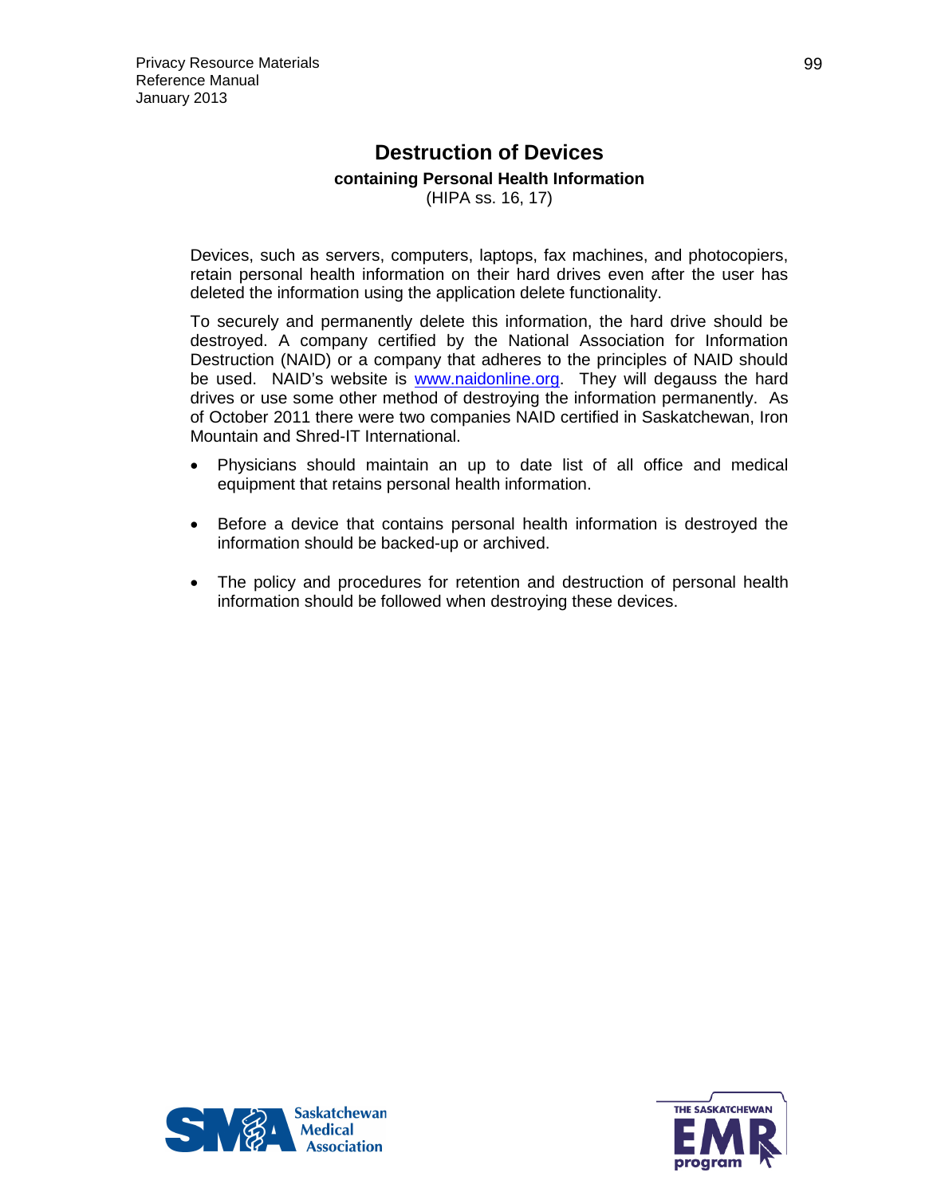# Destruction of Devices

**containing Personal Health Information**

(HIPA ss. 16, 17)

Devices, such as servers, computers, laptops, fax machines, and photocopiers, retain personal health information on their hard drives even after the user has deleted the information using the application delete functionality.

To securely and permanently delete this information, the hard drive should be destroyed. A company certified by the National Association for Information Destruction (NAID) or a company that adheres to the principles of NAID should be used. NAID's website is www.naidonline.org. They will degauss the hard drives or use some other method of destroying the information permanently. As of October 2011 there were two companies NAID certified in Saskatchewan, Iron Mountain and Shred-IT International.

- Physicians should maintain an up to date list of all office and medical equipment that retains personal health information.
- Before a device that contains personal health information is destroyed the information should be backed-up or archived.
- The policy and procedures for retention and destruction of personal health information should be followed when destroying these devices.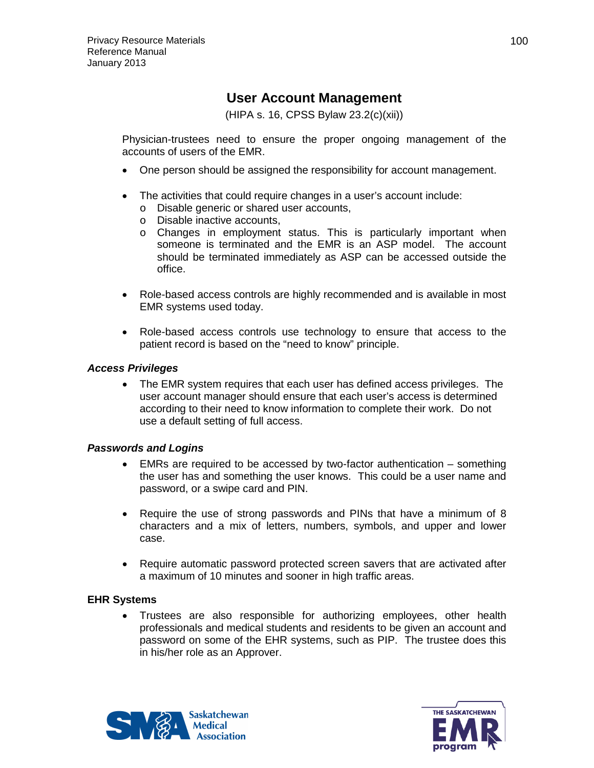# User Account Management

(HIPA s. 16, CPSS Bylaw 23.2(c)(xii))

Physician-trustees need to ensure the proper ongoing management of the accounts of users of the EMR.

- One person should be assigned the responsibility for account management.

- The activities that could require changes in a user's account include:
  - Disable generic or shared user accounts,
  - Disable inactive accounts,
  - Changes in employment status. This is particularly important when someone is terminated and the EMR is an ASP model. The account should be terminated immediately as ASP can be accessed outside the office.

- Role-based access controls are highly recommended and is available in most EMR systems used today.

- Role-based access controls use technology to ensure that access to the patient record is based on the "need to know" principle.

### *Access Privileges*

- The EMR system requires that each user has defined access privileges. The user account manager should ensure that each user's access is determined according to their need to know information to complete their work. Do not use a default setting of full access.

### *Passwords and Logins*

- EMRs are required to be accessed by two-factor authentication – something the user has and something the user knows. This could be a user name and password, or a swipe card and PIN.

- Require the use of strong passwords and PINs that have a minimum of 8 characters and a mix of letters, numbers, symbols, and upper and lower case.

- Require automatic password protected screen savers that are activated after a maximum of 10 minutes and sooner in high traffic areas.

### EHR Systems

- Trustees are also responsible for authorizing employees, other health professionals and medical students and residents to be given an account and password on some of the EHR systems, such as PIP. The trustee does this in his/her role as an Approver.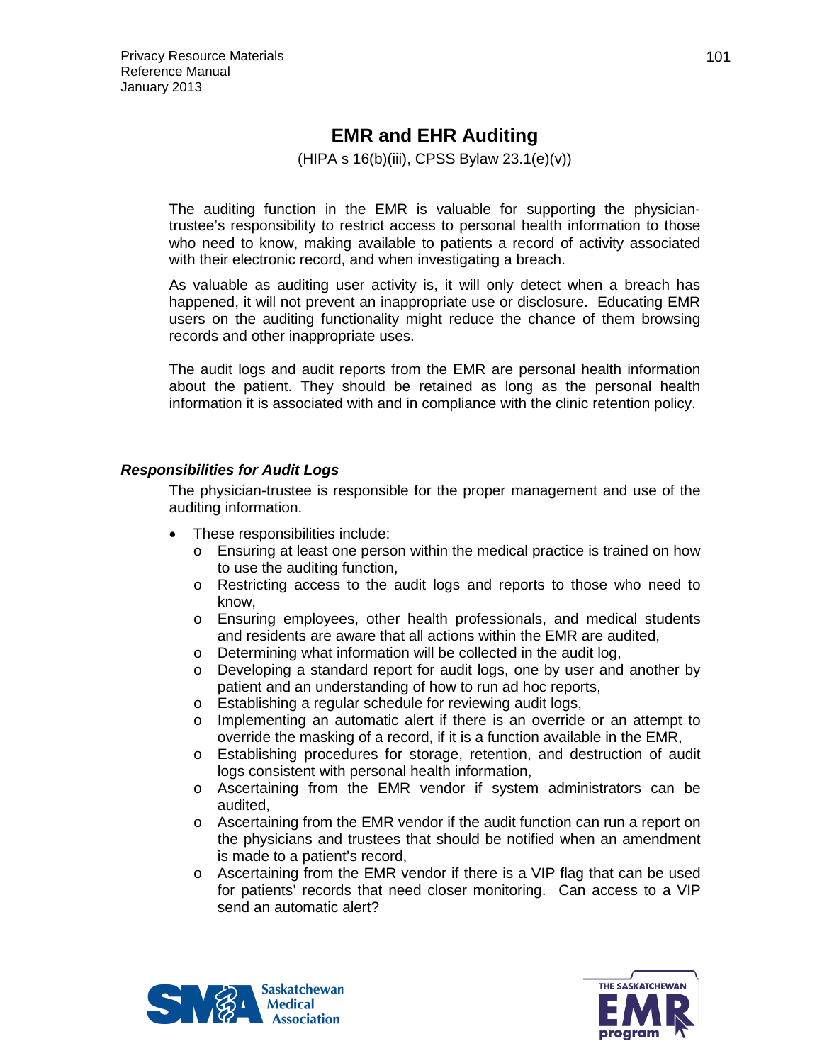# EMR and EHR Auditing

(HIPA s 16(b)(iii), CPSS Bylaw 23.1(e)(v))

The auditing function in the EMR is valuable for supporting the physician-trustee's responsibility to restrict access to personal health information to those who need to know, making available to patients a record of activity associated with their electronic record, and when investigating a breach.

As valuable as auditing user activity is, it will only detect when a breach has happened, it will not prevent an inappropriate use or disclosure. Educating EMR users on the auditing functionality might reduce the chance of them browsing records and other inappropriate uses.

The audit logs and audit reports from the EMR are personal health information about the patient. They should be retained as long as the personal health information it is associated with and in compliance with the clinic retention policy.

### *Responsibilities for Audit Logs*

The physician-trustee is responsible for the proper management and use of the auditing information.

- These responsibilities include:
  - Ensuring at least one person within the medical practice is trained on how to use the auditing function,
  - Restricting access to the audit logs and reports to those who need to know,
  - Ensuring employees, other health professionals, and medical students and residents are aware that all actions within the EMR are audited,
  - Determining what information will be collected in the audit log,
  - Developing a standard report for audit logs, one by user and another by patient and an understanding of how to run ad hoc reports,
  - Establishing a regular schedule for reviewing audit logs,
  - Implementing an automatic alert if there is an override or an attempt to override the masking of a record, if it is a function available in the EMR,
  - Establishing procedures for storage, retention, and destruction of audit logs consistent with personal health information,
  - Ascertaining from the EMR vendor if system administrators can be audited,
  - Ascertaining from the EMR vendor if the audit function can run a report on the physicians and trustees that should be notified when an amendment is made to a patient's record,
  - Ascertaining from the EMR vendor if there is a VIP flag that can be used for patients' records that need closer monitoring. Can access to a VIP send an automatic alert?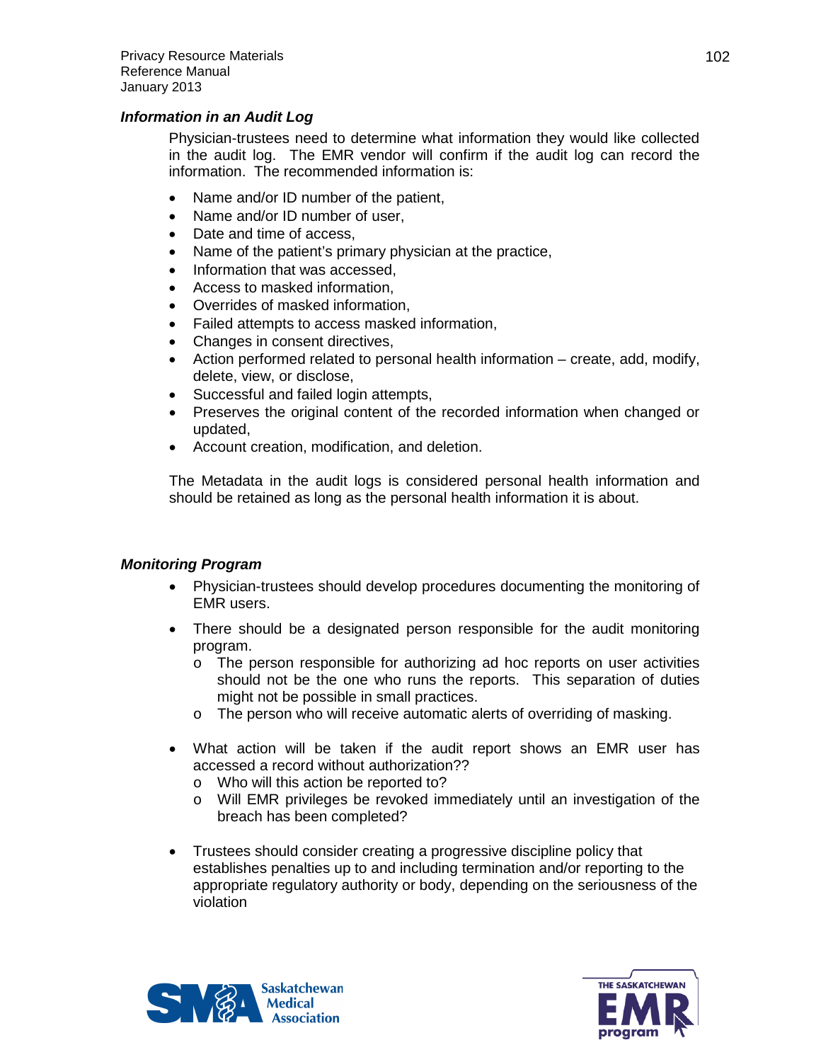### *Information in an Audit Log*

Physician-trustees need to determine what information they would like collected in the audit log. The EMR vendor will confirm if the audit log can record the information. The recommended information is:

- Name and/or ID number of the patient,
- Name and/or ID number of user,
- Date and time of access,
- Name of the patient's primary physician at the practice,
- Information that was accessed,
- Access to masked information,
- Overrides of masked information,
- Failed attempts to access masked information,
- Changes in consent directives,
- Action performed related to personal health information – create, add, modify, delete, view, or disclose,
- Successful and failed login attempts,
- Preserves the original content of the recorded information when changed or updated,
- Account creation, modification, and deletion.

The Metadata in the audit logs is considered personal health information and should be retained as long as the personal health information it is about.

### *Monitoring Program*

- Physician-trustees should develop procedures documenting the monitoring of EMR users.
- There should be a designated person responsible for the audit monitoring program.
  - The person responsible for authorizing ad hoc reports on user activities should not be the one who runs the reports. This separation of duties might not be possible in small practices.
  - The person who will receive automatic alerts of overriding of masking.
- What action will be taken if the audit report shows an EMR user has accessed a record without authorization??
  - Who will this action be reported to?
  - Will EMR privileges be revoked immediately until an investigation of the breach has been completed?
- Trustees should consider creating a progressive discipline policy that establishes penalties up to and including termination and/or reporting to the appropriate regulatory authority or body, depending on the seriousness of the violation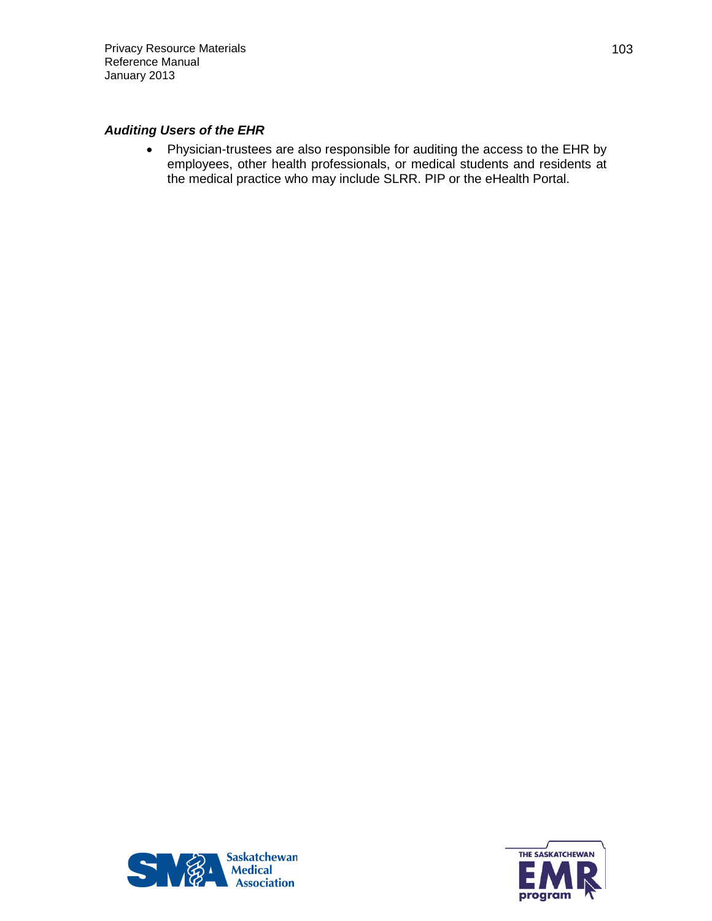### *Auditing Users of the EHR*

- Physician-trustees are also responsible for auditing the access to the EHR by employees, other health professionals, or medical students and residents at the medical practice who may include SLRR. PIP or the eHealth Portal.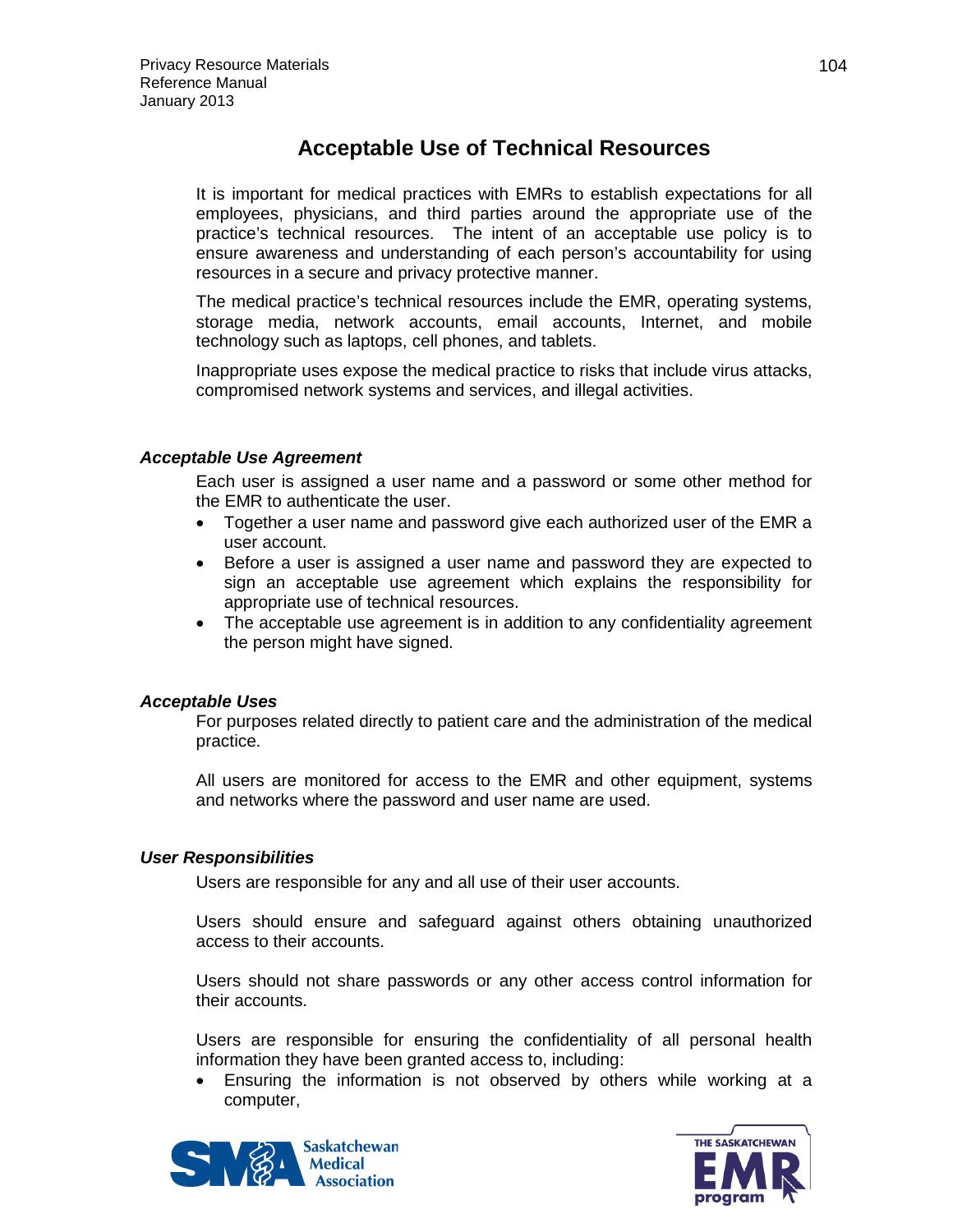# Acceptable Use of Technical Resources

It is important for medical practices with EMRs to establish expectations for all employees, physicians, and third parties around the appropriate use of the practice's technical resources. The intent of an acceptable use policy is to ensure awareness and understanding of each person's accountability for using resources in a secure and privacy protective manner.

The medical practice's technical resources include the EMR, operating systems, storage media, network accounts, email accounts, Internet, and mobile technology such as laptops, cell phones, and tablets.

Inappropriate uses expose the medical practice to risks that include virus attacks, compromised network systems and services, and illegal activities.

### *Acceptable Use Agreement*

Each user is assigned a user name and a password or some other method for the EMR to authenticate the user.

- Together a user name and password give each authorized user of the EMR a user account.
- Before a user is assigned a user name and password they are expected to sign an acceptable use agreement which explains the responsibility for appropriate use of technical resources.
- The acceptable use agreement is in addition to any confidentiality agreement the person might have signed.

### *Acceptable Uses*

For purposes related directly to patient care and the administration of the medical practice.

All users are monitored for access to the EMR and other equipment, systems and networks where the password and user name are used.

### *User Responsibilities*

Users are responsible for any and all use of their user accounts.

Users should ensure and safeguard against others obtaining unauthorized access to their accounts.

Users should not share passwords or any other access control information for their accounts.

Users are responsible for ensuring the confidentiality of all personal health information they have been granted access to, including:

- Ensuring the information is not observed by others while working at a computer,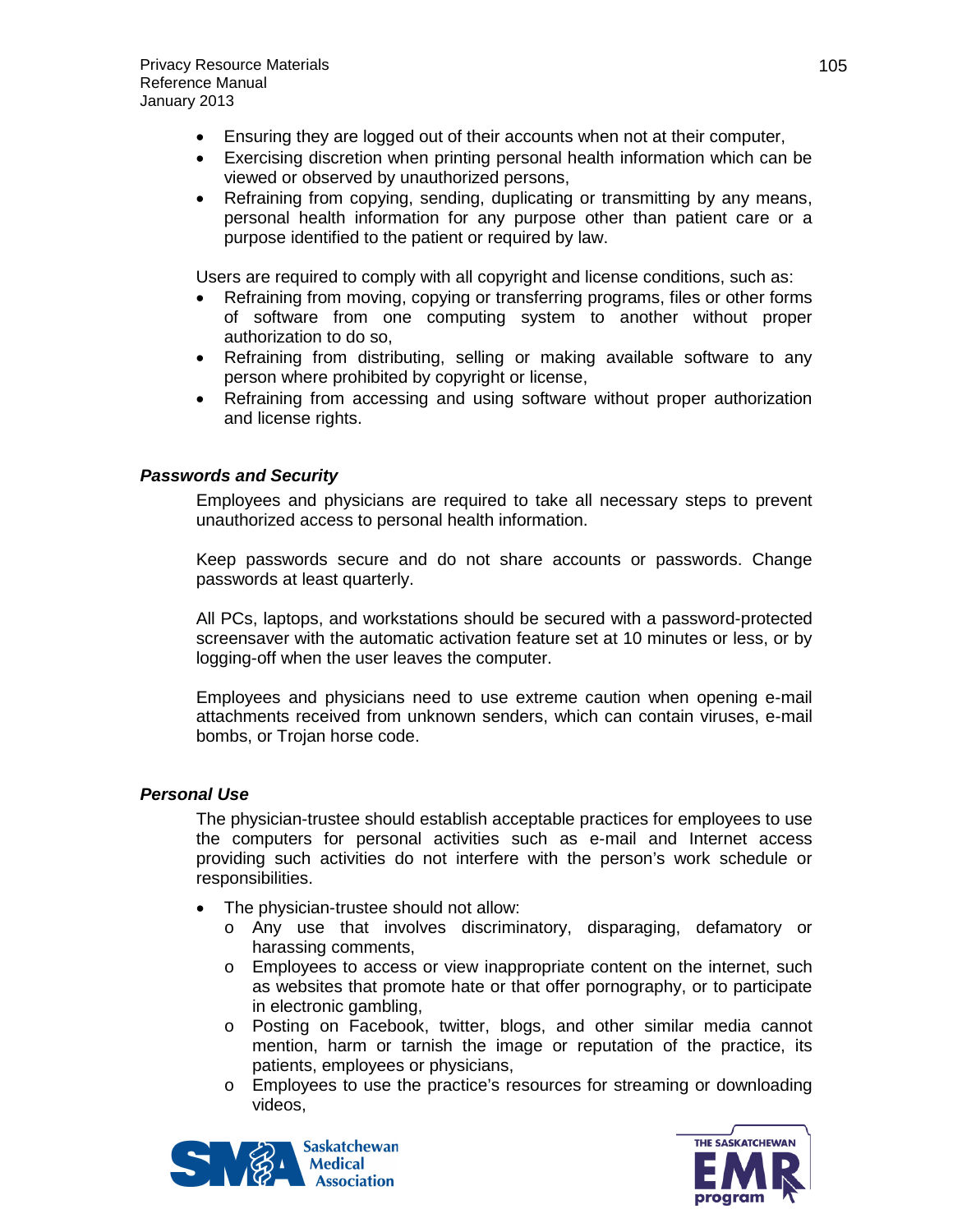- Ensuring they are logged out of their accounts when not at their computer,
- Exercising discretion when printing personal health information which can be viewed or observed by unauthorized persons,
- Refraining from copying, sending, duplicating or transmitting by any means, personal health information for any purpose other than patient care or a purpose identified to the patient or required by law.

Users are required to comply with all copyright and license conditions, such as:

- Refraining from moving, copying or transferring programs, files or other forms of software from one computing system to another without proper authorization to do so,
- Refraining from distributing, selling or making available software to any person where prohibited by copyright or license,
- Refraining from accessing and using software without proper authorization and license rights.

***Passwords and Security***

Employees and physicians are required to take all necessary steps to prevent unauthorized access to personal health information.

Keep passwords secure and do not share accounts or passwords. Change passwords at least quarterly.

All PCs, laptops, and workstations should be secured with a password-protected screensaver with the automatic activation feature set at 10 minutes or less, or by logging-off when the user leaves the computer.

Employees and physicians need to use extreme caution when opening e-mail attachments received from unknown senders, which can contain viruses, e-mail bombs, or Trojan horse code.

***Personal Use***

The physician-trustee should establish acceptable practices for employees to use the computers for personal activities such as e-mail and Internet access providing such activities do not interfere with the person's work schedule or responsibilities.

- The physician-trustee should not allow:
  - Any use that involves discriminatory, disparaging, defamatory or harassing comments,
  - Employees to access or view inappropriate content on the internet, such as websites that promote hate or that offer pornography, or to participate in electronic gambling,
  - Posting on Facebook, twitter, blogs, and other similar media cannot mention, harm or tarnish the image or reputation of the practice, its patients, employees or physicians,
  - Employees to use the practice's resources for streaming or downloading videos,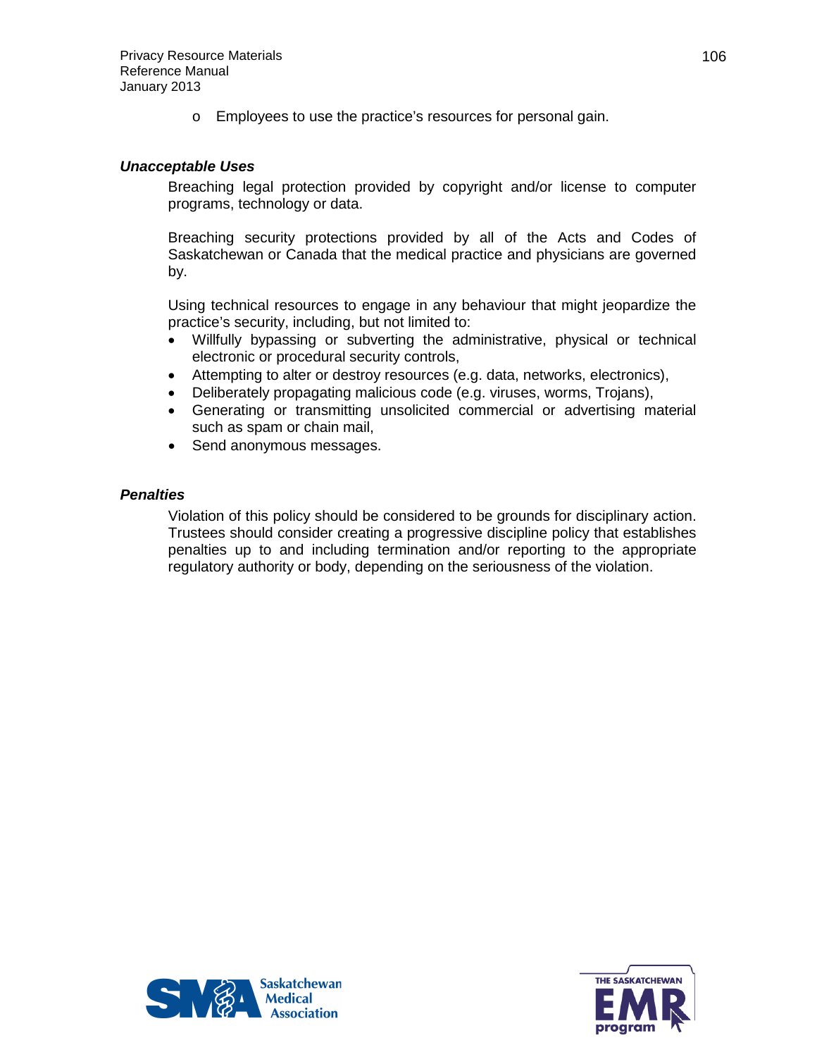- Employees to use the practice's resources for personal gain.

***Unacceptable Uses***

Breaching legal protection provided by copyright and/or license to computer programs, technology or data.

Breaching security protections provided by all of the Acts and Codes of Saskatchewan or Canada that the medical practice and physicians are governed by.

Using technical resources to engage in any behaviour that might jeopardize the practice's security, including, but not limited to:

- Willfully bypassing or subverting the administrative, physical or technical electronic or procedural security controls,
- Attempting to alter or destroy resources (e.g. data, networks, electronics),
- Deliberately propagating malicious code (e.g. viruses, worms, Trojans),
- Generating or transmitting unsolicited commercial or advertising material such as spam or chain mail,
- Send anonymous messages.

***Penalties***

Violation of this policy should be considered to be grounds for disciplinary action. Trustees should consider creating a progressive discipline policy that establishes penalties up to and including termination and/or reporting to the appropriate regulatory authority or body, depending on the seriousness of the violation.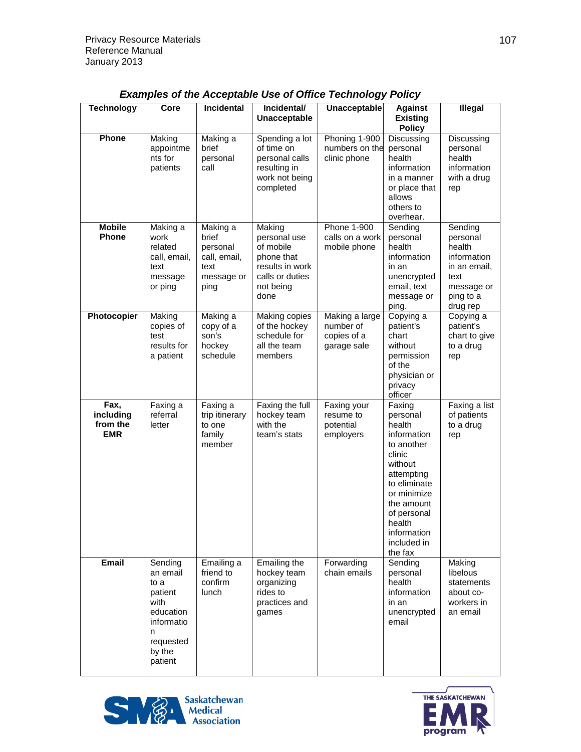### *Examples of the Acceptable Use of Office Technology Policy*

| Technology | Core | Incidental | Incidental/ Unacceptable | Unacceptable | Against Existing Policy | Illegal |
|---|---|---|---|---|---|---|
| **Phone** | Making appointments for patients | Making a brief personal call | Spending a lot of time on personal calls resulting in work not being completed | Phoning 1-900 numbers on the clinic phone | Discussing personal health information in a manner or place that allows others to overhear. | Discussing personal health information with a drug rep |
| **Mobile Phone** | Making a work related call, email, text message or ping | Making a brief personal call, email, text message or ping | Making personal use of mobile phone that results in work calls or duties not being done | Phone 1-900 calls on a work mobile phone | Sending personal health information in an unencrypted email, text message or ping. | Sending personal health information in an email, text message or ping to a drug rep |
| **Photocopier** | Making copies of test results for a patient | Making a copy of a son's hockey schedule | Making copies of the hockey schedule for all the team members | Making a large number of copies of a garage sale | Copying a patient's chart without permission of the physician or privacy officer | Copying a patient's chart to give to a drug rep |
| **Fax, including from the EMR** | Faxing a referral letter | Faxing a trip itinerary to one family member | Faxing the full hockey team with the team's stats | Faxing your resume to potential employers | Faxing personal health information to another clinic without attempting to eliminate or minimize the amount of personal health information included in the fax | Faxing a list of patients to a drug rep |
| **Email** | Sending an email to a patient with education information requested by the patient | Emailing a friend to confirm lunch | Emailing the hockey team organizing rides to practices and games | Forwarding chain emails | Sending personal health information in an unencrypted email | Making libelous statements about co-workers in an email |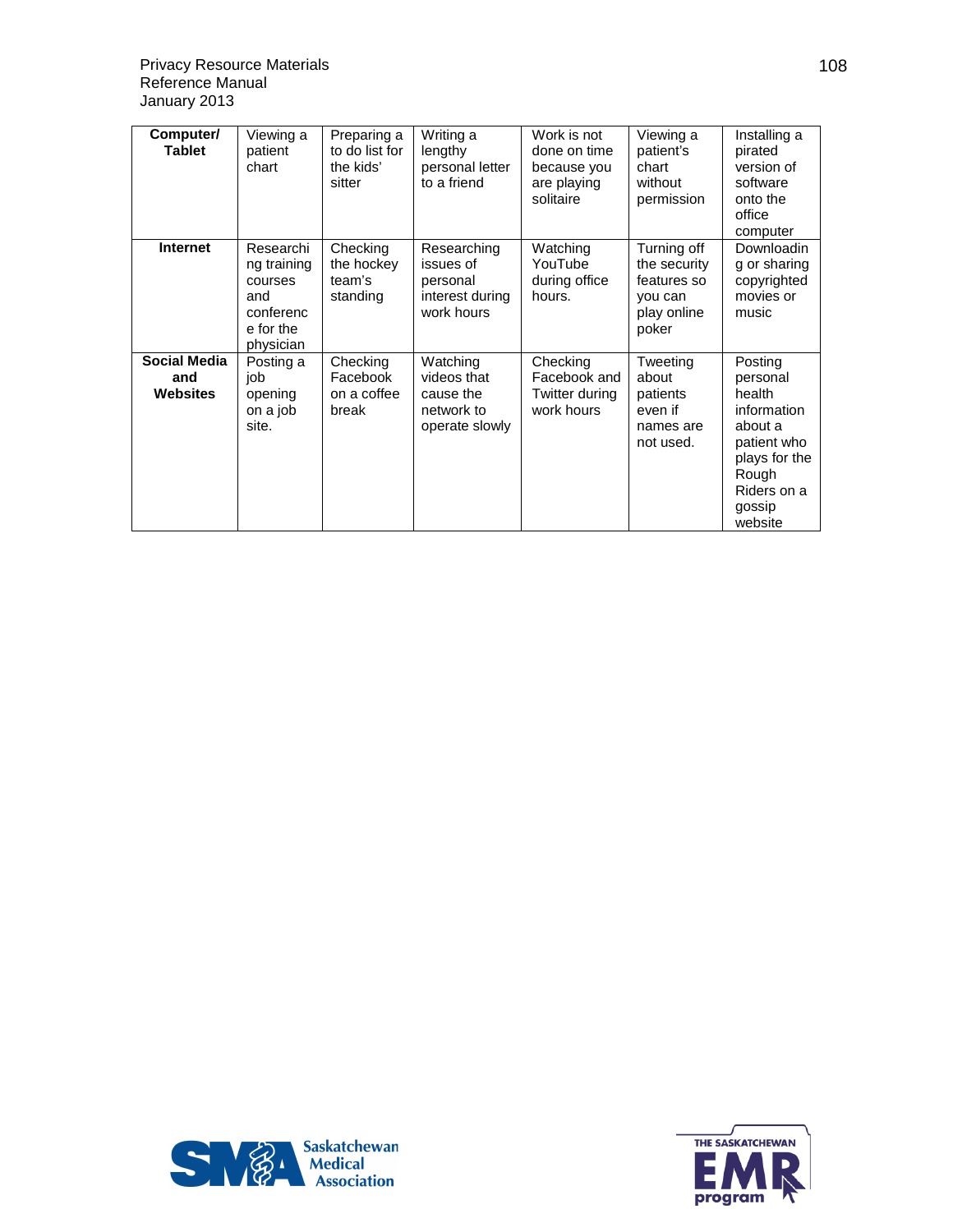| **Computer/ Tablet** | Viewing a patient chart | Preparing a to do list for the kids' sitter | Writing a lengthy personal letter to a friend | Work is not done on time because you are playing solitaire | Viewing a patient's chart without permission | Installing a pirated version of software onto the office computer |
|---|---|---|---|---|---|---|
| **Internet** | Researching training courses and conference for the physician | Checking the hockey team's standing | Researching issues of personal interest during work hours | Watching YouTube during office hours. | Turning off the security features so you can play online poker | Downloading or sharing copyrighted movies or music |
| **Social Media and Websites** | Posting a job opening on a job site. | Checking Facebook on a coffee break | Watching videos that cause the network to operate slowly | Checking Facebook and Twitter during work hours | Tweeting about patients even if names are not used. | Posting personal health information about a patient who plays for the Rough Riders on a gossip website |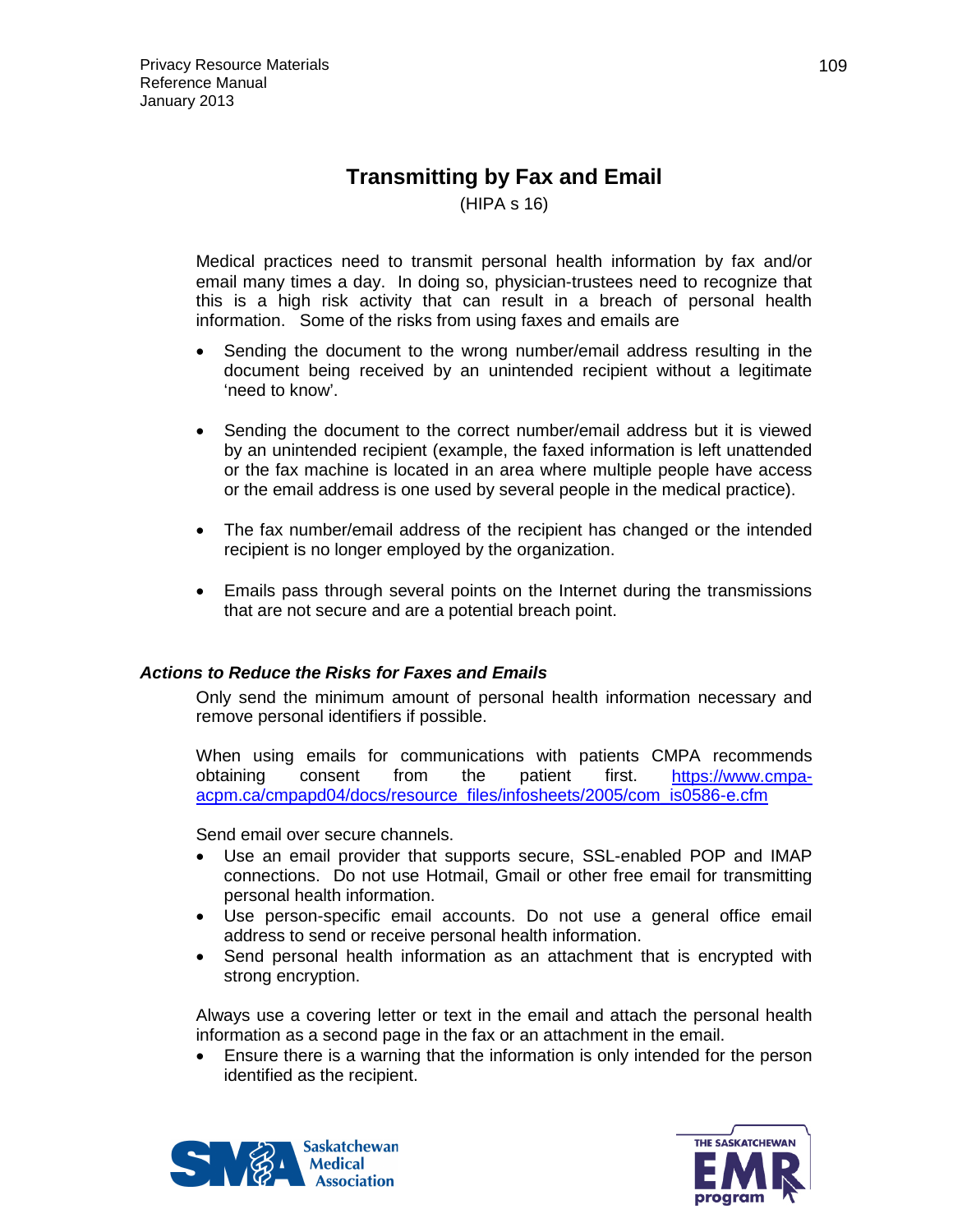## Transmitting by Fax and Email

(HIPA s 16)

Medical practices need to transmit personal health information by fax and/or email many times a day. In doing so, physician-trustees need to recognize that this is a high risk activity that can result in a breach of personal health information. Some of the risks from using faxes and emails are

- Sending the document to the wrong number/email address resulting in the document being received by an unintended recipient without a legitimate 'need to know'.
- Sending the document to the correct number/email address but it is viewed by an unintended recipient (example, the faxed information is left unattended or the fax machine is located in an area where multiple people have access or the email address is one used by several people in the medical practice).
- The fax number/email address of the recipient has changed or the intended recipient is no longer employed by the organization.
- Emails pass through several points on the Internet during the transmissions that are not secure and are a potential breach point.

### *Actions to Reduce the Risks for Faxes and Emails*

Only send the minimum amount of personal health information necessary and remove personal identifiers if possible.

When using emails for communications with patients CMPA recommends obtaining consent from the patient first. https://www.cmpa-acpm.ca/cmpapd04/docs/resource_files/infosheets/2005/com_is0586-e.cfm

Send email over secure channels.

- Use an email provider that supports secure, SSL-enabled POP and IMAP connections. Do not use Hotmail, Gmail or other free email for transmitting personal health information.
- Use person-specific email accounts. Do not use a general office email address to send or receive personal health information.
- Send personal health information as an attachment that is encrypted with strong encryption.

Always use a covering letter or text in the email and attach the personal health information as a second page in the fax or an attachment in the email.

- Ensure there is a warning that the information is only intended for the person identified as the recipient.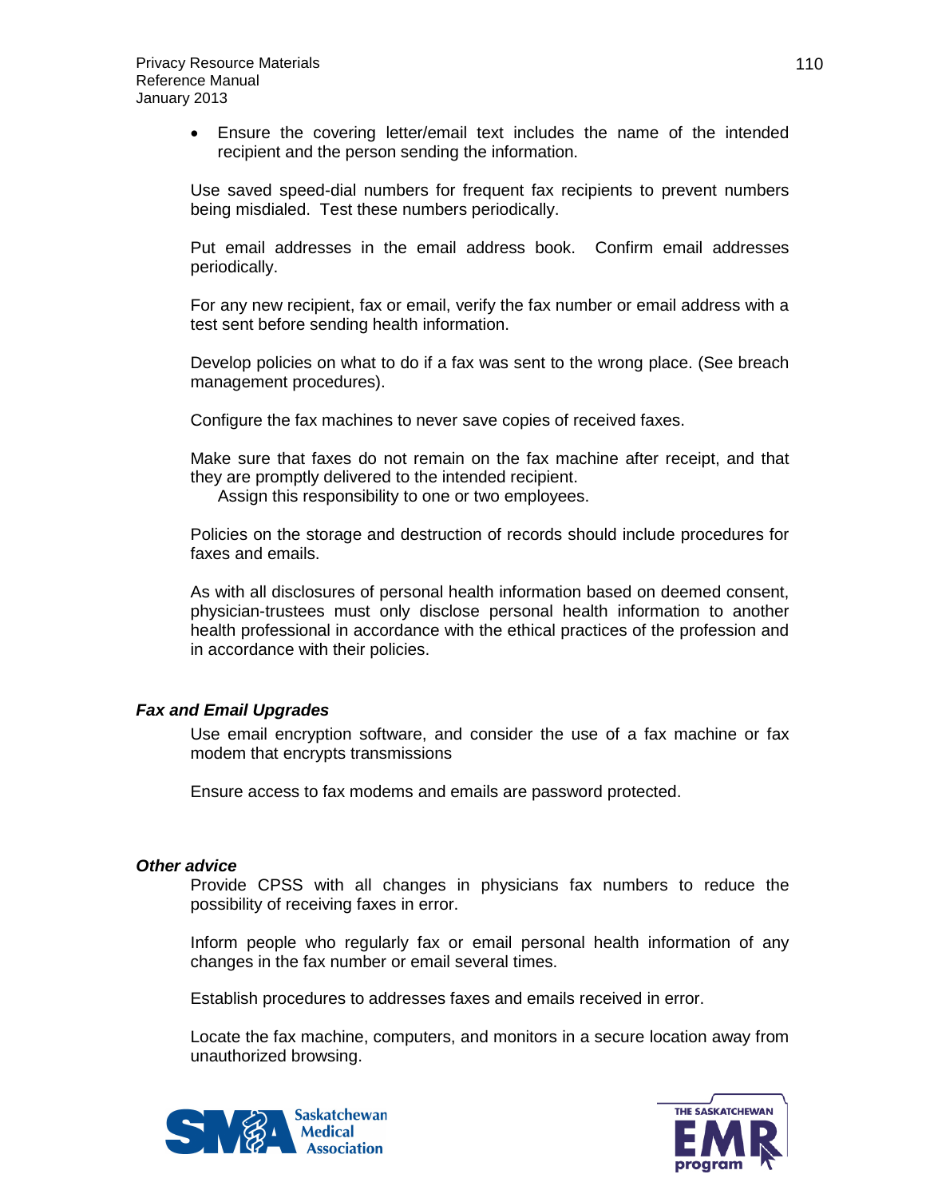- Ensure the covering letter/email text includes the name of the intended recipient and the person sending the information.

Use saved speed-dial numbers for frequent fax recipients to prevent numbers being misdialed. Test these numbers periodically.

Put email addresses in the email address book. Confirm email addresses periodically.

For any new recipient, fax or email, verify the fax number or email address with a test sent before sending health information.

Develop policies on what to do if a fax was sent to the wrong place. (See breach management procedures).

Configure the fax machines to never save copies of received faxes.

Make sure that faxes do not remain on the fax machine after receipt, and that they are promptly delivered to the intended recipient.
Assign this responsibility to one or two employees.

Policies on the storage and destruction of records should include procedures for faxes and emails.

As with all disclosures of personal health information based on deemed consent, physician-trustees must only disclose personal health information to another health professional in accordance with the ethical practices of the profession and in accordance with their policies.

***Fax and Email Upgrades***

Use email encryption software, and consider the use of a fax machine or fax modem that encrypts transmissions

Ensure access to fax modems and emails are password protected.

***Other advice***

Provide CPSS with all changes in physicians fax numbers to reduce the possibility of receiving faxes in error.

Inform people who regularly fax or email personal health information of any changes in the fax number or email several times.

Establish procedures to addresses faxes and emails received in error.

Locate the fax machine, computers, and monitors in a secure location away from unauthorized browsing.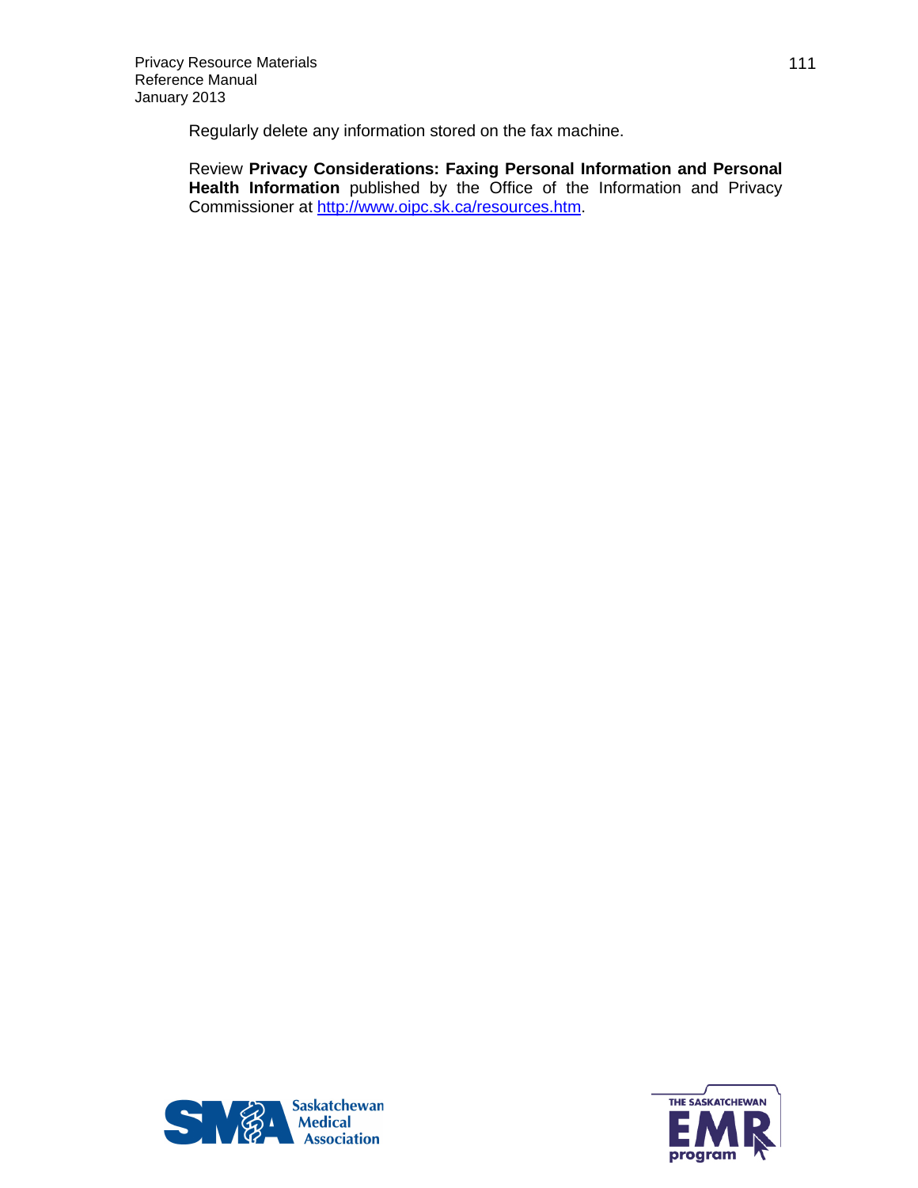Regularly delete any information stored on the fax machine.

Review **Privacy Considerations: Faxing Personal Information and Personal Health Information** published by the Office of the Information and Privacy Commissioner at http://www.oipc.sk.ca/resources.htm.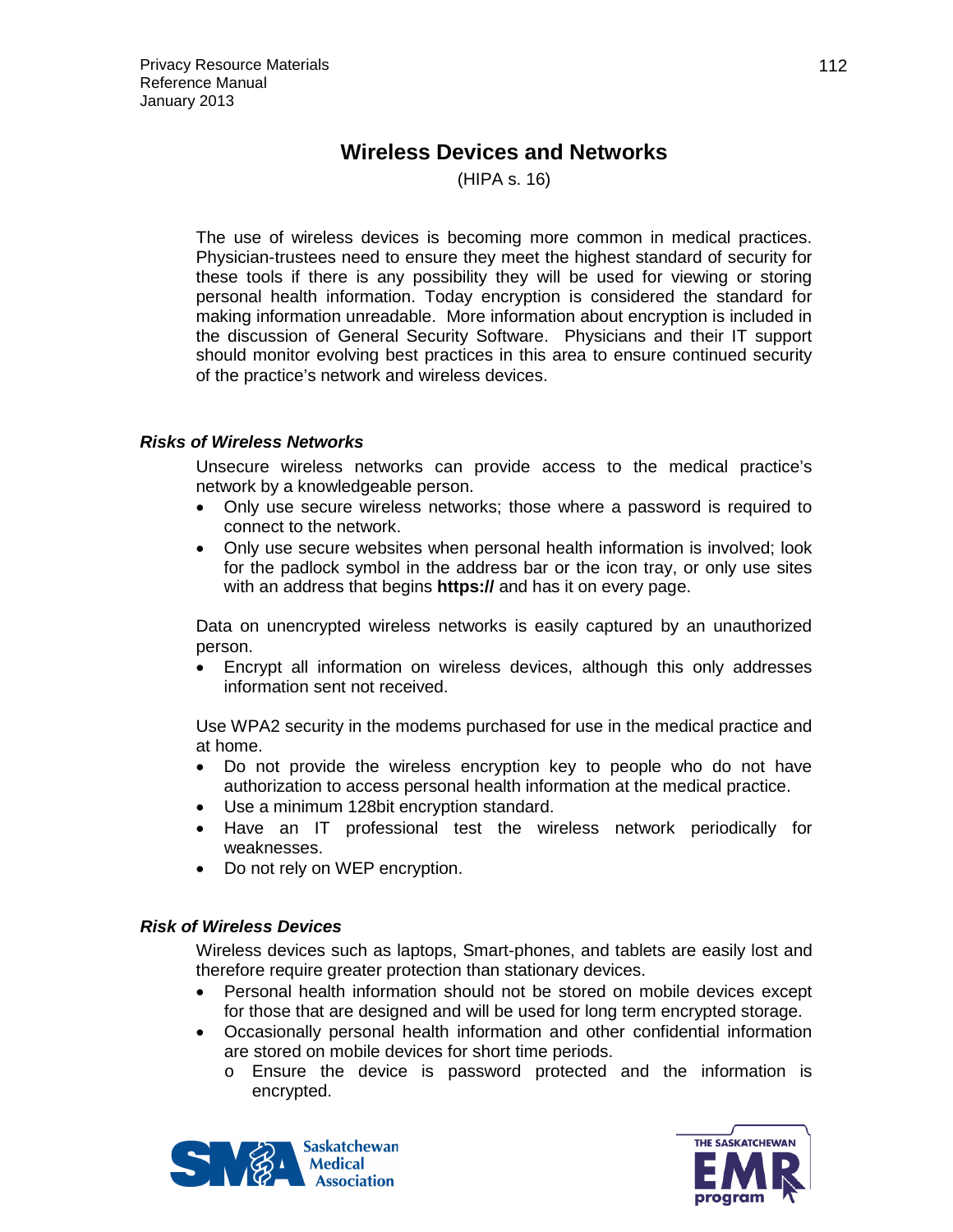# Wireless Devices and Networks

(HIPA s. 16)

The use of wireless devices is becoming more common in medical practices. Physician-trustees need to ensure they meet the highest standard of security for these tools if there is any possibility they will be used for viewing or storing personal health information. Today encryption is considered the standard for making information unreadable. More information about encryption is included in the discussion of General Security Software. Physicians and their IT support should monitor evolving best practices in this area to ensure continued security of the practice's network and wireless devices.

### *Risks of Wireless Networks*

Unsecure wireless networks can provide access to the medical practice's network by a knowledgeable person.

- Only use secure wireless networks; those where a password is required to connect to the network.
- Only use secure websites when personal health information is involved; look for the padlock symbol in the address bar or the icon tray, or only use sites with an address that begins **https://** and has it on every page.

Data on unencrypted wireless networks is easily captured by an unauthorized person.

- Encrypt all information on wireless devices, although this only addresses information sent not received.

Use WPA2 security in the modems purchased for use in the medical practice and at home.

- Do not provide the wireless encryption key to people who do not have authorization to access personal health information at the medical practice.
- Use a minimum 128bit encryption standard.
- Have an IT professional test the wireless network periodically for weaknesses.
- Do not rely on WEP encryption.

### *Risk of Wireless Devices*

Wireless devices such as laptops, Smart-phones, and tablets are easily lost and therefore require greater protection than stationary devices.

- Personal health information should not be stored on mobile devices except for those that are designed and will be used for long term encrypted storage.
- Occasionally personal health information and other confidential information are stored on mobile devices for short time periods.
  - Ensure the device is password protected and the information is encrypted.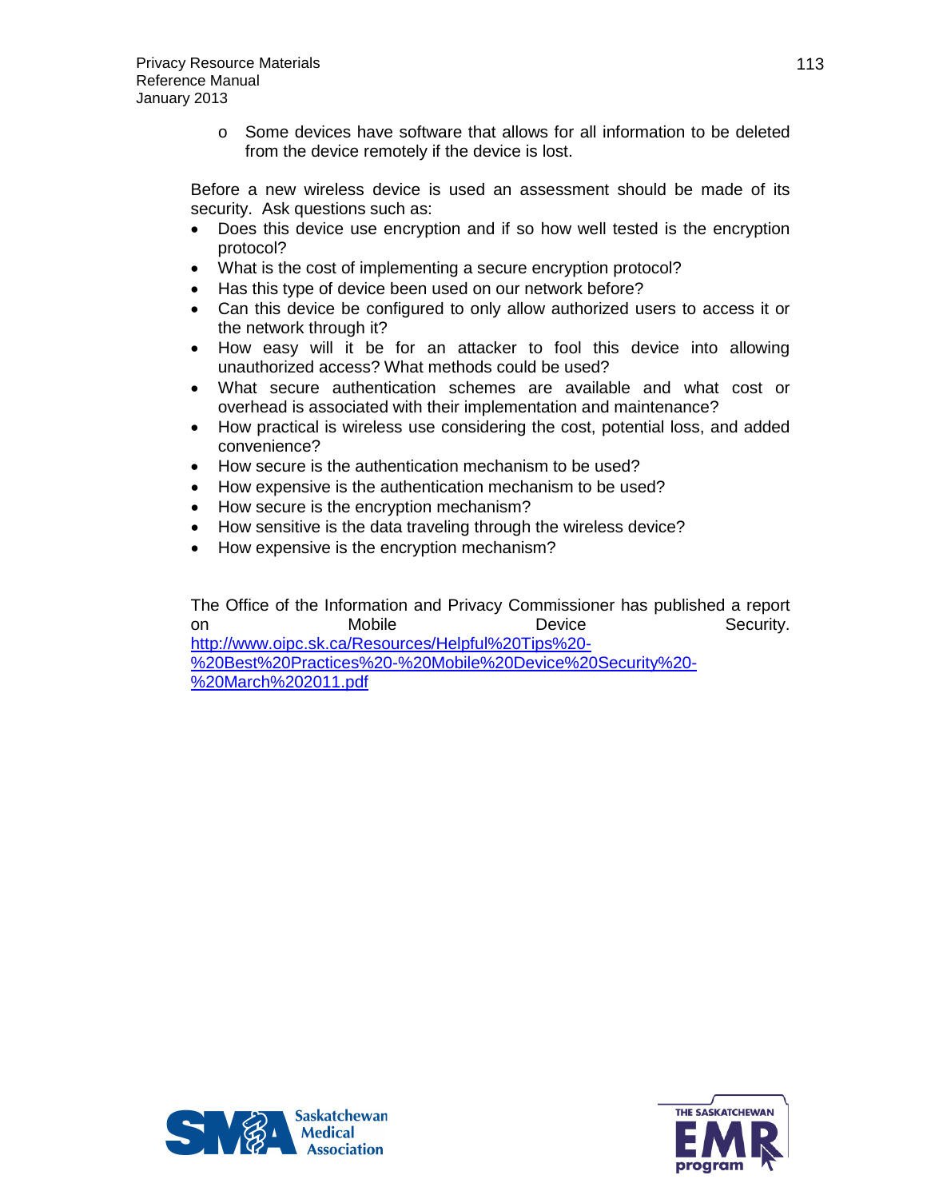- Some devices have software that allows for all information to be deleted from the device remotely if the device is lost.

Before a new wireless device is used an assessment should be made of its security. Ask questions such as:

- Does this device use encryption and if so how well tested is the encryption protocol?
- What is the cost of implementing a secure encryption protocol?
- Has this type of device been used on our network before?
- Can this device be configured to only allow authorized users to access it or the network through it?
- How easy will it be for an attacker to fool this device into allowing unauthorized access? What methods could be used?
- What secure authentication schemes are available and what cost or overhead is associated with their implementation and maintenance?
- How practical is wireless use considering the cost, potential loss, and added convenience?
- How secure is the authentication mechanism to be used?
- How expensive is the authentication mechanism to be used?
- How secure is the encryption mechanism?
- How sensitive is the data traveling through the wireless device?
- How expensive is the encryption mechanism?

The Office of the Information and Privacy Commissioner has published a report on Mobile Device Security. [http://www.oipc.sk.ca/Resources/Helpful%20Tips%20-%20Best%20Practices%20-%20Mobile%20Device%20Security%20-%20March%202011.pdf](http://www.oipc.sk.ca/Resources/Helpful%20Tips%20-%20Best%20Practices%20-%20Mobile%20Device%20Security%20-%20March%202011.pdf)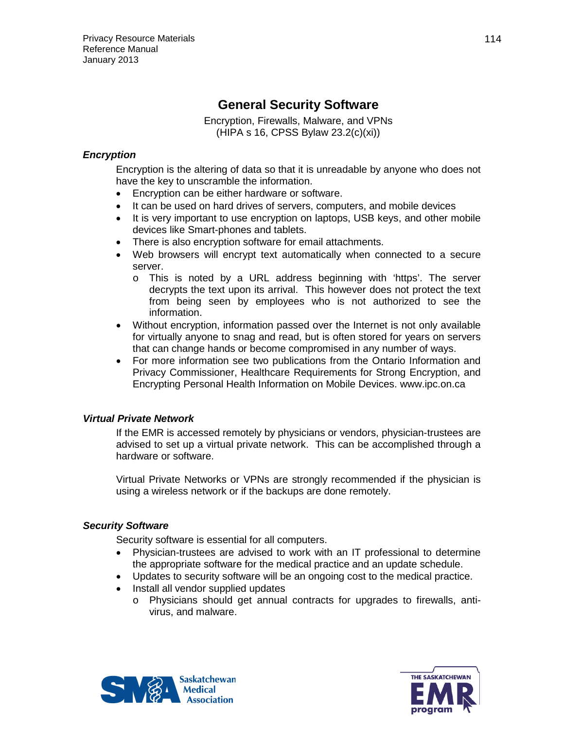# General Security Software

Encryption, Firewalls, Malware, and VPNs
(HIPA s 16, CPSS Bylaw 23.2(c)(xi))

### *Encryption*

Encryption is the altering of data so that it is unreadable by anyone who does not have the key to unscramble the information.

- Encryption can be either hardware or software.
- It can be used on hard drives of servers, computers, and mobile devices
- It is very important to use encryption on laptops, USB keys, and other mobile devices like Smart-phones and tablets.
- There is also encryption software for email attachments.
- Web browsers will encrypt text automatically when connected to a secure server.
    - This is noted by a URL address beginning with 'https'. The server decrypts the text upon its arrival. This however does not protect the text from being seen by employees who is not authorized to see the information.
- Without encryption, information passed over the Internet is not only available for virtually anyone to snag and read, but is often stored for years on servers that can change hands or become compromised in any number of ways.
- For more information see two publications from the Ontario Information and Privacy Commissioner, Healthcare Requirements for Strong Encryption, and Encrypting Personal Health Information on Mobile Devices. www.ipc.on.ca

### *Virtual Private Network*

If the EMR is accessed remotely by physicians or vendors, physician-trustees are advised to set up a virtual private network. This can be accomplished through a hardware or software.

Virtual Private Networks or VPNs are strongly recommended if the physician is using a wireless network or if the backups are done remotely.

### *Security Software*

Security software is essential for all computers.

- Physician-trustees are advised to work with an IT professional to determine the appropriate software for the medical practice and an update schedule.
- Updates to security software will be an ongoing cost to the medical practice.
- Install all vendor supplied updates
    - Physicians should get annual contracts for upgrades to firewalls, anti-virus, and malware.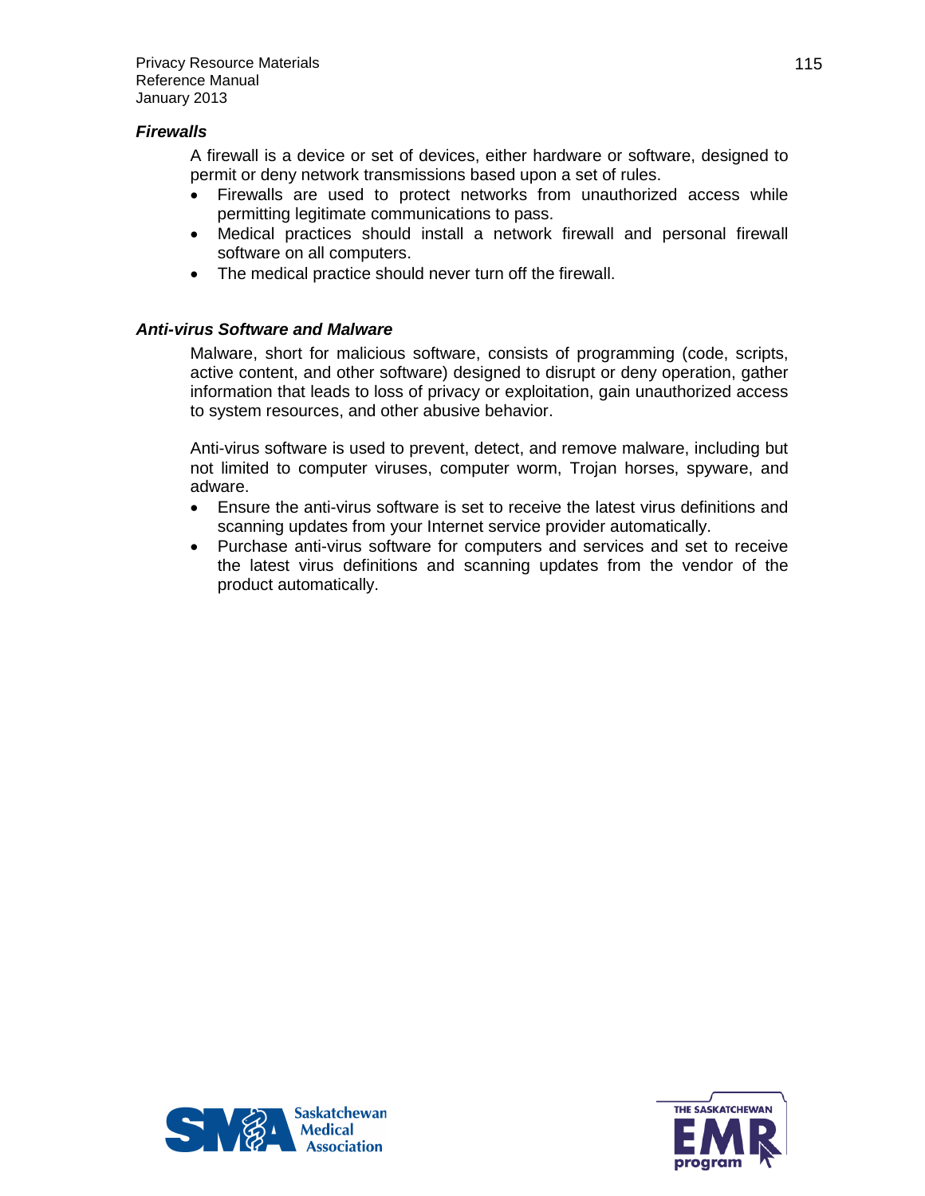### *Firewalls*

A firewall is a device or set of devices, either hardware or software, designed to permit or deny network transmissions based upon a set of rules.

- Firewalls are used to protect networks from unauthorized access while permitting legitimate communications to pass.
- Medical practices should install a network firewall and personal firewall software on all computers.
- The medical practice should never turn off the firewall.

### *Anti-virus Software and Malware*

Malware, short for malicious software, consists of programming (code, scripts, active content, and other software) designed to disrupt or deny operation, gather information that leads to loss of privacy or exploitation, gain unauthorized access to system resources, and other abusive behavior.

Anti-virus software is used to prevent, detect, and remove malware, including but not limited to computer viruses, computer worm, Trojan horses, spyware, and adware.

- Ensure the anti-virus software is set to receive the latest virus definitions and scanning updates from your Internet service provider automatically.
- Purchase anti-virus software for computers and services and set to receive the latest virus definitions and scanning updates from the vendor of the product automatically.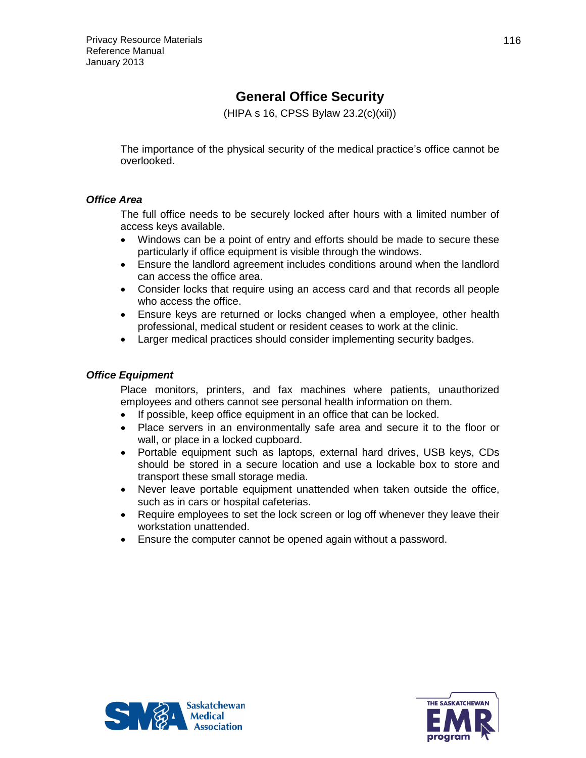# General Office Security

(HIPA s 16, CPSS Bylaw 23.2(c)(xii))

The importance of the physical security of the medical practice's office cannot be overlooked.

### *Office Area*

The full office needs to be securely locked after hours with a limited number of access keys available.

- Windows can be a point of entry and efforts should be made to secure these particularly if office equipment is visible through the windows.
- Ensure the landlord agreement includes conditions around when the landlord can access the office area.
- Consider locks that require using an access card and that records all people who access the office.
- Ensure keys are returned or locks changed when a employee, other health professional, medical student or resident ceases to work at the clinic.
- Larger medical practices should consider implementing security badges.

### *Office Equipment*

Place monitors, printers, and fax machines where patients, unauthorized employees and others cannot see personal health information on them.

- If possible, keep office equipment in an office that can be locked.
- Place servers in an environmentally safe area and secure it to the floor or wall, or place in a locked cupboard.
- Portable equipment such as laptops, external hard drives, USB keys, CDs should be stored in a secure location and use a lockable box to store and transport these small storage media.
- Never leave portable equipment unattended when taken outside the office, such as in cars or hospital cafeterias.
- Require employees to set the lock screen or log off whenever they leave their workstation unattended.
- Ensure the computer cannot be opened again without a password.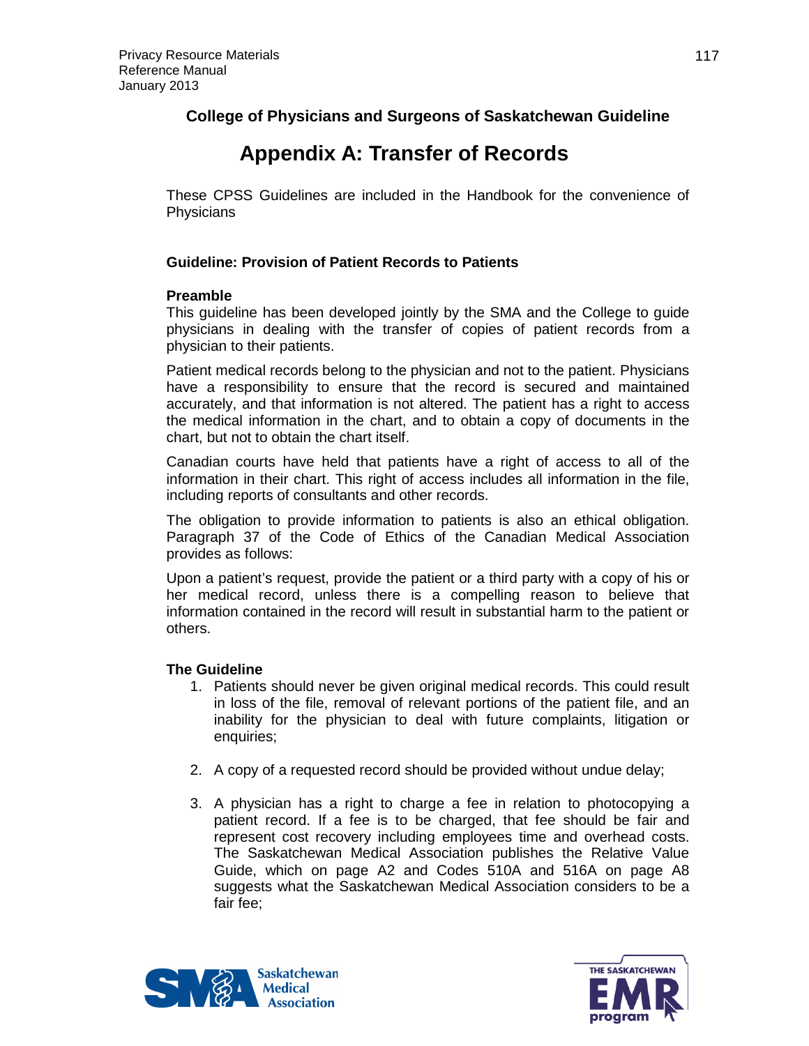**College of Physicians and Surgeons of Saskatchewan Guideline**

# Appendix A: Transfer of Records

These CPSS Guidelines are included in the Handbook for the convenience of Physicians

### Guideline: Provision of Patient Records to Patients

#### Preamble

This guideline has been developed jointly by the SMA and the College to guide physicians in dealing with the transfer of copies of patient records from a physician to their patients.

Patient medical records belong to the physician and not to the patient. Physicians have a responsibility to ensure that the record is secured and maintained accurately, and that information is not altered. The patient has a right to access the medical information in the chart, and to obtain a copy of documents in the chart, but not to obtain the chart itself.

Canadian courts have held that patients have a right of access to all of the information in their chart. This right of access includes all information in the file, including reports of consultants and other records.

The obligation to provide information to patients is also an ethical obligation. Paragraph 37 of the Code of Ethics of the Canadian Medical Association provides as follows:

Upon a patient's request, provide the patient or a third party with a copy of his or her medical record, unless there is a compelling reason to believe that information contained in the record will result in substantial harm to the patient or others.

#### The Guideline

1. Patients should never be given original medical records. This could result in loss of the file, removal of relevant portions of the patient file, and an inability for the physician to deal with future complaints, litigation or enquiries;

2. A copy of a requested record should be provided without undue delay;

3. A physician has a right to charge a fee in relation to photocopying a patient record. If a fee is to be charged, that fee should be fair and represent cost recovery including employees time and overhead costs. The Saskatchewan Medical Association publishes the Relative Value Guide, which on page A2 and Codes 510A and 516A on page A8 suggests what the Saskatchewan Medical Association considers to be a fair fee;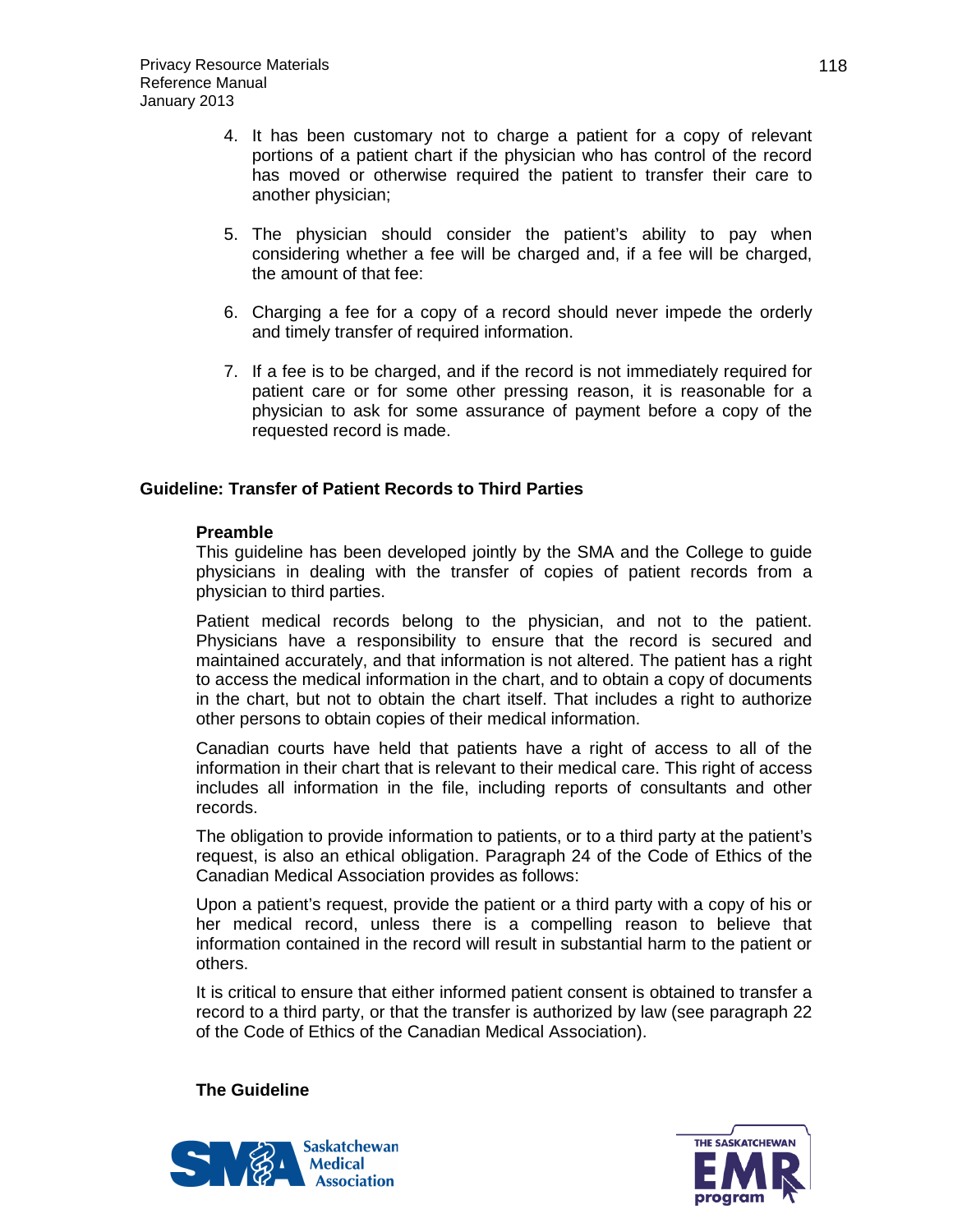4. It has been customary not to charge a patient for a copy of relevant portions of a patient chart if the physician who has control of the record has moved or otherwise required the patient to transfer their care to another physician;

5. The physician should consider the patient's ability to pay when considering whether a fee will be charged and, if a fee will be charged, the amount of that fee:

6. Charging a fee for a copy of a record should never impede the orderly and timely transfer of required information.

7. If a fee is to be charged, and if the record is not immediately required for patient care or for some other pressing reason, it is reasonable for a physician to ask for some assurance of payment before a copy of the requested record is made.

## Guideline: Transfer of Patient Records to Third Parties

### Preamble

This guideline has been developed jointly by the SMA and the College to guide physicians in dealing with the transfer of copies of patient records from a physician to third parties.

Patient medical records belong to the physician, and not to the patient. Physicians have a responsibility to ensure that the record is secured and maintained accurately, and that information is not altered. The patient has a right to access the medical information in the chart, and to obtain a copy of documents in the chart, but not to obtain the chart itself. That includes a right to authorize other persons to obtain copies of their medical information.

Canadian courts have held that patients have a right of access to all of the information in their chart that is relevant to their medical care. This right of access includes all information in the file, including reports of consultants and other records.

The obligation to provide information to patients, or to a third party at the patient's request, is also an ethical obligation. Paragraph 24 of the Code of Ethics of the Canadian Medical Association provides as follows:

Upon a patient's request, provide the patient or a third party with a copy of his or her medical record, unless there is a compelling reason to believe that information contained in the record will result in substantial harm to the patient or others.

It is critical to ensure that either informed patient consent is obtained to transfer a record to a third party, or that the transfer is authorized by law (see paragraph 22 of the Code of Ethics of the Canadian Medical Association).

### The Guideline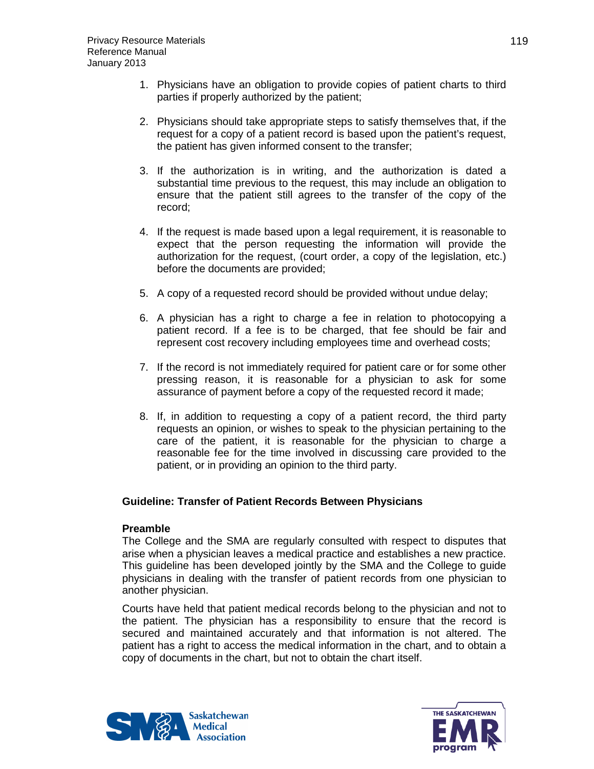1. Physicians have an obligation to provide copies of patient charts to third parties if properly authorized by the patient;

2. Physicians should take appropriate steps to satisfy themselves that, if the request for a copy of a patient record is based upon the patient's request, the patient has given informed consent to the transfer;

3. If the authorization is in writing, and the authorization is dated a substantial time previous to the request, this may include an obligation to ensure that the patient still agrees to the transfer of the copy of the record;

4. If the request is made based upon a legal requirement, it is reasonable to expect that the person requesting the information will provide the authorization for the request, (court order, a copy of the legislation, etc.) before the documents are provided;

5. A copy of a requested record should be provided without undue delay;

6. A physician has a right to charge a fee in relation to photocopying a patient record. If a fee is to be charged, that fee should be fair and represent cost recovery including employees time and overhead costs;

7. If the record is not immediately required for patient care or for some other pressing reason, it is reasonable for a physician to ask for some assurance of payment before a copy of the requested record it made;

8. If, in addition to requesting a copy of a patient record, the third party requests an opinion, or wishes to speak to the physician pertaining to the care of the patient, it is reasonable for the physician to charge a reasonable fee for the time involved in discussing care provided to the patient, or in providing an opinion to the third party.

## Guideline: Transfer of Patient Records Between Physicians

### Preamble

The College and the SMA are regularly consulted with respect to disputes that arise when a physician leaves a medical practice and establishes a new practice. This guideline has been developed jointly by the SMA and the College to guide physicians in dealing with the transfer of patient records from one physician to another physician.

Courts have held that patient medical records belong to the physician and not to the patient. The physician has a responsibility to ensure that the record is secured and maintained accurately and that information is not altered. The patient has a right to access the medical information in the chart, and to obtain a copy of documents in the chart, but not to obtain the chart itself.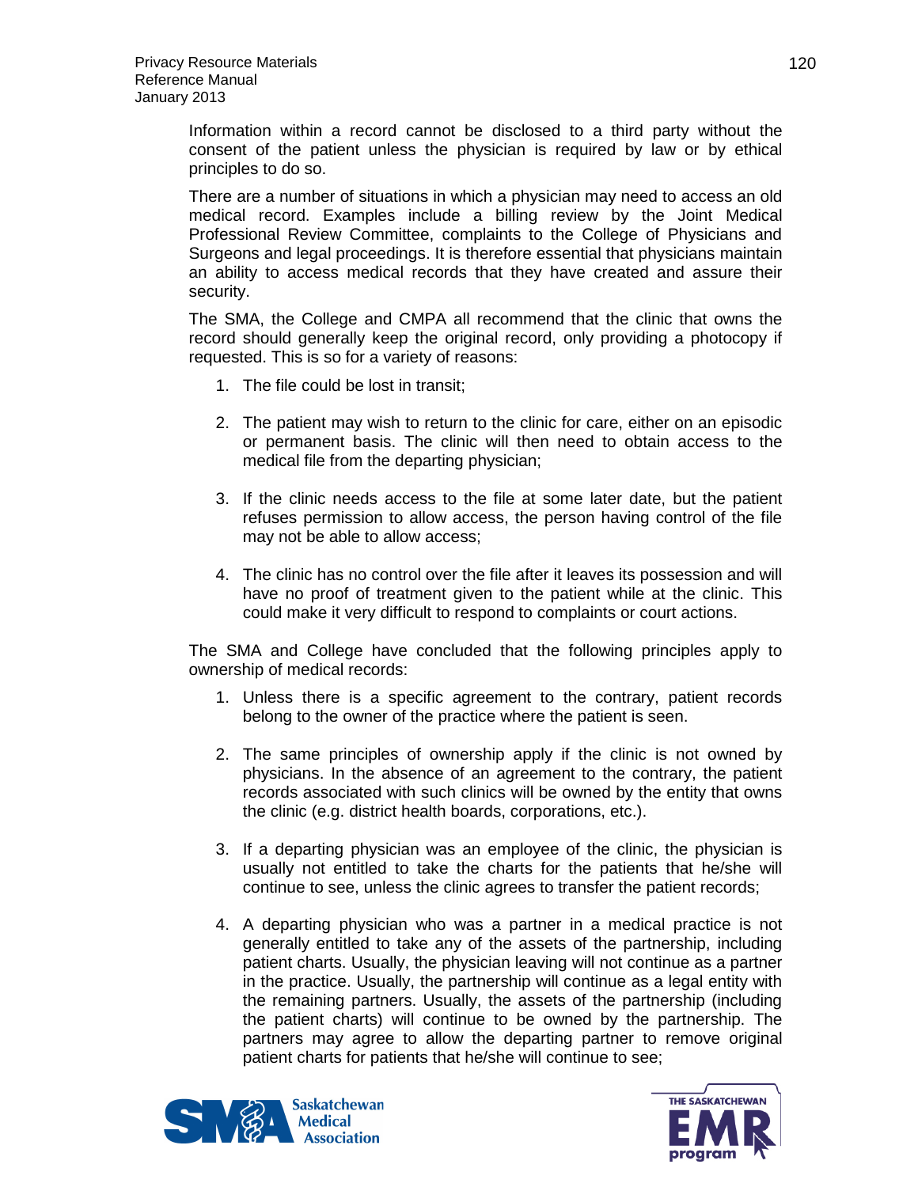Information within a record cannot be disclosed to a third party without the consent of the patient unless the physician is required by law or by ethical principles to do so.

There are a number of situations in which a physician may need to access an old medical record. Examples include a billing review by the Joint Medical Professional Review Committee, complaints to the College of Physicians and Surgeons and legal proceedings. It is therefore essential that physicians maintain an ability to access medical records that they have created and assure their security.

The SMA, the College and CMPA all recommend that the clinic that owns the record should generally keep the original record, only providing a photocopy if requested. This is so for a variety of reasons:

1. The file could be lost in transit;

2. The patient may wish to return to the clinic for care, either on an episodic or permanent basis. The clinic will then need to obtain access to the medical file from the departing physician;

3. If the clinic needs access to the file at some later date, but the patient refuses permission to allow access, the person having control of the file may not be able to allow access;

4. The clinic has no control over the file after it leaves its possession and will have no proof of treatment given to the patient while at the clinic. This could make it very difficult to respond to complaints or court actions.

The SMA and College have concluded that the following principles apply to ownership of medical records:

1. Unless there is a specific agreement to the contrary, patient records belong to the owner of the practice where the patient is seen.

2. The same principles of ownership apply if the clinic is not owned by physicians. In the absence of an agreement to the contrary, the patient records associated with such clinics will be owned by the entity that owns the clinic (e.g. district health boards, corporations, etc.).

3. If a departing physician was an employee of the clinic, the physician is usually not entitled to take the charts for the patients that he/she will continue to see, unless the clinic agrees to transfer the patient records;

4. A departing physician who was a partner in a medical practice is not generally entitled to take any of the assets of the partnership, including patient charts. Usually, the physician leaving will not continue as a partner in the practice. Usually, the partnership will continue as a legal entity with the remaining partners. Usually, the assets of the partnership (including the patient charts) will continue to be owned by the partnership. The partners may agree to allow the departing partner to remove original patient charts for patients that he/she will continue to see;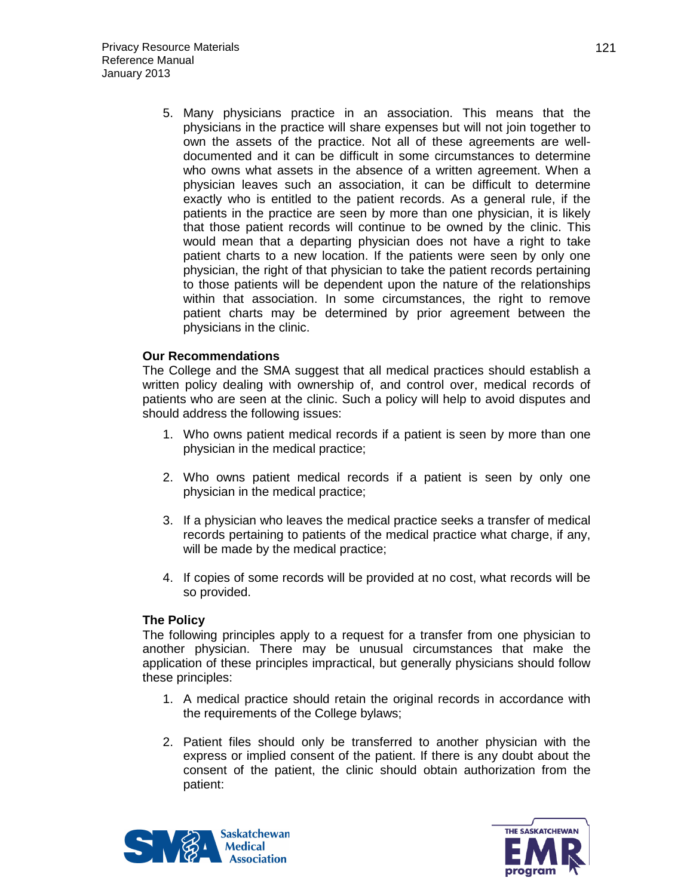5. Many physicians practice in an association. This means that the physicians in the practice will share expenses but will not join together to own the assets of the practice. Not all of these agreements are well-documented and it can be difficult in some circumstances to determine who owns what assets in the absence of a written agreement. When a physician leaves such an association, it can be difficult to determine exactly who is entitled to the patient records. As a general rule, if the patients in the practice are seen by more than one physician, it is likely that those patient records will continue to be owned by the clinic. This would mean that a departing physician does not have a right to take patient charts to a new location. If the patients were seen by only one physician, the right of that physician to take the patient records pertaining to those patients will be dependent upon the nature of the relationships within that association. In some circumstances, the right to remove patient charts may be determined by prior agreement between the physicians in the clinic.

**Our Recommendations**

The College and the SMA suggest that all medical practices should establish a written policy dealing with ownership of, and control over, medical records of patients who are seen at the clinic. Such a policy will help to avoid disputes and should address the following issues:

1. Who owns patient medical records if a patient is seen by more than one physician in the medical practice;
2. Who owns patient medical records if a patient is seen by only one physician in the medical practice;
3. If a physician who leaves the medical practice seeks a transfer of medical records pertaining to patients of the medical practice what charge, if any, will be made by the medical practice;
4. If copies of some records will be provided at no cost, what records will be so provided.

**The Policy**

The following principles apply to a request for a transfer from one physician to another physician. There may be unusual circumstances that make the application of these principles impractical, but generally physicians should follow these principles:

1. A medical practice should retain the original records in accordance with the requirements of the College bylaws;
2. Patient files should only be transferred to another physician with the express or implied consent of the patient. If there is any doubt about the consent of the patient, the clinic should obtain authorization from the patient: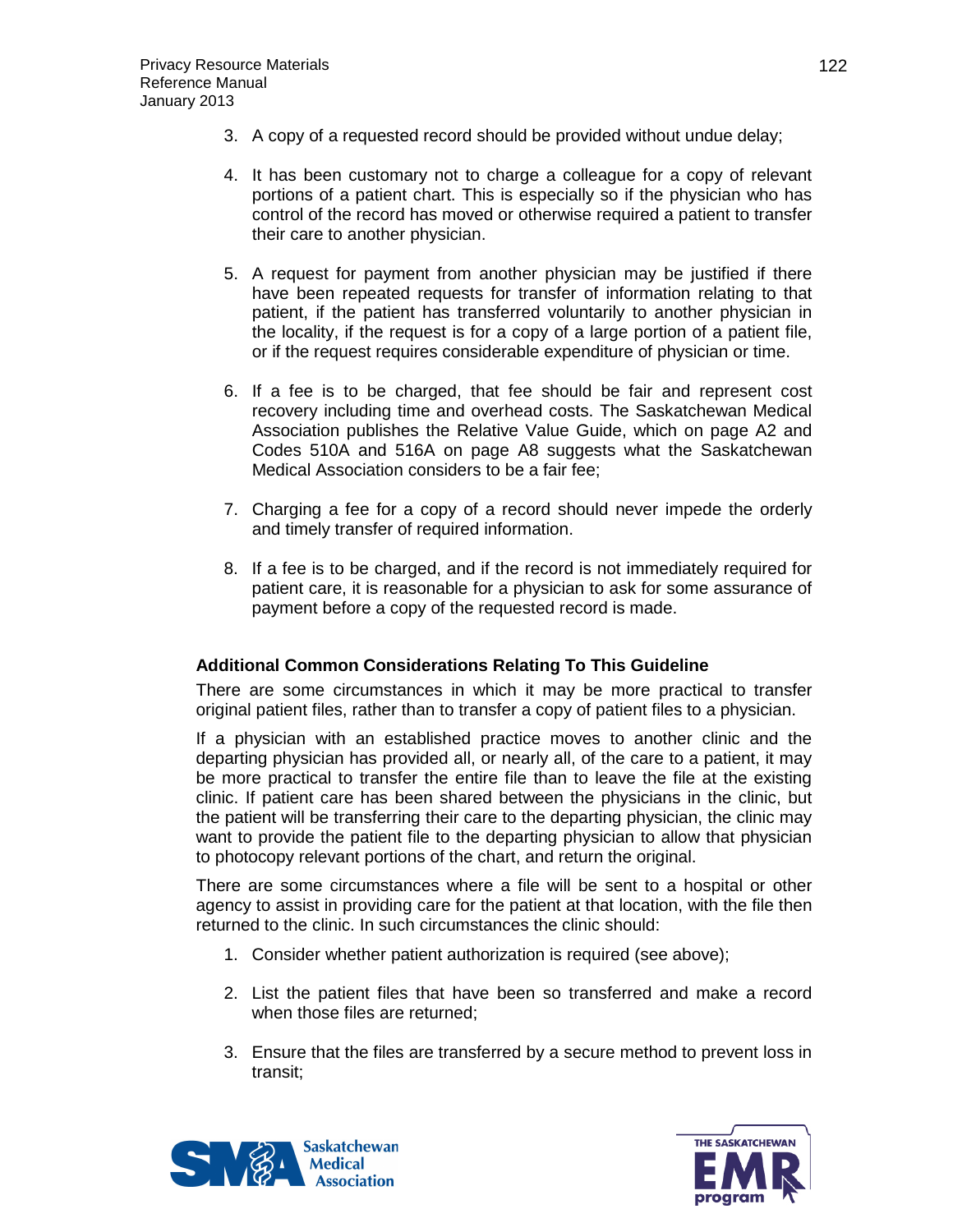3. A copy of a requested record should be provided without undue delay;

4. It has been customary not to charge a colleague for a copy of relevant portions of a patient chart. This is especially so if the physician who has control of the record has moved or otherwise required a patient to transfer their care to another physician.

5. A request for payment from another physician may be justified if there have been repeated requests for transfer of information relating to that patient, if the patient has transferred voluntarily to another physician in the locality, if the request is for a copy of a large portion of a patient file, or if the request requires considerable expenditure of physician or time.

6. If a fee is to be charged, that fee should be fair and represent cost recovery including time and overhead costs. The Saskatchewan Medical Association publishes the Relative Value Guide, which on page A2 and Codes 510A and 516A on page A8 suggests what the Saskatchewan Medical Association considers to be a fair fee;

7. Charging a fee for a copy of a record should never impede the orderly and timely transfer of required information.

8. If a fee is to be charged, and if the record is not immediately required for patient care, it is reasonable for a physician to ask for some assurance of payment before a copy of the requested record is made.

**Additional Common Considerations Relating To This Guideline**

There are some circumstances in which it may be more practical to transfer original patient files, rather than to transfer a copy of patient files to a physician.

If a physician with an established practice moves to another clinic and the departing physician has provided all, or nearly all, of the care to a patient, it may be more practical to transfer the entire file than to leave the file at the existing clinic. If patient care has been shared between the physicians in the clinic, but the patient will be transferring their care to the departing physician, the clinic may want to provide the patient file to the departing physician to allow that physician to photocopy relevant portions of the chart, and return the original.

There are some circumstances where a file will be sent to a hospital or other agency to assist in providing care for the patient at that location, with the file then returned to the clinic. In such circumstances the clinic should:

1. Consider whether patient authorization is required (see above);

2. List the patient files that have been so transferred and make a record when those files are returned;

3. Ensure that the files are transferred by a secure method to prevent loss in transit;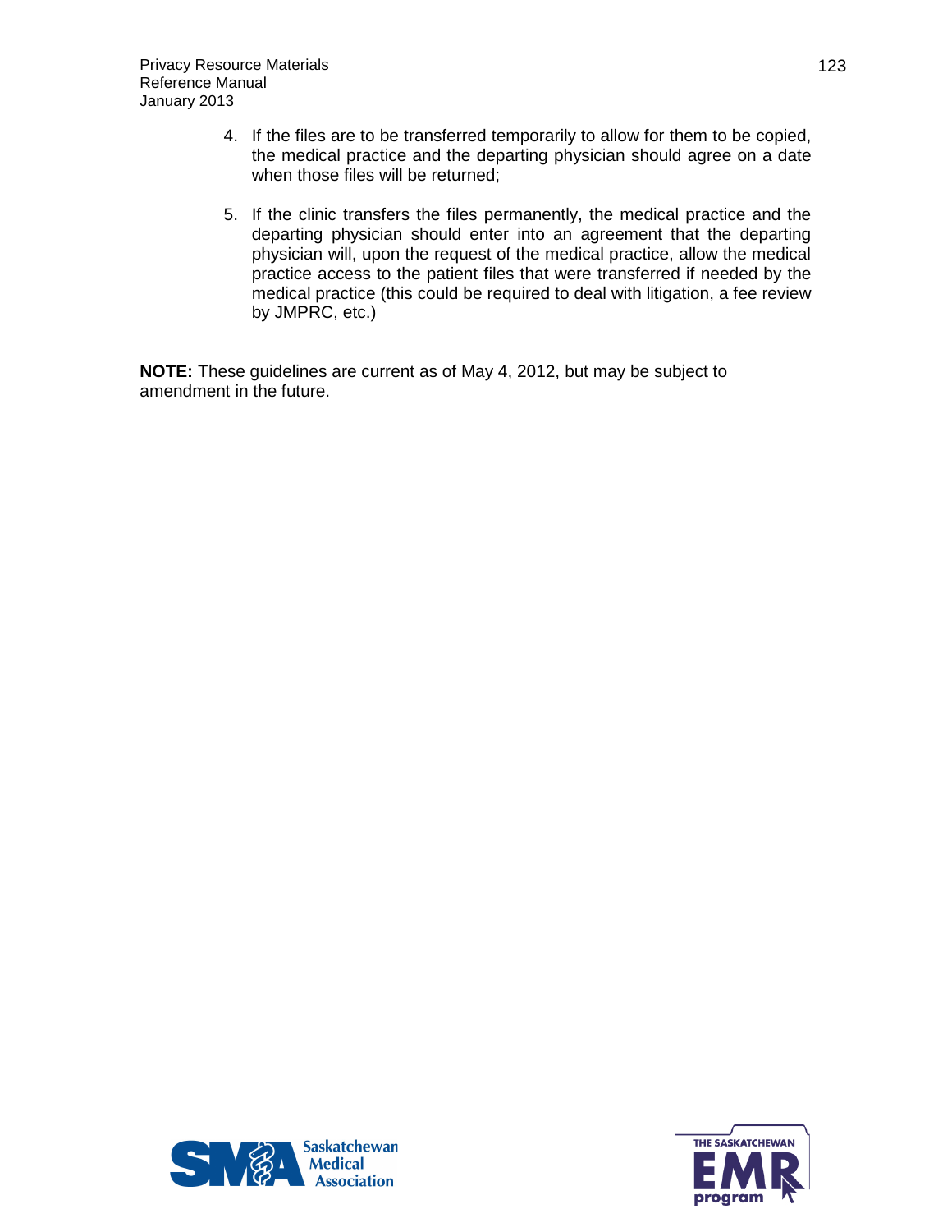4. If the files are to be transferred temporarily to allow for them to be copied, the medical practice and the departing physician should agree on a date when those files will be returned;

5. If the clinic transfers the files permanently, the medical practice and the departing physician should enter into an agreement that the departing physician will, upon the request of the medical practice, allow the medical practice access to the patient files that were transferred if needed by the medical practice (this could be required to deal with litigation, a fee review by JMPRC, etc.)

**NOTE:** These guidelines are current as of May 4, 2012, but may be subject to amendment in the future.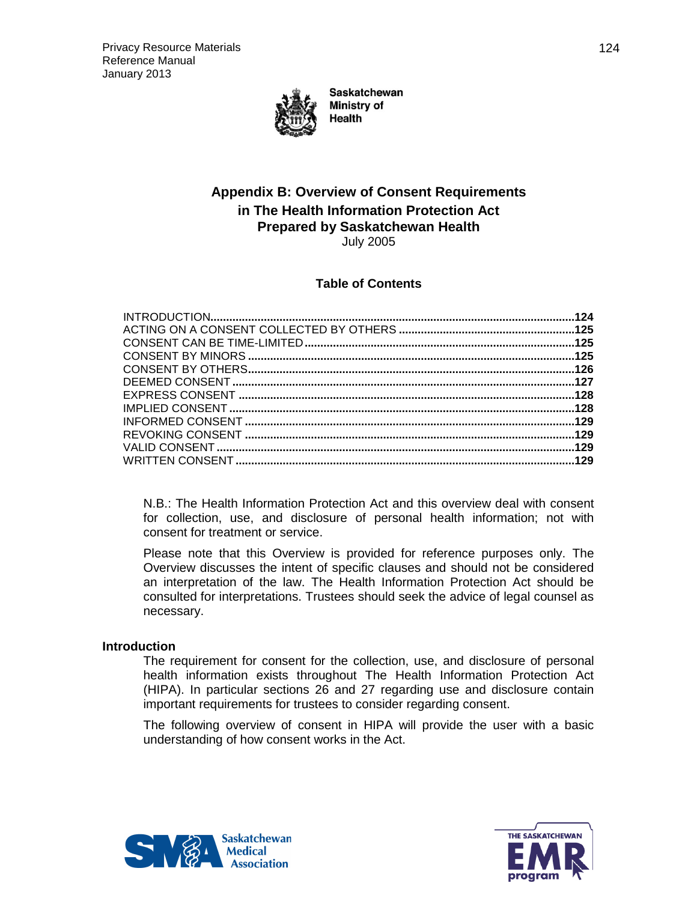Saskatchewan Ministry of Health

# Appendix B: Overview of Consent Requirements in The Health Information Protection Act Prepared by Saskatchewan Health

July 2005

## Table of Contents

| | |
|---|---|
| INTRODUCTION | 124 |
| ACTING ON A CONSENT COLLECTED BY OTHERS | 125 |
| CONSENT CAN BE TIME-LIMITED | 125 |
| CONSENT BY MINORS | 125 |
| CONSENT BY OTHERS | 126 |
| DEEMED CONSENT | 127 |
| EXPRESS CONSENT | 128 |
| IMPLIED CONSENT | 128 |
| INFORMED CONSENT | 129 |
| REVOKING CONSENT | 129 |
| VALID CONSENT | 129 |
| WRITTEN CONSENT | 129 |

N.B.: The Health Information Protection Act and this overview deal with consent for collection, use, and disclosure of personal health information; not with consent for treatment or service.

Please note that this Overview is provided for reference purposes only. The Overview discusses the intent of specific clauses and should not be considered an interpretation of the law. The Health Information Protection Act should be consulted for interpretations. Trustees should seek the advice of legal counsel as necessary.

### Introduction

The requirement for consent for the collection, use, and disclosure of personal health information exists throughout The Health Information Protection Act (HIPA). In particular sections 26 and 27 regarding use and disclosure contain important requirements for trustees to consider regarding consent.

The following overview of consent in HIPA will provide the user with a basic understanding of how consent works in the Act.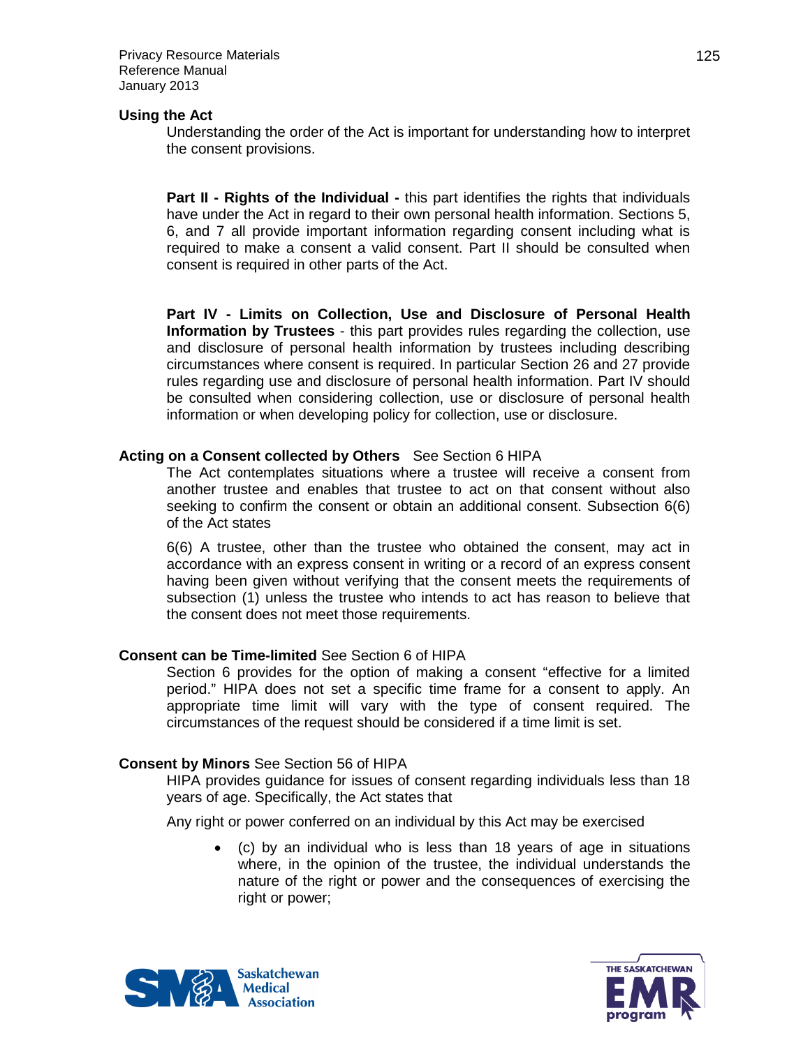## Using the Act

Understanding the order of the Act is important for understanding how to interpret the consent provisions.

**Part II - Rights of the Individual -** this part identifies the rights that individuals have under the Act in regard to their own personal health information. Sections 5, 6, and 7 all provide important information regarding consent including what is required to make a consent a valid consent. Part II should be consulted when consent is required in other parts of the Act.

**Part IV - Limits on Collection, Use and Disclosure of Personal Health Information by Trustees** - this part provides rules regarding the collection, use and disclosure of personal health information by trustees including describing circumstances where consent is required. In particular Section 26 and 27 provide rules regarding use and disclosure of personal health information. Part IV should be consulted when considering collection, use or disclosure of personal health information or when developing policy for collection, use or disclosure.

## Acting on a Consent collected by Others See Section 6 HIPA

The Act contemplates situations where a trustee will receive a consent from another trustee and enables that trustee to act on that consent without also seeking to confirm the consent or obtain an additional consent. Subsection 6(6) of the Act states

6(6) A trustee, other than the trustee who obtained the consent, may act in accordance with an express consent in writing or a record of an express consent having been given without verifying that the consent meets the requirements of subsection (1) unless the trustee who intends to act has reason to believe that the consent does not meet those requirements.

## Consent can be Time-limited See Section 6 of HIPA

Section 6 provides for the option of making a consent "effective for a limited period." HIPA does not set a specific time frame for a consent to apply. An appropriate time limit will vary with the type of consent required. The circumstances of the request should be considered if a time limit is set.

## Consent by Minors See Section 56 of HIPA

HIPA provides guidance for issues of consent regarding individuals less than 18 years of age. Specifically, the Act states that

Any right or power conferred on an individual by this Act may be exercised

- (c) by an individual who is less than 18 years of age in situations where, in the opinion of the trustee, the individual understands the nature of the right or power and the consequences of exercising the right or power;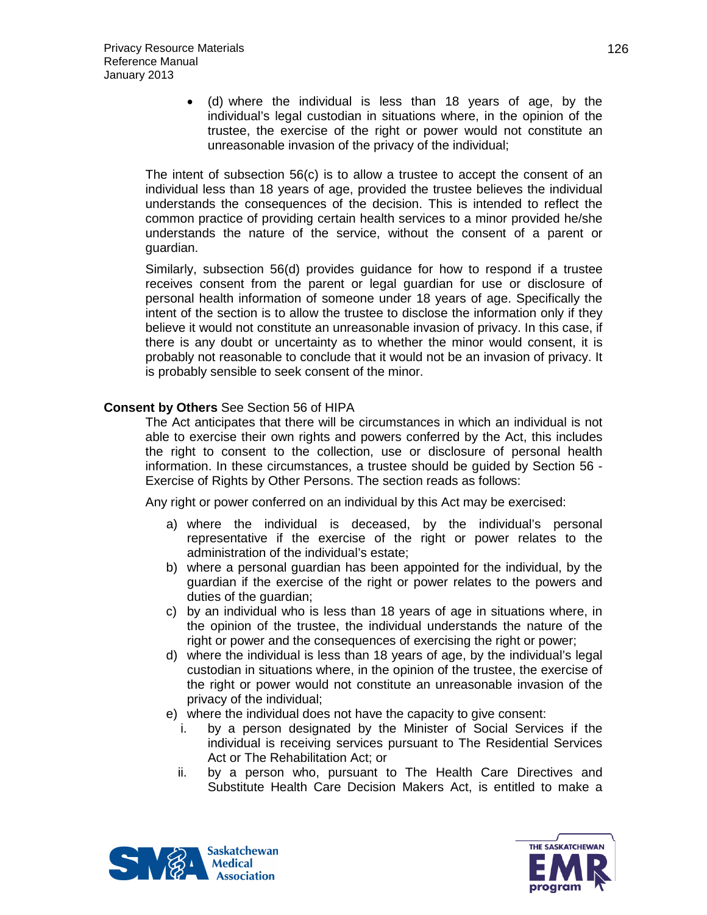- (d) where the individual is less than 18 years of age, by the individual's legal custodian in situations where, in the opinion of the trustee, the exercise of the right or power would not constitute an unreasonable invasion of the privacy of the individual;

The intent of subsection 56(c) is to allow a trustee to accept the consent of an individual less than 18 years of age, provided the trustee believes the individual understands the consequences of the decision. This is intended to reflect the common practice of providing certain health services to a minor provided he/she understands the nature of the service, without the consent of a parent or guardian.

Similarly, subsection 56(d) provides guidance for how to respond if a trustee receives consent from the parent or legal guardian for use or disclosure of personal health information of someone under 18 years of age. Specifically the intent of the section is to allow the trustee to disclose the information only if they believe it would not constitute an unreasonable invasion of privacy. In this case, if there is any doubt or uncertainty as to whether the minor would consent, it is probably not reasonable to conclude that it would not be an invasion of privacy. It is probably sensible to seek consent of the minor.

**Consent by Others** See Section 56 of HIPA

The Act anticipates that there will be circumstances in which an individual is not able to exercise their own rights and powers conferred by the Act, this includes the right to consent to the collection, use or disclosure of personal health information. In these circumstances, a trustee should be guided by Section 56 - Exercise of Rights by Other Persons. The section reads as follows:

Any right or power conferred on an individual by this Act may be exercised:

a) where the individual is deceased, by the individual's personal representative if the exercise of the right or power relates to the administration of the individual's estate;
b) where a personal guardian has been appointed for the individual, by the guardian if the exercise of the right or power relates to the powers and duties of the guardian;
c) by an individual who is less than 18 years of age in situations where, in the opinion of the trustee, the individual understands the nature of the right or power and the consequences of exercising the right or power;
d) where the individual is less than 18 years of age, by the individual's legal custodian in situations where, in the opinion of the trustee, the exercise of the right or power would not constitute an unreasonable invasion of the privacy of the individual;
e) where the individual does not have the capacity to give consent:
    i. by a person designated by the Minister of Social Services if the individual is receiving services pursuant to The Residential Services Act or The Rehabilitation Act; or
    ii. by a person who, pursuant to The Health Care Directives and Substitute Health Care Decision Makers Act, is entitled to make a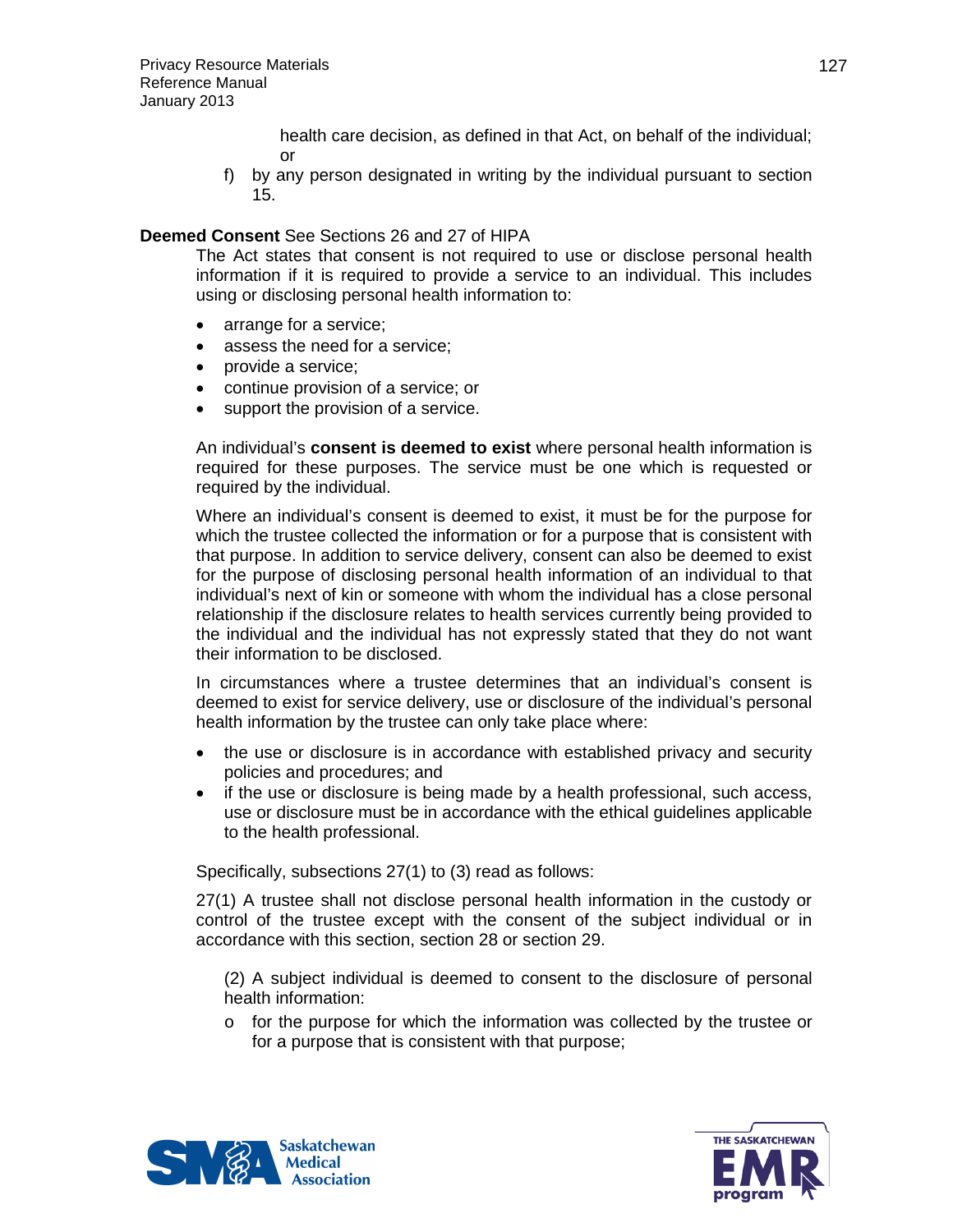health care decision, as defined in that Act, on behalf of the individual; or

f) by any person designated in writing by the individual pursuant to section 15.

**Deemed Consent** See Sections 26 and 27 of HIPA

The Act states that consent is not required to use or disclose personal health information if it is required to provide a service to an individual. This includes using or disclosing personal health information to:

- arrange for a service;
- assess the need for a service;
- provide a service;
- continue provision of a service; or
- support the provision of a service.

An individual's **consent is deemed to exist** where personal health information is required for these purposes. The service must be one which is requested or required by the individual.

Where an individual's consent is deemed to exist, it must be for the purpose for which the trustee collected the information or for a purpose that is consistent with that purpose. In addition to service delivery, consent can also be deemed to exist for the purpose of disclosing personal health information of an individual to that individual's next of kin or someone with whom the individual has a close personal relationship if the disclosure relates to health services currently being provided to the individual and the individual has not expressly stated that they do not want their information to be disclosed.

In circumstances where a trustee determines that an individual's consent is deemed to exist for service delivery, use or disclosure of the individual's personal health information by the trustee can only take place where:

- the use or disclosure is in accordance with established privacy and security policies and procedures; and
- if the use or disclosure is being made by a health professional, such access, use or disclosure must be in accordance with the ethical guidelines applicable to the health professional.

Specifically, subsections 27(1) to (3) read as follows:

27(1) A trustee shall not disclose personal health information in the custody or control of the trustee except with the consent of the subject individual or in accordance with this section, section 28 or section 29.

(2) A subject individual is deemed to consent to the disclosure of personal health information:

- o for the purpose for which the information was collected by the trustee or for a purpose that is consistent with that purpose;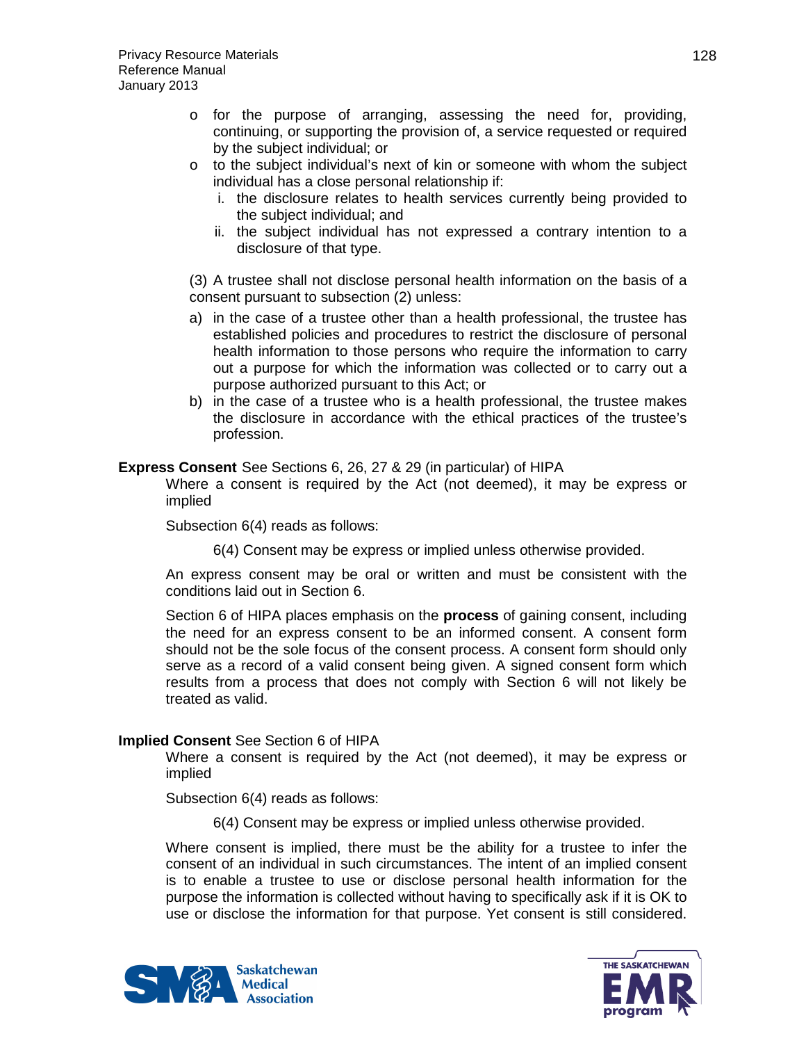- for the purpose of arranging, assessing the need for, providing, continuing, or supporting the provision of, a service requested or required by the subject individual; or
- to the subject individual's next of kin or someone with whom the subject individual has a close personal relationship if:
  i. the disclosure relates to health services currently being provided to the subject individual; and
  ii. the subject individual has not expressed a contrary intention to a disclosure of that type.

(3) A trustee shall not disclose personal health information on the basis of a consent pursuant to subsection (2) unless:

a) in the case of a trustee other than a health professional, the trustee has established policies and procedures to restrict the disclosure of personal health information to those persons who require the information to carry out a purpose for which the information was collected or to carry out a purpose authorized pursuant to this Act; or
b) in the case of a trustee who is a health professional, the trustee makes the disclosure in accordance with the ethical practices of the trustee's profession.

**Express Consent** See Sections 6, 26, 27 & 29 (in particular) of HIPA

Where a consent is required by the Act (not deemed), it may be express or implied

Subsection 6(4) reads as follows:

> 6(4) Consent may be express or implied unless otherwise provided.

An express consent may be oral or written and must be consistent with the conditions laid out in Section 6.

Section 6 of HIPA places emphasis on the **process** of gaining consent, including the need for an express consent to be an informed consent. A consent form should not be the sole focus of the consent process. A consent form should only serve as a record of a valid consent being given. A signed consent form which results from a process that does not comply with Section 6 will not likely be treated as valid.

**Implied Consent** See Section 6 of HIPA

Where a consent is required by the Act (not deemed), it may be express or implied

Subsection 6(4) reads as follows:

> 6(4) Consent may be express or implied unless otherwise provided.

Where consent is implied, there must be the ability for a trustee to infer the consent of an individual in such circumstances. The intent of an implied consent is to enable a trustee to use or disclose personal health information for the purpose the information is collected without having to specifically ask if it is OK to use or disclose the information for that purpose. Yet consent is still considered.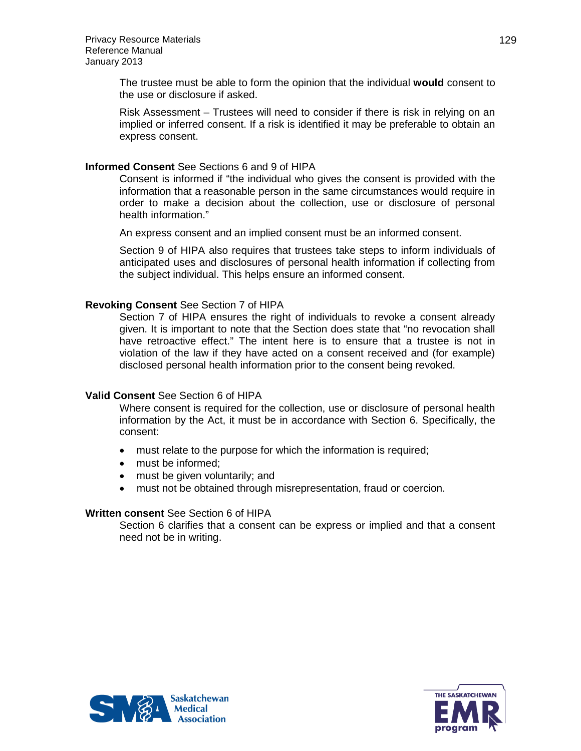The trustee must be able to form the opinion that the individual **would** consent to the use or disclosure if asked.

Risk Assessment – Trustees will need to consider if there is risk in relying on an implied or inferred consent. If a risk is identified it may be preferable to obtain an express consent.

**Informed Consent** See Sections 6 and 9 of HIPA

Consent is informed if "the individual who gives the consent is provided with the information that a reasonable person in the same circumstances would require in order to make a decision about the collection, use or disclosure of personal health information."

An express consent and an implied consent must be an informed consent.

Section 9 of HIPA also requires that trustees take steps to inform individuals of anticipated uses and disclosures of personal health information if collecting from the subject individual. This helps ensure an informed consent.

**Revoking Consent** See Section 7 of HIPA

Section 7 of HIPA ensures the right of individuals to revoke a consent already given. It is important to note that the Section does state that "no revocation shall have retroactive effect." The intent here is to ensure that a trustee is not in violation of the law if they have acted on a consent received and (for example) disclosed personal health information prior to the consent being revoked.

**Valid Consent** See Section 6 of HIPA

Where consent is required for the collection, use or disclosure of personal health information by the Act, it must be in accordance with Section 6. Specifically, the consent:

- must relate to the purpose for which the information is required;
- must be informed;
- must be given voluntarily; and
- must not be obtained through misrepresentation, fraud or coercion.

**Written consent** See Section 6 of HIPA

Section 6 clarifies that a consent can be express or implied and that a consent need not be in writing.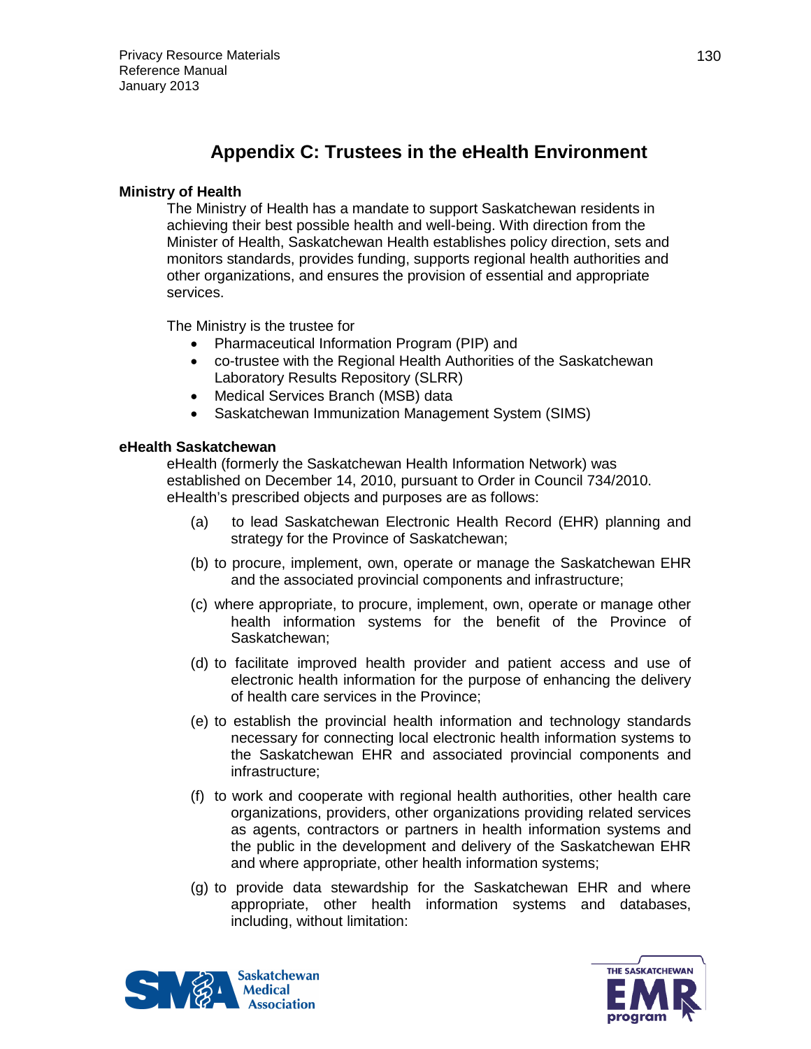## Appendix C: Trustees in the eHealth Environment

**Ministry of Health**

The Ministry of Health has a mandate to support Saskatchewan residents in achieving their best possible health and well-being. With direction from the Minister of Health, Saskatchewan Health establishes policy direction, sets and monitors standards, provides funding, supports regional health authorities and other organizations, and ensures the provision of essential and appropriate services.

The Ministry is the trustee for

- Pharmaceutical Information Program (PIP) and
- co-trustee with the Regional Health Authorities of the Saskatchewan Laboratory Results Repository (SLRR)
- Medical Services Branch (MSB) data
- Saskatchewan Immunization Management System (SIMS)

**eHealth Saskatchewan**

eHealth (formerly the Saskatchewan Health Information Network) was established on December 14, 2010, pursuant to Order in Council 734/2010. eHealth's prescribed objects and purposes are as follows:

(a) to lead Saskatchewan Electronic Health Record (EHR) planning and strategy for the Province of Saskatchewan;

(b) to procure, implement, own, operate or manage the Saskatchewan EHR and the associated provincial components and infrastructure;

(c) where appropriate, to procure, implement, own, operate or manage other health information systems for the benefit of the Province of Saskatchewan;

(d) to facilitate improved health provider and patient access and use of electronic health information for the purpose of enhancing the delivery of health care services in the Province;

(e) to establish the provincial health information and technology standards necessary for connecting local electronic health information systems to the Saskatchewan EHR and associated provincial components and infrastructure;

(f) to work and cooperate with regional health authorities, other health care organizations, providers, other organizations providing related services as agents, contractors or partners in health information systems and the public in the development and delivery of the Saskatchewan EHR and where appropriate, other health information systems;

(g) to provide data stewardship for the Saskatchewan EHR and where appropriate, other health information systems and databases, including, without limitation: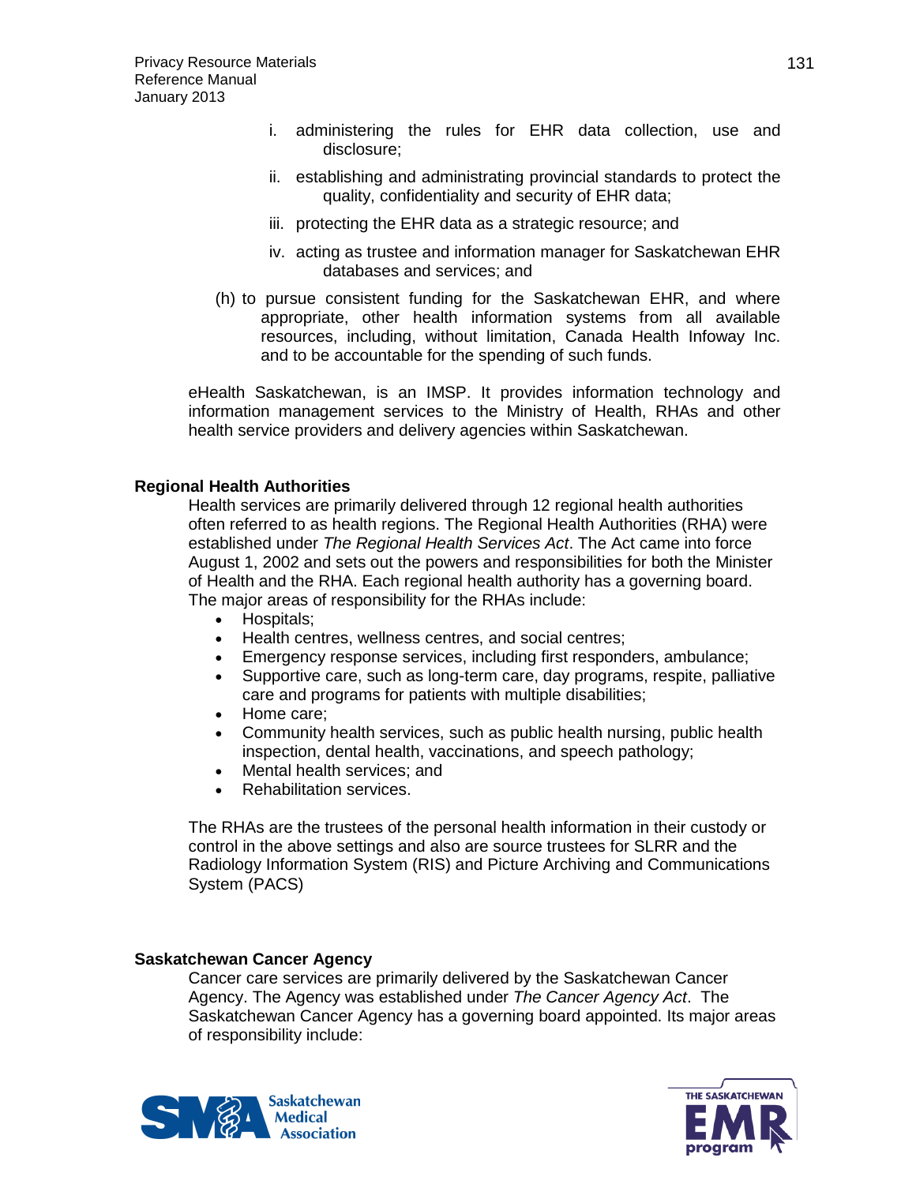i. administering the rules for EHR data collection, use and disclosure;

ii. establishing and administrating provincial standards to protect the quality, confidentiality and security of EHR data;

iii. protecting the EHR data as a strategic resource; and

iv. acting as trustee and information manager for Saskatchewan EHR databases and services; and

(h) to pursue consistent funding for the Saskatchewan EHR, and where appropriate, other health information systems from all available resources, including, without limitation, Canada Health Infoway Inc. and to be accountable for the spending of such funds.

eHealth Saskatchewan, is an IMSP. It provides information technology and information management services to the Ministry of Health, RHAs and other health service providers and delivery agencies within Saskatchewan.

**Regional Health Authorities**

Health services are primarily delivered through 12 regional health authorities often referred to as health regions. The Regional Health Authorities (RHA) were established under *The Regional Health Services Act*. The Act came into force August 1, 2002 and sets out the powers and responsibilities for both the Minister of Health and the RHA. Each regional health authority has a governing board. The major areas of responsibility for the RHAs include:

- Hospitals;
- Health centres, wellness centres, and social centres;
- Emergency response services, including first responders, ambulance;
- Supportive care, such as long-term care, day programs, respite, palliative care and programs for patients with multiple disabilities;
- Home care;
- Community health services, such as public health nursing, public health inspection, dental health, vaccinations, and speech pathology;
- Mental health services; and
- Rehabilitation services.

The RHAs are the trustees of the personal health information in their custody or control in the above settings and also are source trustees for SLRR and the Radiology Information System (RIS) and Picture Archiving and Communications System (PACS)

**Saskatchewan Cancer Agency**

Cancer care services are primarily delivered by the Saskatchewan Cancer Agency. The Agency was established under *The Cancer Agency Act*. The Saskatchewan Cancer Agency has a governing board appointed. Its major areas of responsibility include: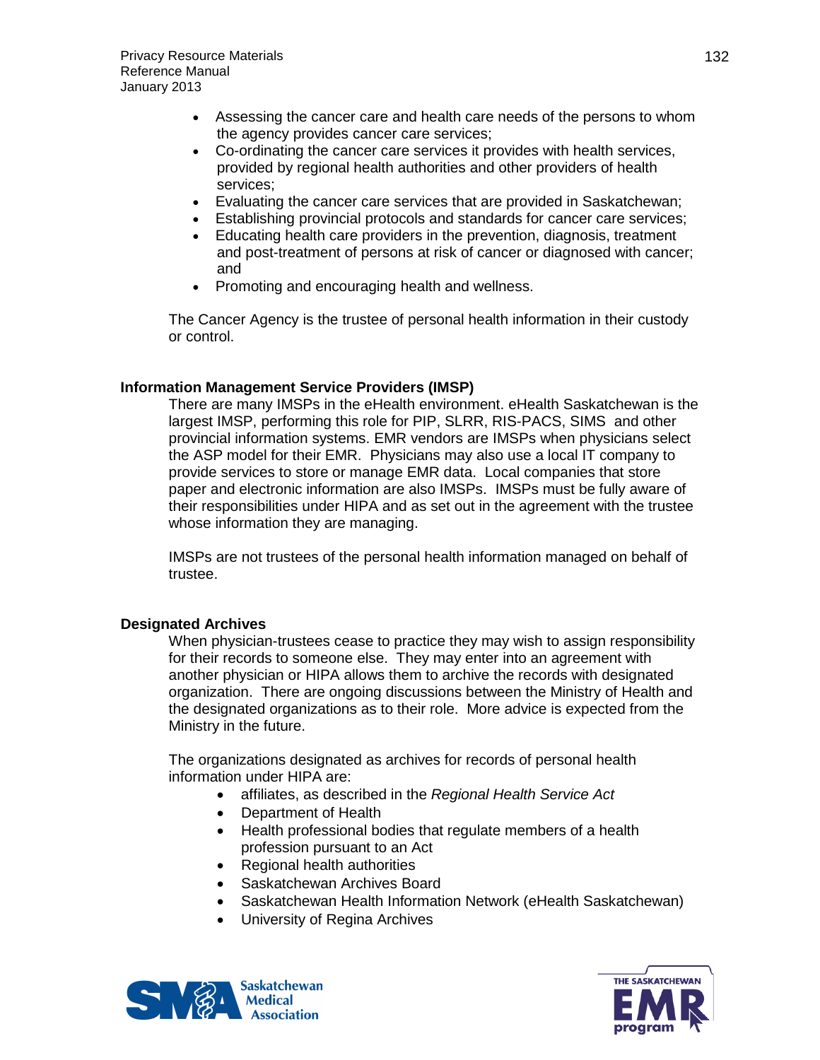- Assessing the cancer care and health care needs of the persons to whom the agency provides cancer care services;
- Co-ordinating the cancer care services it provides with health services, provided by regional health authorities and other providers of health services;
- Evaluating the cancer care services that are provided in Saskatchewan;
- Establishing provincial protocols and standards for cancer care services;
- Educating health care providers in the prevention, diagnosis, treatment and post-treatment of persons at risk of cancer or diagnosed with cancer; and
- Promoting and encouraging health and wellness.

The Cancer Agency is the trustee of personal health information in their custody or control.

**Information Management Service Providers (IMSP)**

There are many IMSPs in the eHealth environment. eHealth Saskatchewan is the largest IMSP, performing this role for PIP, SLRR, RIS-PACS, SIMS and other provincial information systems. EMR vendors are IMSPs when physicians select the ASP model for their EMR. Physicians may also use a local IT company to provide services to store or manage EMR data. Local companies that store paper and electronic information are also IMSPs. IMSPs must be fully aware of their responsibilities under HIPA and as set out in the agreement with the trustee whose information they are managing.

IMSPs are not trustees of the personal health information managed on behalf of trustee.

**Designated Archives**

When physician-trustees cease to practice they may wish to assign responsibility for their records to someone else. They may enter into an agreement with another physician or HIPA allows them to archive the records with designated organization. There are ongoing discussions between the Ministry of Health and the designated organizations as to their role. More advice is expected from the Ministry in the future.

The organizations designated as archives for records of personal health information under HIPA are:

- affiliates, as described in the *Regional Health Service Act*
- Department of Health
- Health professional bodies that regulate members of a health profession pursuant to an Act
- Regional health authorities
- Saskatchewan Archives Board
- Saskatchewan Health Information Network (eHealth Saskatchewan)
- University of Regina Archives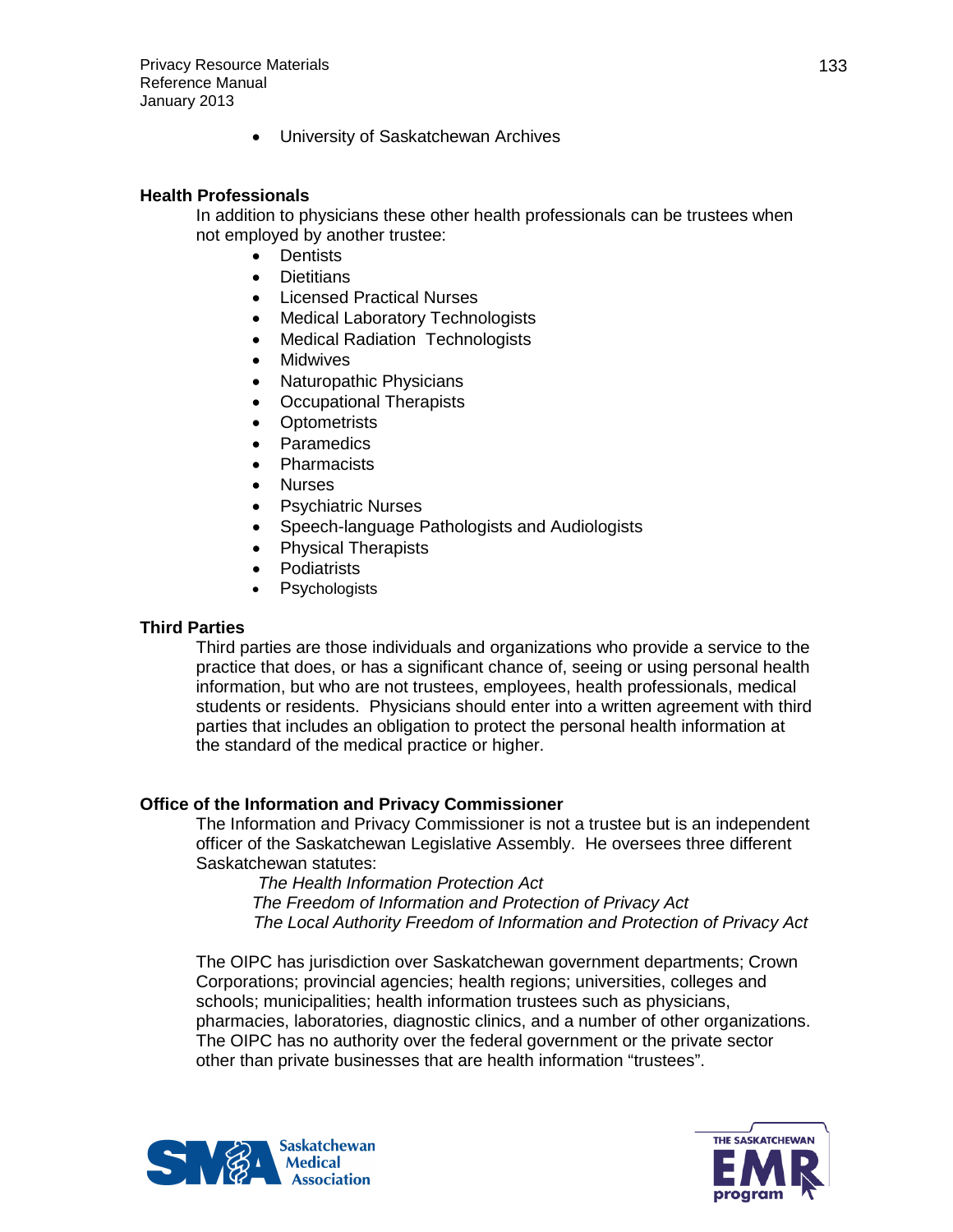- University of Saskatchewan Archives

**Health Professionals**

In addition to physicians these other health professionals can be trustees when not employed by another trustee:

- Dentists
- Dietitians
- Licensed Practical Nurses
- Medical Laboratory Technologists
- Medical Radiation Technologists
- Midwives
- Naturopathic Physicians
- Occupational Therapists
- Optometrists
- Paramedics
- Pharmacists
- Nurses
- Psychiatric Nurses
- Speech-language Pathologists and Audiologists
- Physical Therapists
- Podiatrists
- Psychologists

**Third Parties**

Third parties are those individuals and organizations who provide a service to the practice that does, or has a significant chance of, seeing or using personal health information, but who are not trustees, employees, health professionals, medical students or residents. Physicians should enter into a written agreement with third parties that includes an obligation to protect the personal health information at the standard of the medical practice or higher.

**Office of the Information and Privacy Commissioner**

The Information and Privacy Commissioner is not a trustee but is an independent officer of the Saskatchewan Legislative Assembly. He oversees three different Saskatchewan statutes:

*The Health Information Protection Act*
*The Freedom of Information and Protection of Privacy Act*
*The Local Authority Freedom of Information and Protection of Privacy Act*

The OIPC has jurisdiction over Saskatchewan government departments; Crown Corporations; provincial agencies; health regions; universities, colleges and schools; municipalities; health information trustees such as physicians, pharmacies, laboratories, diagnostic clinics, and a number of other organizations. The OIPC has no authority over the federal government or the private sector other than private businesses that are health information "trustees".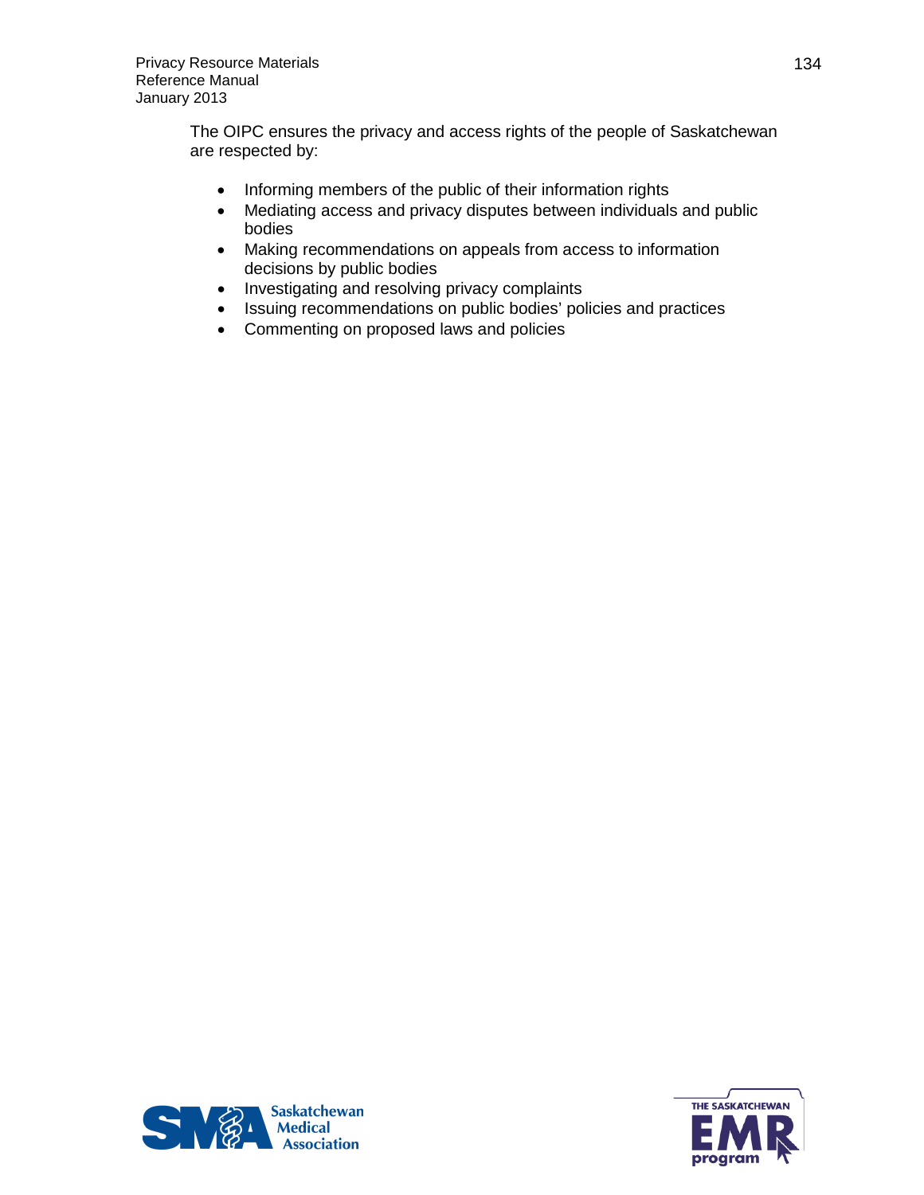The OIPC ensures the privacy and access rights of the people of Saskatchewan are respected by:

- Informing members of the public of their information rights
- Mediating access and privacy disputes between individuals and public bodies
- Making recommendations on appeals from access to information decisions by public bodies
- Investigating and resolving privacy complaints
- Issuing recommendations on public bodies' policies and practices
- Commenting on proposed laws and policies